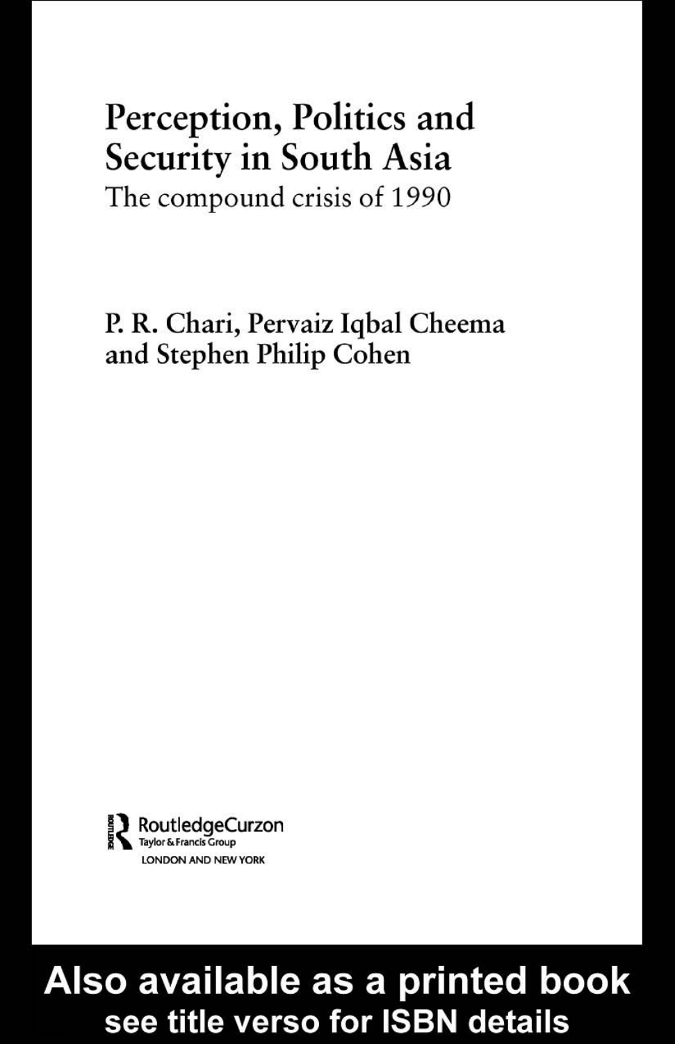# Perception, Politics and Security in South Asia

## The compound crisis of 1990

P. R. Chari, Pervaiz Iqbal Cheema and Stephen Philip Cohen

RoutledgeCurzon
Taylor & Francis Group
LONDON AND NEW YORK

**Also available as a printed book see title verso for ISBN details**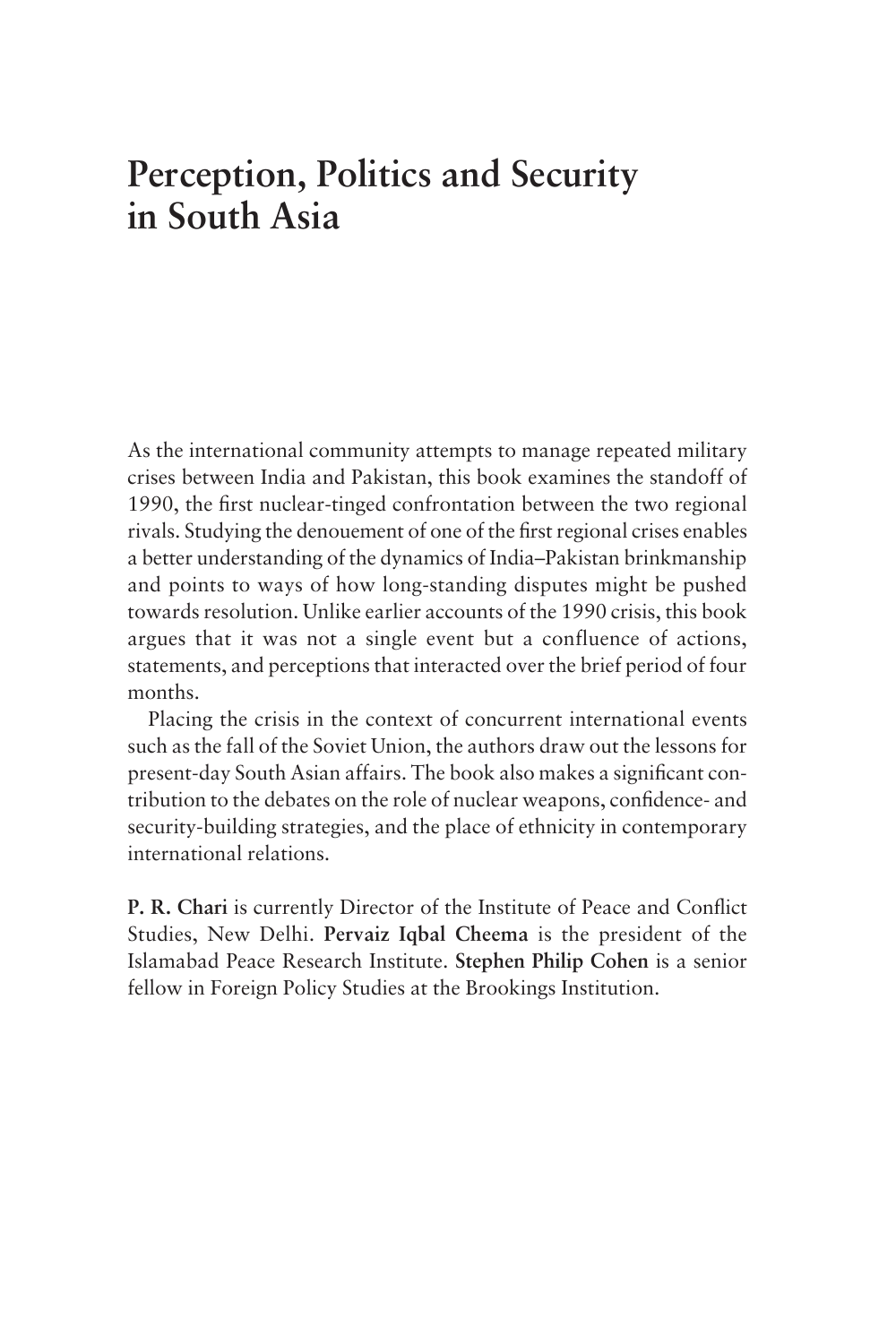# Perception, Politics and Security in South Asia

As the international community attempts to manage repeated military crises between India and Pakistan, this book examines the standoff of 1990, the first nuclear-tinged confrontation between the two regional rivals. Studying the denouement of one of the first regional crises enables a better understanding of the dynamics of India–Pakistan brinkmanship and points to ways of how long-standing disputes might be pushed towards resolution. Unlike earlier accounts of the 1990 crisis, this book argues that it was not a single event but a confluence of actions, statements, and perceptions that interacted over the brief period of four months.

Placing the crisis in the context of concurrent international events such as the fall of the Soviet Union, the authors draw out the lessons for present-day South Asian affairs. The book also makes a significant contribution to the debates on the role of nuclear weapons, confidence- and security-building strategies, and the place of ethnicity in contemporary international relations.

**P. R. Chari** is currently Director of the Institute of Peace and Conflict Studies, New Delhi. **Pervaiz Iqbal Cheema** is the president of the Islamabad Peace Research Institute. **Stephen Philip Cohen** is a senior fellow in Foreign Policy Studies at the Brookings Institution.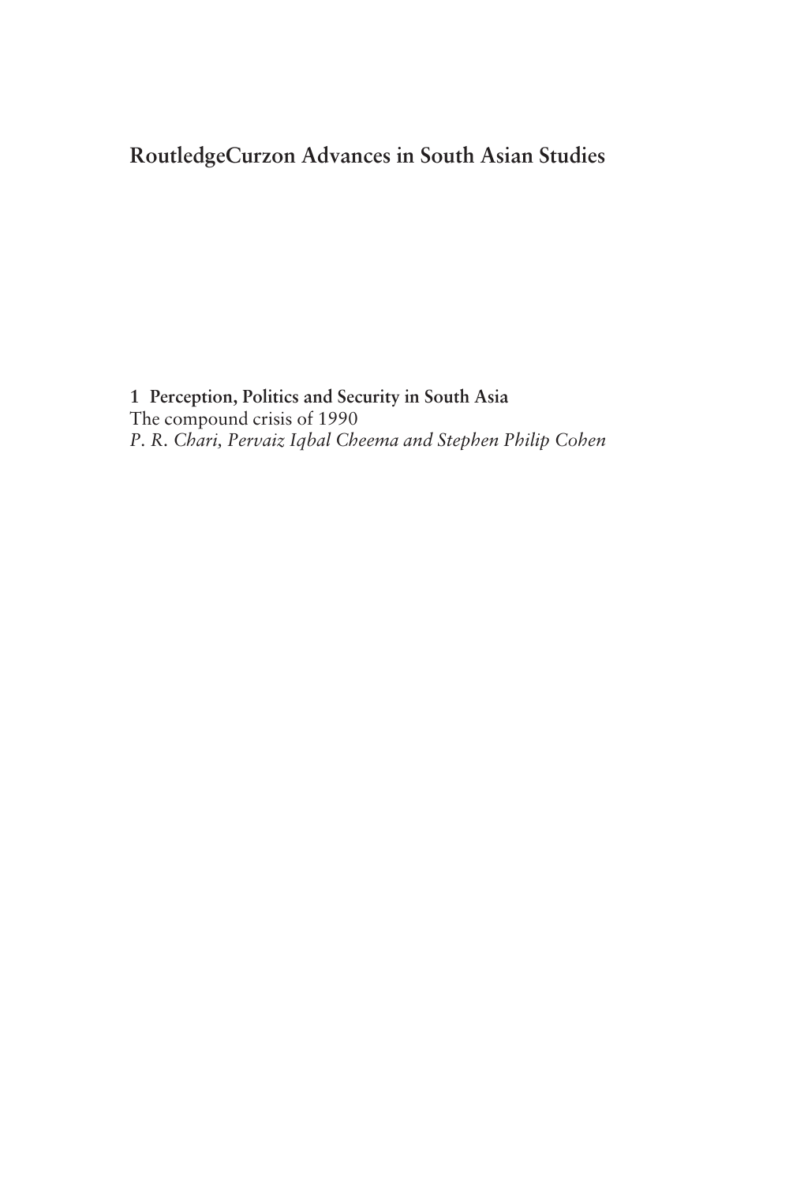## RoutledgeCurzon Advances in South Asian Studies

**1 Perception, Politics and Security in South Asia**
The compound crisis of 1990
*P. R. Chari, Pervaiz Iqbal Cheema and Stephen Philip Cohen*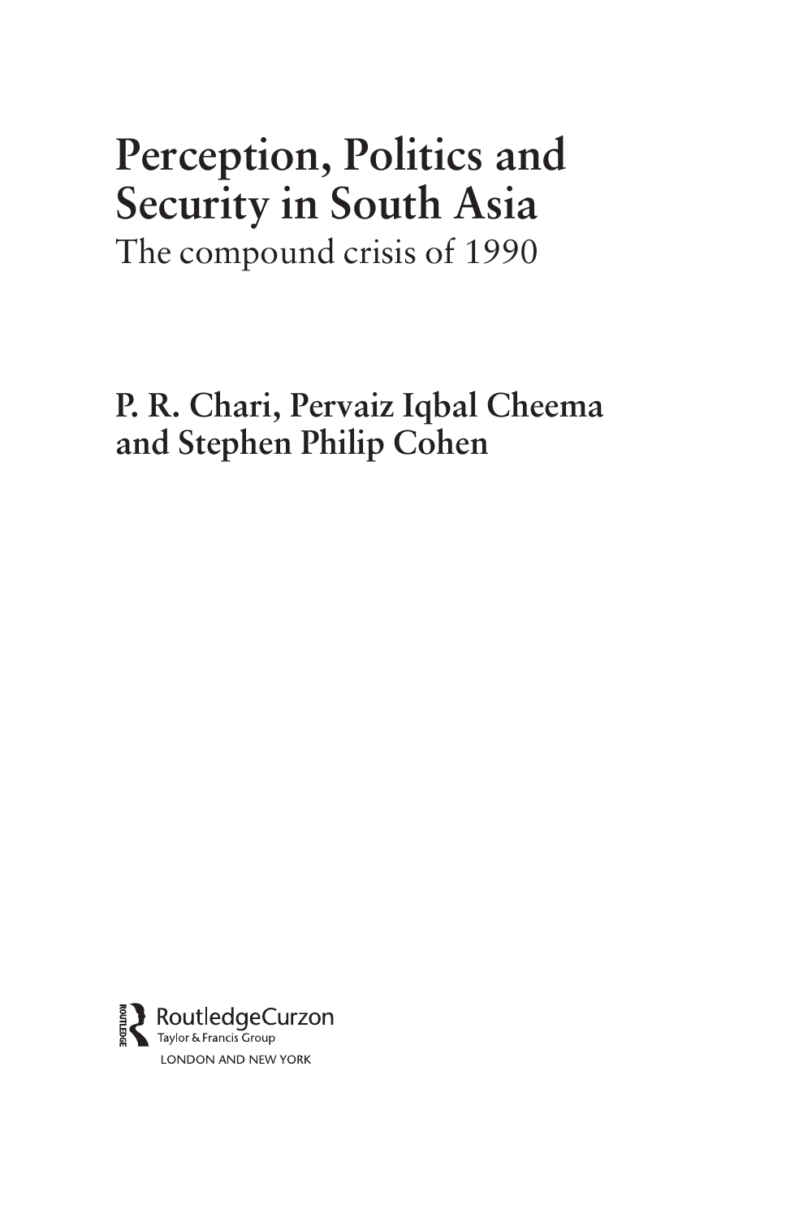# Perception, Politics and Security in South Asia

The compound crisis of 1990

**P. R. Chari, Pervaiz Iqbal Cheema and Stephen Philip Cohen**

RoutledgeCurzon
Taylor & Francis Group
LONDON AND NEW YORK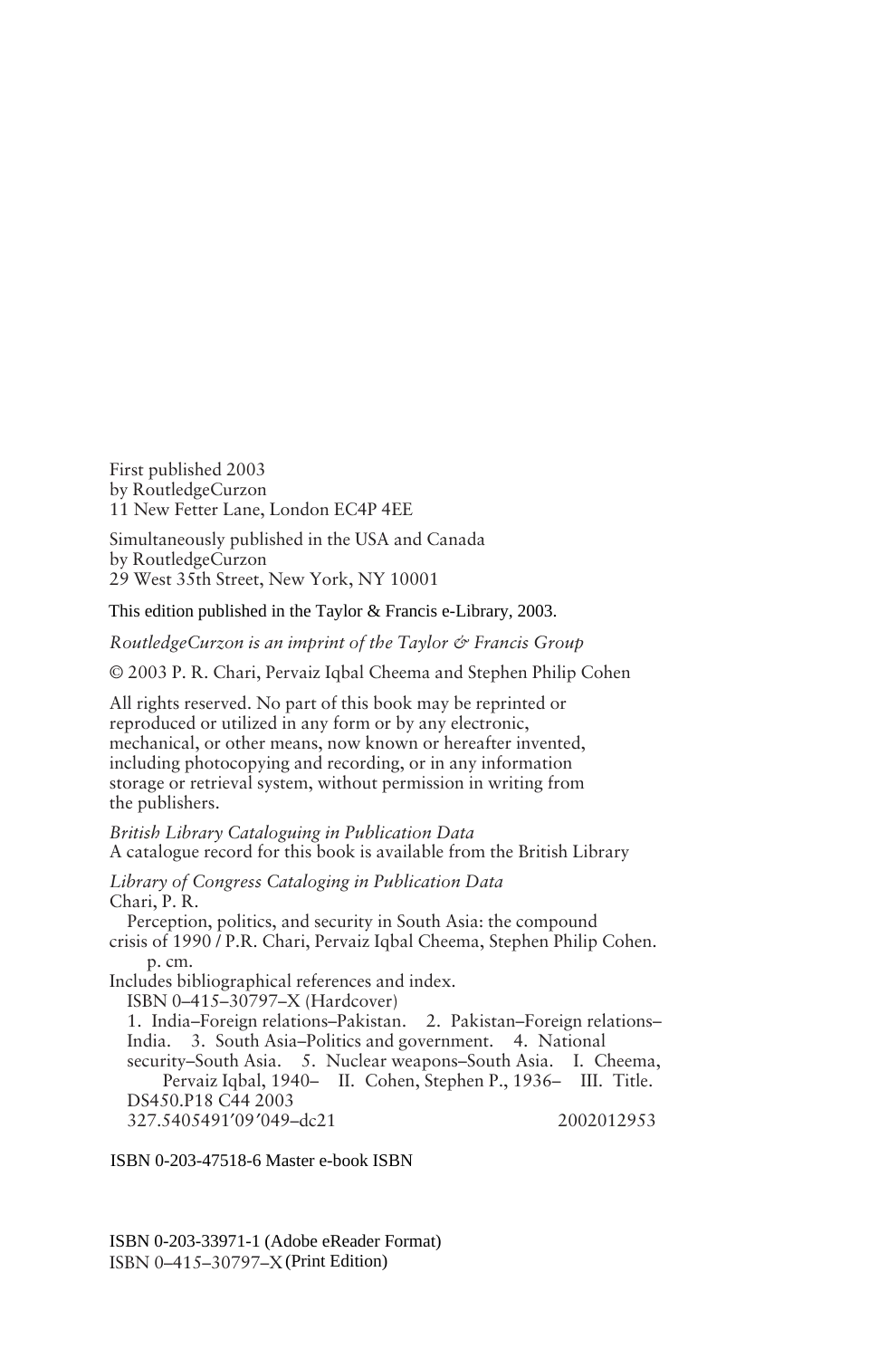First published 2003
by RoutledgeCurzon
11 New Fetter Lane, London EC4P 4EE

Simultaneously published in the USA and Canada
by RoutledgeCurzon
29 West 35th Street, New York, NY 10001

This edition published in the Taylor & Francis e-Library, 2003.

*RoutledgeCurzon is an imprint of the Taylor & Francis Group*

© 2003 P. R. Chari, Pervaiz Iqbal Cheema and Stephen Philip Cohen

All rights reserved. No part of this book may be reprinted or reproduced or utilized in any form or by any electronic, mechanical, or other means, now known or hereafter invented, including photocopying and recording, or in any information storage or retrieval system, without permission in writing from the publishers.

*British Library Cataloguing in Publication Data*
A catalogue record for this book is available from the British Library

*Library of Congress Cataloging in Publication Data*
Chari, P. R.
Perception, politics, and security in South Asia: the compound crisis of 1990 / P.R. Chari, Pervaiz Iqbal Cheema, Stephen Philip Cohen.
p. cm.
Includes bibliographical references and index.
ISBN 0–415–30797–X (Hardcover)
1. India–Foreign relations–Pakistan. 2. Pakistan–Foreign relations–India. 3. South Asia–Politics and government. 4. National security–South Asia. 5. Nuclear weapons–South Asia. I. Cheema, Pervaiz Iqbal, 1940– II. Cohen, Stephen P., 1936– III. Title.
DS450.P18 C44 2003
327.5405491′09′049–dc21 2002012953

ISBN 0-203-47518-6 Master e-book ISBN

ISBN 0-203-33971-1 (Adobe eReader Format)
ISBN 0–415–30797–X (Print Edition)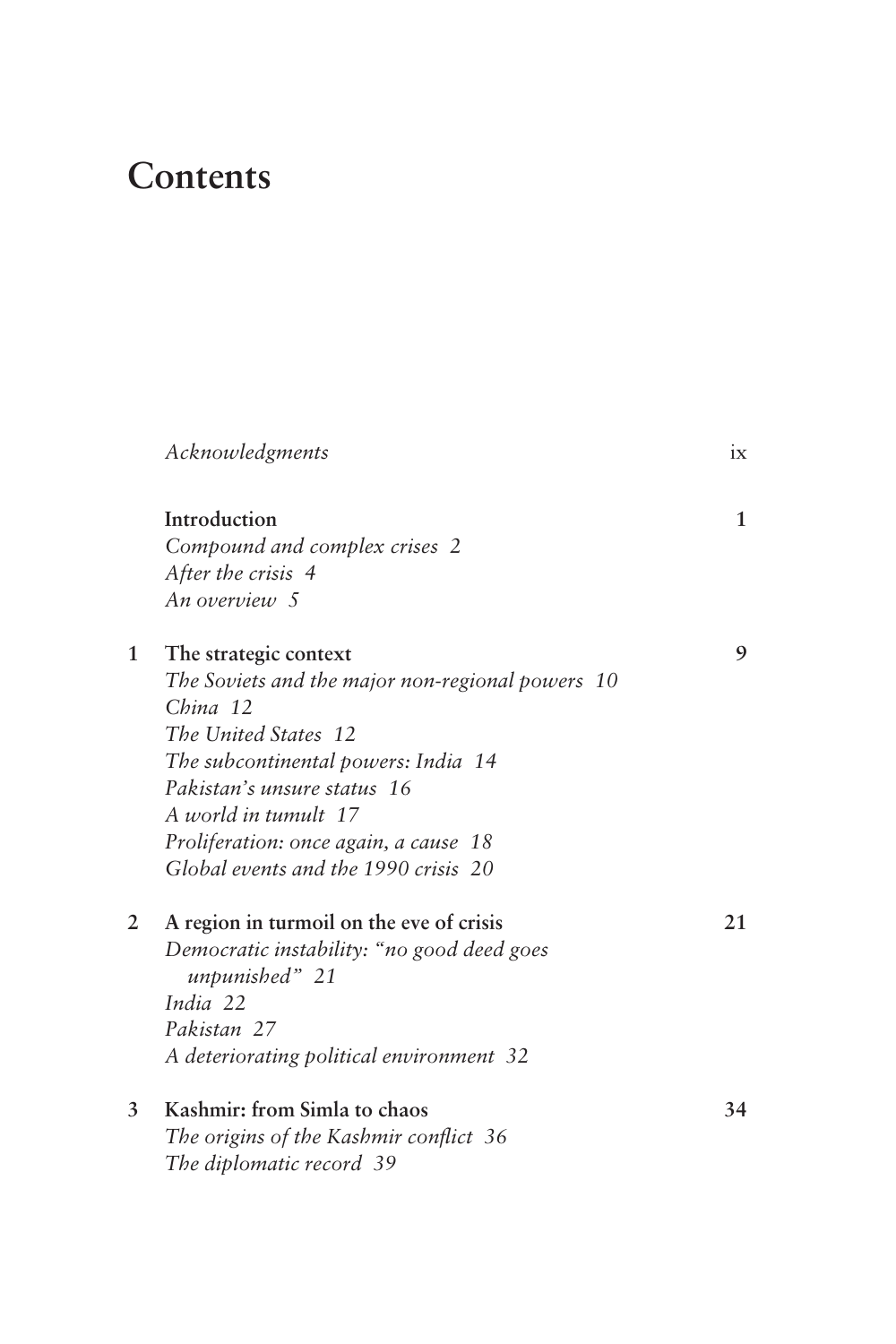# Contents

*Acknowledgments* ix

**Introduction** **1**

*Compound and complex crises 2*
*After the crisis 4*
*An overview 5*

**1 The strategic context** **9**

*The Soviets and the major non-regional powers 10*
*China 12*
*The United States 12*
*The subcontinental powers: India 14*
*Pakistan's unsure status 16*
*A world in tumult 17*
*Proliferation: once again, a cause 18*
*Global events and the 1990 crisis 20*

**2 A region in turmoil on the eve of crisis** **21**

*Democratic instability: "no good deed goes unpunished" 21*
*India 22*
*Pakistan 27*
*A deteriorating political environment 32*

**3 Kashmir: from Simla to chaos** **34**

*The origins of the Kashmir conflict 36*
*The diplomatic record 39*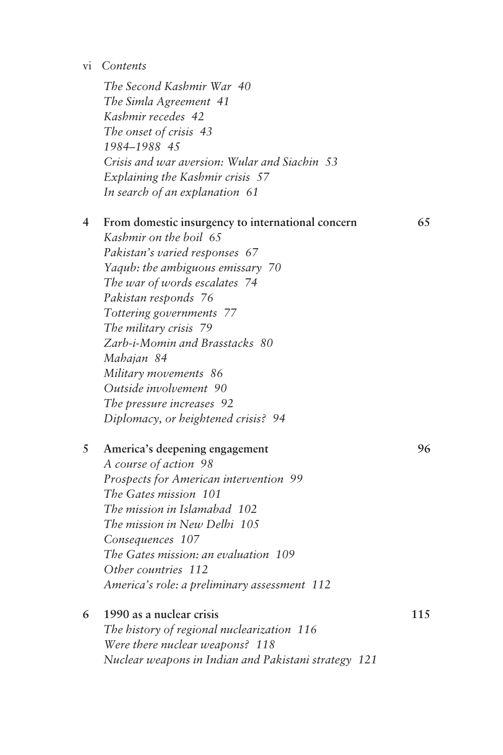*The Second Kashmir War 40*
*The Simla Agreement 41*
*Kashmir recedes 42*
*The onset of crisis 43*
*1984–1988 45*
*Crisis and war aversion: Wular and Siachin 53*
*Explaining the Kashmir crisis 57*
*In search of an explanation 61*

**4 From domestic insurgency to international concern 65**

*Kashmir on the boil 65*
*Pakistan's varied responses 67*
*Yaqub: the ambiguous emissary 70*
*The war of words escalates 74*
*Pakistan responds 76*
*Tottering governments 77*
*The military crisis 79*
*Zarb-i-Momin and Brasstacks 80*
*Mahajan 84*
*Military movements 86*
*Outside involvement 90*
*The pressure increases 92*
*Diplomacy, or heightened crisis? 94*

**5 America's deepening engagement 96**

*A course of action 98*
*Prospects for American intervention 99*
*The Gates mission 101*
*The mission in Islamabad 102*
*The mission in New Delhi 105*
*Consequences 107*
*The Gates mission: an evaluation 109*
*Other countries 112*
*America's role: a preliminary assessment 112*

**6 1990 as a nuclear crisis 115**

*The history of regional nuclearization 116*
*Were there nuclear weapons? 118*
*Nuclear weapons in Indian and Pakistani strategy 121*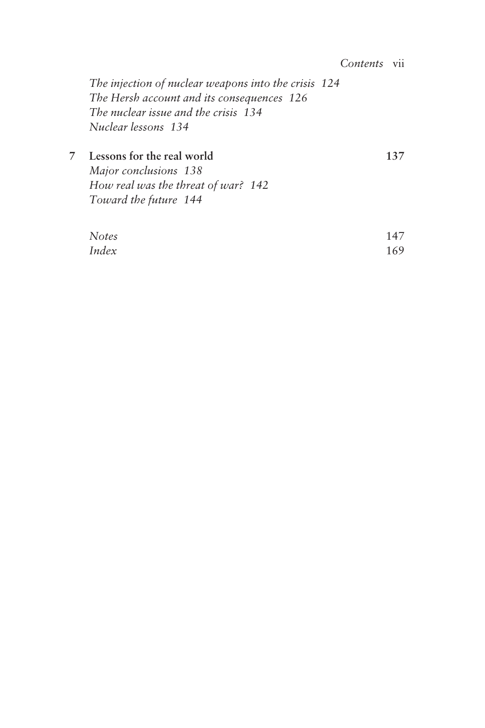*The injection of nuclear weapons into the crisis 124*
*The Hersh account and its consequences 126*
*The nuclear issue and the crisis 134*
*Nuclear lessons 134*

**7 Lessons for the real world** **137**
*Major conclusions 138*
*How real was the threat of war? 142*
*Toward the future 144*

*Notes* 147
*Index* 169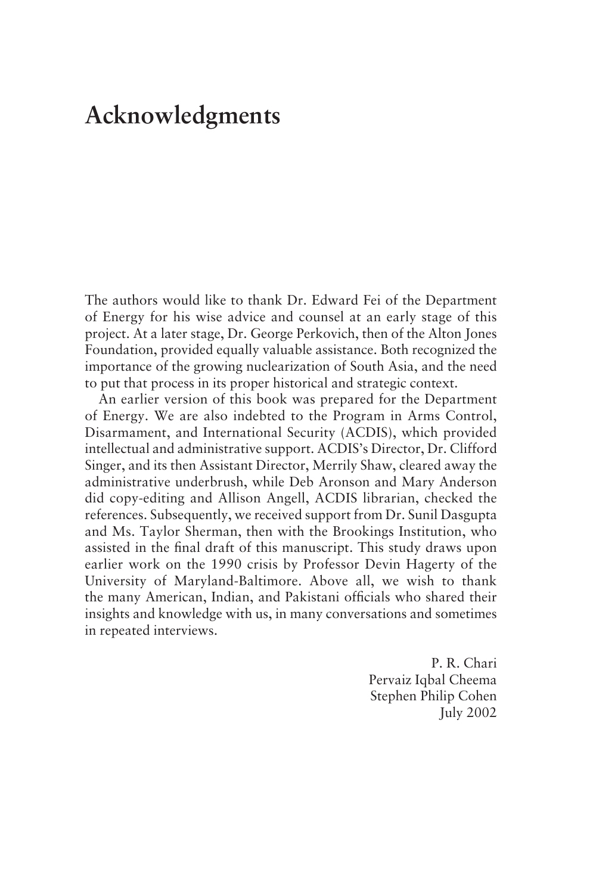# Acknowledgments

The authors would like to thank Dr. Edward Fei of the Department of Energy for his wise advice and counsel at an early stage of this project. At a later stage, Dr. George Perkovich, then of the Alton Jones Foundation, provided equally valuable assistance. Both recognized the importance of the growing nuclearization of South Asia, and the need to put that process in its proper historical and strategic context.

An earlier version of this book was prepared for the Department of Energy. We are also indebted to the Program in Arms Control, Disarmament, and International Security (ACDIS), which provided intellectual and administrative support. ACDIS's Director, Dr. Clifford Singer, and its then Assistant Director, Merrily Shaw, cleared away the administrative underbrush, while Deb Aronson and Mary Anderson did copy-editing and Allison Angell, ACDIS librarian, checked the references. Subsequently, we received support from Dr. Sunil Dasgupta and Ms. Taylor Sherman, then with the Brookings Institution, who assisted in the final draft of this manuscript. This study draws upon earlier work on the 1990 crisis by Professor Devin Hagerty of the University of Maryland-Baltimore. Above all, we wish to thank the many American, Indian, and Pakistani officials who shared their insights and knowledge with us, in many conversations and sometimes in repeated interviews.

P. R. Chari  
Pervaiz Iqbal Cheema  
Stephen Philip Cohen  
July 2002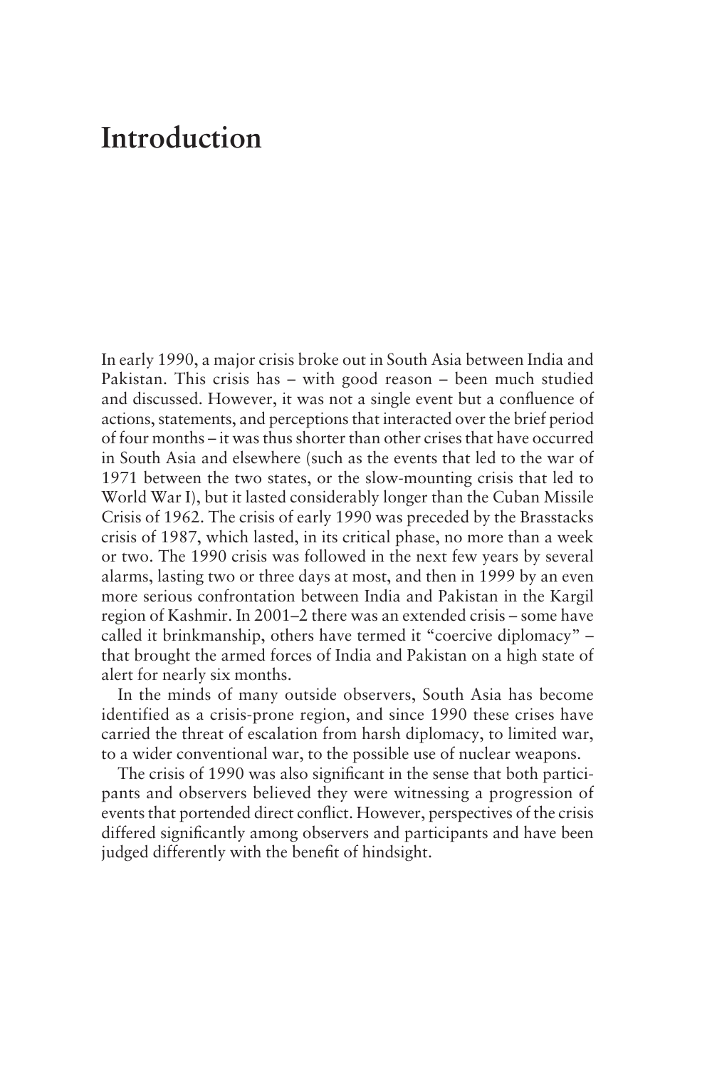# Introduction

In early 1990, a major crisis broke out in South Asia between India and Pakistan. This crisis has – with good reason – been much studied and discussed. However, it was not a single event but a confluence of actions, statements, and perceptions that interacted over the brief period of four months – it was thus shorter than other crises that have occurred in South Asia and elsewhere (such as the events that led to the war of 1971 between the two states, or the slow-mounting crisis that led to World War I), but it lasted considerably longer than the Cuban Missile Crisis of 1962. The crisis of early 1990 was preceded by the Brasstacks crisis of 1987, which lasted, in its critical phase, no more than a week or two. The 1990 crisis was followed in the next few years by several alarms, lasting two or three days at most, and then in 1999 by an even more serious confrontation between India and Pakistan in the Kargil region of Kashmir. In 2001–2 there was an extended crisis – some have called it brinkmanship, others have termed it "coercive diplomacy" – that brought the armed forces of India and Pakistan on a high state of alert for nearly six months.

In the minds of many outside observers, South Asia has become identified as a crisis-prone region, and since 1990 these crises have carried the threat of escalation from harsh diplomacy, to limited war, to a wider conventional war, to the possible use of nuclear weapons.

The crisis of 1990 was also significant in the sense that both participants and observers believed they were witnessing a progression of events that portended direct conflict. However, perspectives of the crisis differed significantly among observers and participants and have been judged differently with the benefit of hindsight.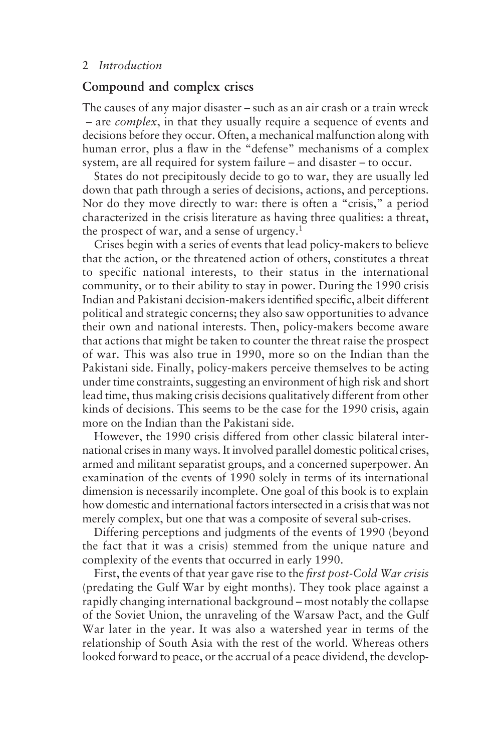## Compound and complex crises

The causes of any major disaster – such as an air crash or a train wreck – are *complex*, in that they usually require a sequence of events and decisions before they occur. Often, a mechanical malfunction along with human error, plus a flaw in the "defense" mechanisms of a complex system, are all required for system failure – and disaster – to occur.

States do not precipitously decide to go to war, they are usually led down that path through a series of decisions, actions, and perceptions. Nor do they move directly to war: there is often a "crisis," a period characterized in the crisis literature as having three qualities: a threat, the prospect of war, and a sense of urgency.[1]

Crises begin with a series of events that lead policy-makers to believe that the action, or the threatened action of others, constitutes a threat to specific national interests, to their status in the international community, or to their ability to stay in power. During the 1990 crisis Indian and Pakistani decision-makers identified specific, albeit different political and strategic concerns; they also saw opportunities to advance their own and national interests. Then, policy-makers become aware that actions that might be taken to counter the threat raise the prospect of war. This was also true in 1990, more so on the Indian than the Pakistani side. Finally, policy-makers perceive themselves to be acting under time constraints, suggesting an environment of high risk and short lead time, thus making crisis decisions qualitatively different from other kinds of decisions. This seems to be the case for the 1990 crisis, again more on the Indian than the Pakistani side.

However, the 1990 crisis differed from other classic bilateral international crises in many ways. It involved parallel domestic political crises, armed and militant separatist groups, and a concerned superpower. An examination of the events of 1990 solely in terms of its international dimension is necessarily incomplete. One goal of this book is to explain how domestic and international factors intersected in a crisis that was not merely complex, but one that was a composite of several sub-crises.

Differing perceptions and judgments of the events of 1990 (beyond the fact that it was a crisis) stemmed from the unique nature and complexity of the events that occurred in early 1990.

First, the events of that year gave rise to the *first post-Cold War crisis* (predating the Gulf War by eight months). They took place against a rapidly changing international background – most notably the collapse of the Soviet Union, the unraveling of the Warsaw Pact, and the Gulf War later in the year. It was also a watershed year in terms of the relationship of South Asia with the rest of the world. Whereas others looked forward to peace, or the accrual of a peace dividend, the develop-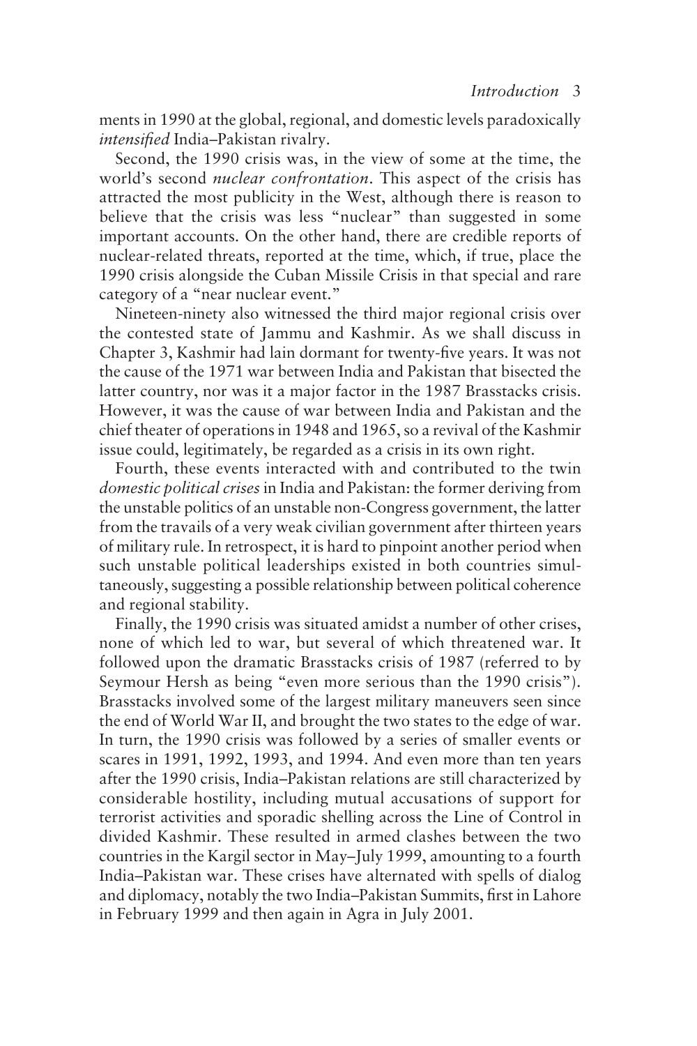ments in 1990 at the global, regional, and domestic levels paradoxically *intensified* India–Pakistan rivalry.

Second, the 1990 crisis was, in the view of some at the time, the world's second *nuclear confrontation*. This aspect of the crisis has attracted the most publicity in the West, although there is reason to believe that the crisis was less "nuclear" than suggested in some important accounts. On the other hand, there are credible reports of nuclear-related threats, reported at the time, which, if true, place the 1990 crisis alongside the Cuban Missile Crisis in that special and rare category of a "near nuclear event."

Nineteen-ninety also witnessed the third major regional crisis over the contested state of Jammu and Kashmir. As we shall discuss in Chapter 3, Kashmir had lain dormant for twenty-five years. It was not the cause of the 1971 war between India and Pakistan that bisected the latter country, nor was it a major factor in the 1987 Brasstacks crisis. However, it was the cause of war between India and Pakistan and the chief theater of operations in 1948 and 1965, so a revival of the Kashmir issue could, legitimately, be regarded as a crisis in its own right.

Fourth, these events interacted with and contributed to the twin *domestic political crises* in India and Pakistan: the former deriving from the unstable politics of an unstable non-Congress government, the latter from the travails of a very weak civilian government after thirteen years of military rule. In retrospect, it is hard to pinpoint another period when such unstable political leaderships existed in both countries simultaneously, suggesting a possible relationship between political coherence and regional stability.

Finally, the 1990 crisis was situated amidst a number of other crises, none of which led to war, but several of which threatened war. It followed upon the dramatic Brasstacks crisis of 1987 (referred to by Seymour Hersh as being "even more serious than the 1990 crisis"). Brasstacks involved some of the largest military maneuvers seen since the end of World War II, and brought the two states to the edge of war. In turn, the 1990 crisis was followed by a series of smaller events or scares in 1991, 1992, 1993, and 1994. And even more than ten years after the 1990 crisis, India–Pakistan relations are still characterized by considerable hostility, including mutual accusations of support for terrorist activities and sporadic shelling across the Line of Control in divided Kashmir. These resulted in armed clashes between the two countries in the Kargil sector in May–July 1999, amounting to a fourth India–Pakistan war. These crises have alternated with spells of dialog and diplomacy, notably the two India–Pakistan Summits, first in Lahore in February 1999 and then again in Agra in July 2001.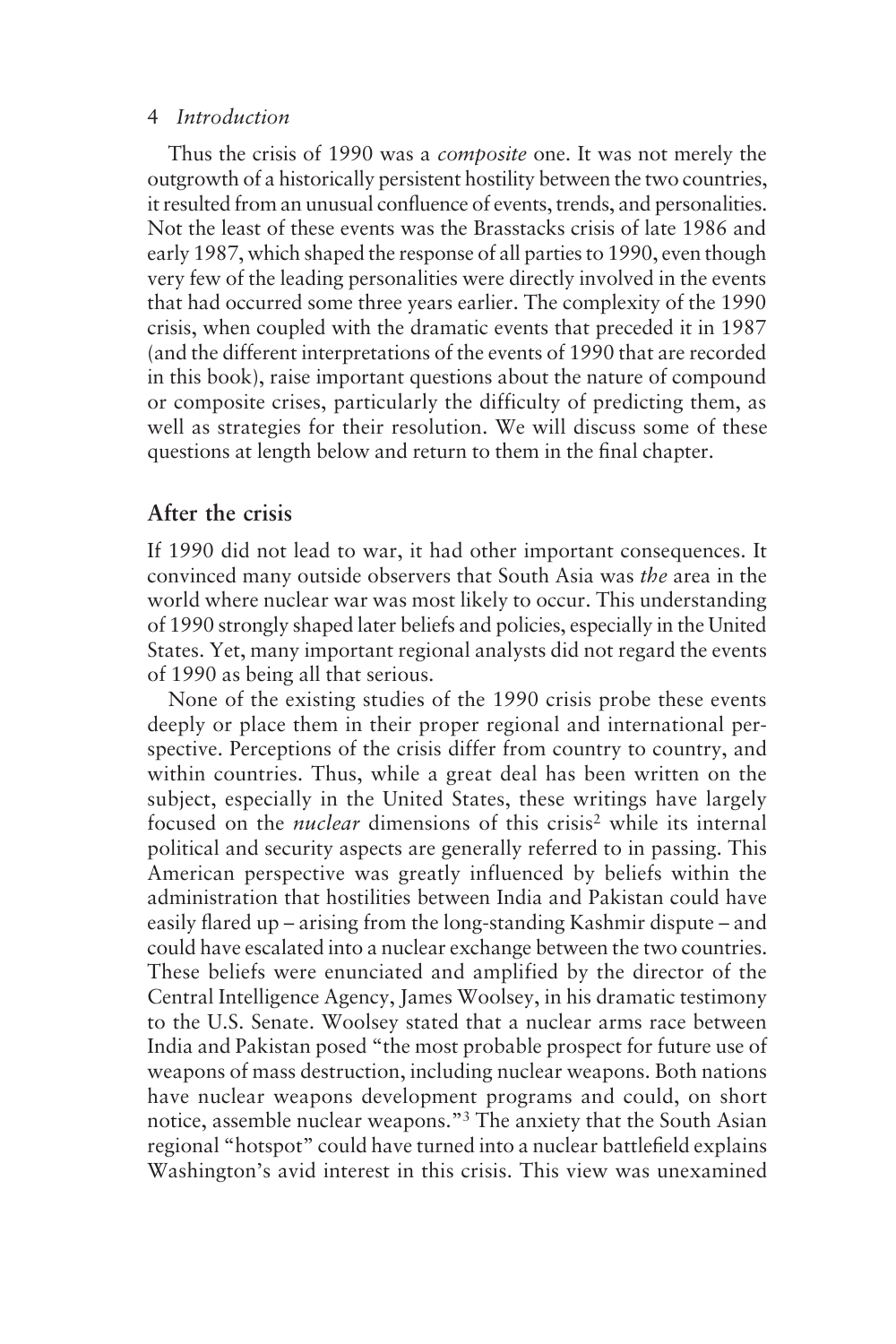Thus the crisis of 1990 was a *composite* one. It was not merely the outgrowth of a historically persistent hostility between the two countries, it resulted from an unusual confluence of events, trends, and personalities. Not the least of these events was the Brasstacks crisis of late 1986 and early 1987, which shaped the response of all parties to 1990, even though very few of the leading personalities were directly involved in the events that had occurred some three years earlier. The complexity of the 1990 crisis, when coupled with the dramatic events that preceded it in 1987 (and the different interpretations of the events of 1990 that are recorded in this book), raise important questions about the nature of compound or composite crises, particularly the difficulty of predicting them, as well as strategies for their resolution. We will discuss some of these questions at length below and return to them in the final chapter.

## After the crisis

If 1990 did not lead to war, it had other important consequences. It convinced many outside observers that South Asia was *the* area in the world where nuclear war was most likely to occur. This understanding of 1990 strongly shaped later beliefs and policies, especially in the United States. Yet, many important regional analysts did not regard the events of 1990 as being all that serious.

None of the existing studies of the 1990 crisis probe these events deeply or place them in their proper regional and international perspective. Perceptions of the crisis differ from country to country, and within countries. Thus, while a great deal has been written on the subject, especially in the United States, these writings have largely focused on the *nuclear* dimensions of this crisis[2] while its internal political and security aspects are generally referred to in passing. This American perspective was greatly influenced by beliefs within the administration that hostilities between India and Pakistan could have easily flared up – arising from the long-standing Kashmir dispute – and could have escalated into a nuclear exchange between the two countries. These beliefs were enunciated and amplified by the director of the Central Intelligence Agency, James Woolsey, in his dramatic testimony to the U.S. Senate. Woolsey stated that a nuclear arms race between India and Pakistan posed "the most probable prospect for future use of weapons of mass destruction, including nuclear weapons. Both nations have nuclear weapons development programs and could, on short notice, assemble nuclear weapons."[3] The anxiety that the South Asian regional "hotspot" could have turned into a nuclear battlefield explains Washington's avid interest in this crisis. This view was unexamined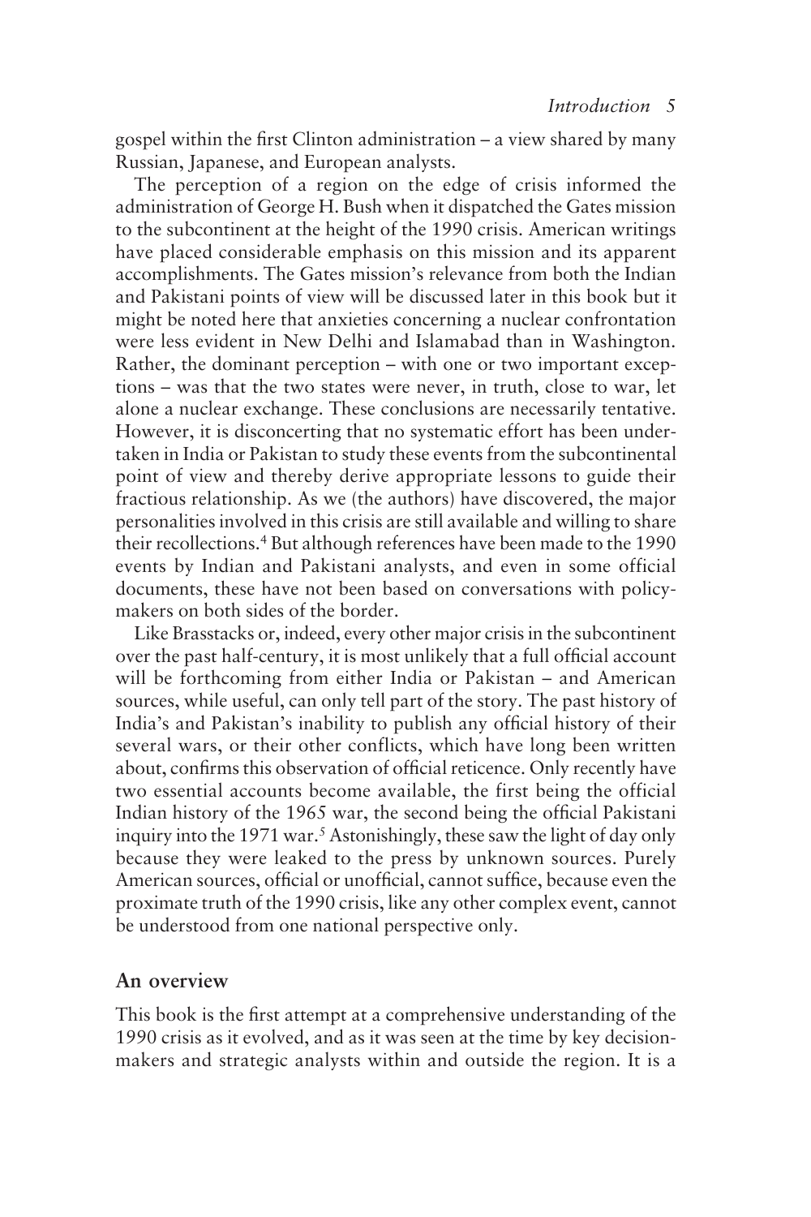gospel within the first Clinton administration – a view shared by many Russian, Japanese, and European analysts.

The perception of a region on the edge of crisis informed the administration of George H. Bush when it dispatched the Gates mission to the subcontinent at the height of the 1990 crisis. American writings have placed considerable emphasis on this mission and its apparent accomplishments. The Gates mission's relevance from both the Indian and Pakistani points of view will be discussed later in this book but it might be noted here that anxieties concerning a nuclear confrontation were less evident in New Delhi and Islamabad than in Washington. Rather, the dominant perception – with one or two important exceptions – was that the two states were never, in truth, close to war, let alone a nuclear exchange. These conclusions are necessarily tentative. However, it is disconcerting that no systematic effort has been undertaken in India or Pakistan to study these events from the subcontinental point of view and thereby derive appropriate lessons to guide their fractious relationship. As we (the authors) have discovered, the major personalities involved in this crisis are still available and willing to share their recollections.[4] But although references have been made to the 1990 events by Indian and Pakistani analysts, and even in some official documents, these have not been based on conversations with policymakers on both sides of the border.

Like Brasstacks or, indeed, every other major crisis in the subcontinent over the past half-century, it is most unlikely that a full official account will be forthcoming from either India or Pakistan – and American sources, while useful, can only tell part of the story. The past history of India's and Pakistan's inability to publish any official history of their several wars, or their other conflicts, which have long been written about, confirms this observation of official reticence. Only recently have two essential accounts become available, the first being the official Indian history of the 1965 war, the second being the official Pakistani inquiry into the 1971 war.[5] Astonishingly, these saw the light of day only because they were leaked to the press by unknown sources. Purely American sources, official or unofficial, cannot suffice, because even the proximate truth of the 1990 crisis, like any other complex event, cannot be understood from one national perspective only.

## An overview

This book is the first attempt at a comprehensive understanding of the 1990 crisis as it evolved, and as it was seen at the time by key decision-makers and strategic analysts within and outside the region. It is a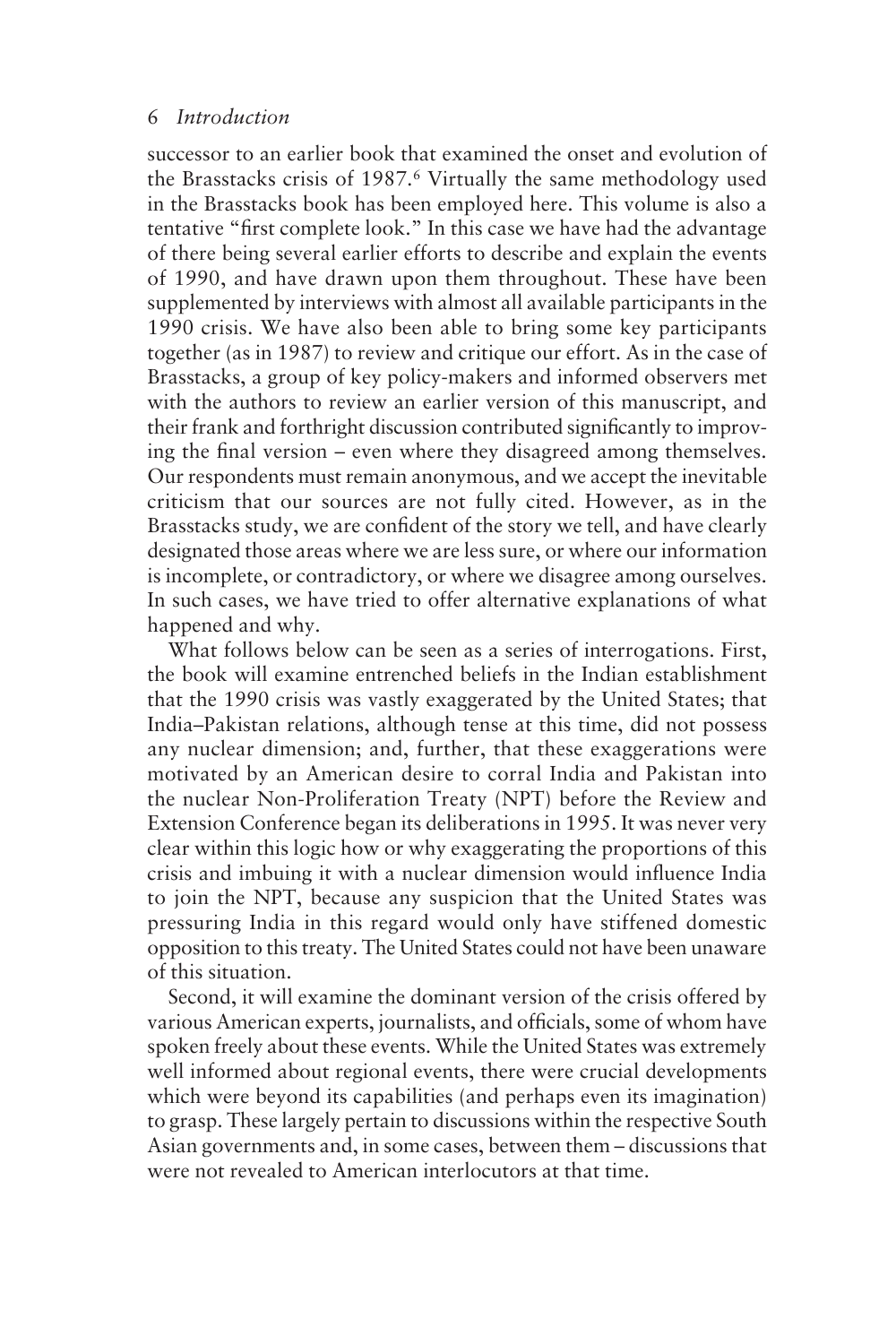successor to an earlier book that examined the onset and evolution of the Brasstacks crisis of 1987.[6] Virtually the same methodology used in the Brasstacks book has been employed here. This volume is also a tentative "first complete look." In this case we have had the advantage of there being several earlier efforts to describe and explain the events of 1990, and have drawn upon them throughout. These have been supplemented by interviews with almost all available participants in the 1990 crisis. We have also been able to bring some key participants together (as in 1987) to review and critique our effort. As in the case of Brasstacks, a group of key policy-makers and informed observers met with the authors to review an earlier version of this manuscript, and their frank and forthright discussion contributed significantly to improving the final version – even where they disagreed among themselves. Our respondents must remain anonymous, and we accept the inevitable criticism that our sources are not fully cited. However, as in the Brasstacks study, we are confident of the story we tell, and have clearly designated those areas where we are less sure, or where our information is incomplete, or contradictory, or where we disagree among ourselves. In such cases, we have tried to offer alternative explanations of what happened and why.

What follows below can be seen as a series of interrogations. First, the book will examine entrenched beliefs in the Indian establishment that the 1990 crisis was vastly exaggerated by the United States; that India–Pakistan relations, although tense at this time, did not possess any nuclear dimension; and, further, that these exaggerations were motivated by an American desire to corral India and Pakistan into the nuclear Non-Proliferation Treaty (NPT) before the Review and Extension Conference began its deliberations in 1995. It was never very clear within this logic how or why exaggerating the proportions of this crisis and imbuing it with a nuclear dimension would influence India to join the NPT, because any suspicion that the United States was pressuring India in this regard would only have stiffened domestic opposition to this treaty. The United States could not have been unaware of this situation.

Second, it will examine the dominant version of the crisis offered by various American experts, journalists, and officials, some of whom have spoken freely about these events. While the United States was extremely well informed about regional events, there were crucial developments which were beyond its capabilities (and perhaps even its imagination) to grasp. These largely pertain to discussions within the respective South Asian governments and, in some cases, between them – discussions that were not revealed to American interlocutors at that time.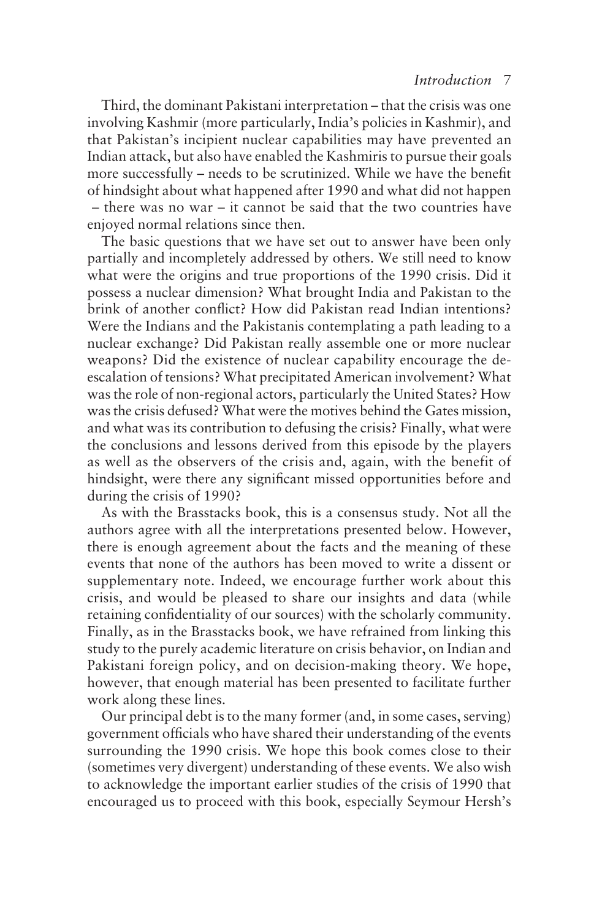Third, the dominant Pakistani interpretation – that the crisis was one involving Kashmir (more particularly, India's policies in Kashmir), and that Pakistan's incipient nuclear capabilities may have prevented an Indian attack, but also have enabled the Kashmiris to pursue their goals more successfully – needs to be scrutinized. While we have the benefit of hindsight about what happened after 1990 and what did not happen – there was no war – it cannot be said that the two countries have enjoyed normal relations since then.

The basic questions that we have set out to answer have been only partially and incompletely addressed by others. We still need to know what were the origins and true proportions of the 1990 crisis. Did it possess a nuclear dimension? What brought India and Pakistan to the brink of another conflict? How did Pakistan read Indian intentions? Were the Indians and the Pakistanis contemplating a path leading to a nuclear exchange? Did Pakistan really assemble one or more nuclear weapons? Did the existence of nuclear capability encourage the de-escalation of tensions? What precipitated American involvement? What was the role of non-regional actors, particularly the United States? How was the crisis defused? What were the motives behind the Gates mission, and what was its contribution to defusing the crisis? Finally, what were the conclusions and lessons derived from this episode by the players as well as the observers of the crisis and, again, with the benefit of hindsight, were there any significant missed opportunities before and during the crisis of 1990?

As with the Brasstacks book, this is a consensus study. Not all the authors agree with all the interpretations presented below. However, there is enough agreement about the facts and the meaning of these events that none of the authors has been moved to write a dissent or supplementary note. Indeed, we encourage further work about this crisis, and would be pleased to share our insights and data (while retaining confidentiality of our sources) with the scholarly community. Finally, as in the Brasstacks book, we have refrained from linking this study to the purely academic literature on crisis behavior, on Indian and Pakistani foreign policy, and on decision-making theory. We hope, however, that enough material has been presented to facilitate further work along these lines.

Our principal debt is to the many former (and, in some cases, serving) government officials who have shared their understanding of the events surrounding the 1990 crisis. We hope this book comes close to their (sometimes very divergent) understanding of these events. We also wish to acknowledge the important earlier studies of the crisis of 1990 that encouraged us to proceed with this book, especially Seymour Hersh's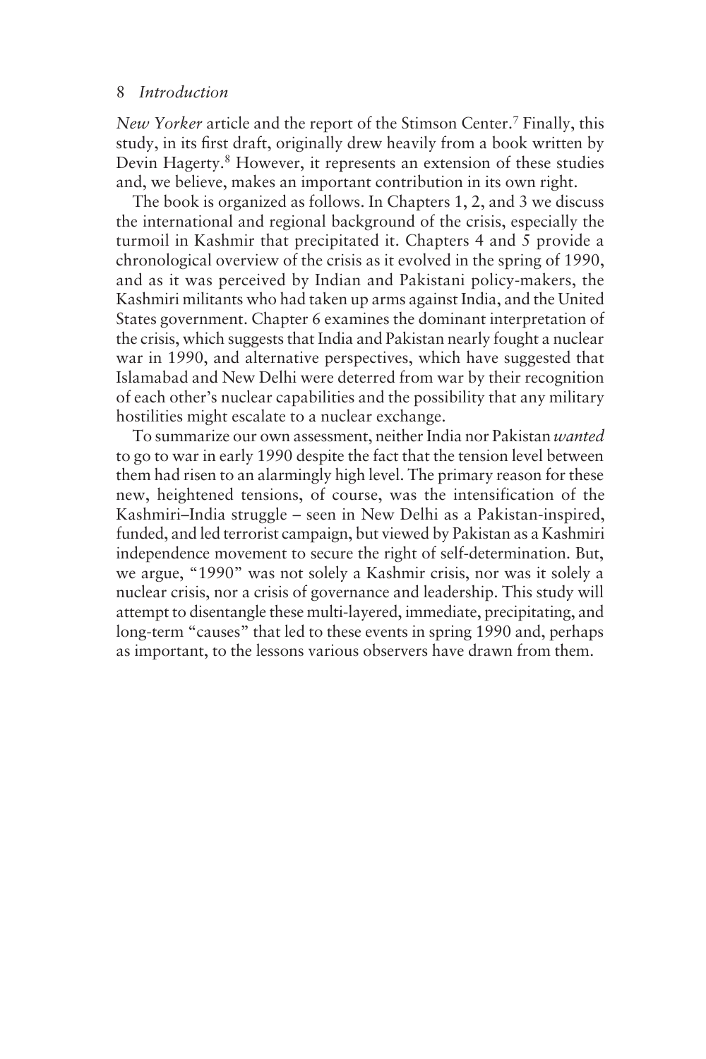*New Yorker* article and the report of the Stimson Center.[7] Finally, this study, in its first draft, originally drew heavily from a book written by Devin Hagerty.[8] However, it represents an extension of these studies and, we believe, makes an important contribution in its own right.

The book is organized as follows. In Chapters 1, 2, and 3 we discuss the international and regional background of the crisis, especially the turmoil in Kashmir that precipitated it. Chapters 4 and 5 provide a chronological overview of the crisis as it evolved in the spring of 1990, and as it was perceived by Indian and Pakistani policy-makers, the Kashmiri militants who had taken up arms against India, and the United States government. Chapter 6 examines the dominant interpretation of the crisis, which suggests that India and Pakistan nearly fought a nuclear war in 1990, and alternative perspectives, which have suggested that Islamabad and New Delhi were deterred from war by their recognition of each other's nuclear capabilities and the possibility that any military hostilities might escalate to a nuclear exchange.

To summarize our own assessment, neither India nor Pakistan *wanted* to go to war in early 1990 despite the fact that the tension level between them had risen to an alarmingly high level. The primary reason for these new, heightened tensions, of course, was the intensification of the Kashmiri–India struggle – seen in New Delhi as a Pakistan-inspired, funded, and led terrorist campaign, but viewed by Pakistan as a Kashmiri independence movement to secure the right of self-determination. But, we argue, "1990" was not solely a Kashmir crisis, nor was it solely a nuclear crisis, nor a crisis of governance and leadership. This study will attempt to disentangle these multi-layered, immediate, precipitating, and long-term "causes" that led to these events in spring 1990 and, perhaps as important, to the lessons various observers have drawn from them.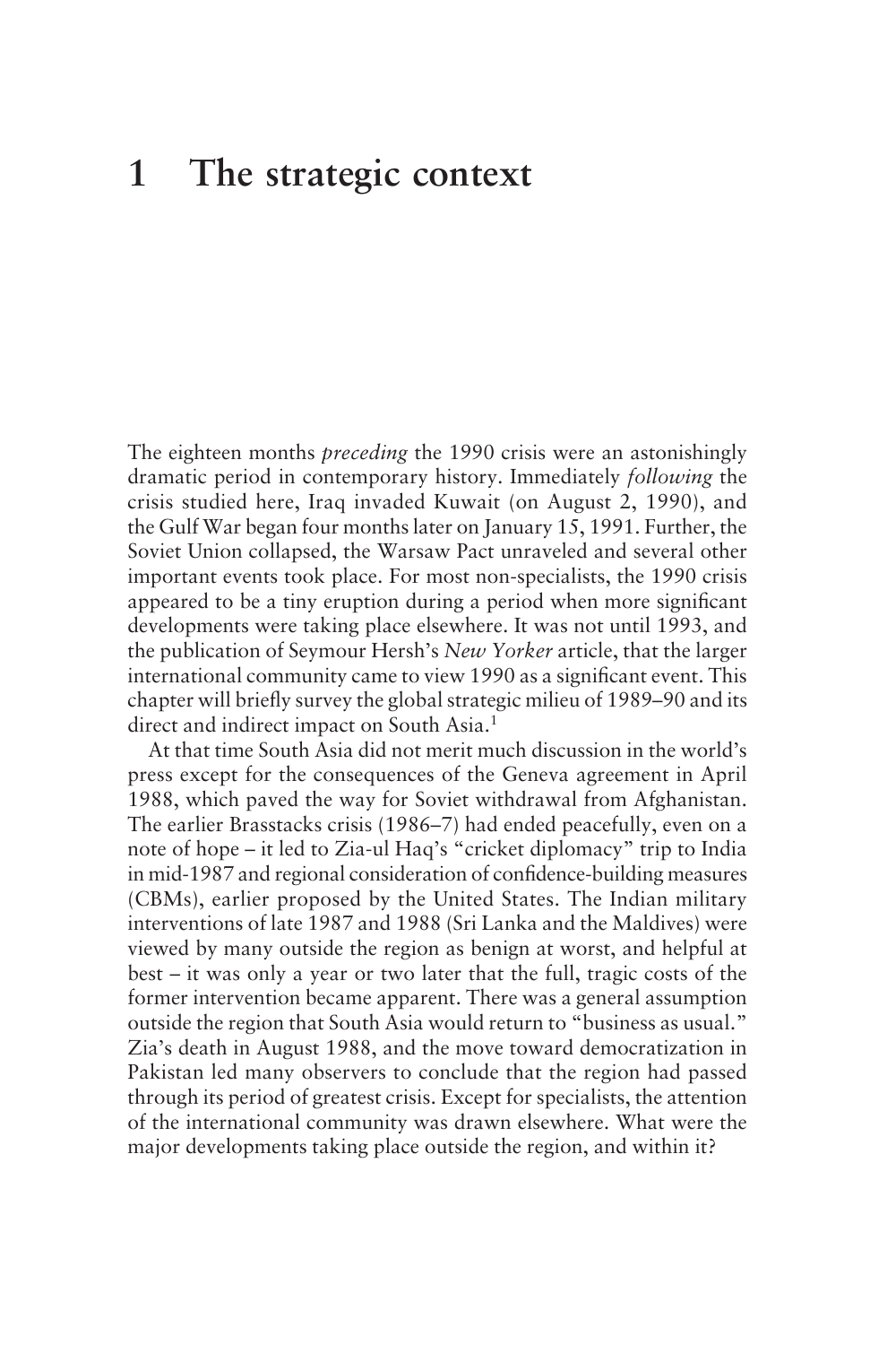# 1 The strategic context

The eighteen months *preceding* the 1990 crisis were an astonishingly dramatic period in contemporary history. Immediately *following* the crisis studied here, Iraq invaded Kuwait (on August 2, 1990), and the Gulf War began four months later on January 15, 1991. Further, the Soviet Union collapsed, the Warsaw Pact unraveled and several other important events took place. For most non-specialists, the 1990 crisis appeared to be a tiny eruption during a period when more significant developments were taking place elsewhere. It was not until 1993, and the publication of Seymour Hersh's *New Yorker* article, that the larger international community came to view 1990 as a significant event. This chapter will briefly survey the global strategic milieu of 1989–90 and its direct and indirect impact on South Asia.[1]

At that time South Asia did not merit much discussion in the world's press except for the consequences of the Geneva agreement in April 1988, which paved the way for Soviet withdrawal from Afghanistan. The earlier Brasstacks crisis (1986–7) had ended peacefully, even on a note of hope – it led to Zia-ul Haq's "cricket diplomacy" trip to India in mid-1987 and regional consideration of confidence-building measures (CBMs), earlier proposed by the United States. The Indian military interventions of late 1987 and 1988 (Sri Lanka and the Maldives) were viewed by many outside the region as benign at worst, and helpful at best – it was only a year or two later that the full, tragic costs of the former intervention became apparent. There was a general assumption outside the region that South Asia would return to "business as usual." Zia's death in August 1988, and the move toward democratization in Pakistan led many observers to conclude that the region had passed through its period of greatest crisis. Except for specialists, the attention of the international community was drawn elsewhere. What were the major developments taking place outside the region, and within it?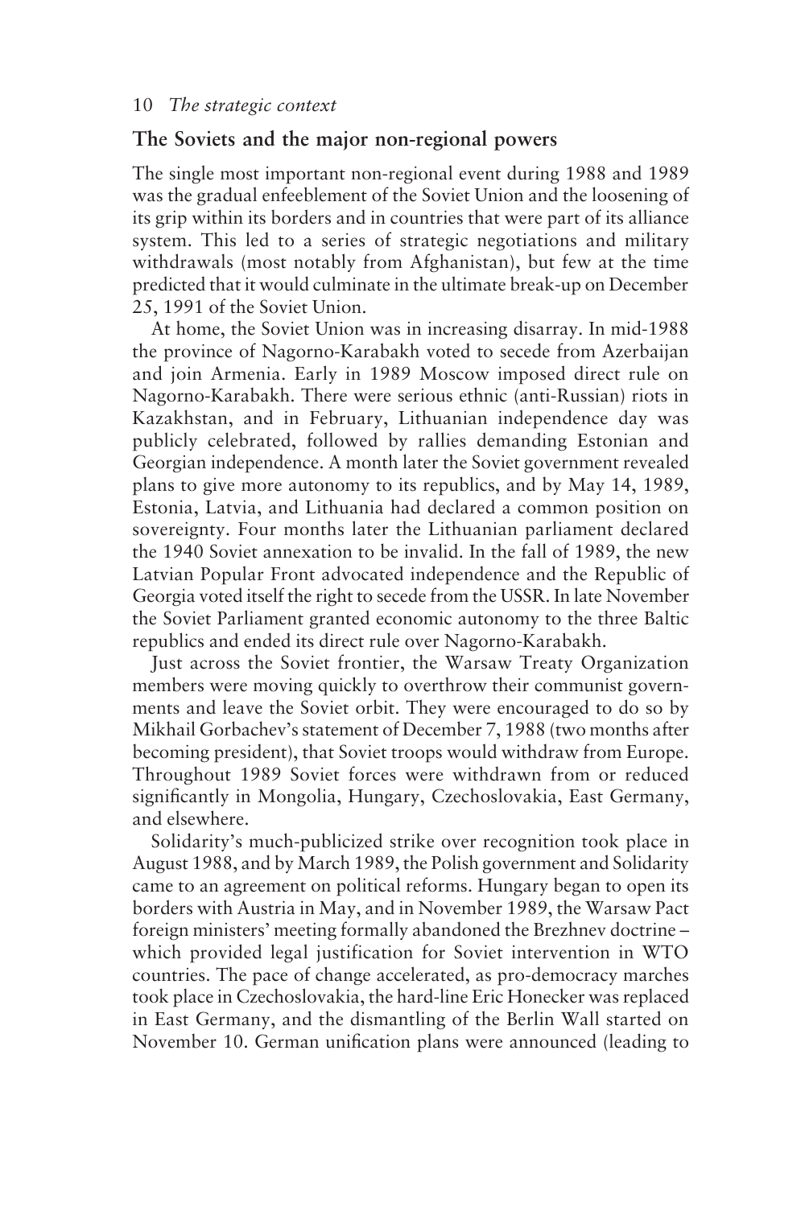## The Soviets and the major non-regional powers

The single most important non-regional event during 1988 and 1989 was the gradual enfeeblement of the Soviet Union and the loosening of its grip within its borders and in countries that were part of its alliance system. This led to a series of strategic negotiations and military withdrawals (most notably from Afghanistan), but few at the time predicted that it would culminate in the ultimate break-up on December 25, 1991 of the Soviet Union.

At home, the Soviet Union was in increasing disarray. In mid-1988 the province of Nagorno-Karabakh voted to secede from Azerbaijan and join Armenia. Early in 1989 Moscow imposed direct rule on Nagorno-Karabakh. There were serious ethnic (anti-Russian) riots in Kazakhstan, and in February, Lithuanian independence day was publicly celebrated, followed by rallies demanding Estonian and Georgian independence. A month later the Soviet government revealed plans to give more autonomy to its republics, and by May 14, 1989, Estonia, Latvia, and Lithuania had declared a common position on sovereignty. Four months later the Lithuanian parliament declared the 1940 Soviet annexation to be invalid. In the fall of 1989, the new Latvian Popular Front advocated independence and the Republic of Georgia voted itself the right to secede from the USSR. In late November the Soviet Parliament granted economic autonomy to the three Baltic republics and ended its direct rule over Nagorno-Karabakh.

Just across the Soviet frontier, the Warsaw Treaty Organization members were moving quickly to overthrow their communist governments and leave the Soviet orbit. They were encouraged to do so by Mikhail Gorbachev's statement of December 7, 1988 (two months after becoming president), that Soviet troops would withdraw from Europe. Throughout 1989 Soviet forces were withdrawn from or reduced significantly in Mongolia, Hungary, Czechoslovakia, East Germany, and elsewhere.

Solidarity's much-publicized strike over recognition took place in August 1988, and by March 1989, the Polish government and Solidarity came to an agreement on political reforms. Hungary began to open its borders with Austria in May, and in November 1989, the Warsaw Pact foreign ministers' meeting formally abandoned the Brezhnev doctrine – which provided legal justification for Soviet intervention in WTO countries. The pace of change accelerated, as pro-democracy marches took place in Czechoslovakia, the hard-line Eric Honecker was replaced in East Germany, and the dismantling of the Berlin Wall started on November 10. German unification plans were announced (leading to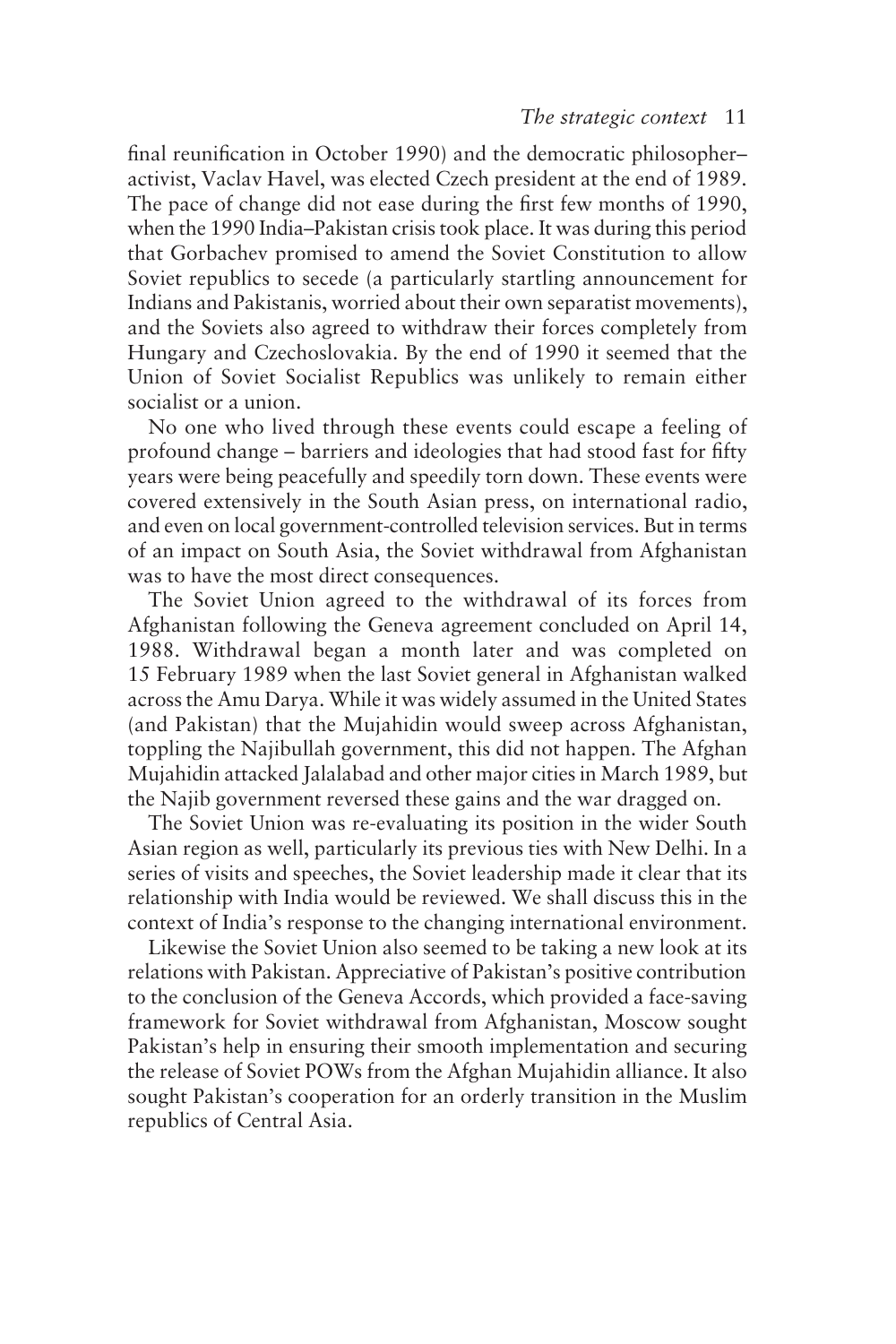final reunification in October 1990) and the democratic philosopher–activist, Vaclav Havel, was elected Czech president at the end of 1989. The pace of change did not ease during the first few months of 1990, when the 1990 India–Pakistan crisis took place. It was during this period that Gorbachev promised to amend the Soviet Constitution to allow Soviet republics to secede (a particularly startling announcement for Indians and Pakistanis, worried about their own separatist movements), and the Soviets also agreed to withdraw their forces completely from Hungary and Czechoslovakia. By the end of 1990 it seemed that the Union of Soviet Socialist Republics was unlikely to remain either socialist or a union.

No one who lived through these events could escape a feeling of profound change – barriers and ideologies that had stood fast for fifty years were being peacefully and speedily torn down. These events were covered extensively in the South Asian press, on international radio, and even on local government-controlled television services. But in terms of an impact on South Asia, the Soviet withdrawal from Afghanistan was to have the most direct consequences.

The Soviet Union agreed to the withdrawal of its forces from Afghanistan following the Geneva agreement concluded on April 14, 1988. Withdrawal began a month later and was completed on 15 February 1989 when the last Soviet general in Afghanistan walked across the Amu Darya. While it was widely assumed in the United States (and Pakistan) that the Mujahidin would sweep across Afghanistan, toppling the Najibullah government, this did not happen. The Afghan Mujahidin attacked Jalalabad and other major cities in March 1989, but the Najib government reversed these gains and the war dragged on.

The Soviet Union was re-evaluating its position in the wider South Asian region as well, particularly its previous ties with New Delhi. In a series of visits and speeches, the Soviet leadership made it clear that its relationship with India would be reviewed. We shall discuss this in the context of India's response to the changing international environment.

Likewise the Soviet Union also seemed to be taking a new look at its relations with Pakistan. Appreciative of Pakistan's positive contribution to the conclusion of the Geneva Accords, which provided a face-saving framework for Soviet withdrawal from Afghanistan, Moscow sought Pakistan's help in ensuring their smooth implementation and securing the release of Soviet POWs from the Afghan Mujahidin alliance. It also sought Pakistan's cooperation for an orderly transition in the Muslim republics of Central Asia.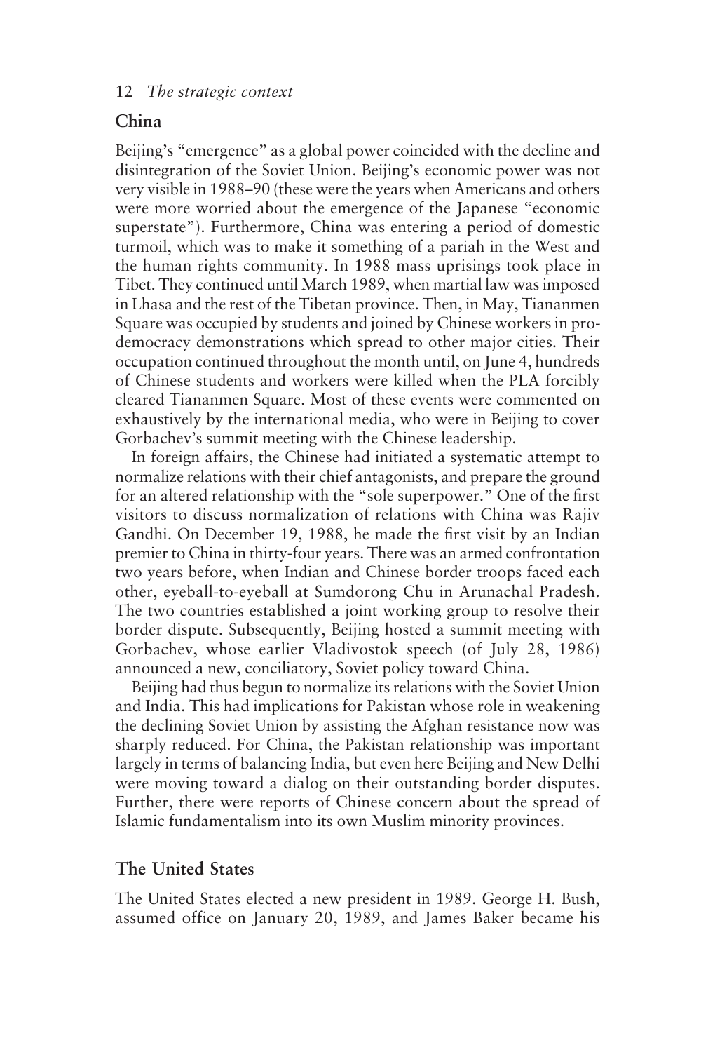## China

Beijing's "emergence" as a global power coincided with the decline and disintegration of the Soviet Union. Beijing's economic power was not very visible in 1988–90 (these were the years when Americans and others were more worried about the emergence of the Japanese "economic superstate"). Furthermore, China was entering a period of domestic turmoil, which was to make it something of a pariah in the West and the human rights community. In 1988 mass uprisings took place in Tibet. They continued until March 1989, when martial law was imposed in Lhasa and the rest of the Tibetan province. Then, in May, Tiananmen Square was occupied by students and joined by Chinese workers in pro-democracy demonstrations which spread to other major cities. Their occupation continued throughout the month until, on June 4, hundreds of Chinese students and workers were killed when the PLA forcibly cleared Tiananmen Square. Most of these events were commented on exhaustively by the international media, who were in Beijing to cover Gorbachev's summit meeting with the Chinese leadership.

In foreign affairs, the Chinese had initiated a systematic attempt to normalize relations with their chief antagonists, and prepare the ground for an altered relationship with the "sole superpower." One of the first visitors to discuss normalization of relations with China was Rajiv Gandhi. On December 19, 1988, he made the first visit by an Indian premier to China in thirty-four years. There was an armed confrontation two years before, when Indian and Chinese border troops faced each other, eyeball-to-eyeball at Sumdorong Chu in Arunachal Pradesh. The two countries established a joint working group to resolve their border dispute. Subsequently, Beijing hosted a summit meeting with Gorbachev, whose earlier Vladivostok speech (of July 28, 1986) announced a new, conciliatory, Soviet policy toward China.

Beijing had thus begun to normalize its relations with the Soviet Union and India. This had implications for Pakistan whose role in weakening the declining Soviet Union by assisting the Afghan resistance now was sharply reduced. For China, the Pakistan relationship was important largely in terms of balancing India, but even here Beijing and New Delhi were moving toward a dialog on their outstanding border disputes. Further, there were reports of Chinese concern about the spread of Islamic fundamentalism into its own Muslim minority provinces.

## The United States

The United States elected a new president in 1989. George H. Bush, assumed office on January 20, 1989, and James Baker became his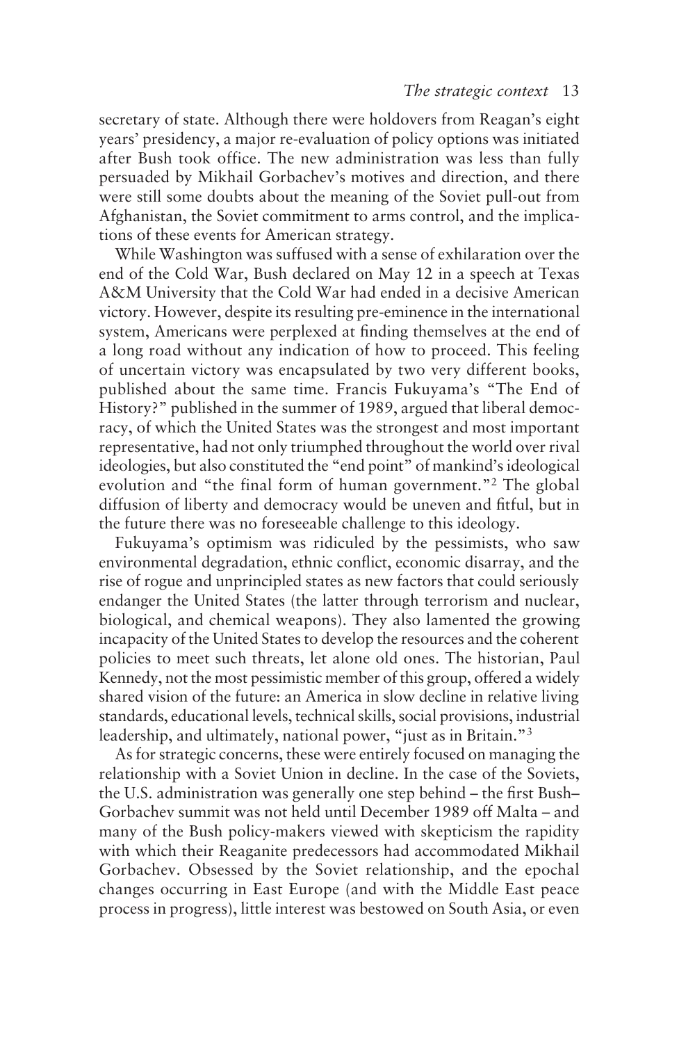secretary of state. Although there were holdovers from Reagan's eight years' presidency, a major re-evaluation of policy options was initiated after Bush took office. The new administration was less than fully persuaded by Mikhail Gorbachev's motives and direction, and there were still some doubts about the meaning of the Soviet pull-out from Afghanistan, the Soviet commitment to arms control, and the implications of these events for American strategy.

While Washington was suffused with a sense of exhilaration over the end of the Cold War, Bush declared on May 12 in a speech at Texas A&M University that the Cold War had ended in a decisive American victory. However, despite its resulting pre-eminence in the international system, Americans were perplexed at finding themselves at the end of a long road without any indication of how to proceed. This feeling of uncertain victory was encapsulated by two very different books, published about the same time. Francis Fukuyama's "The End of History?" published in the summer of 1989, argued that liberal democracy, of which the United States was the strongest and most important representative, had not only triumphed throughout the world over rival ideologies, but also constituted the "end point" of mankind's ideological evolution and "the final form of human government."[2] The global diffusion of liberty and democracy would be uneven and fitful, but in the future there was no foreseeable challenge to this ideology.

Fukuyama's optimism was ridiculed by the pessimists, who saw environmental degradation, ethnic conflict, economic disarray, and the rise of rogue and unprincipled states as new factors that could seriously endanger the United States (the latter through terrorism and nuclear, biological, and chemical weapons). They also lamented the growing incapacity of the United States to develop the resources and the coherent policies to meet such threats, let alone old ones. The historian, Paul Kennedy, not the most pessimistic member of this group, offered a widely shared vision of the future: an America in slow decline in relative living standards, educational levels, technical skills, social provisions, industrial leadership, and ultimately, national power, "just as in Britain."[3]

As for strategic concerns, these were entirely focused on managing the relationship with a Soviet Union in decline. In the case of the Soviets, the U.S. administration was generally one step behind – the first Bush–Gorbachev summit was not held until December 1989 off Malta – and many of the Bush policy-makers viewed with skepticism the rapidity with which their Reaganite predecessors had accommodated Mikhail Gorbachev. Obsessed by the Soviet relationship, and the epochal changes occurring in East Europe (and with the Middle East peace process in progress), little interest was bestowed on South Asia, or even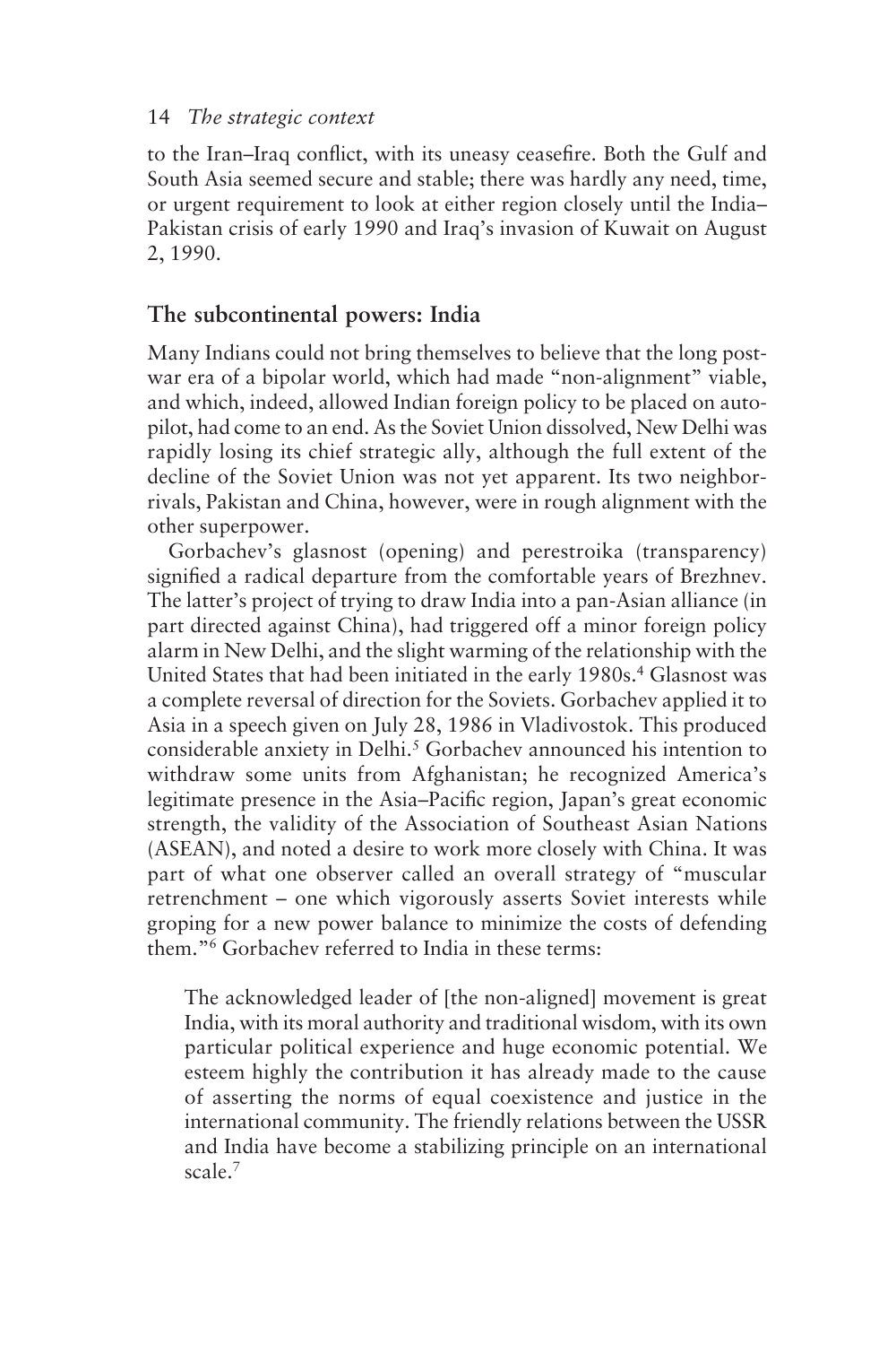to the Iran–Iraq conflict, with its uneasy ceasefire. Both the Gulf and South Asia seemed secure and stable; there was hardly any need, time, or urgent requirement to look at either region closely until the India–Pakistan crisis of early 1990 and Iraq's invasion of Kuwait on August 2, 1990.

## The subcontinental powers: India

Many Indians could not bring themselves to believe that the long post-war era of a bipolar world, which had made "non-alignment" viable, and which, indeed, allowed Indian foreign policy to be placed on auto-pilot, had come to an end. As the Soviet Union dissolved, New Delhi was rapidly losing its chief strategic ally, although the full extent of the decline of the Soviet Union was not yet apparent. Its two neighbor-rivals, Pakistan and China, however, were in rough alignment with the other superpower.

Gorbachev's glasnost (opening) and perestroika (transparency) signified a radical departure from the comfortable years of Brezhnev. The latter's project of trying to draw India into a pan-Asian alliance (in part directed against China), had triggered off a minor foreign policy alarm in New Delhi, and the slight warming of the relationship with the United States that had been initiated in the early 1980s.[4] Glasnost was a complete reversal of direction for the Soviets. Gorbachev applied it to Asia in a speech given on July 28, 1986 in Vladivostok. This produced considerable anxiety in Delhi.[5] Gorbachev announced his intention to withdraw some units from Afghanistan; he recognized America's legitimate presence in the Asia–Pacific region, Japan's great economic strength, the validity of the Association of Southeast Asian Nations (ASEAN), and noted a desire to work more closely with China. It was part of what one observer called an overall strategy of "muscular retrenchment – one which vigorously asserts Soviet interests while groping for a new power balance to minimize the costs of defending them."[6] Gorbachev referred to India in these terms:

> The acknowledged leader of [the non-aligned] movement is great India, with its moral authority and traditional wisdom, with its own particular political experience and huge economic potential. We esteem highly the contribution it has already made to the cause of asserting the norms of equal coexistence and justice in the international community. The friendly relations between the USSR and India have become a stabilizing principle on an international scale.[7]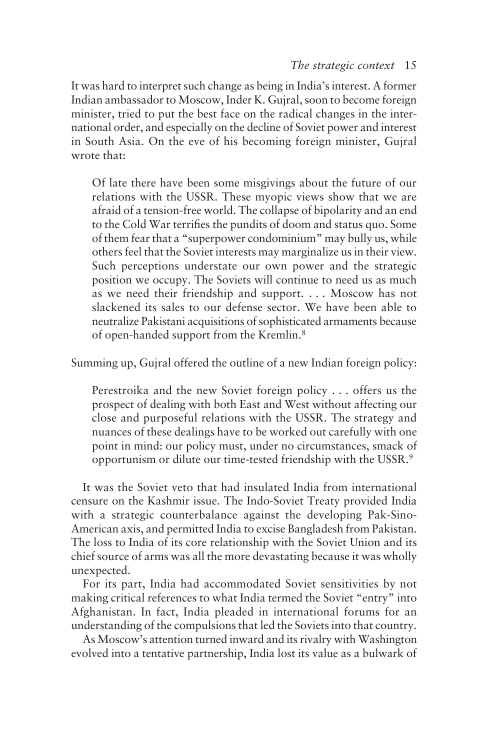It was hard to interpret such change as being in India's interest. A former Indian ambassador to Moscow, Inder K. Gujral, soon to become foreign minister, tried to put the best face on the radical changes in the international order, and especially on the decline of Soviet power and interest in South Asia. On the eve of his becoming foreign minister, Gujral wrote that:

> Of late there have been some misgivings about the future of our relations with the USSR. These myopic views show that we are afraid of a tension-free world. The collapse of bipolarity and an end to the Cold War terrifies the pundits of doom and status quo. Some of them fear that a "superpower condominium" may bully us, while others feel that the Soviet interests may marginalize us in their view. Such perceptions understate our own power and the strategic position we occupy. The Soviets will continue to need us as much as we need their friendship and support. . . . Moscow has not slackened its sales to our defense sector. We have been able to neutralize Pakistani acquisitions of sophisticated armaments because of open-handed support from the Kremlin.[8]

Summing up, Gujral offered the outline of a new Indian foreign policy:

> Perestroika and the new Soviet foreign policy . . . offers us the prospect of dealing with both East and West without affecting our close and purposeful relations with the USSR. The strategy and nuances of these dealings have to be worked out carefully with one point in mind: our policy must, under no circumstances, smack of opportunism or dilute our time-tested friendship with the USSR.[9]

It was the Soviet veto that had insulated India from international censure on the Kashmir issue. The Indo-Soviet Treaty provided India with a strategic counterbalance against the developing Pak-Sino-American axis, and permitted India to excise Bangladesh from Pakistan. The loss to India of its core relationship with the Soviet Union and its chief source of arms was all the more devastating because it was wholly unexpected.

For its part, India had accommodated Soviet sensitivities by not making critical references to what India termed the Soviet "entry" into Afghanistan. In fact, India pleaded in international forums for an understanding of the compulsions that led the Soviets into that country.

As Moscow's attention turned inward and its rivalry with Washington evolved into a tentative partnership, India lost its value as a bulwark of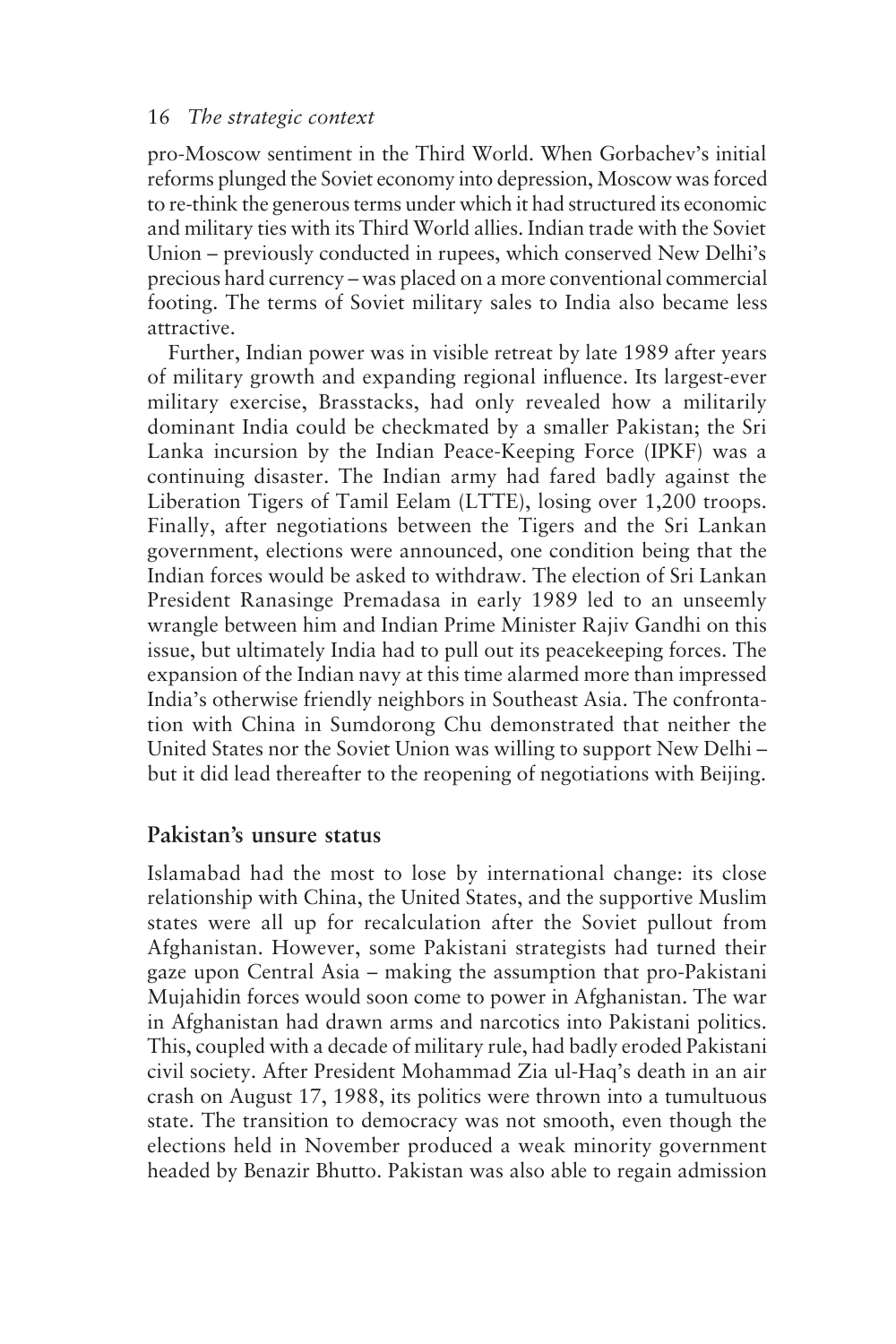pro-Moscow sentiment in the Third World. When Gorbachev's initial reforms plunged the Soviet economy into depression, Moscow was forced to re-think the generous terms under which it had structured its economic and military ties with its Third World allies. Indian trade with the Soviet Union – previously conducted in rupees, which conserved New Delhi's precious hard currency – was placed on a more conventional commercial footing. The terms of Soviet military sales to India also became less attractive.

Further, Indian power was in visible retreat by late 1989 after years of military growth and expanding regional influence. Its largest-ever military exercise, Brasstacks, had only revealed how a militarily dominant India could be checkmated by a smaller Pakistan; the Sri Lanka incursion by the Indian Peace-Keeping Force (IPKF) was a continuing disaster. The Indian army had fared badly against the Liberation Tigers of Tamil Eelam (LTTE), losing over 1,200 troops. Finally, after negotiations between the Tigers and the Sri Lankan government, elections were announced, one condition being that the Indian forces would be asked to withdraw. The election of Sri Lankan President Ranasinge Premadasa in early 1989 led to an unseemly wrangle between him and Indian Prime Minister Rajiv Gandhi on this issue, but ultimately India had to pull out its peacekeeping forces. The expansion of the Indian navy at this time alarmed more than impressed India's otherwise friendly neighbors in Southeast Asia. The confrontation with China in Sumdorong Chu demonstrated that neither the United States nor the Soviet Union was willing to support New Delhi – but it did lead thereafter to the reopening of negotiations with Beijing.

## Pakistan's unsure status

Islamabad had the most to lose by international change: its close relationship with China, the United States, and the supportive Muslim states were all up for recalculation after the Soviet pullout from Afghanistan. However, some Pakistani strategists had turned their gaze upon Central Asia – making the assumption that pro-Pakistani Mujahidin forces would soon come to power in Afghanistan. The war in Afghanistan had drawn arms and narcotics into Pakistani politics. This, coupled with a decade of military rule, had badly eroded Pakistani civil society. After President Mohammad Zia ul-Haq's death in an air crash on August 17, 1988, its politics were thrown into a tumultuous state. The transition to democracy was not smooth, even though the elections held in November produced a weak minority government headed by Benazir Bhutto. Pakistan was also able to regain admission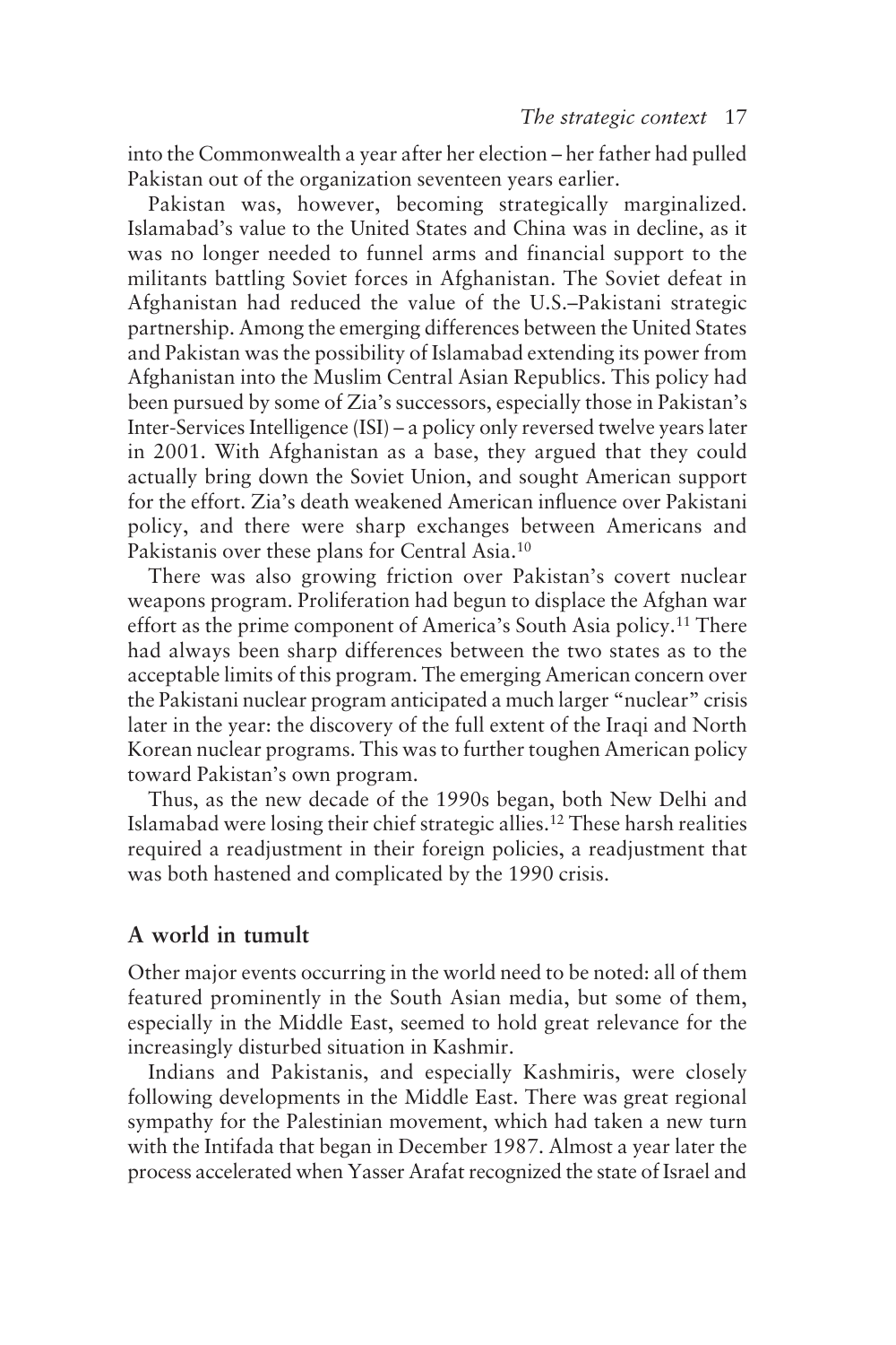into the Commonwealth a year after her election – her father had pulled Pakistan out of the organization seventeen years earlier.

Pakistan was, however, becoming strategically marginalized. Islamabad's value to the United States and China was in decline, as it was no longer needed to funnel arms and financial support to the militants battling Soviet forces in Afghanistan. The Soviet defeat in Afghanistan had reduced the value of the U.S.–Pakistani strategic partnership. Among the emerging differences between the United States and Pakistan was the possibility of Islamabad extending its power from Afghanistan into the Muslim Central Asian Republics. This policy had been pursued by some of Zia's successors, especially those in Pakistan's Inter-Services Intelligence (ISI) – a policy only reversed twelve years later in 2001. With Afghanistan as a base, they argued that they could actually bring down the Soviet Union, and sought American support for the effort. Zia's death weakened American influence over Pakistani policy, and there were sharp exchanges between Americans and Pakistanis over these plans for Central Asia.[10]

There was also growing friction over Pakistan's covert nuclear weapons program. Proliferation had begun to displace the Afghan war effort as the prime component of America's South Asia policy.[11] There had always been sharp differences between the two states as to the acceptable limits of this program. The emerging American concern over the Pakistani nuclear program anticipated a much larger "nuclear" crisis later in the year: the discovery of the full extent of the Iraqi and North Korean nuclear programs. This was to further toughen American policy toward Pakistan's own program.

Thus, as the new decade of the 1990s began, both New Delhi and Islamabad were losing their chief strategic allies.[12] These harsh realities required a readjustment in their foreign policies, a readjustment that was both hastened and complicated by the 1990 crisis.

## A world in tumult

Other major events occurring in the world need to be noted: all of them featured prominently in the South Asian media, but some of them, especially in the Middle East, seemed to hold great relevance for the increasingly disturbed situation in Kashmir.

Indians and Pakistanis, and especially Kashmiris, were closely following developments in the Middle East. There was great regional sympathy for the Palestinian movement, which had taken a new turn with the Intifada that began in December 1987. Almost a year later the process accelerated when Yasser Arafat recognized the state of Israel and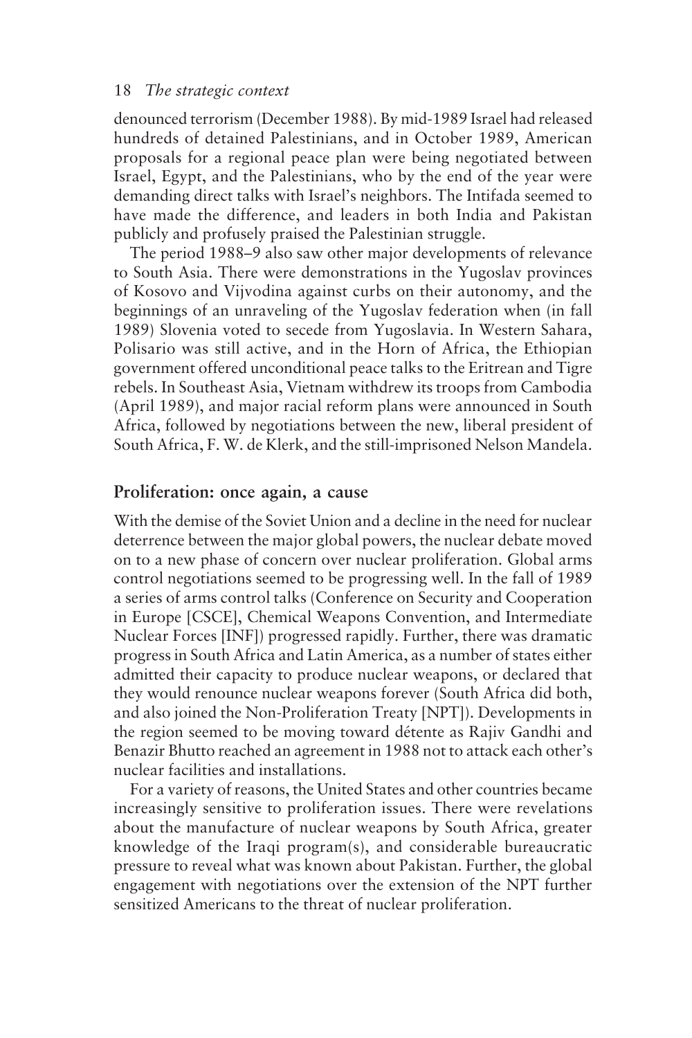denounced terrorism (December 1988). By mid-1989 Israel had released hundreds of detained Palestinians, and in October 1989, American proposals for a regional peace plan were being negotiated between Israel, Egypt, and the Palestinians, who by the end of the year were demanding direct talks with Israel's neighbors. The Intifada seemed to have made the difference, and leaders in both India and Pakistan publicly and profusely praised the Palestinian struggle.

The period 1988–9 also saw other major developments of relevance to South Asia. There were demonstrations in the Yugoslav provinces of Kosovo and Vijvodina against curbs on their autonomy, and the beginnings of an unraveling of the Yugoslav federation when (in fall 1989) Slovenia voted to secede from Yugoslavia. In Western Sahara, Polisario was still active, and in the Horn of Africa, the Ethiopian government offered unconditional peace talks to the Eritrean and Tigre rebels. In Southeast Asia, Vietnam withdrew its troops from Cambodia (April 1989), and major racial reform plans were announced in South Africa, followed by negotiations between the new, liberal president of South Africa, F. W. de Klerk, and the still-imprisoned Nelson Mandela.

## Proliferation: once again, a cause

With the demise of the Soviet Union and a decline in the need for nuclear deterrence between the major global powers, the nuclear debate moved on to a new phase of concern over nuclear proliferation. Global arms control negotiations seemed to be progressing well. In the fall of 1989 a series of arms control talks (Conference on Security and Cooperation in Europe [CSCE], Chemical Weapons Convention, and Intermediate Nuclear Forces [INF]) progressed rapidly. Further, there was dramatic progress in South Africa and Latin America, as a number of states either admitted their capacity to produce nuclear weapons, or declared that they would renounce nuclear weapons forever (South Africa did both, and also joined the Non-Proliferation Treaty [NPT]). Developments in the region seemed to be moving toward détente as Rajiv Gandhi and Benazir Bhutto reached an agreement in 1988 not to attack each other's nuclear facilities and installations.

For a variety of reasons, the United States and other countries became increasingly sensitive to proliferation issues. There were revelations about the manufacture of nuclear weapons by South Africa, greater knowledge of the Iraqi program(s), and considerable bureaucratic pressure to reveal what was known about Pakistan. Further, the global engagement with negotiations over the extension of the NPT further sensitized Americans to the threat of nuclear proliferation.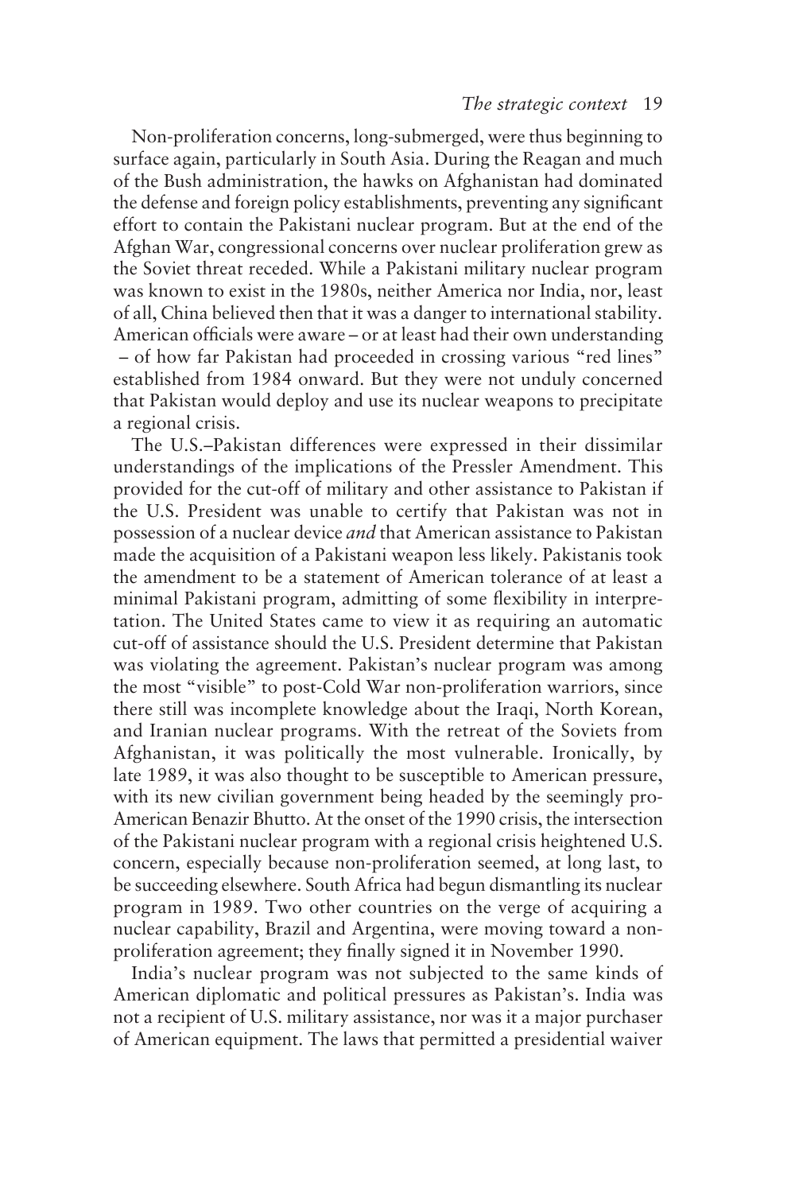Non-proliferation concerns, long-submerged, were thus beginning to surface again, particularly in South Asia. During the Reagan and much of the Bush administration, the hawks on Afghanistan had dominated the defense and foreign policy establishments, preventing any significant effort to contain the Pakistani nuclear program. But at the end of the Afghan War, congressional concerns over nuclear proliferation grew as the Soviet threat receded. While a Pakistani military nuclear program was known to exist in the 1980s, neither America nor India, nor, least of all, China believed then that it was a danger to international stability. American officials were aware – or at least had their own understanding – of how far Pakistan had proceeded in crossing various "red lines" established from 1984 onward. But they were not unduly concerned that Pakistan would deploy and use its nuclear weapons to precipitate a regional crisis.

The U.S.–Pakistan differences were expressed in their dissimilar understandings of the implications of the Pressler Amendment. This provided for the cut-off of military and other assistance to Pakistan if the U.S. President was unable to certify that Pakistan was not in possession of a nuclear device *and* that American assistance to Pakistan made the acquisition of a Pakistani weapon less likely. Pakistanis took the amendment to be a statement of American tolerance of at least a minimal Pakistani program, admitting of some flexibility in interpretation. The United States came to view it as requiring an automatic cut-off of assistance should the U.S. President determine that Pakistan was violating the agreement. Pakistan's nuclear program was among the most "visible" to post-Cold War non-proliferation warriors, since there still was incomplete knowledge about the Iraqi, North Korean, and Iranian nuclear programs. With the retreat of the Soviets from Afghanistan, it was politically the most vulnerable. Ironically, by late 1989, it was also thought to be susceptible to American pressure, with its new civilian government being headed by the seemingly pro-American Benazir Bhutto. At the onset of the 1990 crisis, the intersection of the Pakistani nuclear program with a regional crisis heightened U.S. concern, especially because non-proliferation seemed, at long last, to be succeeding elsewhere. South Africa had begun dismantling its nuclear program in 1989. Two other countries on the verge of acquiring a nuclear capability, Brazil and Argentina, were moving toward a non-proliferation agreement; they finally signed it in November 1990.

India's nuclear program was not subjected to the same kinds of American diplomatic and political pressures as Pakistan's. India was not a recipient of U.S. military assistance, nor was it a major purchaser of American equipment. The laws that permitted a presidential waiver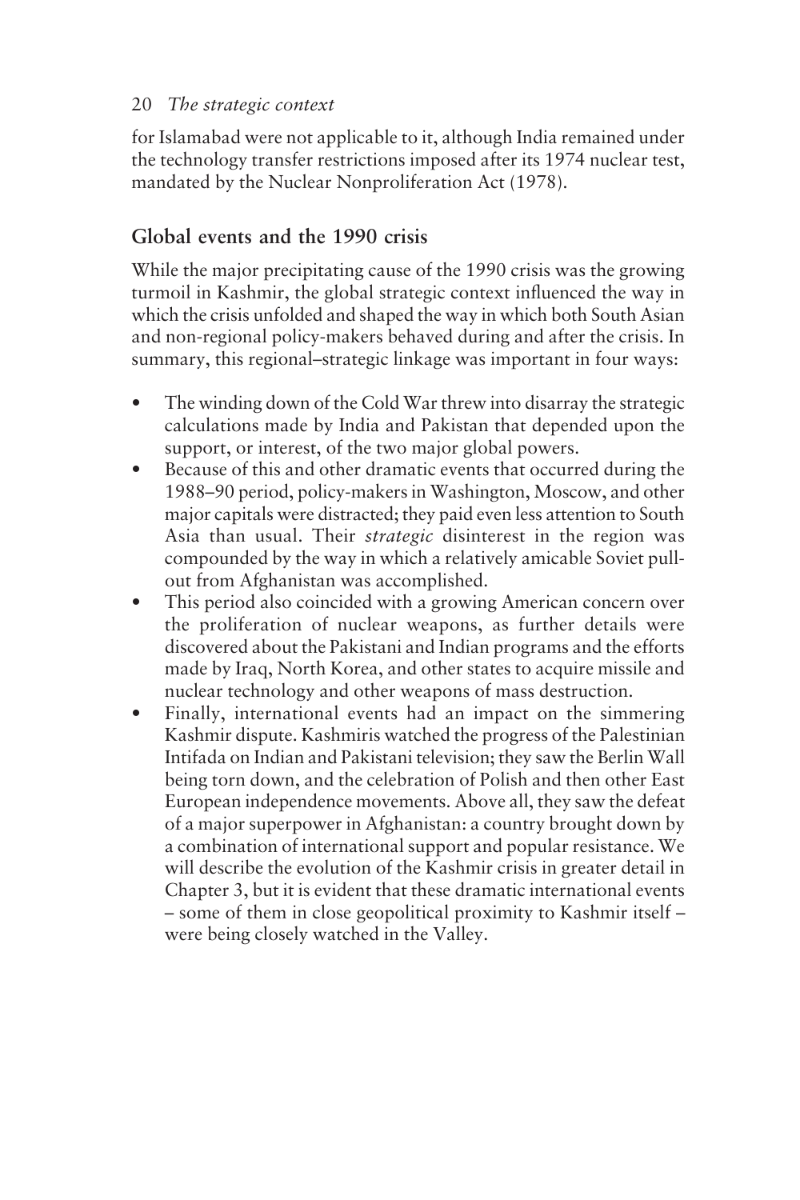for Islamabad were not applicable to it, although India remained under the technology transfer restrictions imposed after its 1974 nuclear test, mandated by the Nuclear Nonproliferation Act (1978).

## Global events and the 1990 crisis

While the major precipitating cause of the 1990 crisis was the growing turmoil in Kashmir, the global strategic context influenced the way in which the crisis unfolded and shaped the way in which both South Asian and non-regional policy-makers behaved during and after the crisis. In summary, this regional–strategic linkage was important in four ways:

- The winding down of the Cold War threw into disarray the strategic calculations made by India and Pakistan that depended upon the support, or interest, of the two major global powers.
- Because of this and other dramatic events that occurred during the 1988–90 period, policy-makers in Washington, Moscow, and other major capitals were distracted; they paid even less attention to South Asia than usual. Their *strategic* disinterest in the region was compounded by the way in which a relatively amicable Soviet pull-out from Afghanistan was accomplished.
- This period also coincided with a growing American concern over the proliferation of nuclear weapons, as further details were discovered about the Pakistani and Indian programs and the efforts made by Iraq, North Korea, and other states to acquire missile and nuclear technology and other weapons of mass destruction.
- Finally, international events had an impact on the simmering Kashmir dispute. Kashmiris watched the progress of the Palestinian Intifada on Indian and Pakistani television; they saw the Berlin Wall being torn down, and the celebration of Polish and then other East European independence movements. Above all, they saw the defeat of a major superpower in Afghanistan: a country brought down by a combination of international support and popular resistance. We will describe the evolution of the Kashmir crisis in greater detail in Chapter 3, but it is evident that these dramatic international events – some of them in close geopolitical proximity to Kashmir itself – were being closely watched in the Valley.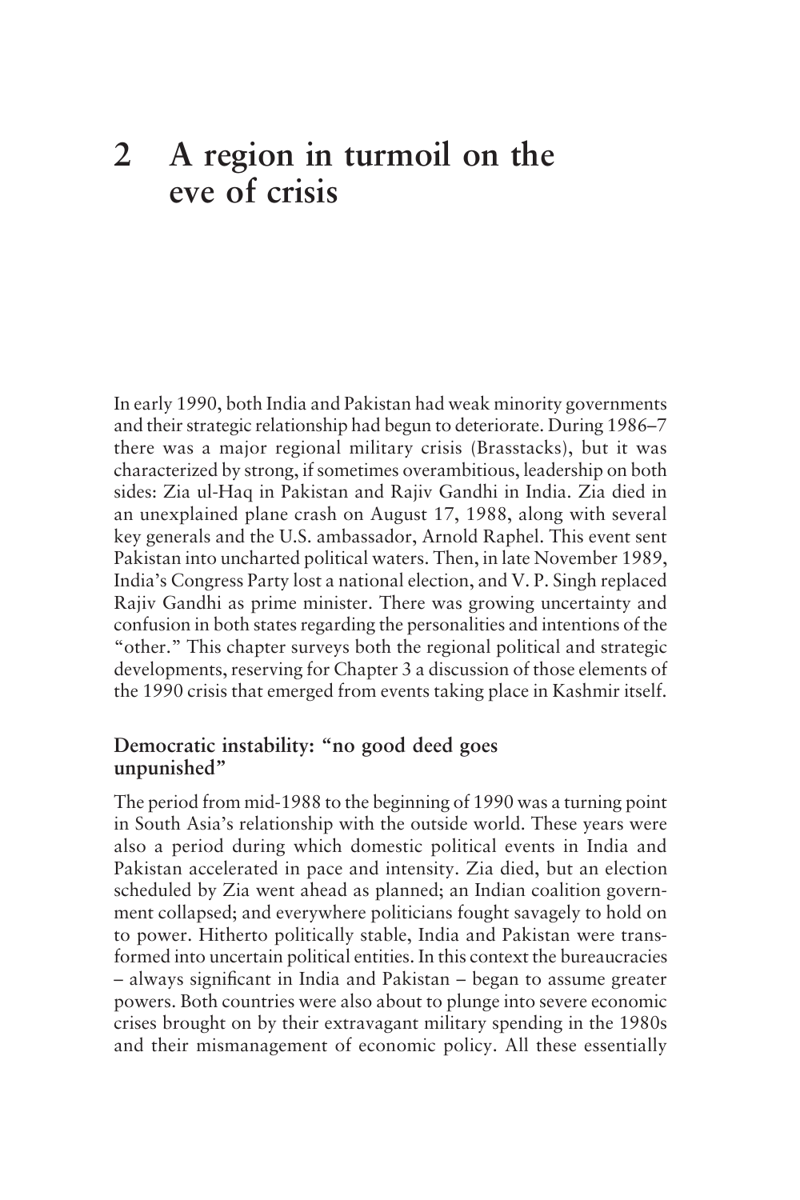# 2 A region in turmoil on the eve of crisis

In early 1990, both India and Pakistan had weak minority governments and their strategic relationship had begun to deteriorate. During 1986–7 there was a major regional military crisis (Brasstacks), but it was characterized by strong, if sometimes overambitious, leadership on both sides: Zia ul-Haq in Pakistan and Rajiv Gandhi in India. Zia died in an unexplained plane crash on August 17, 1988, along with several key generals and the U.S. ambassador, Arnold Raphel. This event sent Pakistan into uncharted political waters. Then, in late November 1989, India's Congress Party lost a national election, and V. P. Singh replaced Rajiv Gandhi as prime minister. There was growing uncertainty and confusion in both states regarding the personalities and intentions of the "other." This chapter surveys both the regional political and strategic developments, reserving for Chapter 3 a discussion of those elements of the 1990 crisis that emerged from events taking place in Kashmir itself.

## Democratic instability: "no good deed goes unpunished"

The period from mid-1988 to the beginning of 1990 was a turning point in South Asia's relationship with the outside world. These years were also a period during which domestic political events in India and Pakistan accelerated in pace and intensity. Zia died, but an election scheduled by Zia went ahead as planned; an Indian coalition government collapsed; and everywhere politicians fought savagely to hold on to power. Hitherto politically stable, India and Pakistan were transformed into uncertain political entities. In this context the bureaucracies – always significant in India and Pakistan – began to assume greater powers. Both countries were also about to plunge into severe economic crises brought on by their extravagant military spending in the 1980s and their mismanagement of economic policy. All these essentially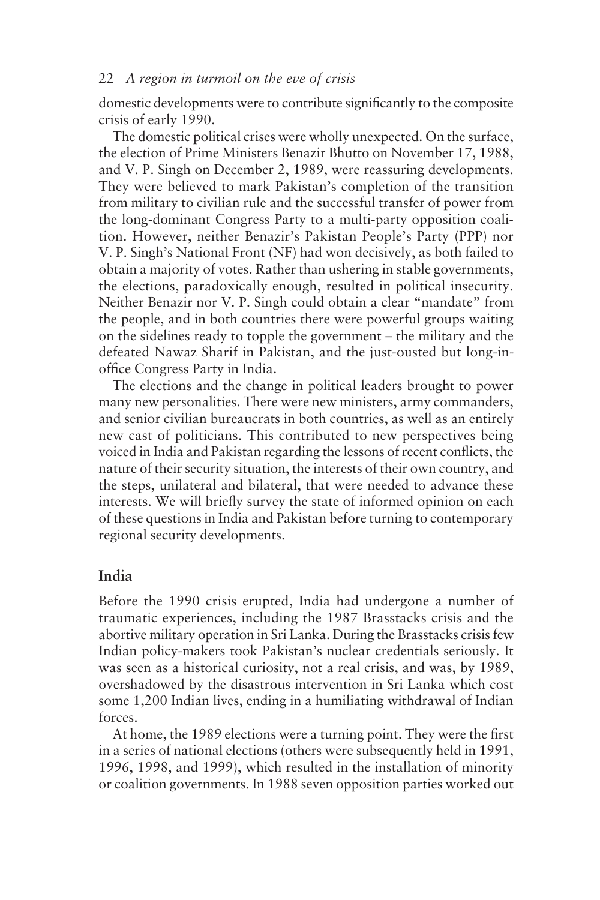domestic developments were to contribute significantly to the composite crisis of early 1990.

The domestic political crises were wholly unexpected. On the surface, the election of Prime Ministers Benazir Bhutto on November 17, 1988, and V. P. Singh on December 2, 1989, were reassuring developments. They were believed to mark Pakistan's completion of the transition from military to civilian rule and the successful transfer of power from the long-dominant Congress Party to a multi-party opposition coalition. However, neither Benazir's Pakistan People's Party (PPP) nor V. P. Singh's National Front (NF) had won decisively, as both failed to obtain a majority of votes. Rather than ushering in stable governments, the elections, paradoxically enough, resulted in political insecurity. Neither Benazir nor V. P. Singh could obtain a clear "mandate" from the people, and in both countries there were powerful groups waiting on the sidelines ready to topple the government – the military and the defeated Nawaz Sharif in Pakistan, and the just-ousted but long-in-office Congress Party in India.

The elections and the change in political leaders brought to power many new personalities. There were new ministers, army commanders, and senior civilian bureaucrats in both countries, as well as an entirely new cast of politicians. This contributed to new perspectives being voiced in India and Pakistan regarding the lessons of recent conflicts, the nature of their security situation, the interests of their own country, and the steps, unilateral and bilateral, that were needed to advance these interests. We will briefly survey the state of informed opinion on each of these questions in India and Pakistan before turning to contemporary regional security developments.

## India

Before the 1990 crisis erupted, India had undergone a number of traumatic experiences, including the 1987 Brasstacks crisis and the abortive military operation in Sri Lanka. During the Brasstacks crisis few Indian policy-makers took Pakistan's nuclear credentials seriously. It was seen as a historical curiosity, not a real crisis, and was, by 1989, overshadowed by the disastrous intervention in Sri Lanka which cost some 1,200 Indian lives, ending in a humiliating withdrawal of Indian forces.

At home, the 1989 elections were a turning point. They were the first in a series of national elections (others were subsequently held in 1991, 1996, 1998, and 1999), which resulted in the installation of minority or coalition governments. In 1988 seven opposition parties worked out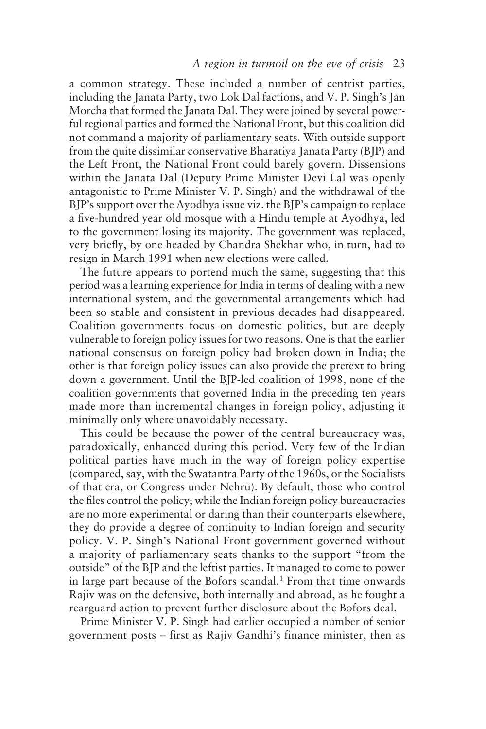a common strategy. These included a number of centrist parties, including the Janata Party, two Lok Dal factions, and V. P. Singh's Jan Morcha that formed the Janata Dal. They were joined by several powerful regional parties and formed the National Front, but this coalition did not command a majority of parliamentary seats. With outside support from the quite dissimilar conservative Bharatiya Janata Party (BJP) and the Left Front, the National Front could barely govern. Dissensions within the Janata Dal (Deputy Prime Minister Devi Lal was openly antagonistic to Prime Minister V. P. Singh) and the withdrawal of the BJP's support over the Ayodhya issue viz. the BJP's campaign to replace a five-hundred year old mosque with a Hindu temple at Ayodhya, led to the government losing its majority. The government was replaced, very briefly, by one headed by Chandra Shekhar who, in turn, had to resign in March 1991 when new elections were called.

The future appears to portend much the same, suggesting that this period was a learning experience for India in terms of dealing with a new international system, and the governmental arrangements which had been so stable and consistent in previous decades had disappeared. Coalition governments focus on domestic politics, but are deeply vulnerable to foreign policy issues for two reasons. One is that the earlier national consensus on foreign policy had broken down in India; the other is that foreign policy issues can also provide the pretext to bring down a government. Until the BJP-led coalition of 1998, none of the coalition governments that governed India in the preceding ten years made more than incremental changes in foreign policy, adjusting it minimally only where unavoidably necessary.

This could be because the power of the central bureaucracy was, paradoxically, enhanced during this period. Very few of the Indian political parties have much in the way of foreign policy expertise (compared, say, with the Swatantra Party of the 1960s, or the Socialists of that era, or Congress under Nehru). By default, those who control the files control the policy; while the Indian foreign policy bureaucracies are no more experimental or daring than their counterparts elsewhere, they do provide a degree of continuity to Indian foreign and security policy. V. P. Singh's National Front government governed without a majority of parliamentary seats thanks to the support "from the outside" of the BJP and the leftist parties. It managed to come to power in large part because of the Bofors scandal.[1] From that time onwards Rajiv was on the defensive, both internally and abroad, as he fought a rearguard action to prevent further disclosure about the Bofors deal.

Prime Minister V. P. Singh had earlier occupied a number of senior government posts – first as Rajiv Gandhi's finance minister, then as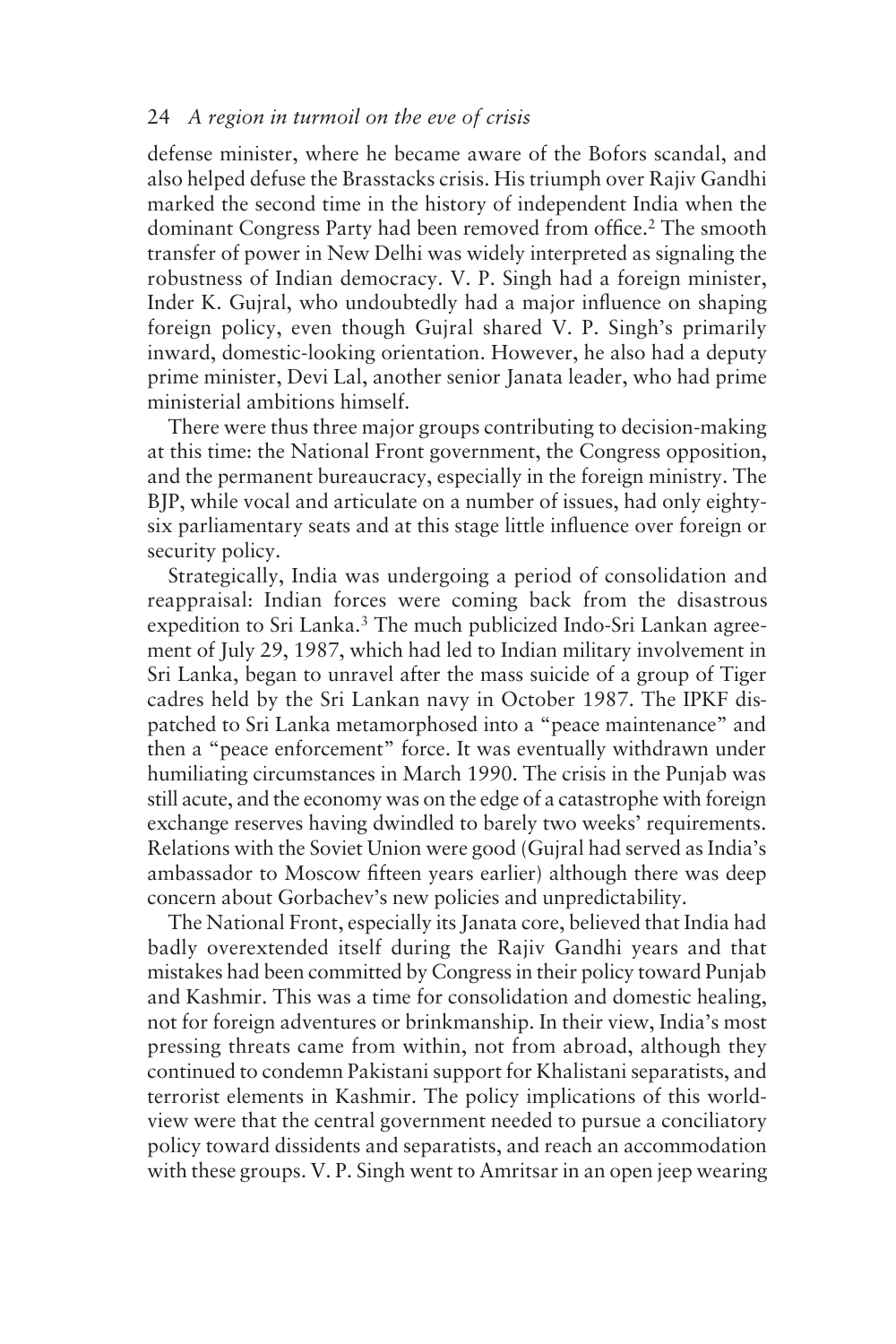defense minister, where he became aware of the Bofors scandal, and also helped defuse the Brasstacks crisis. His triumph over Rajiv Gandhi marked the second time in the history of independent India when the dominant Congress Party had been removed from office.[2] The smooth transfer of power in New Delhi was widely interpreted as signaling the robustness of Indian democracy. V. P. Singh had a foreign minister, Inder K. Gujral, who undoubtedly had a major influence on shaping foreign policy, even though Gujral shared V. P. Singh's primarily inward, domestic-looking orientation. However, he also had a deputy prime minister, Devi Lal, another senior Janata leader, who had prime ministerial ambitions himself.

There were thus three major groups contributing to decision-making at this time: the National Front government, the Congress opposition, and the permanent bureaucracy, especially in the foreign ministry. The BJP, while vocal and articulate on a number of issues, had only eighty-six parliamentary seats and at this stage little influence over foreign or security policy.

Strategically, India was undergoing a period of consolidation and reappraisal: Indian forces were coming back from the disastrous expedition to Sri Lanka.[3] The much publicized Indo-Sri Lankan agreement of July 29, 1987, which had led to Indian military involvement in Sri Lanka, began to unravel after the mass suicide of a group of Tiger cadres held by the Sri Lankan navy in October 1987. The IPKF dispatched to Sri Lanka metamorphosed into a "peace maintenance" and then a "peace enforcement" force. It was eventually withdrawn under humiliating circumstances in March 1990. The crisis in the Punjab was still acute, and the economy was on the edge of a catastrophe with foreign exchange reserves having dwindled to barely two weeks' requirements. Relations with the Soviet Union were good (Gujral had served as India's ambassador to Moscow fifteen years earlier) although there was deep concern about Gorbachev's new policies and unpredictability.

The National Front, especially its Janata core, believed that India had badly overextended itself during the Rajiv Gandhi years and that mistakes had been committed by Congress in their policy toward Punjab and Kashmir. This was a time for consolidation and domestic healing, not for foreign adventures or brinkmanship. In their view, India's most pressing threats came from within, not from abroad, although they continued to condemn Pakistani support for Khalistani separatists, and terrorist elements in Kashmir. The policy implications of this worldview were that the central government needed to pursue a conciliatory policy toward dissidents and separatists, and reach an accommodation with these groups. V. P. Singh went to Amritsar in an open jeep wearing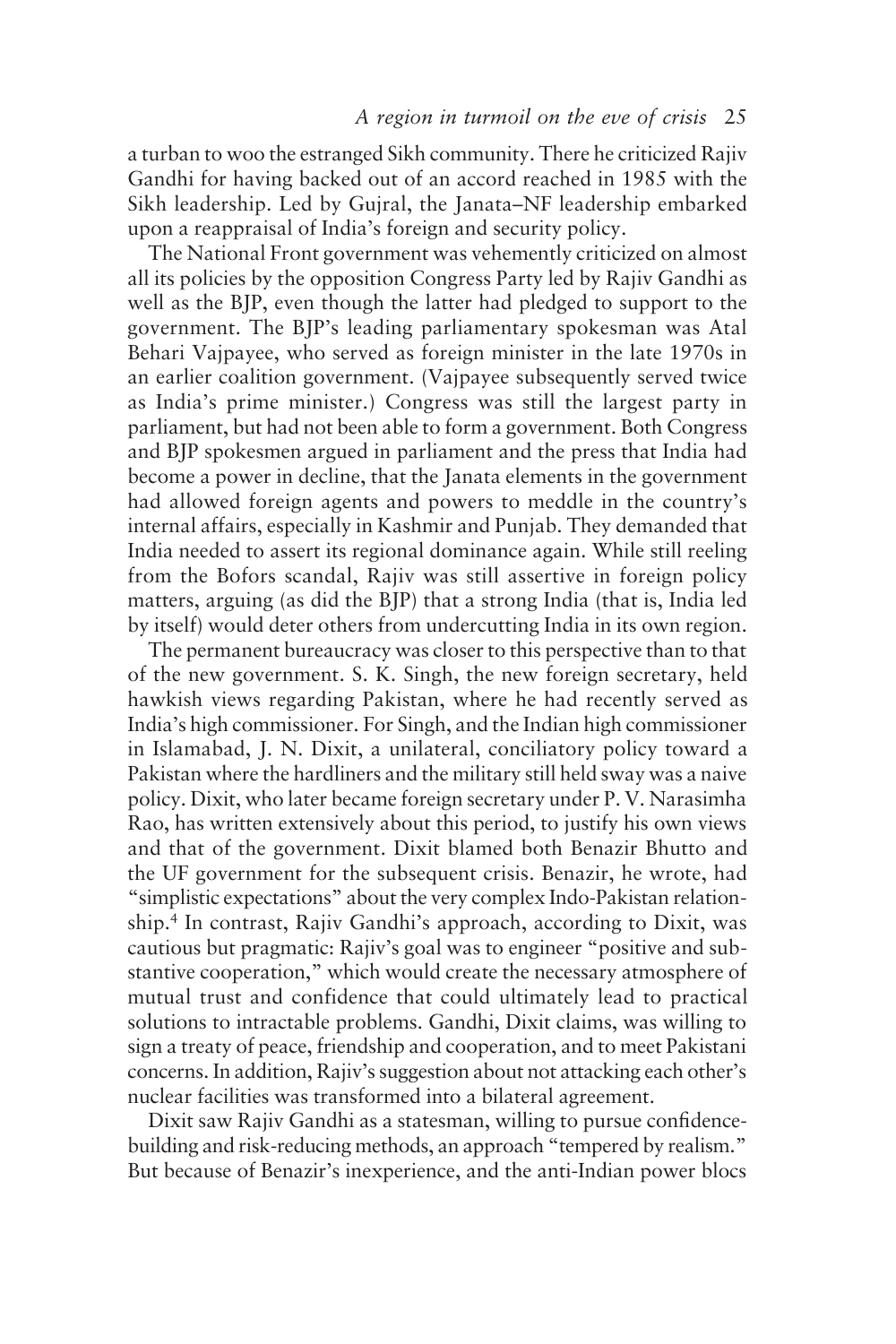a turban to woo the estranged Sikh community. There he criticized Rajiv Gandhi for having backed out of an accord reached in 1985 with the Sikh leadership. Led by Gujral, the Janata–NF leadership embarked upon a reappraisal of India's foreign and security policy.

The National Front government was vehemently criticized on almost all its policies by the opposition Congress Party led by Rajiv Gandhi as well as the BJP, even though the latter had pledged to support to the government. The BJP's leading parliamentary spokesman was Atal Behari Vajpayee, who served as foreign minister in the late 1970s in an earlier coalition government. (Vajpayee subsequently served twice as India's prime minister.) Congress was still the largest party in parliament, but had not been able to form a government. Both Congress and BJP spokesmen argued in parliament and the press that India had become a power in decline, that the Janata elements in the government had allowed foreign agents and powers to meddle in the country's internal affairs, especially in Kashmir and Punjab. They demanded that India needed to assert its regional dominance again. While still reeling from the Bofors scandal, Rajiv was still assertive in foreign policy matters, arguing (as did the BJP) that a strong India (that is, India led by itself) would deter others from undercutting India in its own region.

The permanent bureaucracy was closer to this perspective than to that of the new government. S. K. Singh, the new foreign secretary, held hawkish views regarding Pakistan, where he had recently served as India's high commissioner. For Singh, and the Indian high commissioner in Islamabad, J. N. Dixit, a unilateral, conciliatory policy toward a Pakistan where the hardliners and the military still held sway was a naive policy. Dixit, who later became foreign secretary under P. V. Narasimha Rao, has written extensively about this period, to justify his own views and that of the government. Dixit blamed both Benazir Bhutto and the UF government for the subsequent crisis. Benazir, he wrote, had "simplistic expectations" about the very complex Indo-Pakistan relationship.[4] In contrast, Rajiv Gandhi's approach, according to Dixit, was cautious but pragmatic: Rajiv's goal was to engineer "positive and substantive cooperation," which would create the necessary atmosphere of mutual trust and confidence that could ultimately lead to practical solutions to intractable problems. Gandhi, Dixit claims, was willing to sign a treaty of peace, friendship and cooperation, and to meet Pakistani concerns. In addition, Rajiv's suggestion about not attacking each other's nuclear facilities was transformed into a bilateral agreement.

Dixit saw Rajiv Gandhi as a statesman, willing to pursue confidence-building and risk-reducing methods, an approach "tempered by realism." But because of Benazir's inexperience, and the anti-Indian power blocs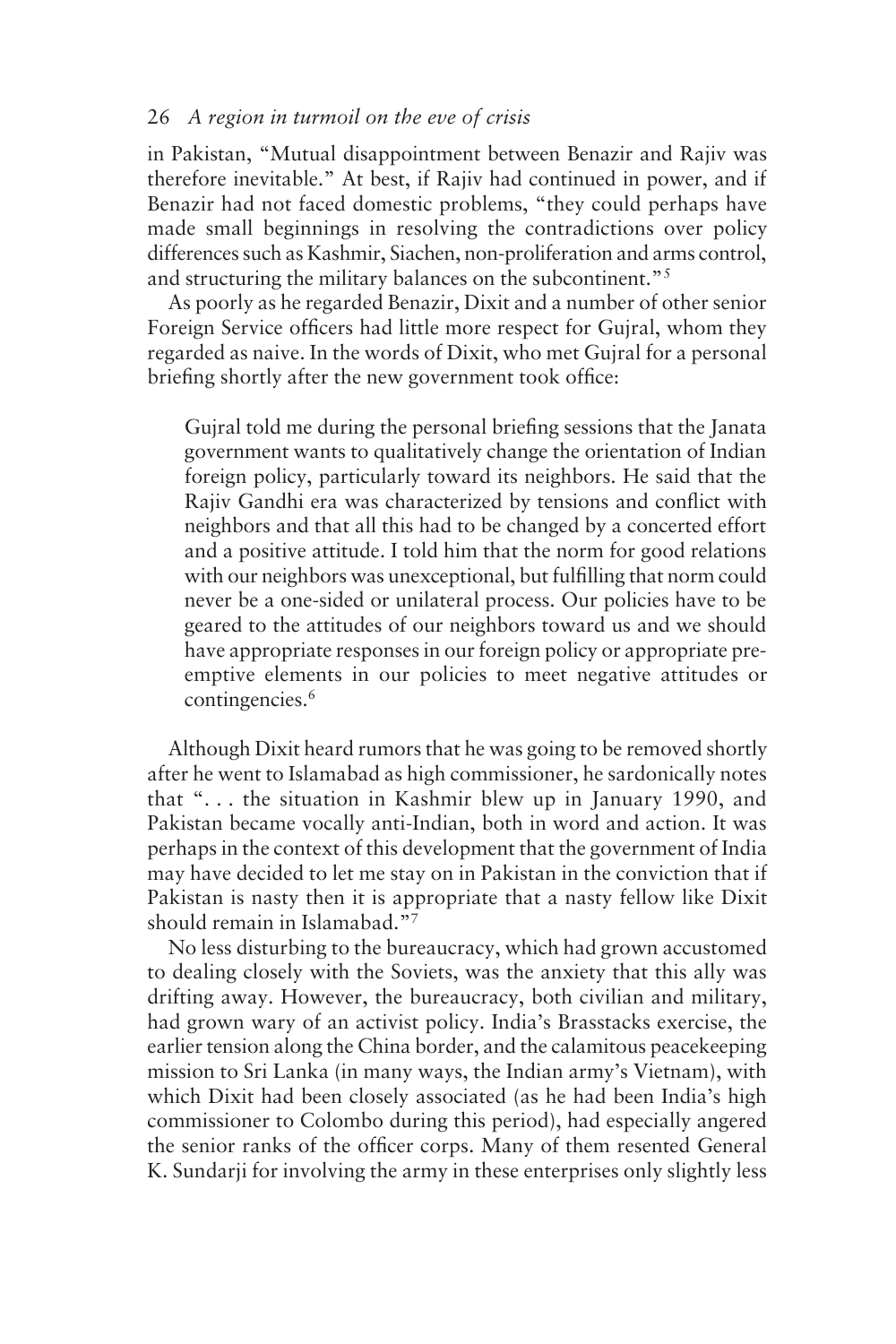in Pakistan, "Mutual disappointment between Benazir and Rajiv was therefore inevitable." At best, if Rajiv had continued in power, and if Benazir had not faced domestic problems, "they could perhaps have made small beginnings in resolving the contradictions over policy differences such as Kashmir, Siachen, non-proliferation and arms control, and structuring the military balances on the subcontinent."[5]

As poorly as he regarded Benazir, Dixit and a number of other senior Foreign Service officers had little more respect for Gujral, whom they regarded as naive. In the words of Dixit, who met Gujral for a personal briefing shortly after the new government took office:

> Gujral told me during the personal briefing sessions that the Janata government wants to qualitatively change the orientation of Indian foreign policy, particularly toward its neighbors. He said that the Rajiv Gandhi era was characterized by tensions and conflict with neighbors and that all this had to be changed by a concerted effort and a positive attitude. I told him that the norm for good relations with our neighbors was unexceptional, but fulfilling that norm could never be a one-sided or unilateral process. Our policies have to be geared to the attitudes of our neighbors toward us and we should have appropriate responses in our foreign policy or appropriate pre-emptive elements in our policies to meet negative attitudes or contingencies.[6]

Although Dixit heard rumors that he was going to be removed shortly after he went to Islamabad as high commissioner, he sardonically notes that ". . . the situation in Kashmir blew up in January 1990, and Pakistan became vocally anti-Indian, both in word and action. It was perhaps in the context of this development that the government of India may have decided to let me stay on in Pakistan in the conviction that if Pakistan is nasty then it is appropriate that a nasty fellow like Dixit should remain in Islamabad."[7]

No less disturbing to the bureaucracy, which had grown accustomed to dealing closely with the Soviets, was the anxiety that this ally was drifting away. However, the bureaucracy, both civilian and military, had grown wary of an activist policy. India's Brasstacks exercise, the earlier tension along the China border, and the calamitous peacekeeping mission to Sri Lanka (in many ways, the Indian army's Vietnam), with which Dixit had been closely associated (as he had been India's high commissioner to Colombo during this period), had especially angered the senior ranks of the officer corps. Many of them resented General K. Sundarji for involving the army in these enterprises only slightly less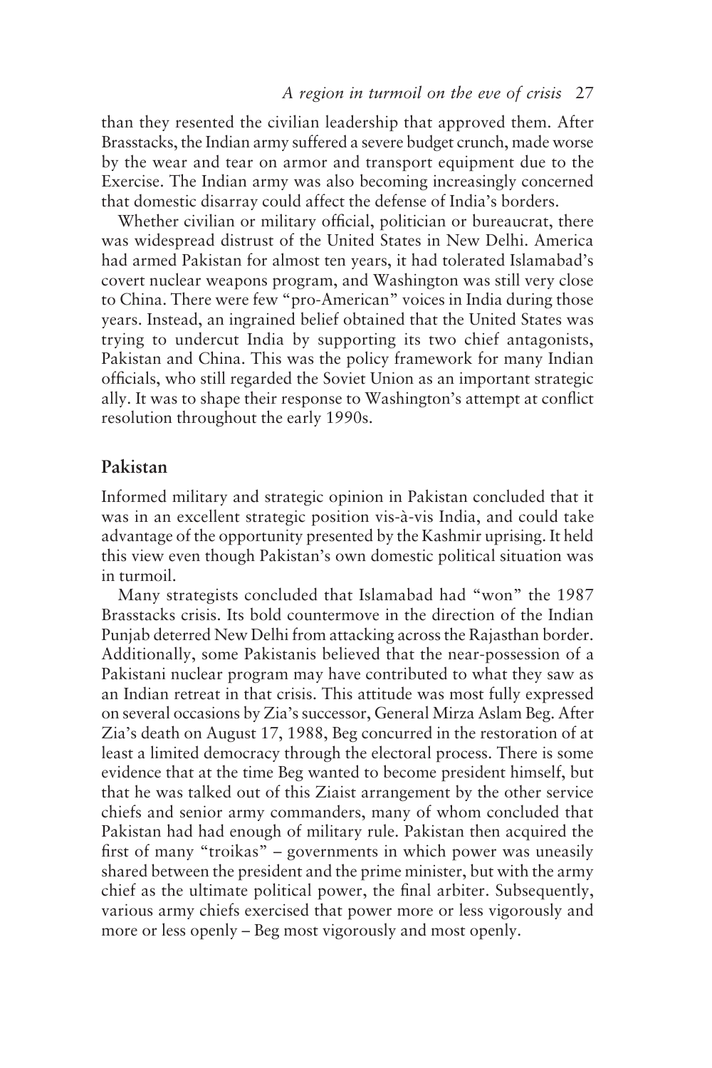than they resented the civilian leadership that approved them. After Brasstacks, the Indian army suffered a severe budget crunch, made worse by the wear and tear on armor and transport equipment due to the Exercise. The Indian army was also becoming increasingly concerned that domestic disarray could affect the defense of India's borders.

Whether civilian or military official, politician or bureaucrat, there was widespread distrust of the United States in New Delhi. America had armed Pakistan for almost ten years, it had tolerated Islamabad's covert nuclear weapons program, and Washington was still very close to China. There were few "pro-American" voices in India during those years. Instead, an ingrained belief obtained that the United States was trying to undercut India by supporting its two chief antagonists, Pakistan and China. This was the policy framework for many Indian officials, who still regarded the Soviet Union as an important strategic ally. It was to shape their response to Washington's attempt at conflict resolution throughout the early 1990s.

## Pakistan

Informed military and strategic opinion in Pakistan concluded that it was in an excellent strategic position vis-à-vis India, and could take advantage of the opportunity presented by the Kashmir uprising. It held this view even though Pakistan's own domestic political situation was in turmoil.

Many strategists concluded that Islamabad had "won" the 1987 Brasstacks crisis. Its bold countermove in the direction of the Indian Punjab deterred New Delhi from attacking across the Rajasthan border. Additionally, some Pakistanis believed that the near-possession of a Pakistani nuclear program may have contributed to what they saw as an Indian retreat in that crisis. This attitude was most fully expressed on several occasions by Zia's successor, General Mirza Aslam Beg. After Zia's death on August 17, 1988, Beg concurred in the restoration of at least a limited democracy through the electoral process. There is some evidence that at the time Beg wanted to become president himself, but that he was talked out of this Ziaist arrangement by the other service chiefs and senior army commanders, many of whom concluded that Pakistan had had enough of military rule. Pakistan then acquired the first of many "troikas" – governments in which power was uneasily shared between the president and the prime minister, but with the army chief as the ultimate political power, the final arbiter. Subsequently, various army chiefs exercised that power more or less vigorously and more or less openly – Beg most vigorously and most openly.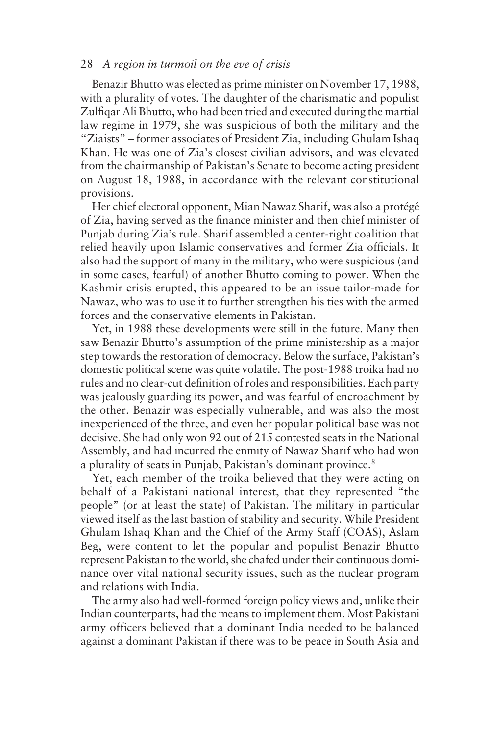Benazir Bhutto was elected as prime minister on November 17, 1988, with a plurality of votes. The daughter of the charismatic and populist Zulfiqar Ali Bhutto, who had been tried and executed during the martial law regime in 1979, she was suspicious of both the military and the "Ziaists" – former associates of President Zia, including Ghulam Ishaq Khan. He was one of Zia's closest civilian advisors, and was elevated from the chairmanship of Pakistan's Senate to become acting president on August 18, 1988, in accordance with the relevant constitutional provisions.

Her chief electoral opponent, Mian Nawaz Sharif, was also a protégé of Zia, having served as the finance minister and then chief minister of Punjab during Zia's rule. Sharif assembled a center-right coalition that relied heavily upon Islamic conservatives and former Zia officials. It also had the support of many in the military, who were suspicious (and in some cases, fearful) of another Bhutto coming to power. When the Kashmir crisis erupted, this appeared to be an issue tailor-made for Nawaz, who was to use it to further strengthen his ties with the armed forces and the conservative elements in Pakistan.

Yet, in 1988 these developments were still in the future. Many then saw Benazir Bhutto's assumption of the prime ministership as a major step towards the restoration of democracy. Below the surface, Pakistan's domestic political scene was quite volatile. The post-1988 troika had no rules and no clear-cut definition of roles and responsibilities. Each party was jealously guarding its power, and was fearful of encroachment by the other. Benazir was especially vulnerable, and was also the most inexperienced of the three, and even her popular political base was not decisive. She had only won 92 out of 215 contested seats in the National Assembly, and had incurred the enmity of Nawaz Sharif who had won a plurality of seats in Punjab, Pakistan's dominant province.[8]

Yet, each member of the troika believed that they were acting on behalf of a Pakistani national interest, that they represented "the people" (or at least the state) of Pakistan. The military in particular viewed itself as the last bastion of stability and security. While President Ghulam Ishaq Khan and the Chief of the Army Staff (COAS), Aslam Beg, were content to let the popular and populist Benazir Bhutto represent Pakistan to the world, she chafed under their continuous dominance over vital national security issues, such as the nuclear program and relations with India.

The army also had well-formed foreign policy views and, unlike their Indian counterparts, had the means to implement them. Most Pakistani army officers believed that a dominant India needed to be balanced against a dominant Pakistan if there was to be peace in South Asia and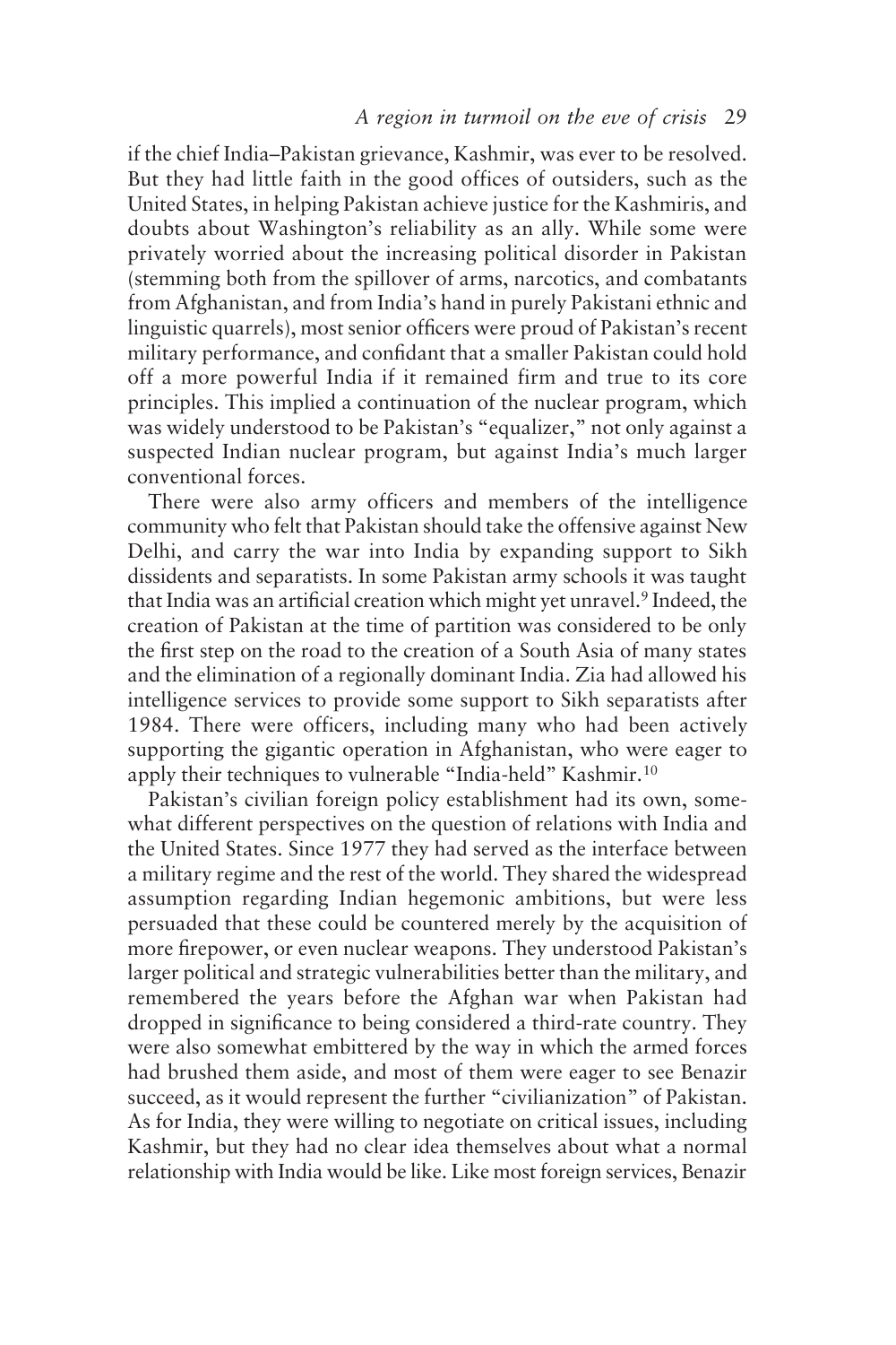if the chief India–Pakistan grievance, Kashmir, was ever to be resolved. But they had little faith in the good offices of outsiders, such as the United States, in helping Pakistan achieve justice for the Kashmiris, and doubts about Washington's reliability as an ally. While some were privately worried about the increasing political disorder in Pakistan (stemming both from the spillover of arms, narcotics, and combatants from Afghanistan, and from India's hand in purely Pakistani ethnic and linguistic quarrels), most senior officers were proud of Pakistan's recent military performance, and confidant that a smaller Pakistan could hold off a more powerful India if it remained firm and true to its core principles. This implied a continuation of the nuclear program, which was widely understood to be Pakistan's "equalizer," not only against a suspected Indian nuclear program, but against India's much larger conventional forces.

There were also army officers and members of the intelligence community who felt that Pakistan should take the offensive against New Delhi, and carry the war into India by expanding support to Sikh dissidents and separatists. In some Pakistan army schools it was taught that India was an artificial creation which might yet unravel.[9] Indeed, the creation of Pakistan at the time of partition was considered to be only the first step on the road to the creation of a South Asia of many states and the elimination of a regionally dominant India. Zia had allowed his intelligence services to provide some support to Sikh separatists after 1984. There were officers, including many who had been actively supporting the gigantic operation in Afghanistan, who were eager to apply their techniques to vulnerable "India-held" Kashmir.[10]

Pakistan's civilian foreign policy establishment had its own, somewhat different perspectives on the question of relations with India and the United States. Since 1977 they had served as the interface between a military regime and the rest of the world. They shared the widespread assumption regarding Indian hegemonic ambitions, but were less persuaded that these could be countered merely by the acquisition of more firepower, or even nuclear weapons. They understood Pakistan's larger political and strategic vulnerabilities better than the military, and remembered the years before the Afghan war when Pakistan had dropped in significance to being considered a third-rate country. They were also somewhat embittered by the way in which the armed forces had brushed them aside, and most of them were eager to see Benazir succeed, as it would represent the further "civilianization" of Pakistan. As for India, they were willing to negotiate on critical issues, including Kashmir, but they had no clear idea themselves about what a normal relationship with India would be like. Like most foreign services, Benazir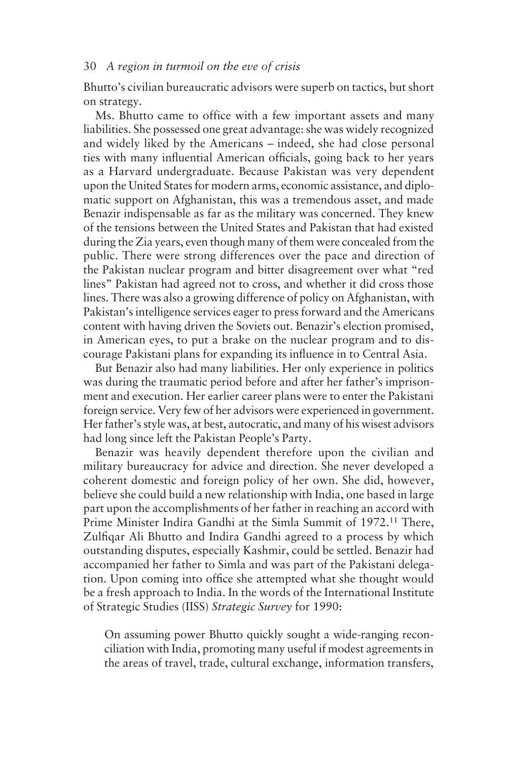Bhutto's civilian bureaucratic advisors were superb on tactics, but short on strategy.

Ms. Bhutto came to office with a few important assets and many liabilities. She possessed one great advantage: she was widely recognized and widely liked by the Americans – indeed, she had close personal ties with many influential American officials, going back to her years as a Harvard undergraduate. Because Pakistan was very dependent upon the United States for modern arms, economic assistance, and diplomatic support on Afghanistan, this was a tremendous asset, and made Benazir indispensable as far as the military was concerned. They knew of the tensions between the United States and Pakistan that had existed during the Zia years, even though many of them were concealed from the public. There were strong differences over the pace and direction of the Pakistan nuclear program and bitter disagreement over what "red lines" Pakistan had agreed not to cross, and whether it did cross those lines. There was also a growing difference of policy on Afghanistan, with Pakistan's intelligence services eager to press forward and the Americans content with having driven the Soviets out. Benazir's election promised, in American eyes, to put a brake on the nuclear program and to discourage Pakistani plans for expanding its influence in to Central Asia.

But Benazir also had many liabilities. Her only experience in politics was during the traumatic period before and after her father's imprisonment and execution. Her earlier career plans were to enter the Pakistani foreign service. Very few of her advisors were experienced in government. Her father's style was, at best, autocratic, and many of his wisest advisors had long since left the Pakistan People's Party.

Benazir was heavily dependent therefore upon the civilian and military bureaucracy for advice and direction. She never developed a coherent domestic and foreign policy of her own. She did, however, believe she could build a new relationship with India, one based in large part upon the accomplishments of her father in reaching an accord with Prime Minister Indira Gandhi at the Simla Summit of 1972.[11] There, Zulfiqar Ali Bhutto and Indira Gandhi agreed to a process by which outstanding disputes, especially Kashmir, could be settled. Benazir had accompanied her father to Simla and was part of the Pakistani delegation. Upon coming into office she attempted what she thought would be a fresh approach to India. In the words of the International Institute of Strategic Studies (IISS) *Strategic Survey* for 1990:

> On assuming power Bhutto quickly sought a wide-ranging reconciliation with India, promoting many useful if modest agreements in the areas of travel, trade, cultural exchange, information transfers,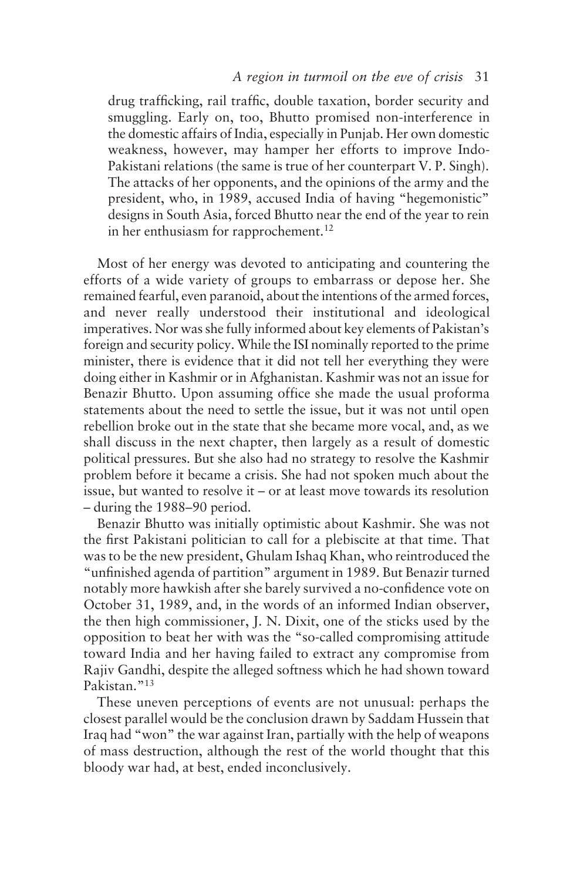drug trafficking, rail traffic, double taxation, border security and smuggling. Early on, too, Bhutto promised non-interference in the domestic affairs of India, especially in Punjab. Her own domestic weakness, however, may hamper her efforts to improve Indo-Pakistani relations (the same is true of her counterpart V. P. Singh). The attacks of her opponents, and the opinions of the army and the president, who, in 1989, accused India of having "hegemonistic" designs in South Asia, forced Bhutto near the end of the year to rein in her enthusiasm for rapprochement.[12]

Most of her energy was devoted to anticipating and countering the efforts of a wide variety of groups to embarrass or depose her. She remained fearful, even paranoid, about the intentions of the armed forces, and never really understood their institutional and ideological imperatives. Nor was she fully informed about key elements of Pakistan's foreign and security policy. While the ISI nominally reported to the prime minister, there is evidence that it did not tell her everything they were doing either in Kashmir or in Afghanistan. Kashmir was not an issue for Benazir Bhutto. Upon assuming office she made the usual proforma statements about the need to settle the issue, but it was not until open rebellion broke out in the state that she became more vocal, and, as we shall discuss in the next chapter, then largely as a result of domestic political pressures. But she also had no strategy to resolve the Kashmir problem before it became a crisis. She had not spoken much about the issue, but wanted to resolve it – or at least move towards its resolution – during the 1988–90 period.

Benazir Bhutto was initially optimistic about Kashmir. She was not the first Pakistani politician to call for a plebiscite at that time. That was to be the new president, Ghulam Ishaq Khan, who reintroduced the "unfinished agenda of partition" argument in 1989. But Benazir turned notably more hawkish after she barely survived a no-confidence vote on October 31, 1989, and, in the words of an informed Indian observer, the then high commissioner, J. N. Dixit, one of the sticks used by the opposition to beat her with was the "so-called compromising attitude toward India and her having failed to extract any compromise from Rajiv Gandhi, despite the alleged softness which he had shown toward Pakistan."[13]

These uneven perceptions of events are not unusual: perhaps the closest parallel would be the conclusion drawn by Saddam Hussein that Iraq had "won" the war against Iran, partially with the help of weapons of mass destruction, although the rest of the world thought that this bloody war had, at best, ended inconclusively.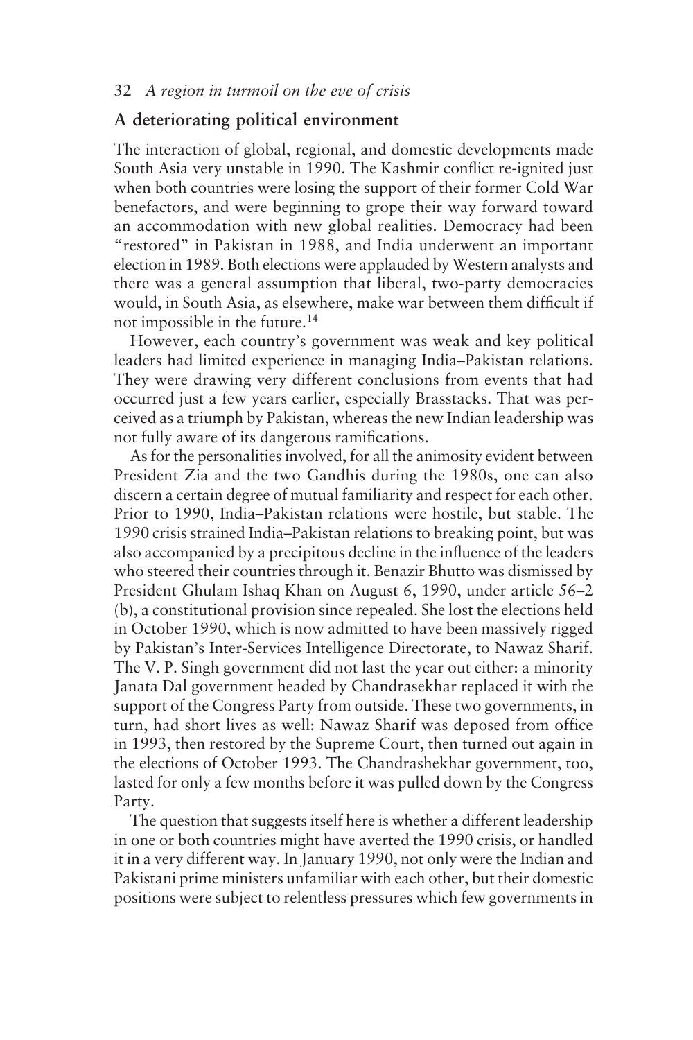## A deteriorating political environment

The interaction of global, regional, and domestic developments made South Asia very unstable in 1990. The Kashmir conflict re-ignited just when both countries were losing the support of their former Cold War benefactors, and were beginning to grope their way forward toward an accommodation with new global realities. Democracy had been "restored" in Pakistan in 1988, and India underwent an important election in 1989. Both elections were applauded by Western analysts and there was a general assumption that liberal, two-party democracies would, in South Asia, as elsewhere, make war between them difficult if not impossible in the future.[14]

However, each country's government was weak and key political leaders had limited experience in managing India–Pakistan relations. They were drawing very different conclusions from events that had occurred just a few years earlier, especially Brasstacks. That was perceived as a triumph by Pakistan, whereas the new Indian leadership was not fully aware of its dangerous ramifications.

As for the personalities involved, for all the animosity evident between President Zia and the two Gandhis during the 1980s, one can also discern a certain degree of mutual familiarity and respect for each other. Prior to 1990, India–Pakistan relations were hostile, but stable. The 1990 crisis strained India–Pakistan relations to breaking point, but was also accompanied by a precipitous decline in the influence of the leaders who steered their countries through it. Benazir Bhutto was dismissed by President Ghulam Ishaq Khan on August 6, 1990, under article 56–2 (b), a constitutional provision since repealed. She lost the elections held in October 1990, which is now admitted to have been massively rigged by Pakistan's Inter-Services Intelligence Directorate, to Nawaz Sharif. The V. P. Singh government did not last the year out either: a minority Janata Dal government headed by Chandrasekhar replaced it with the support of the Congress Party from outside. These two governments, in turn, had short lives as well: Nawaz Sharif was deposed from office in 1993, then restored by the Supreme Court, then turned out again in the elections of October 1993. The Chandrashekhar government, too, lasted for only a few months before it was pulled down by the Congress Party.

The question that suggests itself here is whether a different leadership in one or both countries might have averted the 1990 crisis, or handled it in a very different way. In January 1990, not only were the Indian and Pakistani prime ministers unfamiliar with each other, but their domestic positions were subject to relentless pressures which few governments in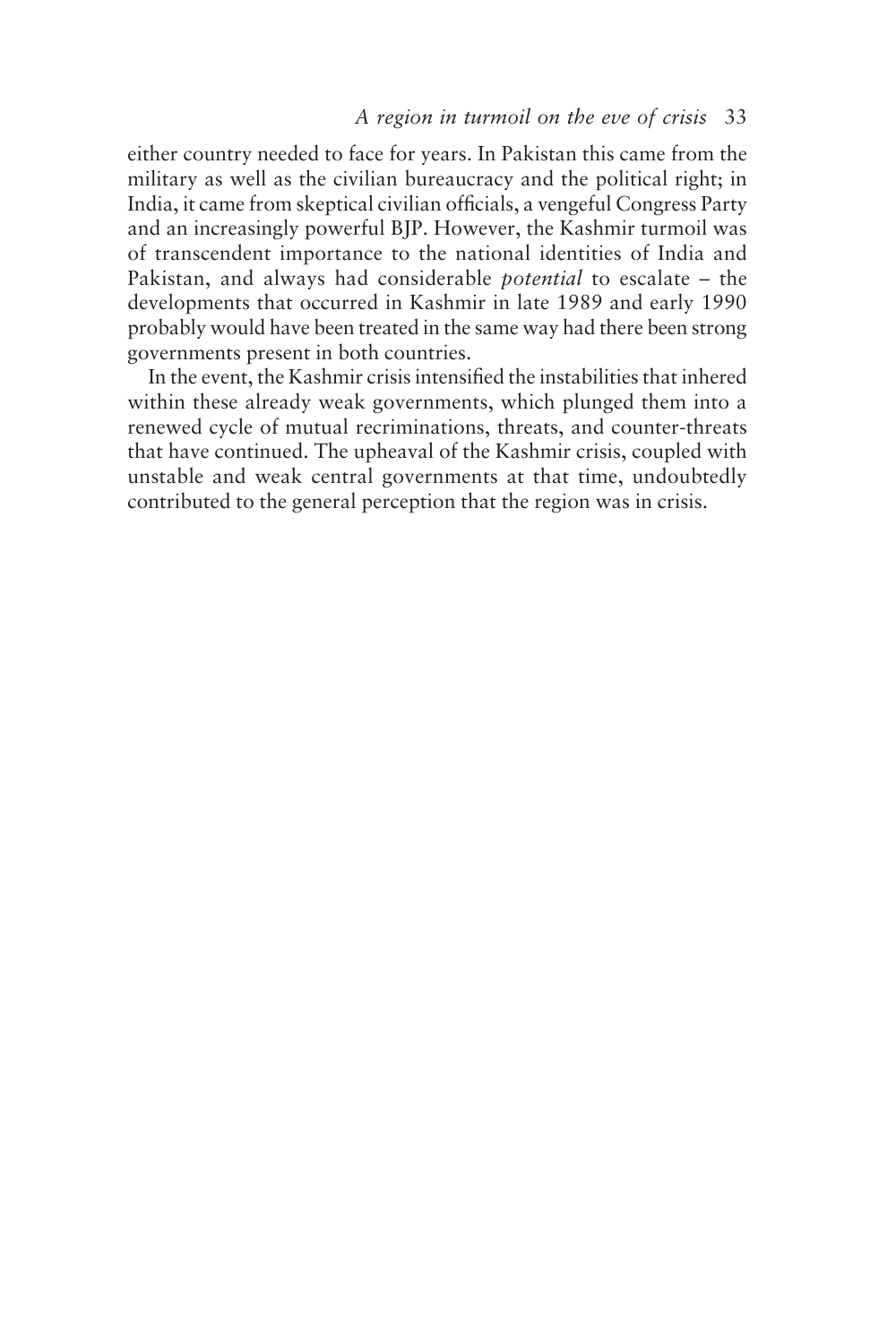either country needed to face for years. In Pakistan this came from the military as well as the civilian bureaucracy and the political right; in India, it came from skeptical civilian officials, a vengeful Congress Party and an increasingly powerful BJP. However, the Kashmir turmoil was of transcendent importance to the national identities of India and Pakistan, and always had considerable *potential* to escalate – the developments that occurred in Kashmir in late 1989 and early 1990 probably would have been treated in the same way had there been strong governments present in both countries.

In the event, the Kashmir crisis intensified the instabilities that inhered within these already weak governments, which plunged them into a renewed cycle of mutual recriminations, threats, and counter-threats that have continued. The upheaval of the Kashmir crisis, coupled with unstable and weak central governments at that time, undoubtedly contributed to the general perception that the region was in crisis.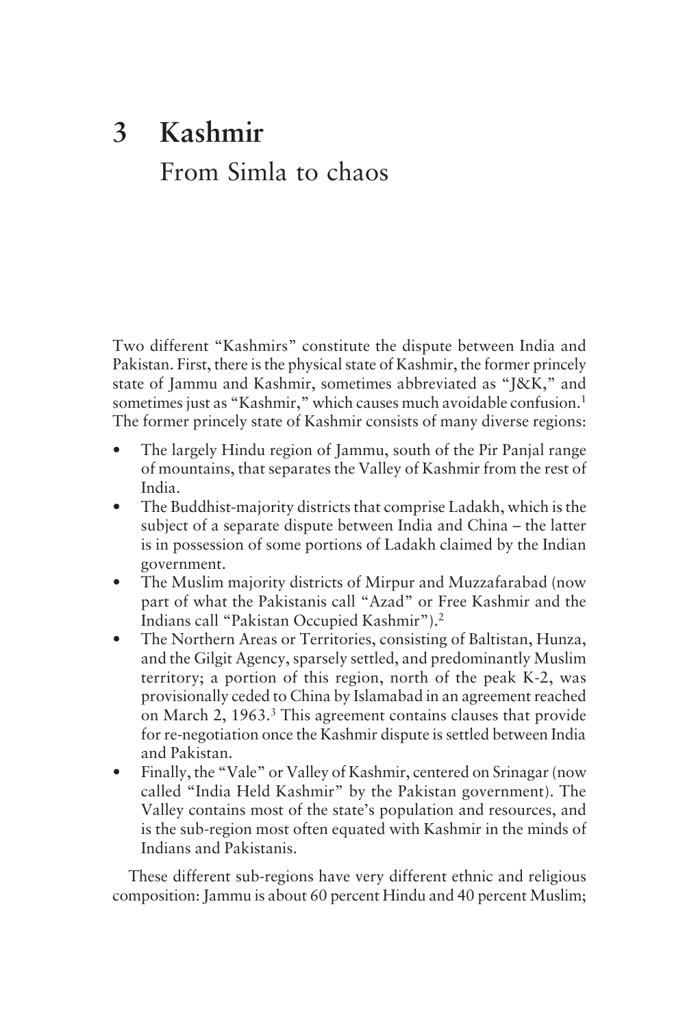# 3 Kashmir

## From Simla to chaos

Two different "Kashmirs" constitute the dispute between India and Pakistan. First, there is the physical state of Kashmir, the former princely state of Jammu and Kashmir, sometimes abbreviated as "J&K," and sometimes just as "Kashmir," which causes much avoidable confusion.[1] The former princely state of Kashmir consists of many diverse regions:

- The largely Hindu region of Jammu, south of the Pir Panjal range of mountains, that separates the Valley of Kashmir from the rest of India.
- The Buddhist-majority districts that comprise Ladakh, which is the subject of a separate dispute between India and China – the latter is in possession of some portions of Ladakh claimed by the Indian government.
- The Muslim majority districts of Mirpur and Muzzafarabad (now part of what the Pakistanis call "Azad" or Free Kashmir and the Indians call "Pakistan Occupied Kashmir").[2]
- The Northern Areas or Territories, consisting of Baltistan, Hunza, and the Gilgit Agency, sparsely settled, and predominantly Muslim territory; a portion of this region, north of the peak K-2, was provisionally ceded to China by Islamabad in an agreement reached on March 2, 1963.[3] This agreement contains clauses that provide for re-negotiation once the Kashmir dispute is settled between India and Pakistan.
- Finally, the "Vale" or Valley of Kashmir, centered on Srinagar (now called "India Held Kashmir" by the Pakistan government). The Valley contains most of the state's population and resources, and is the sub-region most often equated with Kashmir in the minds of Indians and Pakistanis.

These different sub-regions have very different ethnic and religious composition: Jammu is about 60 percent Hindu and 40 percent Muslim;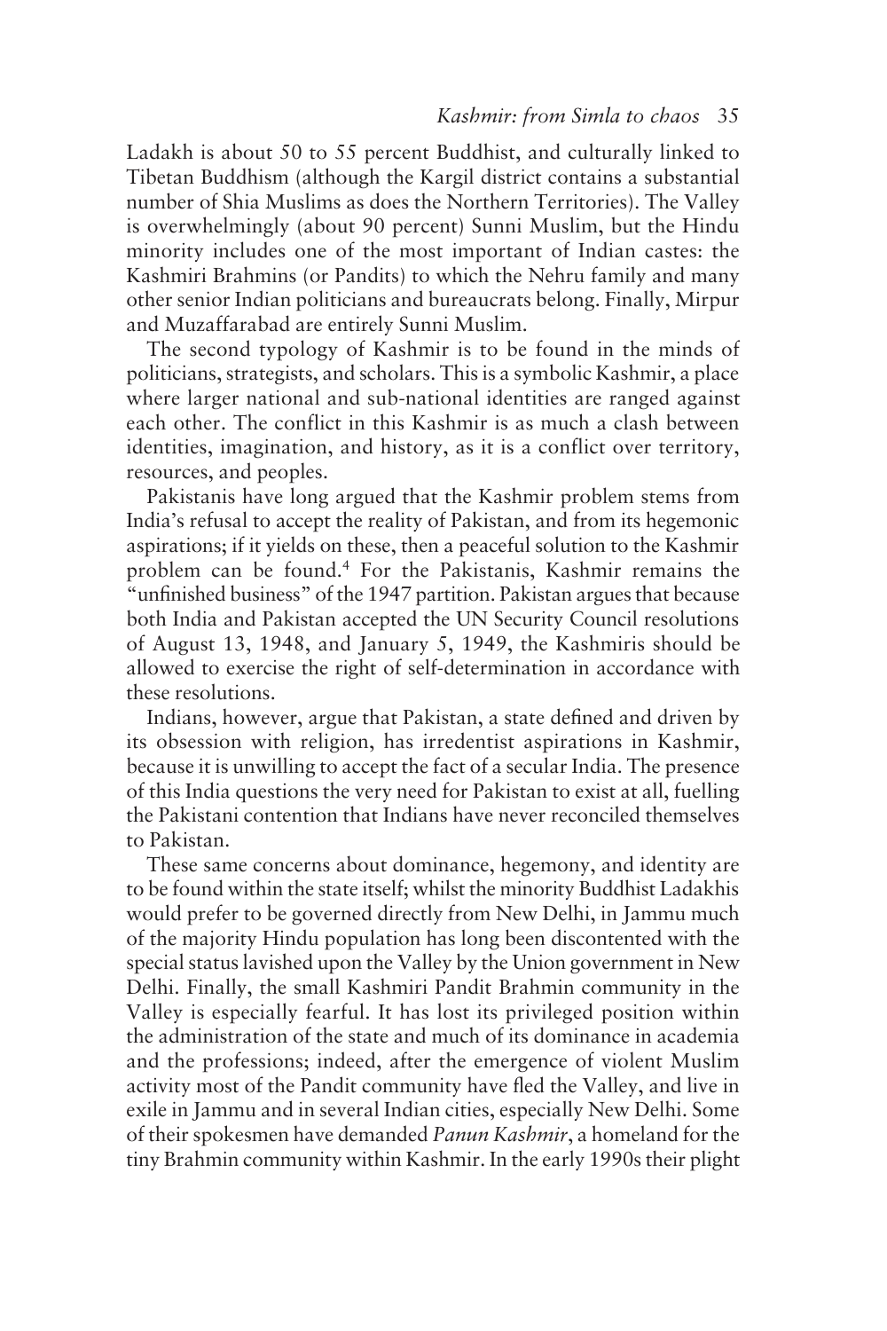Ladakh is about 50 to 55 percent Buddhist, and culturally linked to Tibetan Buddhism (although the Kargil district contains a substantial number of Shia Muslims as does the Northern Territories). The Valley is overwhelmingly (about 90 percent) Sunni Muslim, but the Hindu minority includes one of the most important of Indian castes: the Kashmiri Brahmins (or Pandits) to which the Nehru family and many other senior Indian politicians and bureaucrats belong. Finally, Mirpur and Muzaffarabad are entirely Sunni Muslim.

The second typology of Kashmir is to be found in the minds of politicians, strategists, and scholars. This is a symbolic Kashmir, a place where larger national and sub-national identities are ranged against each other. The conflict in this Kashmir is as much a clash between identities, imagination, and history, as it is a conflict over territory, resources, and peoples.

Pakistanis have long argued that the Kashmir problem stems from India's refusal to accept the reality of Pakistan, and from its hegemonic aspirations; if it yields on these, then a peaceful solution to the Kashmir problem can be found.[4] For the Pakistanis, Kashmir remains the "unfinished business" of the 1947 partition. Pakistan argues that because both India and Pakistan accepted the UN Security Council resolutions of August 13, 1948, and January 5, 1949, the Kashmiris should be allowed to exercise the right of self-determination in accordance with these resolutions.

Indians, however, argue that Pakistan, a state defined and driven by its obsession with religion, has irredentist aspirations in Kashmir, because it is unwilling to accept the fact of a secular India. The presence of this India questions the very need for Pakistan to exist at all, fuelling the Pakistani contention that Indians have never reconciled themselves to Pakistan.

These same concerns about dominance, hegemony, and identity are to be found within the state itself; whilst the minority Buddhist Ladakhis would prefer to be governed directly from New Delhi, in Jammu much of the majority Hindu population has long been discontented with the special status lavished upon the Valley by the Union government in New Delhi. Finally, the small Kashmiri Pandit Brahmin community in the Valley is especially fearful. It has lost its privileged position within the administration of the state and much of its dominance in academia and the professions; indeed, after the emergence of violent Muslim activity most of the Pandit community have fled the Valley, and live in exile in Jammu and in several Indian cities, especially New Delhi. Some of their spokesmen have demanded *Panun Kashmir*, a homeland for the tiny Brahmin community within Kashmir. In the early 1990s their plight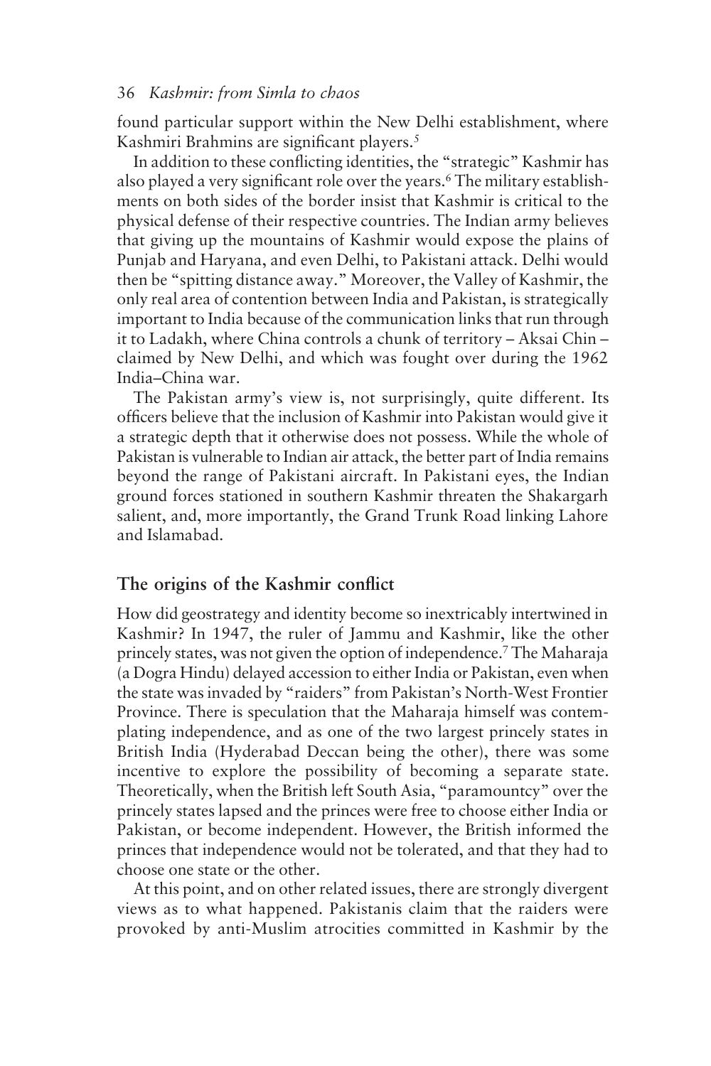found particular support within the New Delhi establishment, where Kashmiri Brahmins are significant players.[5]

In addition to these conflicting identities, the "strategic" Kashmir has also played a very significant role over the years.[6] The military establishments on both sides of the border insist that Kashmir is critical to the physical defense of their respective countries. The Indian army believes that giving up the mountains of Kashmir would expose the plains of Punjab and Haryana, and even Delhi, to Pakistani attack. Delhi would then be "spitting distance away." Moreover, the Valley of Kashmir, the only real area of contention between India and Pakistan, is strategically important to India because of the communication links that run through it to Ladakh, where China controls a chunk of territory – Aksai Chin – claimed by New Delhi, and which was fought over during the 1962 India–China war.

The Pakistan army's view is, not surprisingly, quite different. Its officers believe that the inclusion of Kashmir into Pakistan would give it a strategic depth that it otherwise does not possess. While the whole of Pakistan is vulnerable to Indian air attack, the better part of India remains beyond the range of Pakistani aircraft. In Pakistani eyes, the Indian ground forces stationed in southern Kashmir threaten the Shakargarh salient, and, more importantly, the Grand Trunk Road linking Lahore and Islamabad.

## The origins of the Kashmir conflict

How did geostrategy and identity become so inextricably intertwined in Kashmir? In 1947, the ruler of Jammu and Kashmir, like the other princely states, was not given the option of independence.[7] The Maharaja (a Dogra Hindu) delayed accession to either India or Pakistan, even when the state was invaded by "raiders" from Pakistan's North-West Frontier Province. There is speculation that the Maharaja himself was contemplating independence, and as one of the two largest princely states in British India (Hyderabad Deccan being the other), there was some incentive to explore the possibility of becoming a separate state. Theoretically, when the British left South Asia, "paramountcy" over the princely states lapsed and the princes were free to choose either India or Pakistan, or become independent. However, the British informed the princes that independence would not be tolerated, and that they had to choose one state or the other.

At this point, and on other related issues, there are strongly divergent views as to what happened. Pakistanis claim that the raiders were provoked by anti-Muslim atrocities committed in Kashmir by the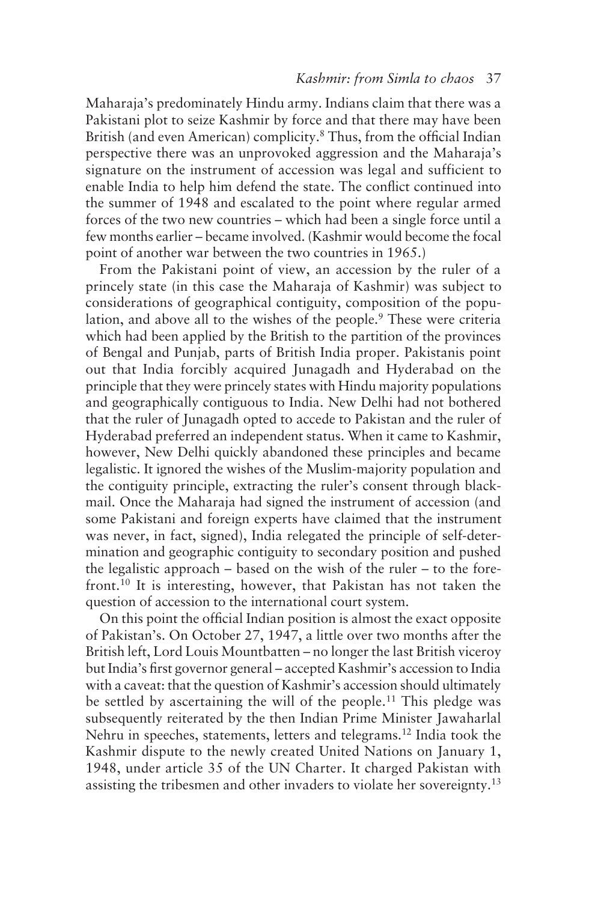Maharaja's predominately Hindu army. Indians claim that there was a Pakistani plot to seize Kashmir by force and that there may have been British (and even American) complicity.[8] Thus, from the official Indian perspective there was an unprovoked aggression and the Maharaja's signature on the instrument of accession was legal and sufficient to enable India to help him defend the state. The conflict continued into the summer of 1948 and escalated to the point where regular armed forces of the two new countries – which had been a single force until a few months earlier – became involved. (Kashmir would become the focal point of another war between the two countries in 1965.)

From the Pakistani point of view, an accession by the ruler of a princely state (in this case the Maharaja of Kashmir) was subject to considerations of geographical contiguity, composition of the population, and above all to the wishes of the people.[9] These were criteria which had been applied by the British to the partition of the provinces of Bengal and Punjab, parts of British India proper. Pakistanis point out that India forcibly acquired Junagadh and Hyderabad on the principle that they were princely states with Hindu majority populations and geographically contiguous to India. New Delhi had not bothered that the ruler of Junagadh opted to accede to Pakistan and the ruler of Hyderabad preferred an independent status. When it came to Kashmir, however, New Delhi quickly abandoned these principles and became legalistic. It ignored the wishes of the Muslim-majority population and the contiguity principle, extracting the ruler's consent through blackmail. Once the Maharaja had signed the instrument of accession (and some Pakistani and foreign experts have claimed that the instrument was never, in fact, signed), India relegated the principle of self-determination and geographic contiguity to secondary position and pushed the legalistic approach – based on the wish of the ruler – to the forefront.[10] It is interesting, however, that Pakistan has not taken the question of accession to the international court system.

On this point the official Indian position is almost the exact opposite of Pakistan's. On October 27, 1947, a little over two months after the British left, Lord Louis Mountbatten – no longer the last British viceroy but India's first governor general – accepted Kashmir's accession to India with a caveat: that the question of Kashmir's accession should ultimately be settled by ascertaining the will of the people.[11] This pledge was subsequently reiterated by the then Indian Prime Minister Jawaharlal Nehru in speeches, statements, letters and telegrams.[12] India took the Kashmir dispute to the newly created United Nations on January 1, 1948, under article 35 of the UN Charter. It charged Pakistan with assisting the tribesmen and other invaders to violate her sovereignty.[13]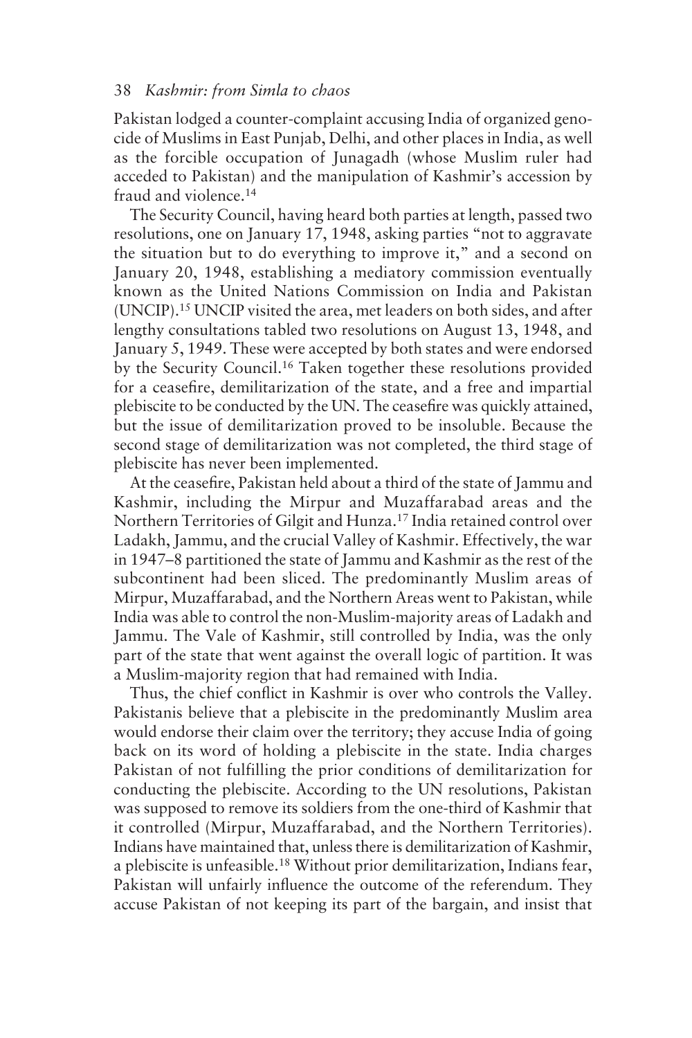Pakistan lodged a counter-complaint accusing India of organized genocide of Muslims in East Punjab, Delhi, and other places in India, as well as the forcible occupation of Junagadh (whose Muslim ruler had acceded to Pakistan) and the manipulation of Kashmir's accession by fraud and violence.[14]

The Security Council, having heard both parties at length, passed two resolutions, one on January 17, 1948, asking parties "not to aggravate the situation but to do everything to improve it," and a second on January 20, 1948, establishing a mediatory commission eventually known as the United Nations Commission on India and Pakistan (UNCIP).[15] UNCIP visited the area, met leaders on both sides, and after lengthy consultations tabled two resolutions on August 13, 1948, and January 5, 1949. These were accepted by both states and were endorsed by the Security Council.[16] Taken together these resolutions provided for a ceasefire, demilitarization of the state, and a free and impartial plebiscite to be conducted by the UN. The ceasefire was quickly attained, but the issue of demilitarization proved to be insoluble. Because the second stage of demilitarization was not completed, the third stage of plebiscite has never been implemented.

At the ceasefire, Pakistan held about a third of the state of Jammu and Kashmir, including the Mirpur and Muzaffarabad areas and the Northern Territories of Gilgit and Hunza.[17] India retained control over Ladakh, Jammu, and the crucial Valley of Kashmir. Effectively, the war in 1947–8 partitioned the state of Jammu and Kashmir as the rest of the subcontinent had been sliced. The predominantly Muslim areas of Mirpur, Muzaffarabad, and the Northern Areas went to Pakistan, while India was able to control the non-Muslim-majority areas of Ladakh and Jammu. The Vale of Kashmir, still controlled by India, was the only part of the state that went against the overall logic of partition. It was a Muslim-majority region that had remained with India.

Thus, the chief conflict in Kashmir is over who controls the Valley. Pakistanis believe that a plebiscite in the predominantly Muslim area would endorse their claim over the territory; they accuse India of going back on its word of holding a plebiscite in the state. India charges Pakistan of not fulfilling the prior conditions of demilitarization for conducting the plebiscite. According to the UN resolutions, Pakistan was supposed to remove its soldiers from the one-third of Kashmir that it controlled (Mirpur, Muzaffarabad, and the Northern Territories). Indians have maintained that, unless there is demilitarization of Kashmir, a plebiscite is unfeasible.[18] Without prior demilitarization, Indians fear, Pakistan will unfairly influence the outcome of the referendum. They accuse Pakistan of not keeping its part of the bargain, and insist that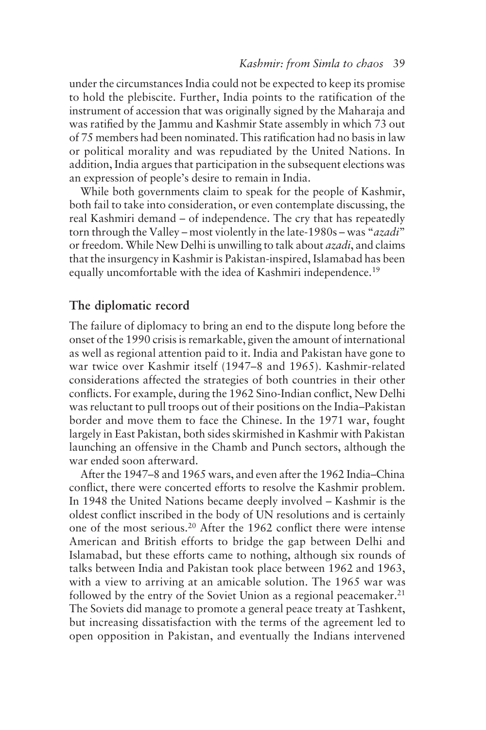under the circumstances India could not be expected to keep its promise to hold the plebiscite. Further, India points to the ratification of the instrument of accession that was originally signed by the Maharaja and was ratified by the Jammu and Kashmir State assembly in which 73 out of 75 members had been nominated. This ratification had no basis in law or political morality and was repudiated by the United Nations. In addition, India argues that participation in the subsequent elections was an expression of people's desire to remain in India.

While both governments claim to speak for the people of Kashmir, both fail to take into consideration, or even contemplate discussing, the real Kashmiri demand – of independence. The cry that has repeatedly torn through the Valley – most violently in the late-1980s – was "*azadi*" or freedom. While New Delhi is unwilling to talk about *azadi*, and claims that the insurgency in Kashmir is Pakistan-inspired, Islamabad has been equally uncomfortable with the idea of Kashmiri independence.[19]

## The diplomatic record

The failure of diplomacy to bring an end to the dispute long before the onset of the 1990 crisis is remarkable, given the amount of international as well as regional attention paid to it. India and Pakistan have gone to war twice over Kashmir itself (1947–8 and 1965). Kashmir-related considerations affected the strategies of both countries in their other conflicts. For example, during the 1962 Sino-Indian conflict, New Delhi was reluctant to pull troops out of their positions on the India–Pakistan border and move them to face the Chinese. In the 1971 war, fought largely in East Pakistan, both sides skirmished in Kashmir with Pakistan launching an offensive in the Chamb and Punch sectors, although the war ended soon afterward.

After the 1947–8 and 1965 wars, and even after the 1962 India–China conflict, there were concerted efforts to resolve the Kashmir problem. In 1948 the United Nations became deeply involved – Kashmir is the oldest conflict inscribed in the body of UN resolutions and is certainly one of the most serious.[20] After the 1962 conflict there were intense American and British efforts to bridge the gap between Delhi and Islamabad, but these efforts came to nothing, although six rounds of talks between India and Pakistan took place between 1962 and 1963, with a view to arriving at an amicable solution. The 1965 war was followed by the entry of the Soviet Union as a regional peacemaker.[21] The Soviets did manage to promote a general peace treaty at Tashkent, but increasing dissatisfaction with the terms of the agreement led to open opposition in Pakistan, and eventually the Indians intervened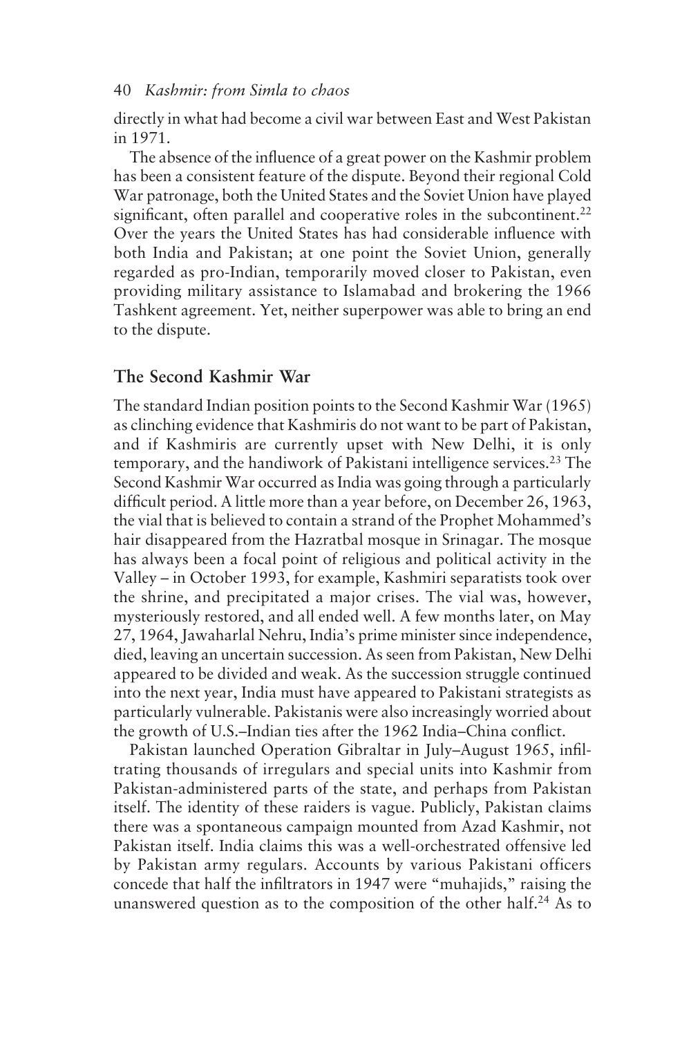directly in what had become a civil war between East and West Pakistan in 1971.

The absence of the influence of a great power on the Kashmir problem has been a consistent feature of the dispute. Beyond their regional Cold War patronage, both the United States and the Soviet Union have played significant, often parallel and cooperative roles in the subcontinent.[22] Over the years the United States has had considerable influence with both India and Pakistan; at one point the Soviet Union, generally regarded as pro-Indian, temporarily moved closer to Pakistan, even providing military assistance to Islamabad and brokering the 1966 Tashkent agreement. Yet, neither superpower was able to bring an end to the dispute.

## The Second Kashmir War

The standard Indian position points to the Second Kashmir War (1965) as clinching evidence that Kashmiris do not want to be part of Pakistan, and if Kashmiris are currently upset with New Delhi, it is only temporary, and the handiwork of Pakistani intelligence services.[23] The Second Kashmir War occurred as India was going through a particularly difficult period. A little more than a year before, on December 26, 1963, the vial that is believed to contain a strand of the Prophet Mohammed's hair disappeared from the Hazratbal mosque in Srinagar. The mosque has always been a focal point of religious and political activity in the Valley – in October 1993, for example, Kashmiri separatists took over the shrine, and precipitated a major crises. The vial was, however, mysteriously restored, and all ended well. A few months later, on May 27, 1964, Jawaharlal Nehru, India's prime minister since independence, died, leaving an uncertain succession. As seen from Pakistan, New Delhi appeared to be divided and weak. As the succession struggle continued into the next year, India must have appeared to Pakistani strategists as particularly vulnerable. Pakistanis were also increasingly worried about the growth of U.S.–Indian ties after the 1962 India–China conflict.

Pakistan launched Operation Gibraltar in July–August 1965, infiltrating thousands of irregulars and special units into Kashmir from Pakistan-administered parts of the state, and perhaps from Pakistan itself. The identity of these raiders is vague. Publicly, Pakistan claims there was a spontaneous campaign mounted from Azad Kashmir, not Pakistan itself. India claims this was a well-orchestrated offensive led by Pakistan army regulars. Accounts by various Pakistani officers concede that half the infiltrators in 1947 were "muhajids," raising the unanswered question as to the composition of the other half.[24] As to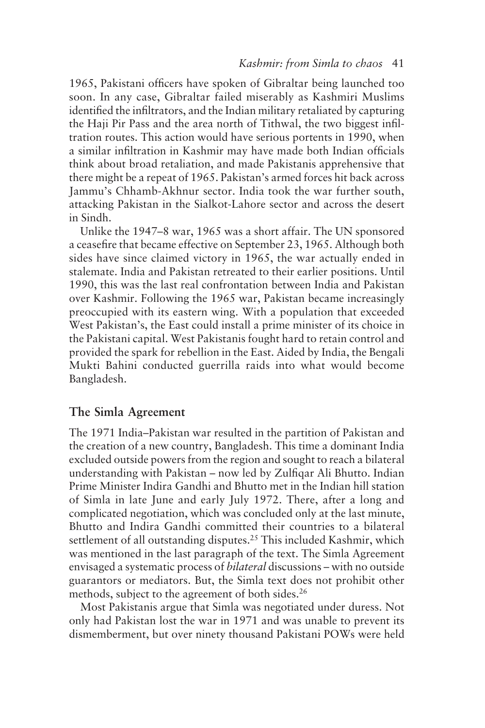1965, Pakistani officers have spoken of Gibraltar being launched too soon. In any case, Gibraltar failed miserably as Kashmiri Muslims identified the infiltrators, and the Indian military retaliated by capturing the Haji Pir Pass and the area north of Tithwal, the two biggest infiltration routes. This action would have serious portents in 1990, when a similar infiltration in Kashmir may have made both Indian officials think about broad retaliation, and made Pakistanis apprehensive that there might be a repeat of 1965. Pakistan's armed forces hit back across Jammu's Chhamb-Akhnur sector. India took the war further south, attacking Pakistan in the Sialkot-Lahore sector and across the desert in Sindh.

Unlike the 1947–8 war, 1965 was a short affair. The UN sponsored a ceasefire that became effective on September 23, 1965. Although both sides have since claimed victory in 1965, the war actually ended in stalemate. India and Pakistan retreated to their earlier positions. Until 1990, this was the last real confrontation between India and Pakistan over Kashmir. Following the 1965 war, Pakistan became increasingly preoccupied with its eastern wing. With a population that exceeded West Pakistan's, the East could install a prime minister of its choice in the Pakistani capital. West Pakistanis fought hard to retain control and provided the spark for rebellion in the East. Aided by India, the Bengali Mukti Bahini conducted guerrilla raids into what would become Bangladesh.

## The Simla Agreement

The 1971 India–Pakistan war resulted in the partition of Pakistan and the creation of a new country, Bangladesh. This time a dominant India excluded outside powers from the region and sought to reach a bilateral understanding with Pakistan – now led by Zulfiqar Ali Bhutto. Indian Prime Minister Indira Gandhi and Bhutto met in the Indian hill station of Simla in late June and early July 1972. There, after a long and complicated negotiation, which was concluded only at the last minute, Bhutto and Indira Gandhi committed their countries to a bilateral settlement of all outstanding disputes.[25] This included Kashmir, which was mentioned in the last paragraph of the text. The Simla Agreement envisaged a systematic process of *bilateral* discussions – with no outside guarantors or mediators. But, the Simla text does not prohibit other methods, subject to the agreement of both sides.[26]

Most Pakistanis argue that Simla was negotiated under duress. Not only had Pakistan lost the war in 1971 and was unable to prevent its dismemberment, but over ninety thousand Pakistani POWs were held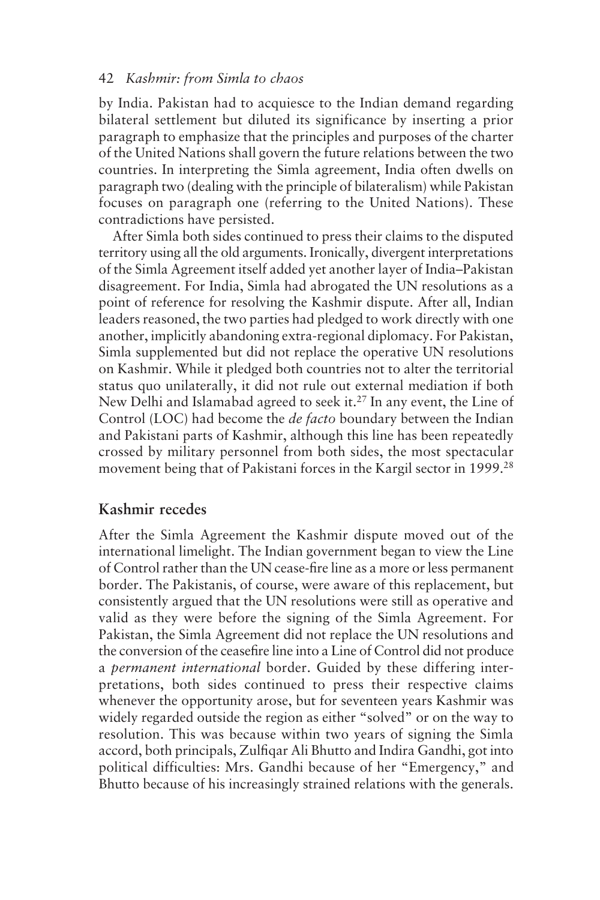by India. Pakistan had to acquiesce to the Indian demand regarding bilateral settlement but diluted its significance by inserting a prior paragraph to emphasize that the principles and purposes of the charter of the United Nations shall govern the future relations between the two countries. In interpreting the Simla agreement, India often dwells on paragraph two (dealing with the principle of bilateralism) while Pakistan focuses on paragraph one (referring to the United Nations). These contradictions have persisted.

After Simla both sides continued to press their claims to the disputed territory using all the old arguments. Ironically, divergent interpretations of the Simla Agreement itself added yet another layer of India–Pakistan disagreement. For India, Simla had abrogated the UN resolutions as a point of reference for resolving the Kashmir dispute. After all, Indian leaders reasoned, the two parties had pledged to work directly with one another, implicitly abandoning extra-regional diplomacy. For Pakistan, Simla supplemented but did not replace the operative UN resolutions on Kashmir. While it pledged both countries not to alter the territorial status quo unilaterally, it did not rule out external mediation if both New Delhi and Islamabad agreed to seek it.[27] In any event, the Line of Control (LOC) had become the *de facto* boundary between the Indian and Pakistani parts of Kashmir, although this line has been repeatedly crossed by military personnel from both sides, the most spectacular movement being that of Pakistani forces in the Kargil sector in 1999.[28]

## Kashmir recedes

After the Simla Agreement the Kashmir dispute moved out of the international limelight. The Indian government began to view the Line of Control rather than the UN cease-fire line as a more or less permanent border. The Pakistanis, of course, were aware of this replacement, but consistently argued that the UN resolutions were still as operative and valid as they were before the signing of the Simla Agreement. For Pakistan, the Simla Agreement did not replace the UN resolutions and the conversion of the ceasefire line into a Line of Control did not produce a *permanent international* border. Guided by these differing interpretations, both sides continued to press their respective claims whenever the opportunity arose, but for seventeen years Kashmir was widely regarded outside the region as either "solved" or on the way to resolution. This was because within two years of signing the Simla accord, both principals, Zulfiqar Ali Bhutto and Indira Gandhi, got into political difficulties: Mrs. Gandhi because of her "Emergency," and Bhutto because of his increasingly strained relations with the generals.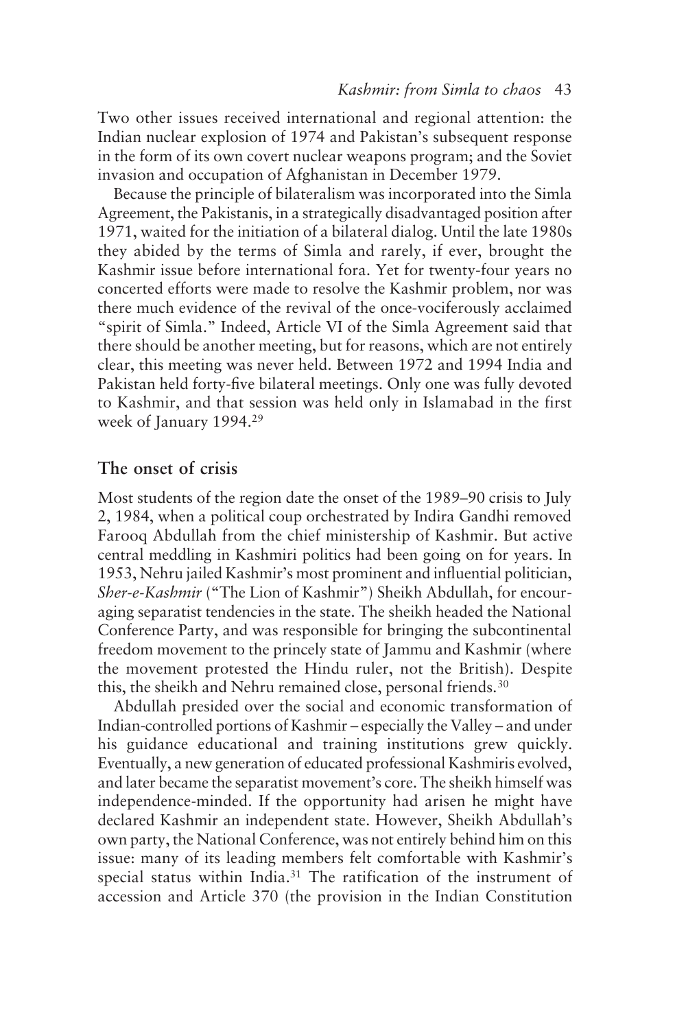Two other issues received international and regional attention: the Indian nuclear explosion of 1974 and Pakistan's subsequent response in the form of its own covert nuclear weapons program; and the Soviet invasion and occupation of Afghanistan in December 1979.

Because the principle of bilateralism was incorporated into the Simla Agreement, the Pakistanis, in a strategically disadvantaged position after 1971, waited for the initiation of a bilateral dialog. Until the late 1980s they abided by the terms of Simla and rarely, if ever, brought the Kashmir issue before international fora. Yet for twenty-four years no concerted efforts were made to resolve the Kashmir problem, nor was there much evidence of the revival of the once-vociferously acclaimed "spirit of Simla." Indeed, Article VI of the Simla Agreement said that there should be another meeting, but for reasons, which are not entirely clear, this meeting was never held. Between 1972 and 1994 India and Pakistan held forty-five bilateral meetings. Only one was fully devoted to Kashmir, and that session was held only in Islamabad in the first week of January 1994.[29]

## The onset of crisis

Most students of the region date the onset of the 1989–90 crisis to July 2, 1984, when a political coup orchestrated by Indira Gandhi removed Farooq Abdullah from the chief ministership of Kashmir. But active central meddling in Kashmiri politics had been going on for years. In 1953, Nehru jailed Kashmir's most prominent and influential politician, *Sher-e-Kashmir* ("The Lion of Kashmir") Sheikh Abdullah, for encouraging separatist tendencies in the state. The sheikh headed the National Conference Party, and was responsible for bringing the subcontinental freedom movement to the princely state of Jammu and Kashmir (where the movement protested the Hindu ruler, not the British). Despite this, the sheikh and Nehru remained close, personal friends.[30]

Abdullah presided over the social and economic transformation of Indian-controlled portions of Kashmir – especially the Valley – and under his guidance educational and training institutions grew quickly. Eventually, a new generation of educated professional Kashmiris evolved, and later became the separatist movement's core. The sheikh himself was independence-minded. If the opportunity had arisen he might have declared Kashmir an independent state. However, Sheikh Abdullah's own party, the National Conference, was not entirely behind him on this issue: many of its leading members felt comfortable with Kashmir's special status within India.[31] The ratification of the instrument of accession and Article 370 (the provision in the Indian Constitution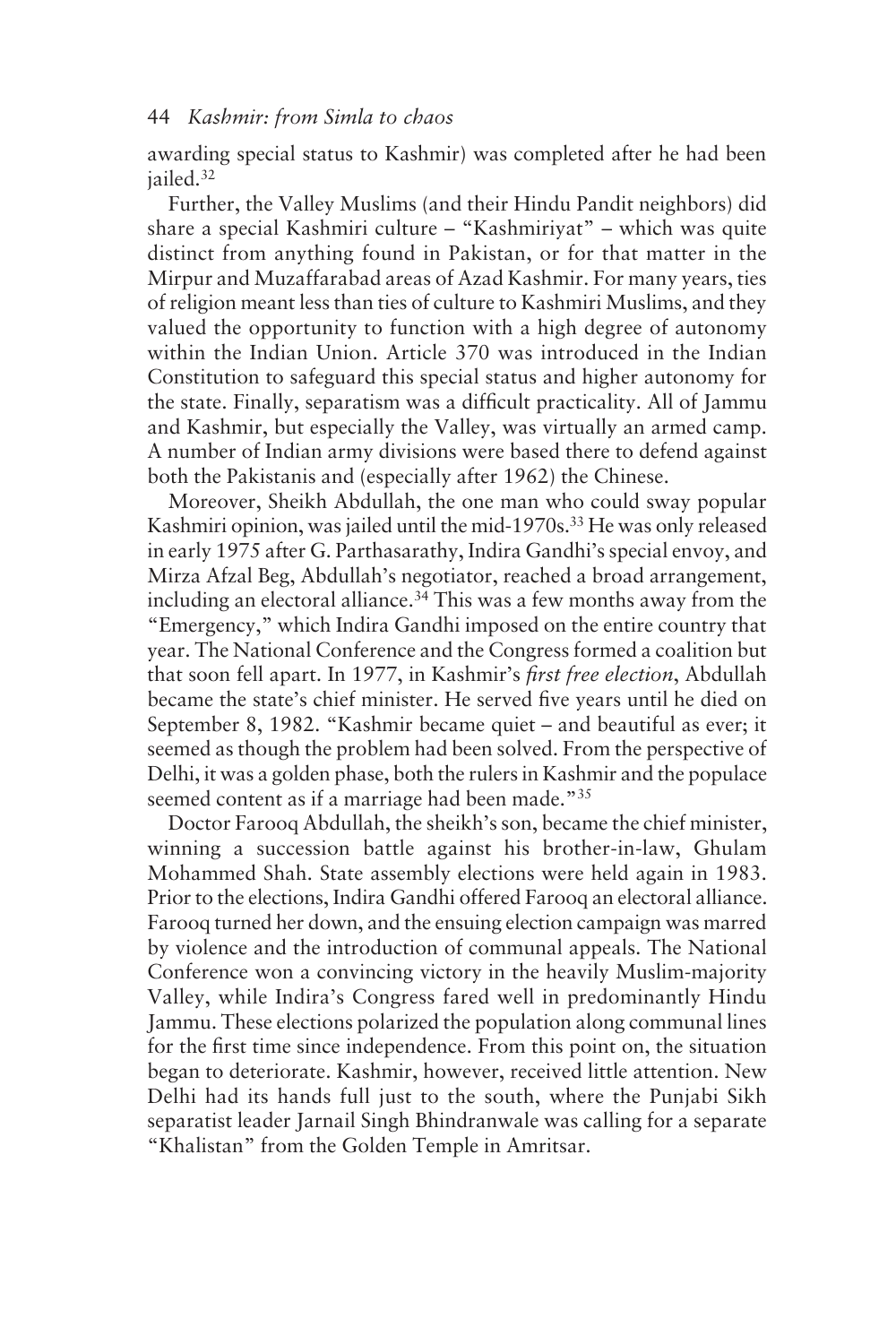awarding special status to Kashmir) was completed after he had been jailed.[32]

Further, the Valley Muslims (and their Hindu Pandit neighbors) did share a special Kashmiri culture – "Kashmiriyat" – which was quite distinct from anything found in Pakistan, or for that matter in the Mirpur and Muzaffarabad areas of Azad Kashmir. For many years, ties of religion meant less than ties of culture to Kashmiri Muslims, and they valued the opportunity to function with a high degree of autonomy within the Indian Union. Article 370 was introduced in the Indian Constitution to safeguard this special status and higher autonomy for the state. Finally, separatism was a difficult practicality. All of Jammu and Kashmir, but especially the Valley, was virtually an armed camp. A number of Indian army divisions were based there to defend against both the Pakistanis and (especially after 1962) the Chinese.

Moreover, Sheikh Abdullah, the one man who could sway popular Kashmiri opinion, was jailed until the mid-1970s.[33] He was only released in early 1975 after G. Parthasarathy, Indira Gandhi's special envoy, and Mirza Afzal Beg, Abdullah's negotiator, reached a broad arrangement, including an electoral alliance.[34] This was a few months away from the "Emergency," which Indira Gandhi imposed on the entire country that year. The National Conference and the Congress formed a coalition but that soon fell apart. In 1977, in Kashmir's *first free election*, Abdullah became the state's chief minister. He served five years until he died on September 8, 1982. "Kashmir became quiet – and beautiful as ever; it seemed as though the problem had been solved. From the perspective of Delhi, it was a golden phase, both the rulers in Kashmir and the populace seemed content as if a marriage had been made."[35]

Doctor Farooq Abdullah, the sheikh's son, became the chief minister, winning a succession battle against his brother-in-law, Ghulam Mohammed Shah. State assembly elections were held again in 1983. Prior to the elections, Indira Gandhi offered Farooq an electoral alliance. Farooq turned her down, and the ensuing election campaign was marred by violence and the introduction of communal appeals. The National Conference won a convincing victory in the heavily Muslim-majority Valley, while Indira's Congress fared well in predominantly Hindu Jammu. These elections polarized the population along communal lines for the first time since independence. From this point on, the situation began to deteriorate. Kashmir, however, received little attention. New Delhi had its hands full just to the south, where the Punjabi Sikh separatist leader Jarnail Singh Bhindranwale was calling for a separate "Khalistan" from the Golden Temple in Amritsar.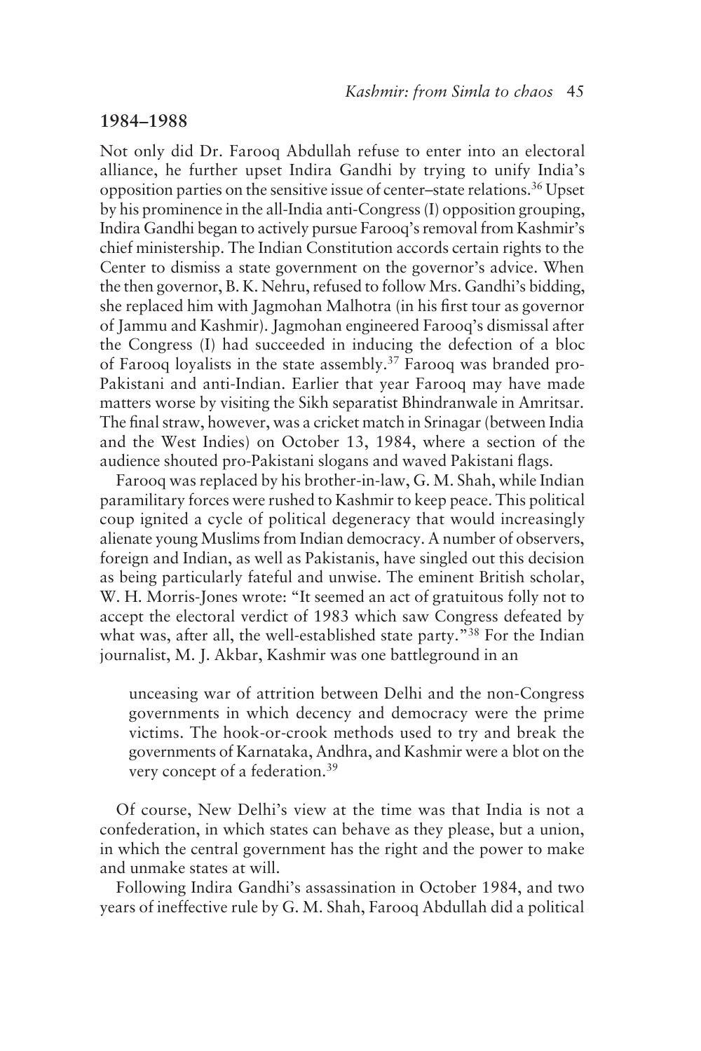## 1984–1988

Not only did Dr. Farooq Abdullah refuse to enter into an electoral alliance, he further upset Indira Gandhi by trying to unify India's opposition parties on the sensitive issue of center–state relations.[36] Upset by his prominence in the all-India anti-Congress (I) opposition grouping, Indira Gandhi began to actively pursue Farooq's removal from Kashmir's chief ministership. The Indian Constitution accords certain rights to the Center to dismiss a state government on the governor's advice. When the then governor, B. K. Nehru, refused to follow Mrs. Gandhi's bidding, she replaced him with Jagmohan Malhotra (in his first tour as governor of Jammu and Kashmir). Jagmohan engineered Farooq's dismissal after the Congress (I) had succeeded in inducing the defection of a bloc of Farooq loyalists in the state assembly.[37] Farooq was branded pro-Pakistani and anti-Indian. Earlier that year Farooq may have made matters worse by visiting the Sikh separatist Bhindranwale in Amritsar. The final straw, however, was a cricket match in Srinagar (between India and the West Indies) on October 13, 1984, where a section of the audience shouted pro-Pakistani slogans and waved Pakistani flags.

Farooq was replaced by his brother-in-law, G. M. Shah, while Indian paramilitary forces were rushed to Kashmir to keep peace. This political coup ignited a cycle of political degeneracy that would increasingly alienate young Muslims from Indian democracy. A number of observers, foreign and Indian, as well as Pakistanis, have singled out this decision as being particularly fateful and unwise. The eminent British scholar, W. H. Morris-Jones wrote: "It seemed an act of gratuitous folly not to accept the electoral verdict of 1983 which saw Congress defeated by what was, after all, the well-established state party."[38] For the Indian journalist, M. J. Akbar, Kashmir was one battleground in an

> unceasing war of attrition between Delhi and the non-Congress governments in which decency and democracy were the prime victims. The hook-or-crook methods used to try and break the governments of Karnataka, Andhra, and Kashmir were a blot on the very concept of a federation.[39]

Of course, New Delhi's view at the time was that India is not a confederation, in which states can behave as they please, but a union, in which the central government has the right and the power to make and unmake states at will.

Following Indira Gandhi's assassination in October 1984, and two years of ineffective rule by G. M. Shah, Farooq Abdullah did a political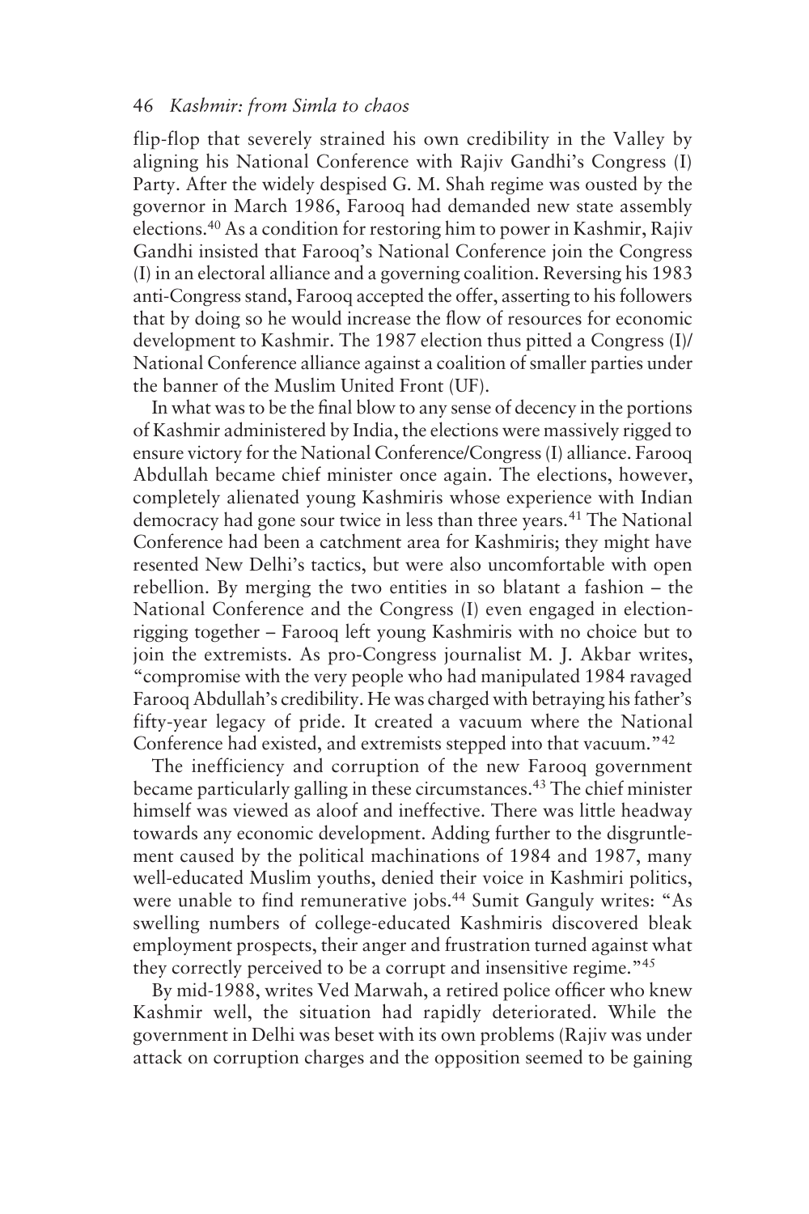flip-flop that severely strained his own credibility in the Valley by aligning his National Conference with Rajiv Gandhi's Congress (I) Party. After the widely despised G. M. Shah regime was ousted by the governor in March 1986, Farooq had demanded new state assembly elections.[40] As a condition for restoring him to power in Kashmir, Rajiv Gandhi insisted that Farooq's National Conference join the Congress (I) in an electoral alliance and a governing coalition. Reversing his 1983 anti-Congress stand, Farooq accepted the offer, asserting to his followers that by doing so he would increase the flow of resources for economic development to Kashmir. The 1987 election thus pitted a Congress (I)/ National Conference alliance against a coalition of smaller parties under the banner of the Muslim United Front (UF).

In what was to be the final blow to any sense of decency in the portions of Kashmir administered by India, the elections were massively rigged to ensure victory for the National Conference/Congress (I) alliance. Farooq Abdullah became chief minister once again. The elections, however, completely alienated young Kashmiris whose experience with Indian democracy had gone sour twice in less than three years.[41] The National Conference had been a catchment area for Kashmiris; they might have resented New Delhi's tactics, but were also uncomfortable with open rebellion. By merging the two entities in so blatant a fashion – the National Conference and the Congress (I) even engaged in election-rigging together – Farooq left young Kashmiris with no choice but to join the extremists. As pro-Congress journalist M. J. Akbar writes, "compromise with the very people who had manipulated 1984 ravaged Farooq Abdullah's credibility. He was charged with betraying his father's fifty-year legacy of pride. It created a vacuum where the National Conference had existed, and extremists stepped into that vacuum."[42]

The inefficiency and corruption of the new Farooq government became particularly galling in these circumstances.[43] The chief minister himself was viewed as aloof and ineffective. There was little headway towards any economic development. Adding further to the disgruntlement caused by the political machinations of 1984 and 1987, many well-educated Muslim youths, denied their voice in Kashmiri politics, were unable to find remunerative jobs.[44] Sumit Ganguly writes: "As swelling numbers of college-educated Kashmiris discovered bleak employment prospects, their anger and frustration turned against what they correctly perceived to be a corrupt and insensitive regime."[45]

By mid-1988, writes Ved Marwah, a retired police officer who knew Kashmir well, the situation had rapidly deteriorated. While the government in Delhi was beset with its own problems (Rajiv was under attack on corruption charges and the opposition seemed to be gaining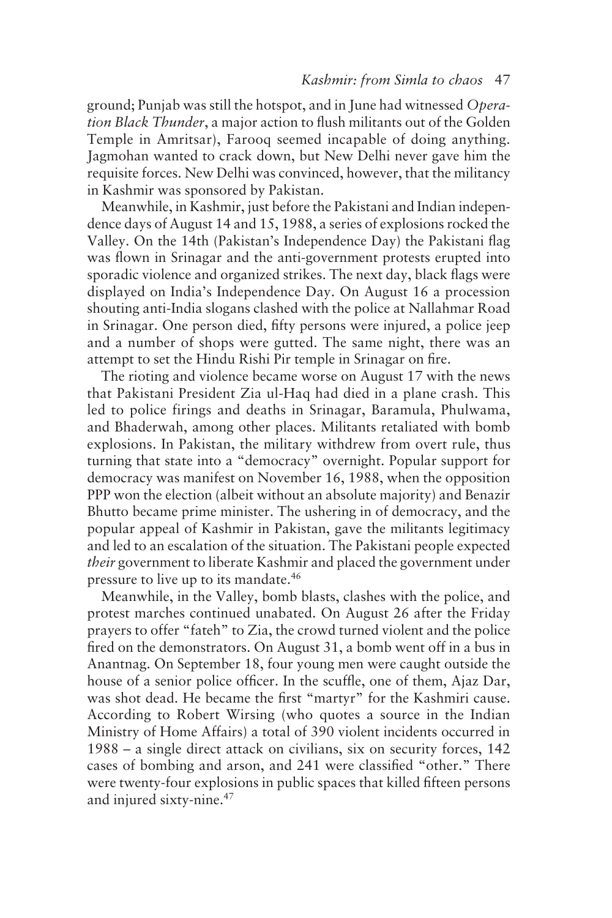ground; Punjab was still the hotspot, and in June had witnessed *Operation Black Thunder*, a major action to flush militants out of the Golden Temple in Amritsar), Farooq seemed incapable of doing anything. Jagmohan wanted to crack down, but New Delhi never gave him the requisite forces. New Delhi was convinced, however, that the militancy in Kashmir was sponsored by Pakistan.

Meanwhile, in Kashmir, just before the Pakistani and Indian independence days of August 14 and 15, 1988, a series of explosions rocked the Valley. On the 14th (Pakistan's Independence Day) the Pakistani flag was flown in Srinagar and the anti-government protests erupted into sporadic violence and organized strikes. The next day, black flags were displayed on India's Independence Day. On August 16 a procession shouting anti-India slogans clashed with the police at Nallahmar Road in Srinagar. One person died, fifty persons were injured, a police jeep and a number of shops were gutted. The same night, there was an attempt to set the Hindu Rishi Pir temple in Srinagar on fire.

The rioting and violence became worse on August 17 with the news that Pakistani President Zia ul-Haq had died in a plane crash. This led to police firings and deaths in Srinagar, Baramula, Phulwama, and Bhaderwah, among other places. Militants retaliated with bomb explosions. In Pakistan, the military withdrew from overt rule, thus turning that state into a "democracy" overnight. Popular support for democracy was manifest on November 16, 1988, when the opposition PPP won the election (albeit without an absolute majority) and Benazir Bhutto became prime minister. The ushering in of democracy, and the popular appeal of Kashmir in Pakistan, gave the militants legitimacy and led to an escalation of the situation. The Pakistani people expected *their* government to liberate Kashmir and placed the government under pressure to live up to its mandate.[46]

Meanwhile, in the Valley, bomb blasts, clashes with the police, and protest marches continued unabated. On August 26 after the Friday prayers to offer "fateh" to Zia, the crowd turned violent and the police fired on the demonstrators. On August 31, a bomb went off in a bus in Anantnag. On September 18, four young men were caught outside the house of a senior police officer. In the scuffle, one of them, Ajaz Dar, was shot dead. He became the first "martyr" for the Kashmiri cause. According to Robert Wirsing (who quotes a source in the Indian Ministry of Home Affairs) a total of 390 violent incidents occurred in 1988 – a single direct attack on civilians, six on security forces, 142 cases of bombing and arson, and 241 were classified "other." There were twenty-four explosions in public spaces that killed fifteen persons and injured sixty-nine.[47]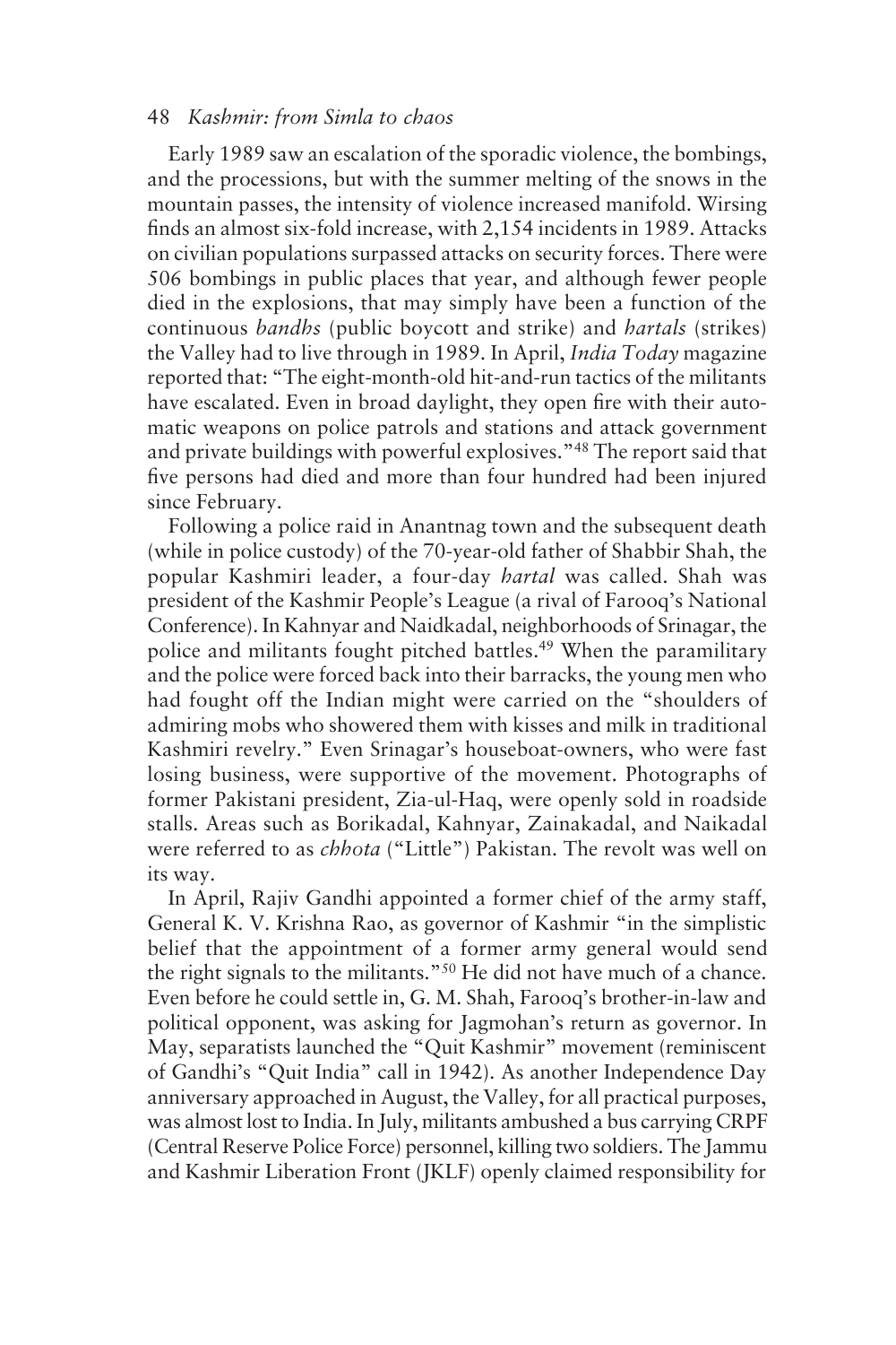Early 1989 saw an escalation of the sporadic violence, the bombings, and the processions, but with the summer melting of the snows in the mountain passes, the intensity of violence increased manifold. Wirsing finds an almost six-fold increase, with 2,154 incidents in 1989. Attacks on civilian populations surpassed attacks on security forces. There were 506 bombings in public places that year, and although fewer people died in the explosions, that may simply have been a function of the continuous *bandhs* (public boycott and strike) and *hartals* (strikes) the Valley had to live through in 1989. In April, *India Today* magazine reported that: "The eight-month-old hit-and-run tactics of the militants have escalated. Even in broad daylight, they open fire with their automatic weapons on police patrols and stations and attack government and private buildings with powerful explosives."[48] The report said that five persons had died and more than four hundred had been injured since February.

Following a police raid in Anantnag town and the subsequent death (while in police custody) of the 70-year-old father of Shabbir Shah, the popular Kashmiri leader, a four-day *hartal* was called. Shah was president of the Kashmir People's League (a rival of Farooq's National Conference). In Kahnyar and Naidkadal, neighborhoods of Srinagar, the police and militants fought pitched battles.[49] When the paramilitary and the police were forced back into their barracks, the young men who had fought off the Indian might were carried on the "shoulders of admiring mobs who showered them with kisses and milk in traditional Kashmiri revelry." Even Srinagar's houseboat-owners, who were fast losing business, were supportive of the movement. Photographs of former Pakistani president, Zia-ul-Haq, were openly sold in roadside stalls. Areas such as Borikadal, Kahnyar, Zainakadal, and Naikadal were referred to as *chhota* ("Little") Pakistan. The revolt was well on its way.

In April, Rajiv Gandhi appointed a former chief of the army staff, General K. V. Krishna Rao, as governor of Kashmir "in the simplistic belief that the appointment of a former army general would send the right signals to the militants."[50] He did not have much of a chance. Even before he could settle in, G. M. Shah, Farooq's brother-in-law and political opponent, was asking for Jagmohan's return as governor. In May, separatists launched the "Quit Kashmir" movement (reminiscent of Gandhi's "Quit India" call in 1942). As another Independence Day anniversary approached in August, the Valley, for all practical purposes, was almost lost to India. In July, militants ambushed a bus carrying CRPF (Central Reserve Police Force) personnel, killing two soldiers. The Jammu and Kashmir Liberation Front (JKLF) openly claimed responsibility for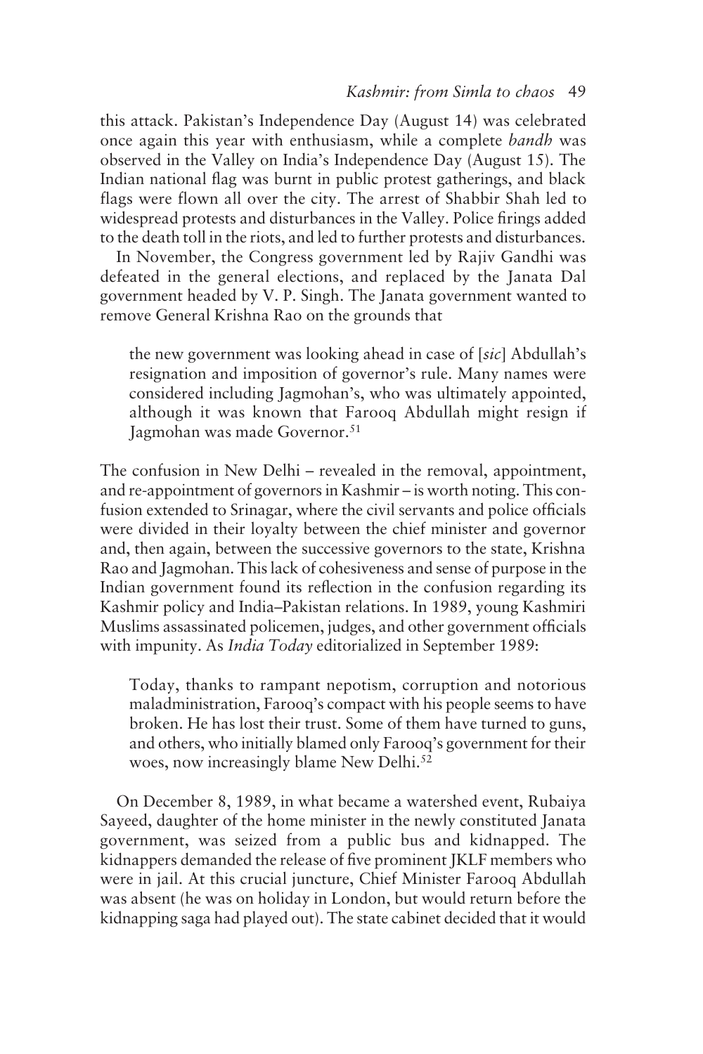this attack. Pakistan's Independence Day (August 14) was celebrated once again this year with enthusiasm, while a complete *bandh* was observed in the Valley on India's Independence Day (August 15). The Indian national flag was burnt in public protest gatherings, and black flags were flown all over the city. The arrest of Shabbir Shah led to widespread protests and disturbances in the Valley. Police firings added to the death toll in the riots, and led to further protests and disturbances.

In November, the Congress government led by Rajiv Gandhi was defeated in the general elections, and replaced by the Janata Dal government headed by V. P. Singh. The Janata government wanted to remove General Krishna Rao on the grounds that

> the new government was looking ahead in case of [*sic*] Abdullah's resignation and imposition of governor's rule. Many names were considered including Jagmohan's, who was ultimately appointed, although it was known that Farooq Abdullah might resign if Jagmohan was made Governor.[51]

The confusion in New Delhi – revealed in the removal, appointment, and re-appointment of governors in Kashmir – is worth noting. This confusion extended to Srinagar, where the civil servants and police officials were divided in their loyalty between the chief minister and governor and, then again, between the successive governors to the state, Krishna Rao and Jagmohan. This lack of cohesiveness and sense of purpose in the Indian government found its reflection in the confusion regarding its Kashmir policy and India–Pakistan relations. In 1989, young Kashmiri Muslims assassinated policemen, judges, and other government officials with impunity. As *India Today* editorialized in September 1989:

> Today, thanks to rampant nepotism, corruption and notorious maladministration, Farooq's compact with his people seems to have broken. He has lost their trust. Some of them have turned to guns, and others, who initially blamed only Farooq's government for their woes, now increasingly blame New Delhi.[52]

On December 8, 1989, in what became a watershed event, Rubaiya Sayeed, daughter of the home minister in the newly constituted Janata government, was seized from a public bus and kidnapped. The kidnappers demanded the release of five prominent JKLF members who were in jail. At this crucial juncture, Chief Minister Farooq Abdullah was absent (he was on holiday in London, but would return before the kidnapping saga had played out). The state cabinet decided that it would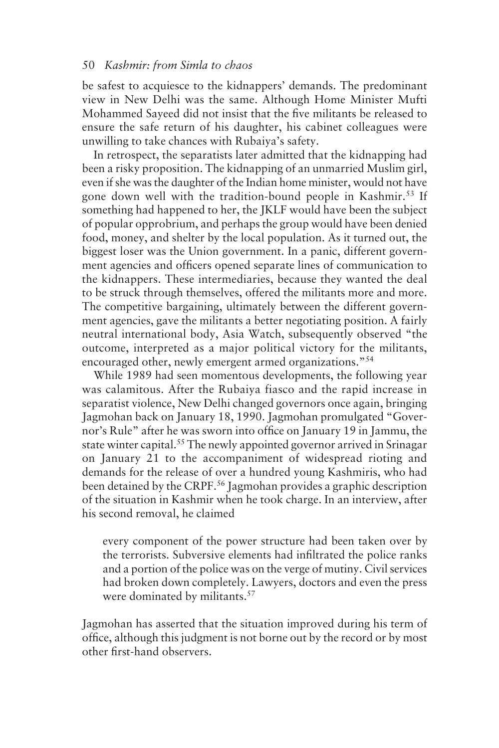be safest to acquiesce to the kidnappers' demands. The predominant view in New Delhi was the same. Although Home Minister Mufti Mohammed Sayeed did not insist that the five militants be released to ensure the safe return of his daughter, his cabinet colleagues were unwilling to take chances with Rubaiya's safety.

In retrospect, the separatists later admitted that the kidnapping had been a risky proposition. The kidnapping of an unmarried Muslim girl, even if she was the daughter of the Indian home minister, would not have gone down well with the tradition-bound people in Kashmir.[53] If something had happened to her, the JKLF would have been the subject of popular opprobrium, and perhaps the group would have been denied food, money, and shelter by the local population. As it turned out, the biggest loser was the Union government. In a panic, different government agencies and officers opened separate lines of communication to the kidnappers. These intermediaries, because they wanted the deal to be struck through themselves, offered the militants more and more. The competitive bargaining, ultimately between the different government agencies, gave the militants a better negotiating position. A fairly neutral international body, Asia Watch, subsequently observed "the outcome, interpreted as a major political victory for the militants, encouraged other, newly emergent armed organizations."[54]

While 1989 had seen momentous developments, the following year was calamitous. After the Rubaiya fiasco and the rapid increase in separatist violence, New Delhi changed governors once again, bringing Jagmohan back on January 18, 1990. Jagmohan promulgated "Governor's Rule" after he was sworn into office on January 19 in Jammu, the state winter capital.[55] The newly appointed governor arrived in Srinagar on January 21 to the accompaniment of widespread rioting and demands for the release of over a hundred young Kashmiris, who had been detained by the CRPF.[56] Jagmohan provides a graphic description of the situation in Kashmir when he took charge. In an interview, after his second removal, he claimed

> every component of the power structure had been taken over by the terrorists. Subversive elements had infiltrated the police ranks and a portion of the police was on the verge of mutiny. Civil services had broken down completely. Lawyers, doctors and even the press were dominated by militants.[57]

Jagmohan has asserted that the situation improved during his term of office, although this judgment is not borne out by the record or by most other first-hand observers.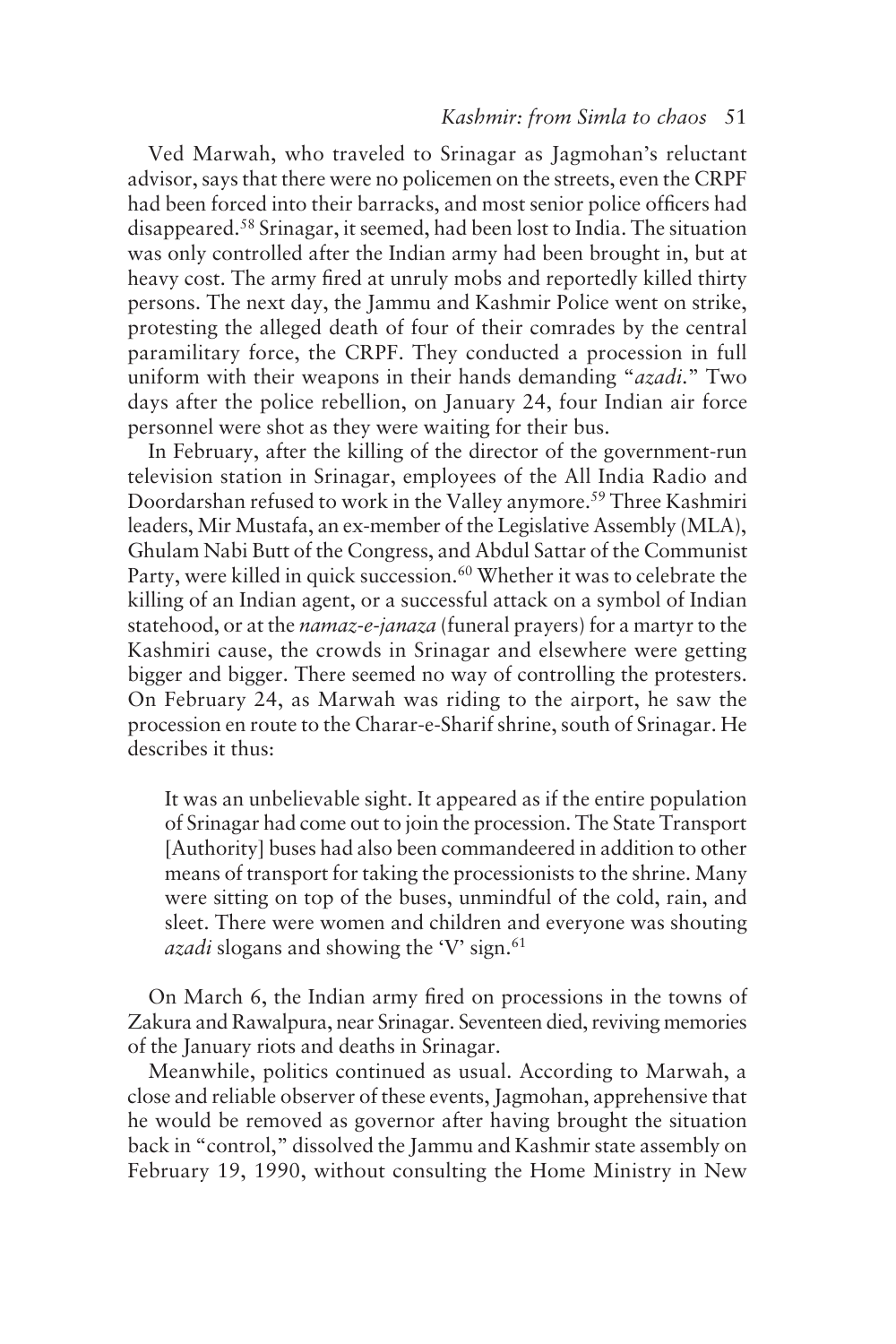Ved Marwah, who traveled to Srinagar as Jagmohan's reluctant advisor, says that there were no policemen on the streets, even the CRPF had been forced into their barracks, and most senior police officers had disappeared.[58] Srinagar, it seemed, had been lost to India. The situation was only controlled after the Indian army had been brought in, but at heavy cost. The army fired at unruly mobs and reportedly killed thirty persons. The next day, the Jammu and Kashmir Police went on strike, protesting the alleged death of four of their comrades by the central paramilitary force, the CRPF. They conducted a procession in full uniform with their weapons in their hands demanding "*azadi.*" Two days after the police rebellion, on January 24, four Indian air force personnel were shot as they were waiting for their bus.

In February, after the killing of the director of the government-run television station in Srinagar, employees of the All India Radio and Doordarshan refused to work in the Valley anymore.[59] Three Kashmiri leaders, Mir Mustafa, an ex-member of the Legislative Assembly (MLA), Ghulam Nabi Butt of the Congress, and Abdul Sattar of the Communist Party, were killed in quick succession.[60] Whether it was to celebrate the killing of an Indian agent, or a successful attack on a symbol of Indian statehood, or at the *namaz-e-janaza* (funeral prayers) for a martyr to the Kashmiri cause, the crowds in Srinagar and elsewhere were getting bigger and bigger. There seemed no way of controlling the protesters. On February 24, as Marwah was riding to the airport, he saw the procession en route to the Charar-e-Sharif shrine, south of Srinagar. He describes it thus:

> It was an unbelievable sight. It appeared as if the entire population of Srinagar had come out to join the procession. The State Transport [Authority] buses had also been commandeered in addition to other means of transport for taking the processionists to the shrine. Many were sitting on top of the buses, unmindful of the cold, rain, and sleet. There were women and children and everyone was shouting *azadi* slogans and showing the 'V' sign.[61]

On March 6, the Indian army fired on processions in the towns of Zakura and Rawalpura, near Srinagar. Seventeen died, reviving memories of the January riots and deaths in Srinagar.

Meanwhile, politics continued as usual. According to Marwah, a close and reliable observer of these events, Jagmohan, apprehensive that he would be removed as governor after having brought the situation back in "control," dissolved the Jammu and Kashmir state assembly on February 19, 1990, without consulting the Home Ministry in New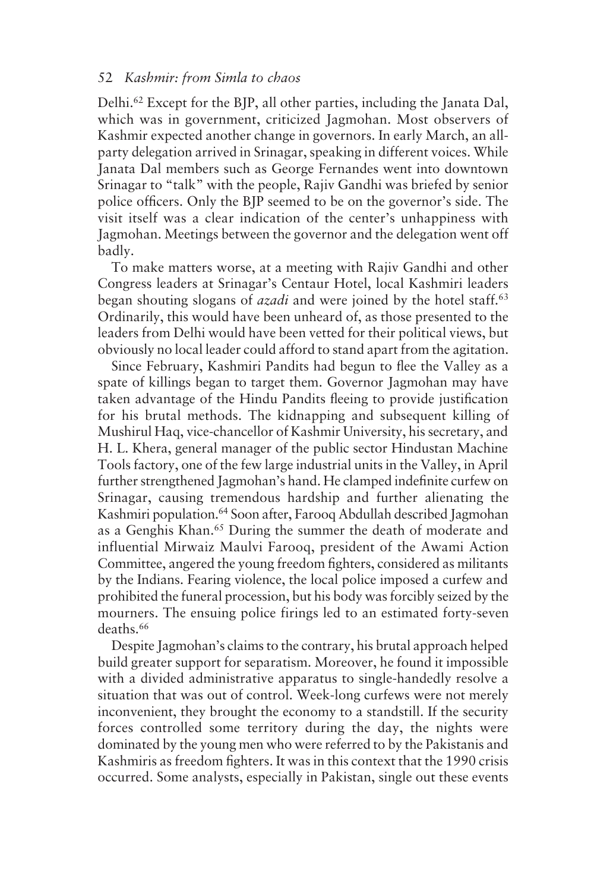Delhi.[62] Except for the BJP, all other parties, including the Janata Dal, which was in government, criticized Jagmohan. Most observers of Kashmir expected another change in governors. In early March, an all-party delegation arrived in Srinagar, speaking in different voices. While Janata Dal members such as George Fernandes went into downtown Srinagar to "talk" with the people, Rajiv Gandhi was briefed by senior police officers. Only the BJP seemed to be on the governor's side. The visit itself was a clear indication of the center's unhappiness with Jagmohan. Meetings between the governor and the delegation went off badly.

To make matters worse, at a meeting with Rajiv Gandhi and other Congress leaders at Srinagar's Centaur Hotel, local Kashmiri leaders began shouting slogans of *azadi* and were joined by the hotel staff.[63] Ordinarily, this would have been unheard of, as those presented to the leaders from Delhi would have been vetted for their political views, but obviously no local leader could afford to stand apart from the agitation.

Since February, Kashmiri Pandits had begun to flee the Valley as a spate of killings began to target them. Governor Jagmohan may have taken advantage of the Hindu Pandits fleeing to provide justification for his brutal methods. The kidnapping and subsequent killing of Mushirul Haq, vice-chancellor of Kashmir University, his secretary, and H. L. Khera, general manager of the public sector Hindustan Machine Tools factory, one of the few large industrial units in the Valley, in April further strengthened Jagmohan's hand. He clamped indefinite curfew on Srinagar, causing tremendous hardship and further alienating the Kashmiri population.[64] Soon after, Farooq Abdullah described Jagmohan as a Genghis Khan.[65] During the summer the death of moderate and influential Mirwaiz Maulvi Farooq, president of the Awami Action Committee, angered the young freedom fighters, considered as militants by the Indians. Fearing violence, the local police imposed a curfew and prohibited the funeral procession, but his body was forcibly seized by the mourners. The ensuing police firings led to an estimated forty-seven deaths.[66]

Despite Jagmohan's claims to the contrary, his brutal approach helped build greater support for separatism. Moreover, he found it impossible with a divided administrative apparatus to single-handedly resolve a situation that was out of control. Week-long curfews were not merely inconvenient, they brought the economy to a standstill. If the security forces controlled some territory during the day, the nights were dominated by the young men who were referred to by the Pakistanis and Kashmiris as freedom fighters. It was in this context that the 1990 crisis occurred. Some analysts, especially in Pakistan, single out these events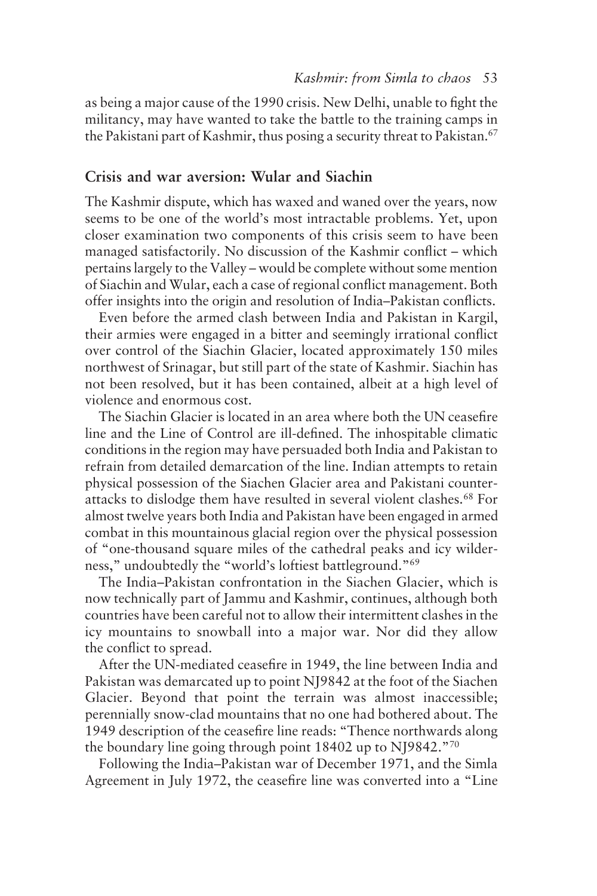as being a major cause of the 1990 crisis. New Delhi, unable to fight the militancy, may have wanted to take the battle to the training camps in the Pakistani part of Kashmir, thus posing a security threat to Pakistan.[67]

## Crisis and war aversion: Wular and Siachin

The Kashmir dispute, which has waxed and waned over the years, now seems to be one of the world's most intractable problems. Yet, upon closer examination two components of this crisis seem to have been managed satisfactorily. No discussion of the Kashmir conflict – which pertains largely to the Valley – would be complete without some mention of Siachin and Wular, each a case of regional conflict management. Both offer insights into the origin and resolution of India–Pakistan conflicts.

Even before the armed clash between India and Pakistan in Kargil, their armies were engaged in a bitter and seemingly irrational conflict over control of the Siachin Glacier, located approximately 150 miles northwest of Srinagar, but still part of the state of Kashmir. Siachin has not been resolved, but it has been contained, albeit at a high level of violence and enormous cost.

The Siachin Glacier is located in an area where both the UN ceasefire line and the Line of Control are ill-defined. The inhospitable climatic conditions in the region may have persuaded both India and Pakistan to refrain from detailed demarcation of the line. Indian attempts to retain physical possession of the Siachen Glacier area and Pakistani counter-attacks to dislodge them have resulted in several violent clashes.[68] For almost twelve years both India and Pakistan have been engaged in armed combat in this mountainous glacial region over the physical possession of "one-thousand square miles of the cathedral peaks and icy wilderness," undoubtedly the "world's loftiest battleground."[69]

The India–Pakistan confrontation in the Siachen Glacier, which is now technically part of Jammu and Kashmir, continues, although both countries have been careful not to allow their intermittent clashes in the icy mountains to snowball into a major war. Nor did they allow the conflict to spread.

After the UN-mediated ceasefire in 1949, the line between India and Pakistan was demarcated up to point NJ9842 at the foot of the Siachen Glacier. Beyond that point the terrain was almost inaccessible; perennially snow-clad mountains that no one had bothered about. The 1949 description of the ceasefire line reads: "Thence northwards along the boundary line going through point 18402 up to NJ9842."[70]

Following the India–Pakistan war of December 1971, and the Simla Agreement in July 1972, the ceasefire line was converted into a "Line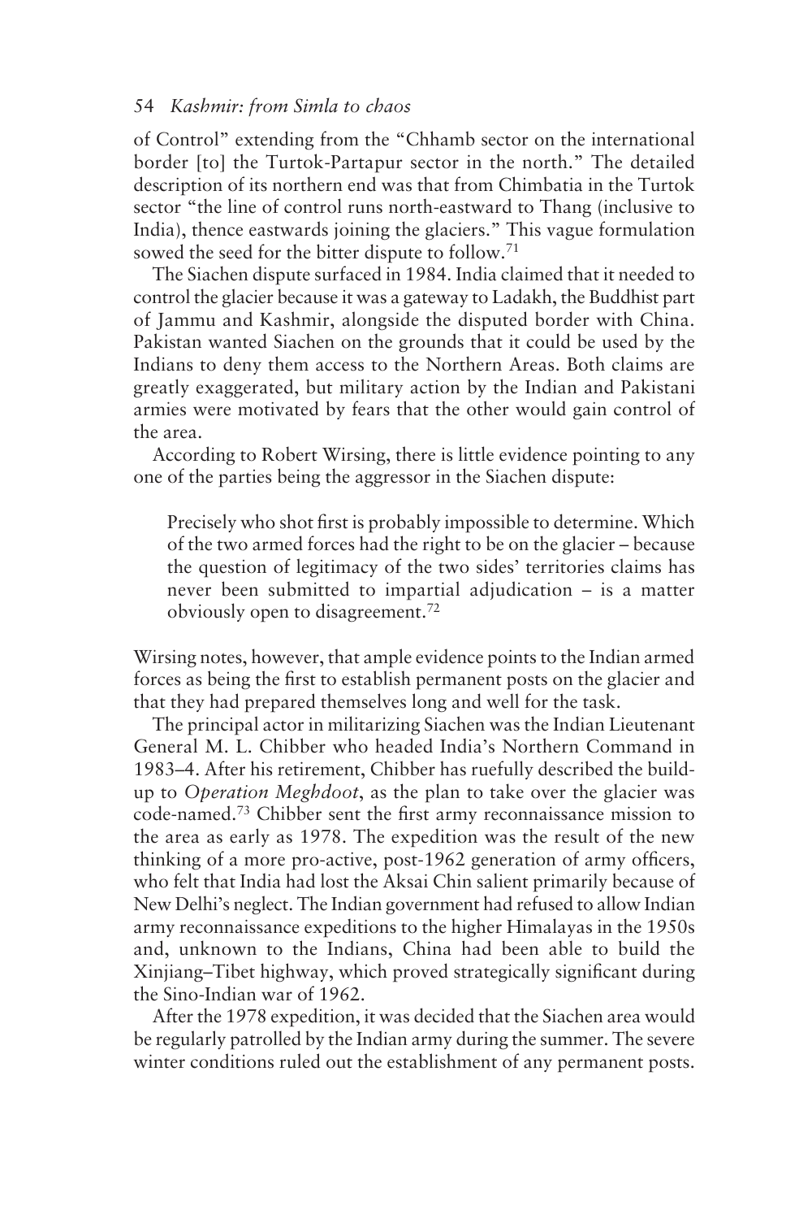of Control" extending from the "Chhamb sector on the international border [to] the Turtok-Partapur sector in the north." The detailed description of its northern end was that from Chimbatia in the Turtok sector "the line of control runs north-eastward to Thang (inclusive to India), thence eastwards joining the glaciers." This vague formulation sowed the seed for the bitter dispute to follow.[71]

The Siachen dispute surfaced in 1984. India claimed that it needed to control the glacier because it was a gateway to Ladakh, the Buddhist part of Jammu and Kashmir, alongside the disputed border with China. Pakistan wanted Siachen on the grounds that it could be used by the Indians to deny them access to the Northern Areas. Both claims are greatly exaggerated, but military action by the Indian and Pakistani armies were motivated by fears that the other would gain control of the area.

According to Robert Wirsing, there is little evidence pointing to any one of the parties being the aggressor in the Siachen dispute:

> Precisely who shot first is probably impossible to determine. Which of the two armed forces had the right to be on the glacier – because the question of legitimacy of the two sides' territories claims has never been submitted to impartial adjudication – is a matter obviously open to disagreement.[72]

Wirsing notes, however, that ample evidence points to the Indian armed forces as being the first to establish permanent posts on the glacier and that they had prepared themselves long and well for the task.

The principal actor in militarizing Siachen was the Indian Lieutenant General M. L. Chibber who headed India's Northern Command in 1983–4. After his retirement, Chibber has ruefully described the build-up to *Operation Meghdoot*, as the plan to take over the glacier was code-named.[73] Chibber sent the first army reconnaissance mission to the area as early as 1978. The expedition was the result of the new thinking of a more pro-active, post-1962 generation of army officers, who felt that India had lost the Aksai Chin salient primarily because of New Delhi's neglect. The Indian government had refused to allow Indian army reconnaissance expeditions to the higher Himalayas in the 1950s and, unknown to the Indians, China had been able to build the Xinjiang–Tibet highway, which proved strategically significant during the Sino-Indian war of 1962.

After the 1978 expedition, it was decided that the Siachen area would be regularly patrolled by the Indian army during the summer. The severe winter conditions ruled out the establishment of any permanent posts.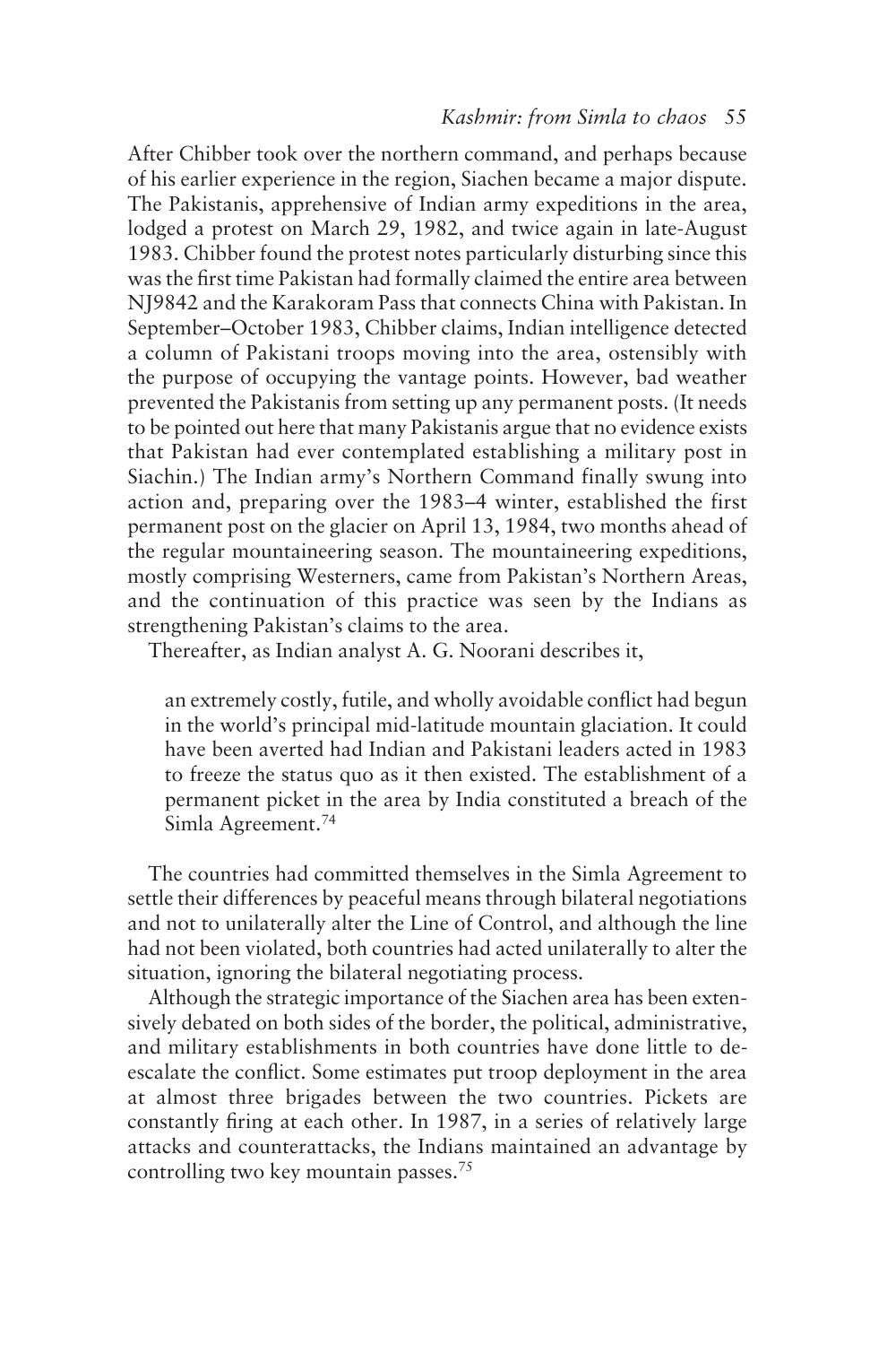After Chibber took over the northern command, and perhaps because of his earlier experience in the region, Siachen became a major dispute. The Pakistanis, apprehensive of Indian army expeditions in the area, lodged a protest on March 29, 1982, and twice again in late-August 1983. Chibber found the protest notes particularly disturbing since this was the first time Pakistan had formally claimed the entire area between NJ9842 and the Karakoram Pass that connects China with Pakistan. In September–October 1983, Chibber claims, Indian intelligence detected a column of Pakistani troops moving into the area, ostensibly with the purpose of occupying the vantage points. However, bad weather prevented the Pakistanis from setting up any permanent posts. (It needs to be pointed out here that many Pakistanis argue that no evidence exists that Pakistan had ever contemplated establishing a military post in Siachin.) The Indian army's Northern Command finally swung into action and, preparing over the 1983–4 winter, established the first permanent post on the glacier on April 13, 1984, two months ahead of the regular mountaineering season. The mountaineering expeditions, mostly comprising Westerners, came from Pakistan's Northern Areas, and the continuation of this practice was seen by the Indians as strengthening Pakistan's claims to the area.

Thereafter, as Indian analyst A. G. Noorani describes it,

> an extremely costly, futile, and wholly avoidable conflict had begun in the world's principal mid-latitude mountain glaciation. It could have been averted had Indian and Pakistani leaders acted in 1983 to freeze the status quo as it then existed. The establishment of a permanent picket in the area by India constituted a breach of the Simla Agreement.[74]

The countries had committed themselves in the Simla Agreement to settle their differences by peaceful means through bilateral negotiations and not to unilaterally alter the Line of Control, and although the line had not been violated, both countries had acted unilaterally to alter the situation, ignoring the bilateral negotiating process.

Although the strategic importance of the Siachen area has been extensively debated on both sides of the border, the political, administrative, and military establishments in both countries have done little to de-escalate the conflict. Some estimates put troop deployment in the area at almost three brigades between the two countries. Pickets are constantly firing at each other. In 1987, in a series of relatively large attacks and counterattacks, the Indians maintained an advantage by controlling two key mountain passes.[75]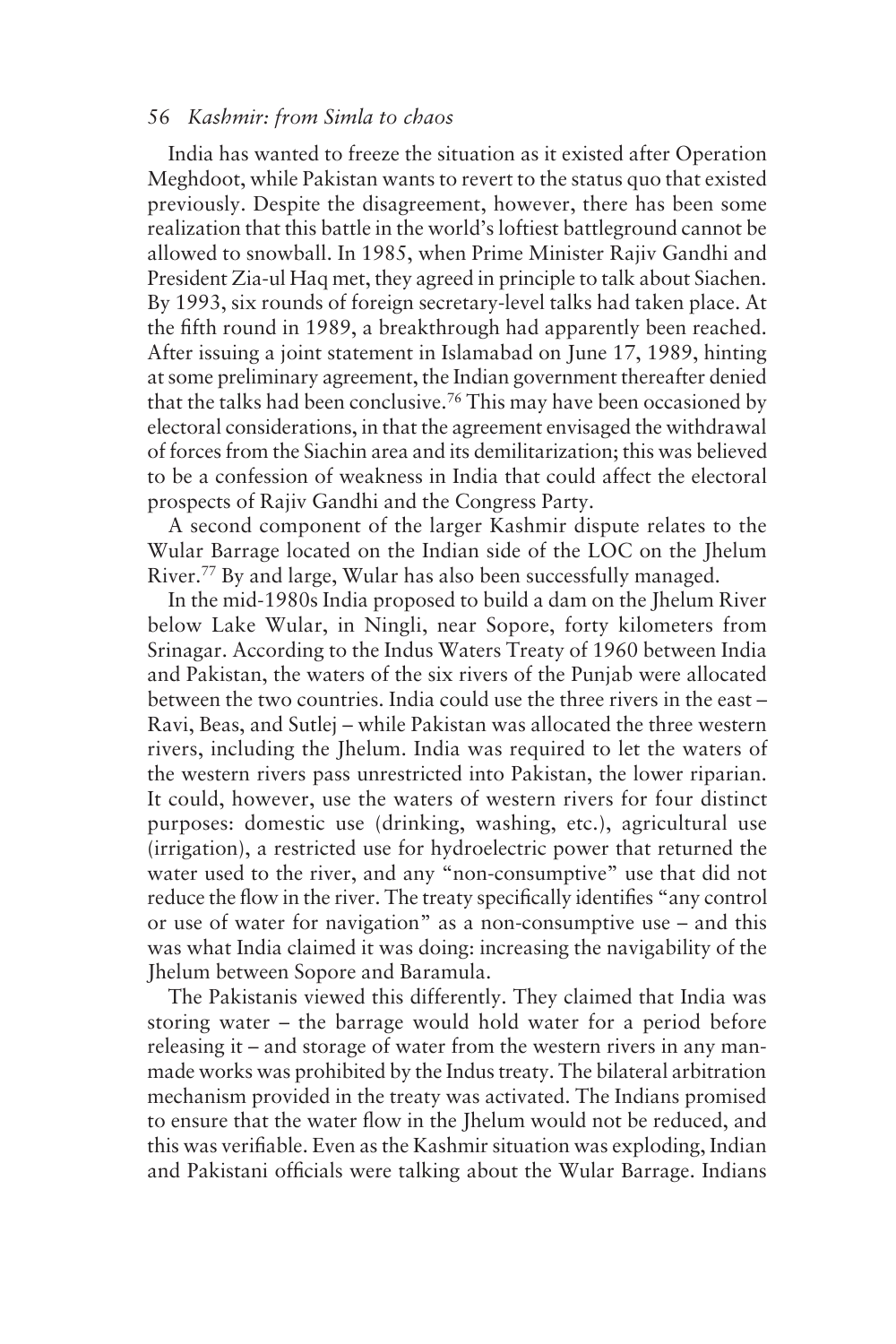India has wanted to freeze the situation as it existed after Operation Meghdoot, while Pakistan wants to revert to the status quo that existed previously. Despite the disagreement, however, there has been some realization that this battle in the world's loftiest battleground cannot be allowed to snowball. In 1985, when Prime Minister Rajiv Gandhi and President Zia-ul Haq met, they agreed in principle to talk about Siachen. By 1993, six rounds of foreign secretary-level talks had taken place. At the fifth round in 1989, a breakthrough had apparently been reached. After issuing a joint statement in Islamabad on June 17, 1989, hinting at some preliminary agreement, the Indian government thereafter denied that the talks had been conclusive.[76] This may have been occasioned by electoral considerations, in that the agreement envisaged the withdrawal of forces from the Siachin area and its demilitarization; this was believed to be a confession of weakness in India that could affect the electoral prospects of Rajiv Gandhi and the Congress Party.

A second component of the larger Kashmir dispute relates to the Wular Barrage located on the Indian side of the LOC on the Jhelum River.[77] By and large, Wular has also been successfully managed.

In the mid-1980s India proposed to build a dam on the Jhelum River below Lake Wular, in Ningli, near Sopore, forty kilometers from Srinagar. According to the Indus Waters Treaty of 1960 between India and Pakistan, the waters of the six rivers of the Punjab were allocated between the two countries. India could use the three rivers in the east – Ravi, Beas, and Sutlej – while Pakistan was allocated the three western rivers, including the Jhelum. India was required to let the waters of the western rivers pass unrestricted into Pakistan, the lower riparian. It could, however, use the waters of western rivers for four distinct purposes: domestic use (drinking, washing, etc.), agricultural use (irrigation), a restricted use for hydroelectric power that returned the water used to the river, and any "non-consumptive" use that did not reduce the flow in the river. The treaty specifically identifies "any control or use of water for navigation" as a non-consumptive use – and this was what India claimed it was doing: increasing the navigability of the Jhelum between Sopore and Baramula.

The Pakistanis viewed this differently. They claimed that India was storing water – the barrage would hold water for a period before releasing it – and storage of water from the western rivers in any man-made works was prohibited by the Indus treaty. The bilateral arbitration mechanism provided in the treaty was activated. The Indians promised to ensure that the water flow in the Jhelum would not be reduced, and this was verifiable. Even as the Kashmir situation was exploding, Indian and Pakistani officials were talking about the Wular Barrage. Indians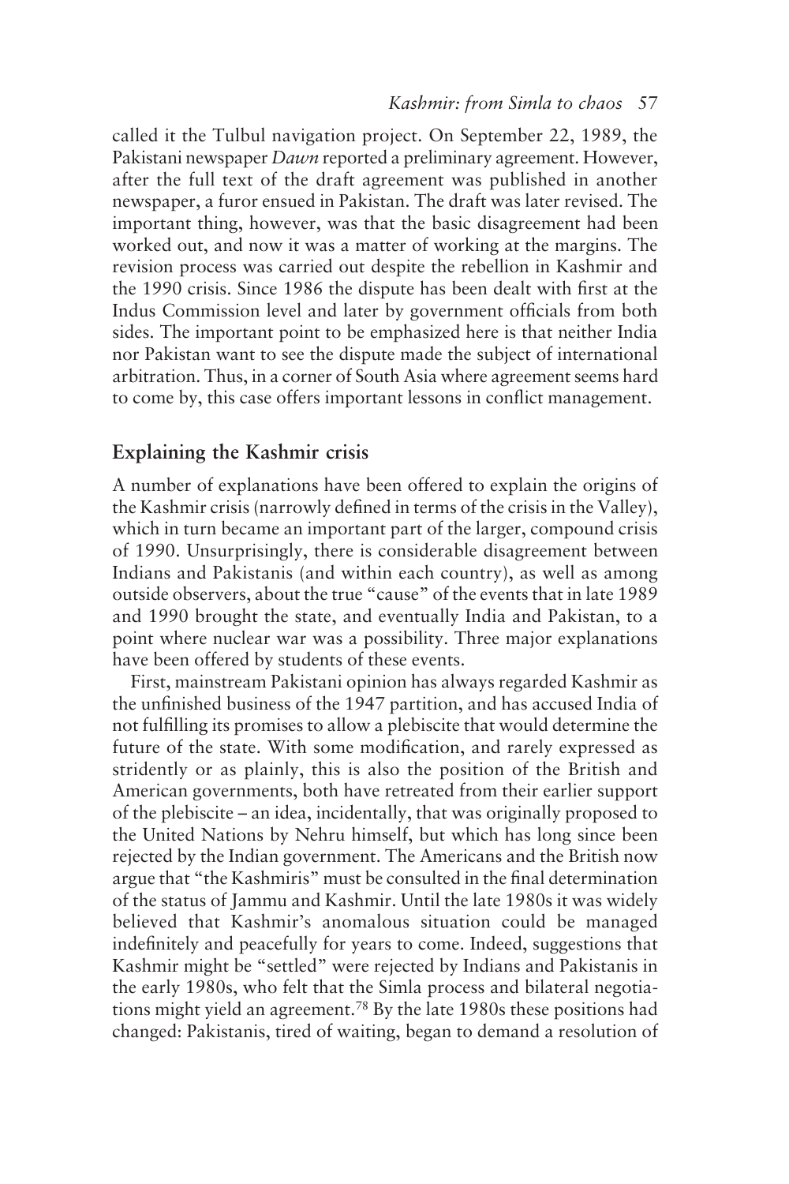called it the Tulbul navigation project. On September 22, 1989, the Pakistani newspaper *Dawn* reported a preliminary agreement. However, after the full text of the draft agreement was published in another newspaper, a furor ensued in Pakistan. The draft was later revised. The important thing, however, was that the basic disagreement had been worked out, and now it was a matter of working at the margins. The revision process was carried out despite the rebellion in Kashmir and the 1990 crisis. Since 1986 the dispute has been dealt with first at the Indus Commission level and later by government officials from both sides. The important point to be emphasized here is that neither India nor Pakistan want to see the dispute made the subject of international arbitration. Thus, in a corner of South Asia where agreement seems hard to come by, this case offers important lessons in conflict management.

## Explaining the Kashmir crisis

A number of explanations have been offered to explain the origins of the Kashmir crisis (narrowly defined in terms of the crisis in the Valley), which in turn became an important part of the larger, compound crisis of 1990. Unsurprisingly, there is considerable disagreement between Indians and Pakistanis (and within each country), as well as among outside observers, about the true "cause" of the events that in late 1989 and 1990 brought the state, and eventually India and Pakistan, to a point where nuclear war was a possibility. Three major explanations have been offered by students of these events.

First, mainstream Pakistani opinion has always regarded Kashmir as the unfinished business of the 1947 partition, and has accused India of not fulfilling its promises to allow a plebiscite that would determine the future of the state. With some modification, and rarely expressed as stridently or as plainly, this is also the position of the British and American governments, both have retreated from their earlier support of the plebiscite – an idea, incidentally, that was originally proposed to the United Nations by Nehru himself, but which has long since been rejected by the Indian government. The Americans and the British now argue that "the Kashmiris" must be consulted in the final determination of the status of Jammu and Kashmir. Until the late 1980s it was widely believed that Kashmir's anomalous situation could be managed indefinitely and peacefully for years to come. Indeed, suggestions that Kashmir might be "settled" were rejected by Indians and Pakistanis in the early 1980s, who felt that the Simla process and bilateral negotiations might yield an agreement.[78] By the late 1980s these positions had changed: Pakistanis, tired of waiting, began to demand a resolution of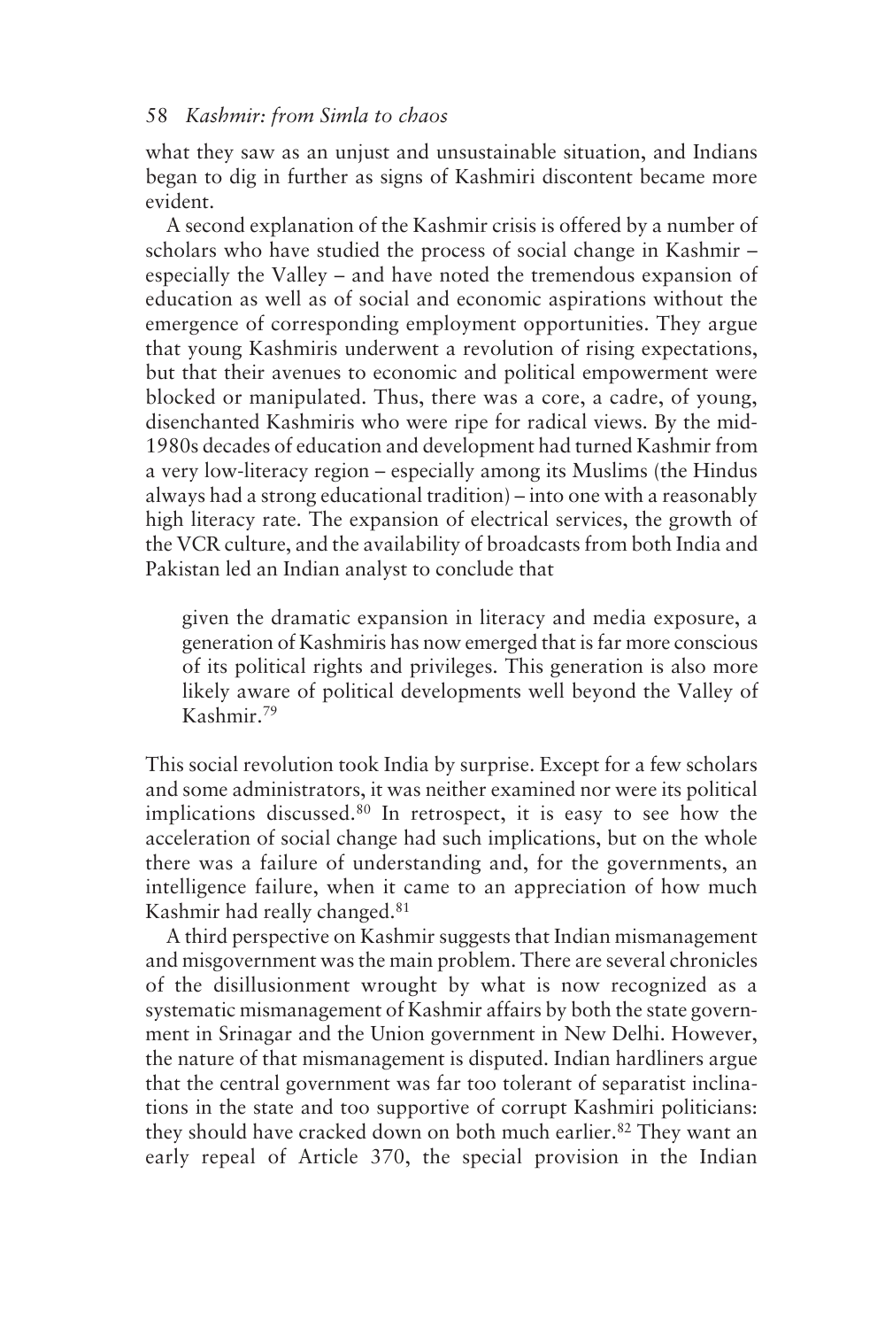what they saw as an unjust and unsustainable situation, and Indians began to dig in further as signs of Kashmiri discontent became more evident.

A second explanation of the Kashmir crisis is offered by a number of scholars who have studied the process of social change in Kashmir – especially the Valley – and have noted the tremendous expansion of education as well as of social and economic aspirations without the emergence of corresponding employment opportunities. They argue that young Kashmiris underwent a revolution of rising expectations, but that their avenues to economic and political empowerment were blocked or manipulated. Thus, there was a core, a cadre, of young, disenchanted Kashmiris who were ripe for radical views. By the mid-1980s decades of education and development had turned Kashmir from a very low-literacy region – especially among its Muslims (the Hindus always had a strong educational tradition) – into one with a reasonably high literacy rate. The expansion of electrical services, the growth of the VCR culture, and the availability of broadcasts from both India and Pakistan led an Indian analyst to conclude that

> given the dramatic expansion in literacy and media exposure, a generation of Kashmiris has now emerged that is far more conscious of its political rights and privileges. This generation is also more likely aware of political developments well beyond the Valley of Kashmir.[79]

This social revolution took India by surprise. Except for a few scholars and some administrators, it was neither examined nor were its political implications discussed.[80] In retrospect, it is easy to see how the acceleration of social change had such implications, but on the whole there was a failure of understanding and, for the governments, an intelligence failure, when it came to an appreciation of how much Kashmir had really changed.[81]

A third perspective on Kashmir suggests that Indian mismanagement and misgovernment was the main problem. There are several chronicles of the disillusionment wrought by what is now recognized as a systematic mismanagement of Kashmir affairs by both the state government in Srinagar and the Union government in New Delhi. However, the nature of that mismanagement is disputed. Indian hardliners argue that the central government was far too tolerant of separatist inclinations in the state and too supportive of corrupt Kashmiri politicians: they should have cracked down on both much earlier.[82] They want an early repeal of Article 370, the special provision in the Indian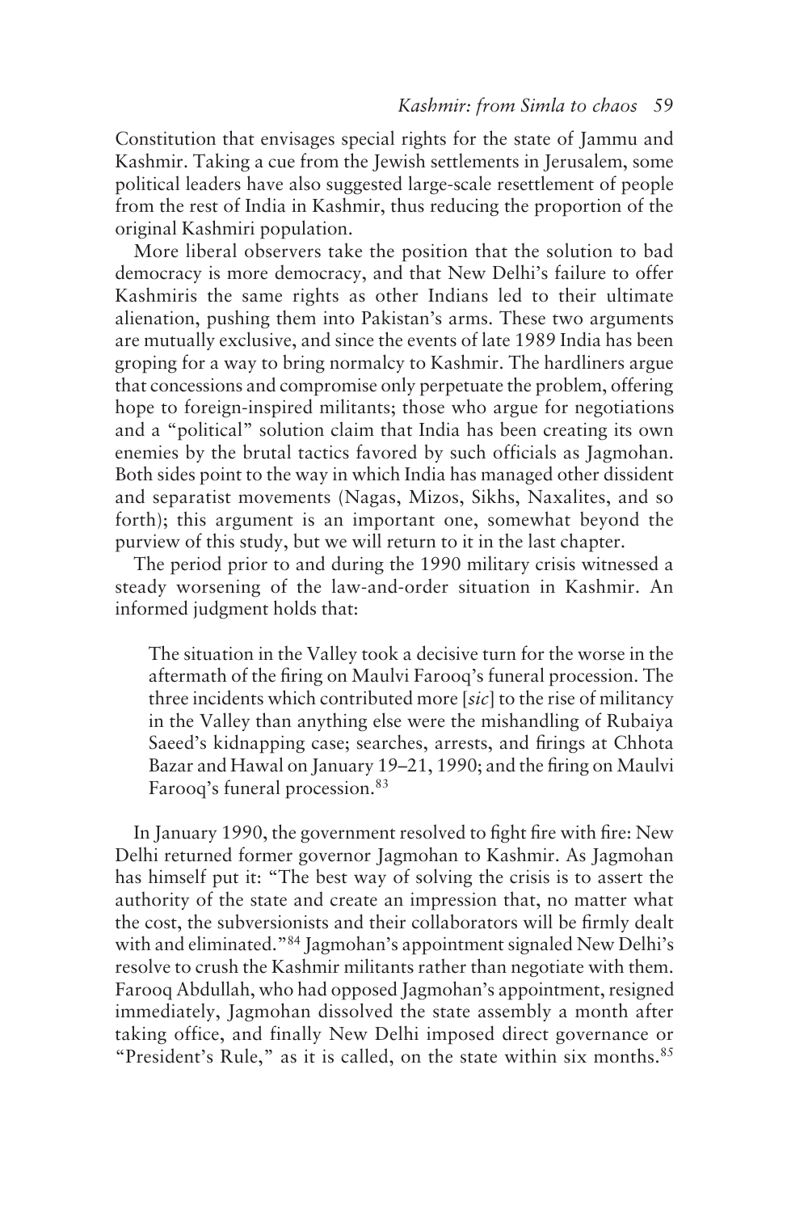Constitution that envisages special rights for the state of Jammu and Kashmir. Taking a cue from the Jewish settlements in Jerusalem, some political leaders have also suggested large-scale resettlement of people from the rest of India in Kashmir, thus reducing the proportion of the original Kashmiri population.

More liberal observers take the position that the solution to bad democracy is more democracy, and that New Delhi's failure to offer Kashmiris the same rights as other Indians led to their ultimate alienation, pushing them into Pakistan's arms. These two arguments are mutually exclusive, and since the events of late 1989 India has been groping for a way to bring normalcy to Kashmir. The hardliners argue that concessions and compromise only perpetuate the problem, offering hope to foreign-inspired militants; those who argue for negotiations and a "political" solution claim that India has been creating its own enemies by the brutal tactics favored by such officials as Jagmohan. Both sides point to the way in which India has managed other dissident and separatist movements (Nagas, Mizos, Sikhs, Naxalites, and so forth); this argument is an important one, somewhat beyond the purview of this study, but we will return to it in the last chapter.

The period prior to and during the 1990 military crisis witnessed a steady worsening of the law-and-order situation in Kashmir. An informed judgment holds that:

> The situation in the Valley took a decisive turn for the worse in the aftermath of the firing on Maulvi Farooq's funeral procession. The three incidents which contributed more [*sic*] to the rise of militancy in the Valley than anything else were the mishandling of Rubaiya Saeed's kidnapping case; searches, arrests, and firings at Chhota Bazar and Hawal on January 19–21, 1990; and the firing on Maulvi Farooq's funeral procession.[83]

In January 1990, the government resolved to fight fire with fire: New Delhi returned former governor Jagmohan to Kashmir. As Jagmohan has himself put it: "The best way of solving the crisis is to assert the authority of the state and create an impression that, no matter what the cost, the subversionists and their collaborators will be firmly dealt with and eliminated."[84] Jagmohan's appointment signaled New Delhi's resolve to crush the Kashmir militants rather than negotiate with them. Farooq Abdullah, who had opposed Jagmohan's appointment, resigned immediately, Jagmohan dissolved the state assembly a month after taking office, and finally New Delhi imposed direct governance or "President's Rule," as it is called, on the state within six months.[85]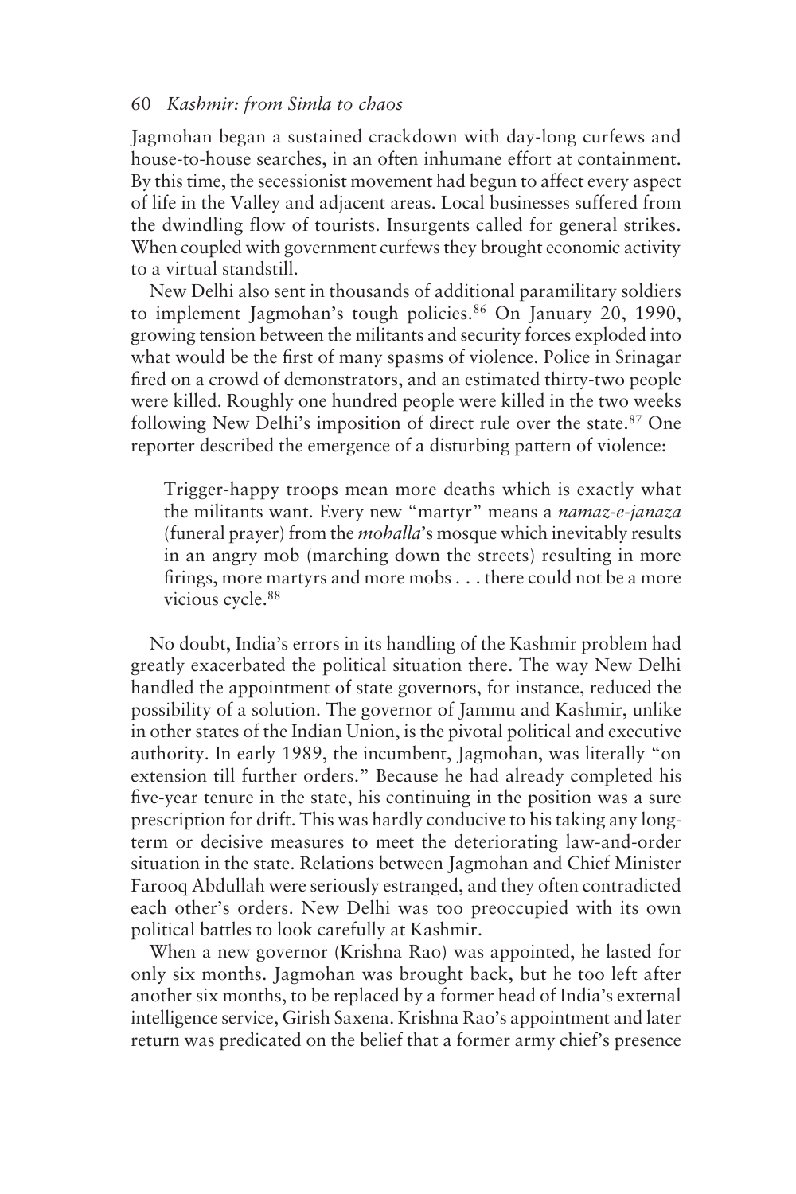Jagmohan began a sustained crackdown with day-long curfews and house-to-house searches, in an often inhumane effort at containment. By this time, the secessionist movement had begun to affect every aspect of life in the Valley and adjacent areas. Local businesses suffered from the dwindling flow of tourists. Insurgents called for general strikes. When coupled with government curfews they brought economic activity to a virtual standstill.

New Delhi also sent in thousands of additional paramilitary soldiers to implement Jagmohan's tough policies.[86] On January 20, 1990, growing tension between the militants and security forces exploded into what would be the first of many spasms of violence. Police in Srinagar fired on a crowd of demonstrators, and an estimated thirty-two people were killed. Roughly one hundred people were killed in the two weeks following New Delhi's imposition of direct rule over the state.[87] One reporter described the emergence of a disturbing pattern of violence:

> Trigger-happy troops mean more deaths which is exactly what the militants want. Every new "martyr" means a *namaz-e-janaza* (funeral prayer) from the *mohalla*'s mosque which inevitably results in an angry mob (marching down the streets) resulting in more firings, more martyrs and more mobs . . . there could not be a more vicious cycle.[88]

No doubt, India's errors in its handling of the Kashmir problem had greatly exacerbated the political situation there. The way New Delhi handled the appointment of state governors, for instance, reduced the possibility of a solution. The governor of Jammu and Kashmir, unlike in other states of the Indian Union, is the pivotal political and executive authority. In early 1989, the incumbent, Jagmohan, was literally "on extension till further orders." Because he had already completed his five-year tenure in the state, his continuing in the position was a sure prescription for drift. This was hardly conducive to his taking any long-term or decisive measures to meet the deteriorating law-and-order situation in the state. Relations between Jagmohan and Chief Minister Farooq Abdullah were seriously estranged, and they often contradicted each other's orders. New Delhi was too preoccupied with its own political battles to look carefully at Kashmir.

When a new governor (Krishna Rao) was appointed, he lasted for only six months. Jagmohan was brought back, but he too left after another six months, to be replaced by a former head of India's external intelligence service, Girish Saxena. Krishna Rao's appointment and later return was predicated on the belief that a former army chief's presence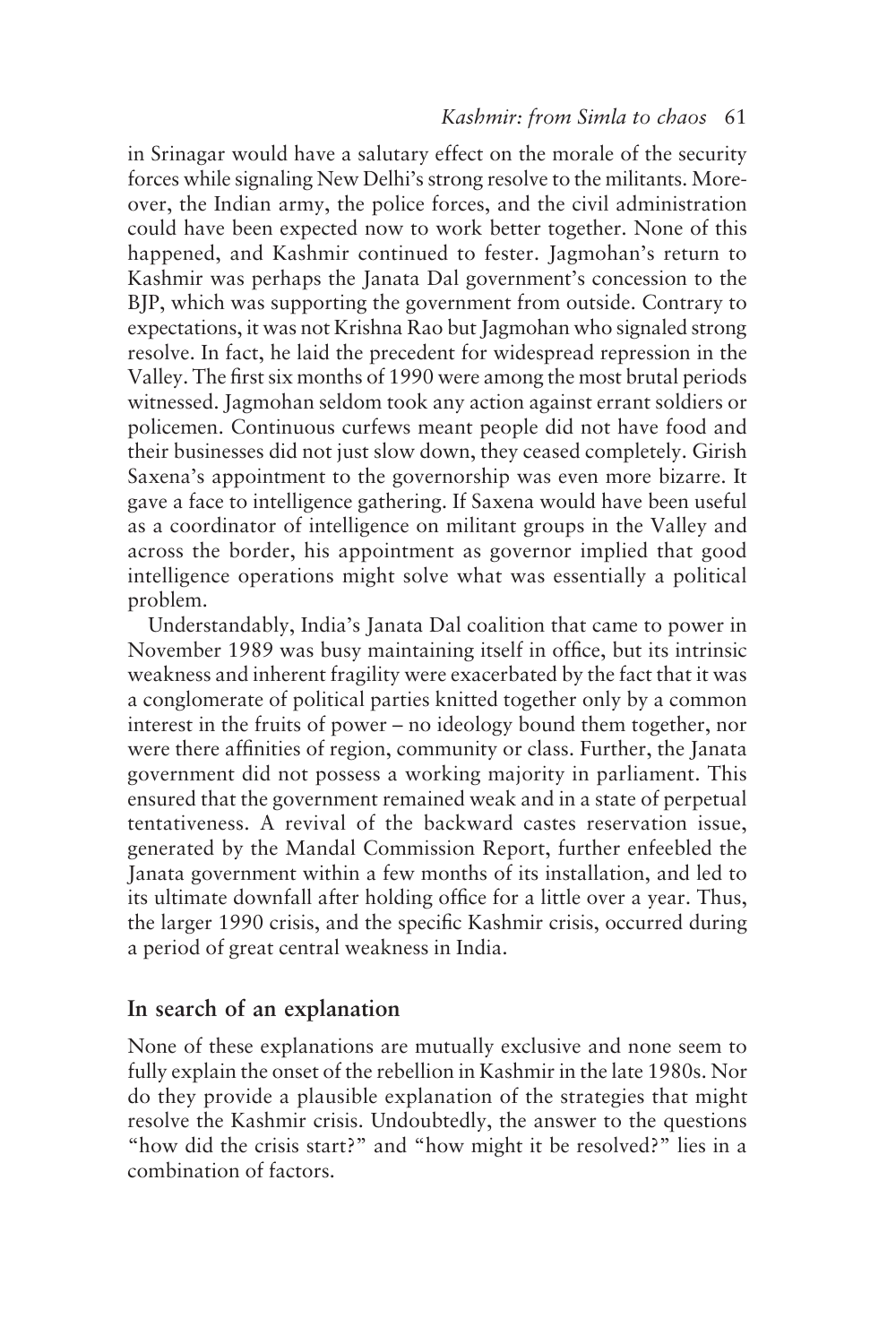in Srinagar would have a salutary effect on the morale of the security forces while signaling New Delhi's strong resolve to the militants. Moreover, the Indian army, the police forces, and the civil administration could have been expected now to work better together. None of this happened, and Kashmir continued to fester. Jagmohan's return to Kashmir was perhaps the Janata Dal government's concession to the BJP, which was supporting the government from outside. Contrary to expectations, it was not Krishna Rao but Jagmohan who signaled strong resolve. In fact, he laid the precedent for widespread repression in the Valley. The first six months of 1990 were among the most brutal periods witnessed. Jagmohan seldom took any action against errant soldiers or policemen. Continuous curfews meant people did not have food and their businesses did not just slow down, they ceased completely. Girish Saxena's appointment to the governorship was even more bizarre. It gave a face to intelligence gathering. If Saxena would have been useful as a coordinator of intelligence on militant groups in the Valley and across the border, his appointment as governor implied that good intelligence operations might solve what was essentially a political problem.

Understandably, India's Janata Dal coalition that came to power in November 1989 was busy maintaining itself in office, but its intrinsic weakness and inherent fragility were exacerbated by the fact that it was a conglomerate of political parties knitted together only by a common interest in the fruits of power – no ideology bound them together, nor were there affinities of region, community or class. Further, the Janata government did not possess a working majority in parliament. This ensured that the government remained weak and in a state of perpetual tentativeness. A revival of the backward castes reservation issue, generated by the Mandal Commission Report, further enfeebled the Janata government within a few months of its installation, and led to its ultimate downfall after holding office for a little over a year. Thus, the larger 1990 crisis, and the specific Kashmir crisis, occurred during a period of great central weakness in India.

## In search of an explanation

None of these explanations are mutually exclusive and none seem to fully explain the onset of the rebellion in Kashmir in the late 1980s. Nor do they provide a plausible explanation of the strategies that might resolve the Kashmir crisis. Undoubtedly, the answer to the questions "how did the crisis start?" and "how might it be resolved?" lies in a combination of factors.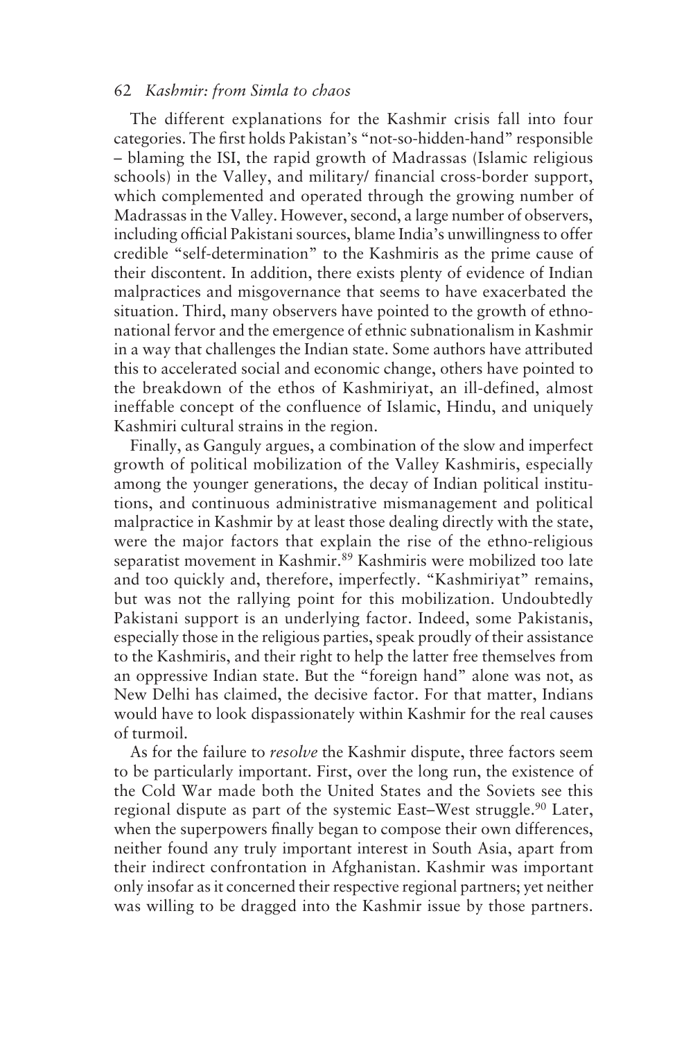The different explanations for the Kashmir crisis fall into four categories. The first holds Pakistan's "not-so-hidden-hand" responsible – blaming the ISI, the rapid growth of Madrassas (Islamic religious schools) in the Valley, and military/ financial cross-border support, which complemented and operated through the growing number of Madrassas in the Valley. However, second, a large number of observers, including official Pakistani sources, blame India's unwillingness to offer credible "self-determination" to the Kashmiris as the prime cause of their discontent. In addition, there exists plenty of evidence of Indian malpractices and misgovernance that seems to have exacerbated the situation. Third, many observers have pointed to the growth of ethno-national fervor and the emergence of ethnic subnationalism in Kashmir in a way that challenges the Indian state. Some authors have attributed this to accelerated social and economic change, others have pointed to the breakdown of the ethos of Kashmiriyat, an ill-defined, almost ineffable concept of the confluence of Islamic, Hindu, and uniquely Kashmiri cultural strains in the region.

Finally, as Ganguly argues, a combination of the slow and imperfect growth of political mobilization of the Valley Kashmiris, especially among the younger generations, the decay of Indian political institutions, and continuous administrative mismanagement and political malpractice in Kashmir by at least those dealing directly with the state, were the major factors that explain the rise of the ethno-religious separatist movement in Kashmir.[89] Kashmiris were mobilized too late and too quickly and, therefore, imperfectly. "Kashmiriyat" remains, but was not the rallying point for this mobilization. Undoubtedly Pakistani support is an underlying factor. Indeed, some Pakistanis, especially those in the religious parties, speak proudly of their assistance to the Kashmiris, and their right to help the latter free themselves from an oppressive Indian state. But the "foreign hand" alone was not, as New Delhi has claimed, the decisive factor. For that matter, Indians would have to look dispassionately within Kashmir for the real causes of turmoil.

As for the failure to *resolve* the Kashmir dispute, three factors seem to be particularly important. First, over the long run, the existence of the Cold War made both the United States and the Soviets see this regional dispute as part of the systemic East–West struggle.[90] Later, when the superpowers finally began to compose their own differences, neither found any truly important interest in South Asia, apart from their indirect confrontation in Afghanistan. Kashmir was important only insofar as it concerned their respective regional partners; yet neither was willing to be dragged into the Kashmir issue by those partners.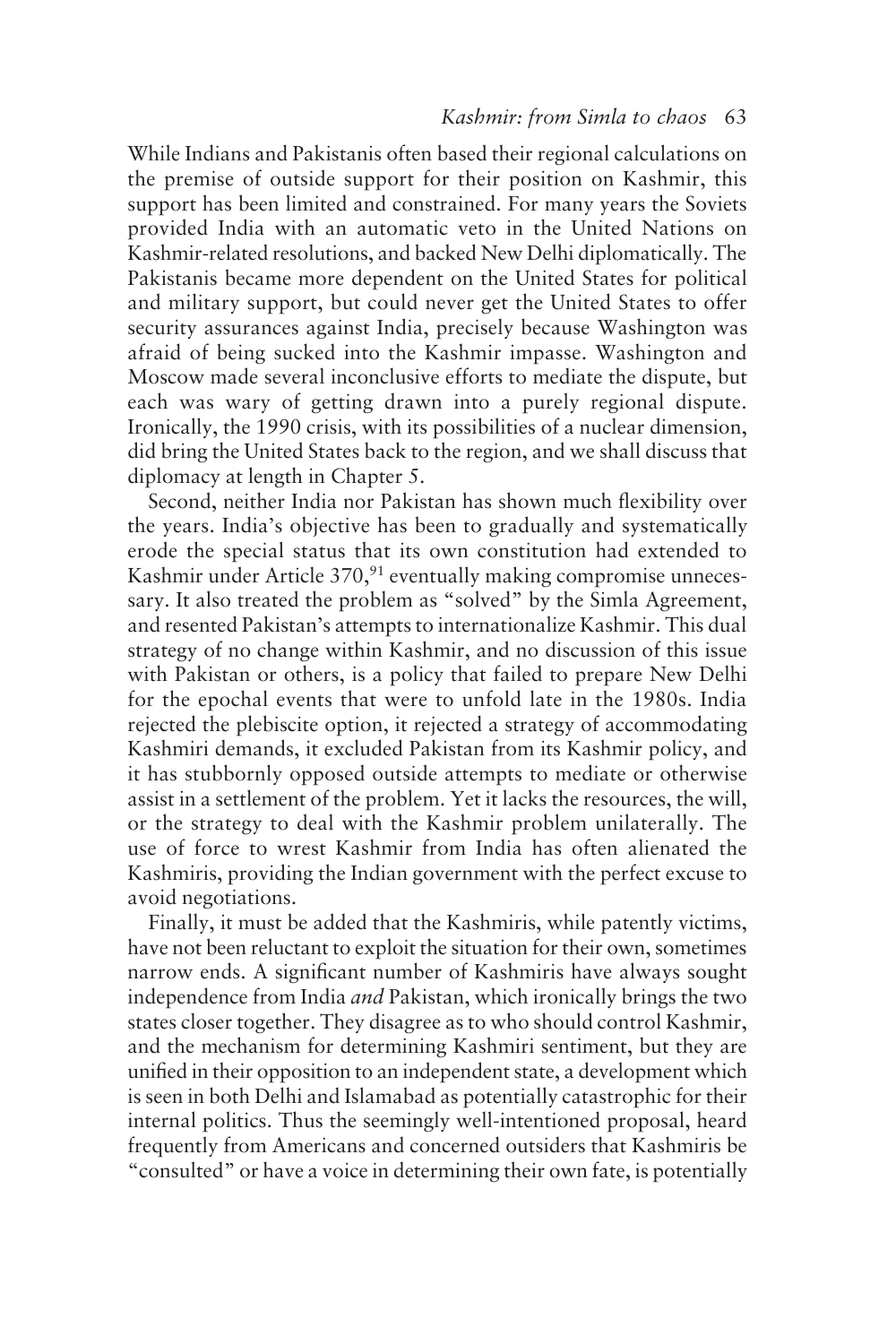While Indians and Pakistanis often based their regional calculations on the premise of outside support for their position on Kashmir, this support has been limited and constrained. For many years the Soviets provided India with an automatic veto in the United Nations on Kashmir-related resolutions, and backed New Delhi diplomatically. The Pakistanis became more dependent on the United States for political and military support, but could never get the United States to offer security assurances against India, precisely because Washington was afraid of being sucked into the Kashmir impasse. Washington and Moscow made several inconclusive efforts to mediate the dispute, but each was wary of getting drawn into a purely regional dispute. Ironically, the 1990 crisis, with its possibilities of a nuclear dimension, did bring the United States back to the region, and we shall discuss that diplomacy at length in Chapter 5.

Second, neither India nor Pakistan has shown much flexibility over the years. India's objective has been to gradually and systematically erode the special status that its own constitution had extended to Kashmir under Article 370,[91] eventually making compromise unnecessary. It also treated the problem as "solved" by the Simla Agreement, and resented Pakistan's attempts to internationalize Kashmir. This dual strategy of no change within Kashmir, and no discussion of this issue with Pakistan or others, is a policy that failed to prepare New Delhi for the epochal events that were to unfold late in the 1980s. India rejected the plebiscite option, it rejected a strategy of accommodating Kashmiri demands, it excluded Pakistan from its Kashmir policy, and it has stubbornly opposed outside attempts to mediate or otherwise assist in a settlement of the problem. Yet it lacks the resources, the will, or the strategy to deal with the Kashmir problem unilaterally. The use of force to wrest Kashmir from India has often alienated the Kashmiris, providing the Indian government with the perfect excuse to avoid negotiations.

Finally, it must be added that the Kashmiris, while patently victims, have not been reluctant to exploit the situation for their own, sometimes narrow ends. A significant number of Kashmiris have always sought independence from India *and* Pakistan, which ironically brings the two states closer together. They disagree as to who should control Kashmir, and the mechanism for determining Kashmiri sentiment, but they are unified in their opposition to an independent state, a development which is seen in both Delhi and Islamabad as potentially catastrophic for their internal politics. Thus the seemingly well-intentioned proposal, heard frequently from Americans and concerned outsiders that Kashmiris be "consulted" or have a voice in determining their own fate, is potentially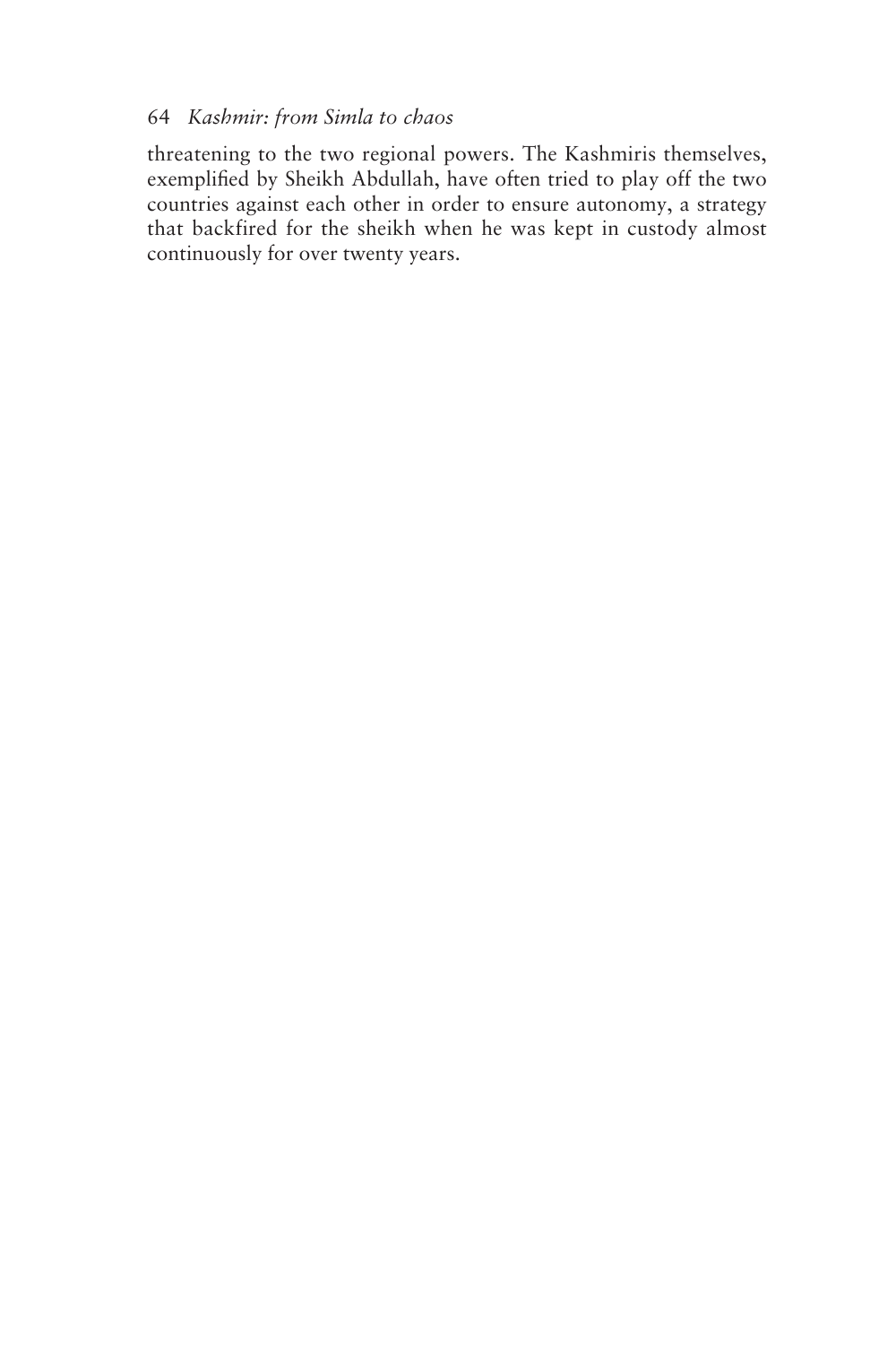threatening to the two regional powers. The Kashmiris themselves, exemplified by Sheikh Abdullah, have often tried to play off the two countries against each other in order to ensure autonomy, a strategy that backfired for the sheikh when he was kept in custody almost continuously for over twenty years.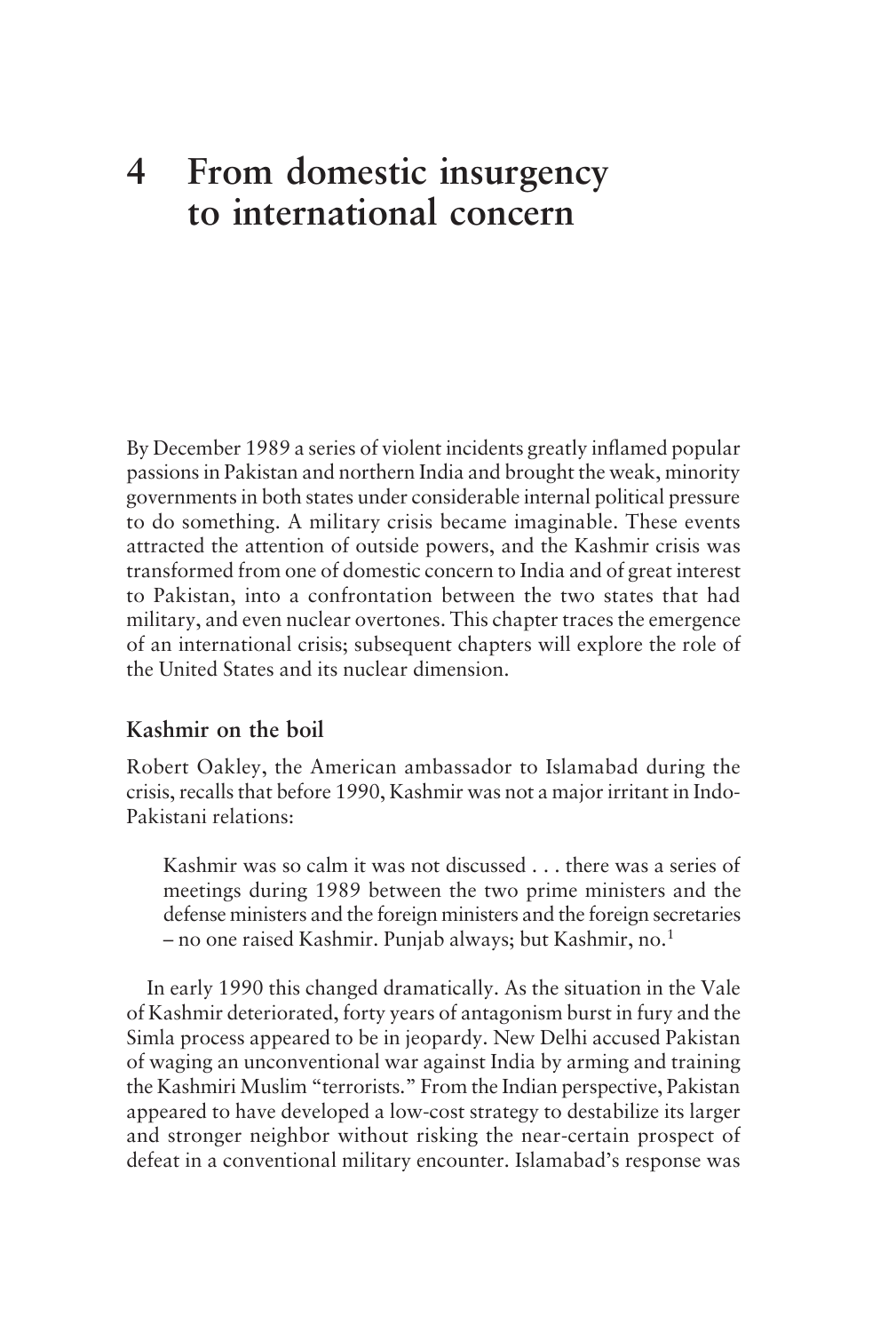# 4 From domestic insurgency to international concern

By December 1989 a series of violent incidents greatly inflamed popular passions in Pakistan and northern India and brought the weak, minority governments in both states under considerable internal political pressure to do something. A military crisis became imaginable. These events attracted the attention of outside powers, and the Kashmir crisis was transformed from one of domestic concern to India and of great interest to Pakistan, into a confrontation between the two states that had military, and even nuclear overtones. This chapter traces the emergence of an international crisis; subsequent chapters will explore the role of the United States and its nuclear dimension.

## Kashmir on the boil

Robert Oakley, the American ambassador to Islamabad during the crisis, recalls that before 1990, Kashmir was not a major irritant in Indo-Pakistani relations:

> Kashmir was so calm it was not discussed . . . there was a series of meetings during 1989 between the two prime ministers and the defense ministers and the foreign ministers and the foreign secretaries – no one raised Kashmir. Punjab always; but Kashmir, no.[1]

In early 1990 this changed dramatically. As the situation in the Vale of Kashmir deteriorated, forty years of antagonism burst in fury and the Simla process appeared to be in jeopardy. New Delhi accused Pakistan of waging an unconventional war against India by arming and training the Kashmiri Muslim "terrorists." From the Indian perspective, Pakistan appeared to have developed a low-cost strategy to destabilize its larger and stronger neighbor without risking the near-certain prospect of defeat in a conventional military encounter. Islamabad's response was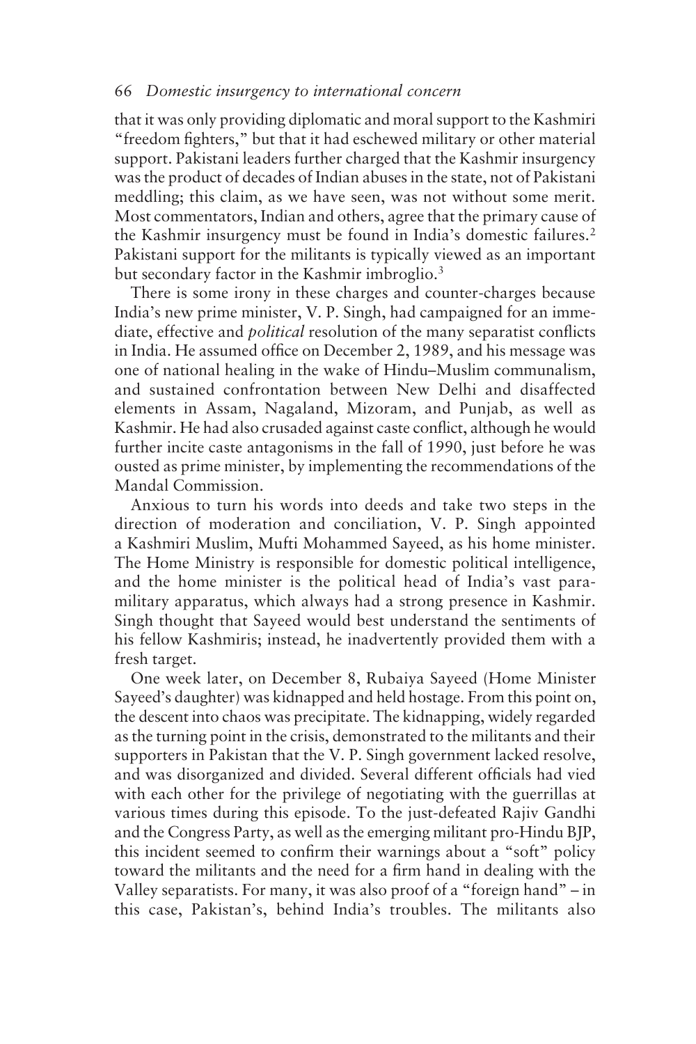that it was only providing diplomatic and moral support to the Kashmiri "freedom fighters," but that it had eschewed military or other material support. Pakistani leaders further charged that the Kashmir insurgency was the product of decades of Indian abuses in the state, not of Pakistani meddling; this claim, as we have seen, was not without some merit. Most commentators, Indian and others, agree that the primary cause of the Kashmir insurgency must be found in India's domestic failures.[2] Pakistani support for the militants is typically viewed as an important but secondary factor in the Kashmir imbroglio.[3]

There is some irony in these charges and counter-charges because India's new prime minister, V. P. Singh, had campaigned for an immediate, effective and *political* resolution of the many separatist conflicts in India. He assumed office on December 2, 1989, and his message was one of national healing in the wake of Hindu–Muslim communalism, and sustained confrontation between New Delhi and disaffected elements in Assam, Nagaland, Mizoram, and Punjab, as well as Kashmir. He had also crusaded against caste conflict, although he would further incite caste antagonisms in the fall of 1990, just before he was ousted as prime minister, by implementing the recommendations of the Mandal Commission.

Anxious to turn his words into deeds and take two steps in the direction of moderation and conciliation, V. P. Singh appointed a Kashmiri Muslim, Mufti Mohammed Sayeed, as his home minister. The Home Ministry is responsible for domestic political intelligence, and the home minister is the political head of India's vast paramilitary apparatus, which always had a strong presence in Kashmir. Singh thought that Sayeed would best understand the sentiments of his fellow Kashmiris; instead, he inadvertently provided them with a fresh target.

One week later, on December 8, Rubaiya Sayeed (Home Minister Sayeed's daughter) was kidnapped and held hostage. From this point on, the descent into chaos was precipitate. The kidnapping, widely regarded as the turning point in the crisis, demonstrated to the militants and their supporters in Pakistan that the V. P. Singh government lacked resolve, and was disorganized and divided. Several different officials had vied with each other for the privilege of negotiating with the guerrillas at various times during this episode. To the just-defeated Rajiv Gandhi and the Congress Party, as well as the emerging militant pro-Hindu BJP, this incident seemed to confirm their warnings about a "soft" policy toward the militants and the need for a firm hand in dealing with the Valley separatists. For many, it was also proof of a "foreign hand" – in this case, Pakistan's, behind India's troubles. The militants also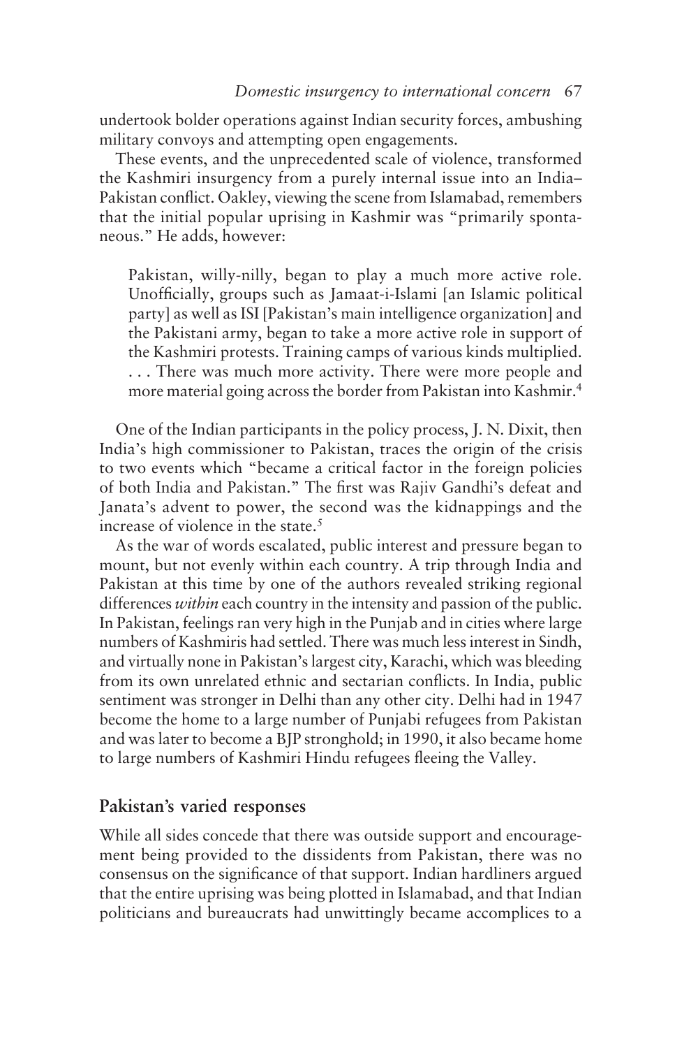undertook bolder operations against Indian security forces, ambushing military convoys and attempting open engagements.

These events, and the unprecedented scale of violence, transformed the Kashmiri insurgency from a purely internal issue into an India–Pakistan conflict. Oakley, viewing the scene from Islamabad, remembers that the initial popular uprising in Kashmir was "primarily spontaneous." He adds, however:

> Pakistan, willy-nilly, began to play a much more active role. Unofficially, groups such as Jamaat-i-Islami [an Islamic political party] as well as ISI [Pakistan's main intelligence organization] and the Pakistani army, began to take a more active role in support of the Kashmiri protests. Training camps of various kinds multiplied. . . . There was much more activity. There were more people and more material going across the border from Pakistan into Kashmir.[4]

One of the Indian participants in the policy process, J. N. Dixit, then India's high commissioner to Pakistan, traces the origin of the crisis to two events which "became a critical factor in the foreign policies of both India and Pakistan." The first was Rajiv Gandhi's defeat and Janata's advent to power, the second was the kidnappings and the increase of violence in the state.[5]

As the war of words escalated, public interest and pressure began to mount, but not evenly within each country. A trip through India and Pakistan at this time by one of the authors revealed striking regional differences *within* each country in the intensity and passion of the public. In Pakistan, feelings ran very high in the Punjab and in cities where large numbers of Kashmiris had settled. There was much less interest in Sindh, and virtually none in Pakistan's largest city, Karachi, which was bleeding from its own unrelated ethnic and sectarian conflicts. In India, public sentiment was stronger in Delhi than any other city. Delhi had in 1947 become the home to a large number of Punjabi refugees from Pakistan and was later to become a BJP stronghold; in 1990, it also became home to large numbers of Kashmiri Hindu refugees fleeing the Valley.

## Pakistan's varied responses

While all sides concede that there was outside support and encouragement being provided to the dissidents from Pakistan, there was no consensus on the significance of that support. Indian hardliners argued that the entire uprising was being plotted in Islamabad, and that Indian politicians and bureaucrats had unwittingly became accomplices to a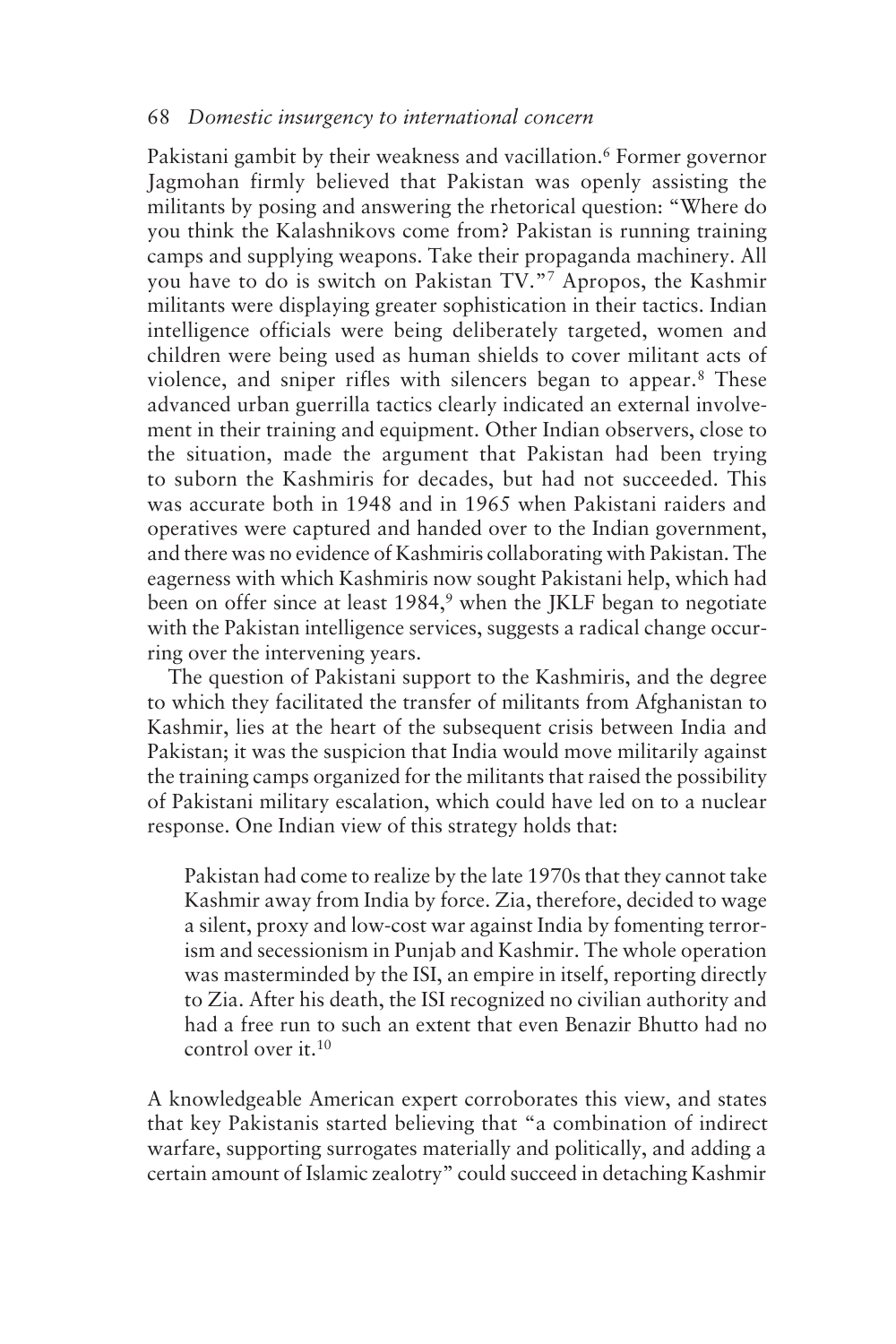Pakistani gambit by their weakness and vacillation.[6] Former governor Jagmohan firmly believed that Pakistan was openly assisting the militants by posing and answering the rhetorical question: "Where do you think the Kalashnikovs come from? Pakistan is running training camps and supplying weapons. Take their propaganda machinery. All you have to do is switch on Pakistan TV."[7] Apropos, the Kashmir militants were displaying greater sophistication in their tactics. Indian intelligence officials were being deliberately targeted, women and children were being used as human shields to cover militant acts of violence, and sniper rifles with silencers began to appear.[8] These advanced urban guerrilla tactics clearly indicated an external involvement in their training and equipment. Other Indian observers, close to the situation, made the argument that Pakistan had been trying to suborn the Kashmiris for decades, but had not succeeded. This was accurate both in 1948 and in 1965 when Pakistani raiders and operatives were captured and handed over to the Indian government, and there was no evidence of Kashmiris collaborating with Pakistan. The eagerness with which Kashmiris now sought Pakistani help, which had been on offer since at least 1984,[9] when the JKLF began to negotiate with the Pakistan intelligence services, suggests a radical change occurring over the intervening years.

The question of Pakistani support to the Kashmiris, and the degree to which they facilitated the transfer of militants from Afghanistan to Kashmir, lies at the heart of the subsequent crisis between India and Pakistan; it was the suspicion that India would move militarily against the training camps organized for the militants that raised the possibility of Pakistani military escalation, which could have led on to a nuclear response. One Indian view of this strategy holds that:

> Pakistan had come to realize by the late 1970s that they cannot take Kashmir away from India by force. Zia, therefore, decided to wage a silent, proxy and low-cost war against India by fomenting terrorism and secessionism in Punjab and Kashmir. The whole operation was masterminded by the ISI, an empire in itself, reporting directly to Zia. After his death, the ISI recognized no civilian authority and had a free run to such an extent that even Benazir Bhutto had no control over it.[10]

A knowledgeable American expert corroborates this view, and states that key Pakistanis started believing that "a combination of indirect warfare, supporting surrogates materially and politically, and adding a certain amount of Islamic zealotry" could succeed in detaching Kashmir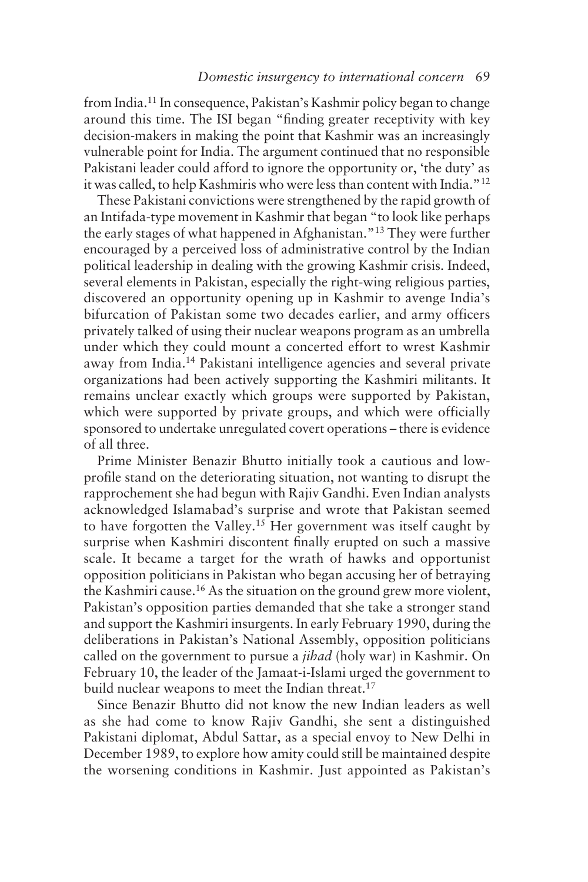from India.[11] In consequence, Pakistan's Kashmir policy began to change around this time. The ISI began "finding greater receptivity with key decision-makers in making the point that Kashmir was an increasingly vulnerable point for India. The argument continued that no responsible Pakistani leader could afford to ignore the opportunity or, 'the duty' as it was called, to help Kashmiris who were less than content with India."[12]

These Pakistani convictions were strengthened by the rapid growth of an Intifada-type movement in Kashmir that began "to look like perhaps the early stages of what happened in Afghanistan."[13] They were further encouraged by a perceived loss of administrative control by the Indian political leadership in dealing with the growing Kashmir crisis. Indeed, several elements in Pakistan, especially the right-wing religious parties, discovered an opportunity opening up in Kashmir to avenge India's bifurcation of Pakistan some two decades earlier, and army officers privately talked of using their nuclear weapons program as an umbrella under which they could mount a concerted effort to wrest Kashmir away from India.[14] Pakistani intelligence agencies and several private organizations had been actively supporting the Kashmiri militants. It remains unclear exactly which groups were supported by Pakistan, which were supported by private groups, and which were officially sponsored to undertake unregulated covert operations – there is evidence of all three.

Prime Minister Benazir Bhutto initially took a cautious and low-profile stand on the deteriorating situation, not wanting to disrupt the rapprochement she had begun with Rajiv Gandhi. Even Indian analysts acknowledged Islamabad's surprise and wrote that Pakistan seemed to have forgotten the Valley.[15] Her government was itself caught by surprise when Kashmiri discontent finally erupted on such a massive scale. It became a target for the wrath of hawks and opportunist opposition politicians in Pakistan who began accusing her of betraying the Kashmiri cause.[16] As the situation on the ground grew more violent, Pakistan's opposition parties demanded that she take a stronger stand and support the Kashmiri insurgents. In early February 1990, during the deliberations in Pakistan's National Assembly, opposition politicians called on the government to pursue a *jihad* (holy war) in Kashmir. On February 10, the leader of the Jamaat-i-Islami urged the government to build nuclear weapons to meet the Indian threat.[17]

Since Benazir Bhutto did not know the new Indian leaders as well as she had come to know Rajiv Gandhi, she sent a distinguished Pakistani diplomat, Abdul Sattar, as a special envoy to New Delhi in December 1989, to explore how amity could still be maintained despite the worsening conditions in Kashmir. Just appointed as Pakistan's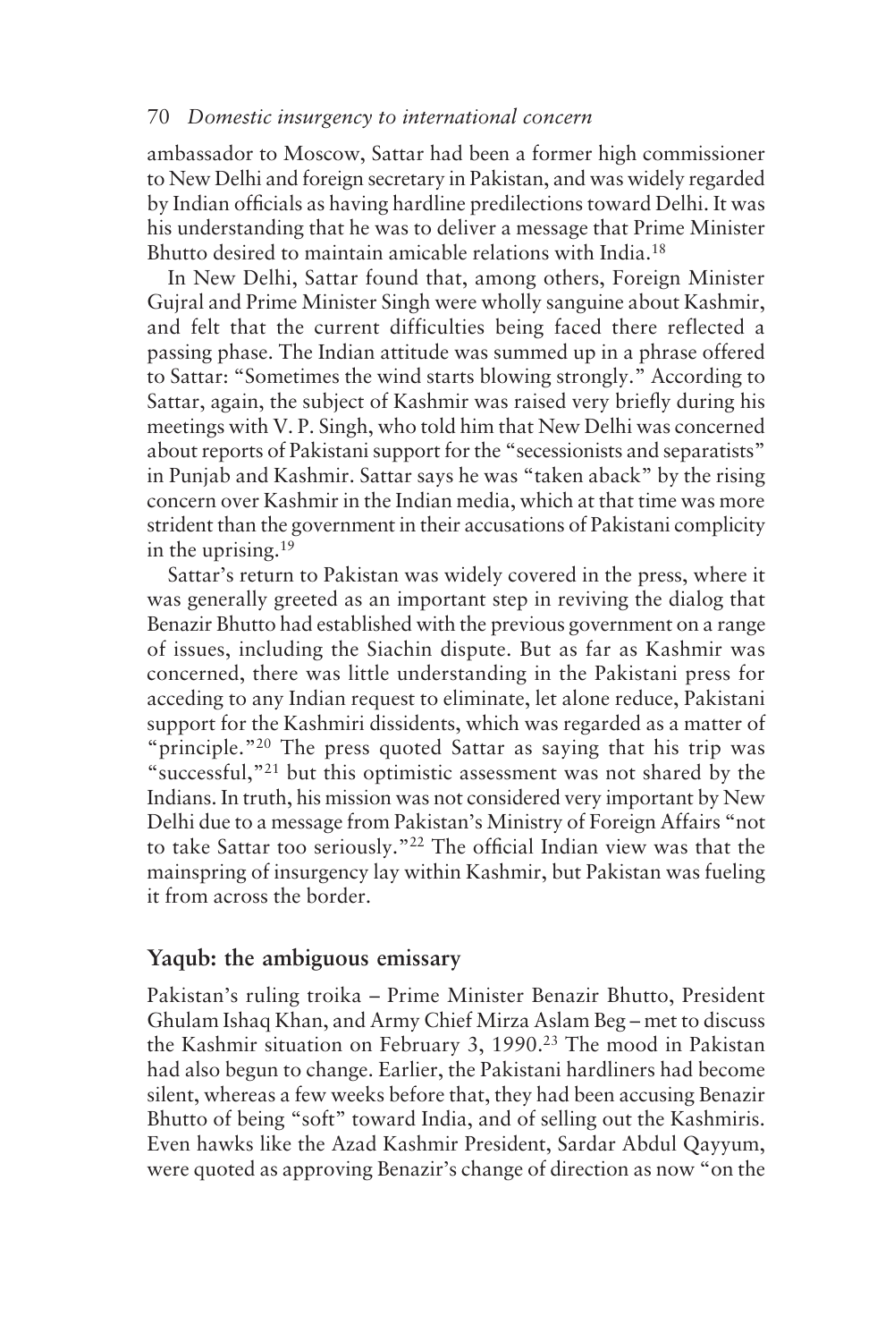ambassador to Moscow, Sattar had been a former high commissioner to New Delhi and foreign secretary in Pakistan, and was widely regarded by Indian officials as having hardline predilections toward Delhi. It was his understanding that he was to deliver a message that Prime Minister Bhutto desired to maintain amicable relations with India.[18]

In New Delhi, Sattar found that, among others, Foreign Minister Gujral and Prime Minister Singh were wholly sanguine about Kashmir, and felt that the current difficulties being faced there reflected a passing phase. The Indian attitude was summed up in a phrase offered to Sattar: "Sometimes the wind starts blowing strongly." According to Sattar, again, the subject of Kashmir was raised very briefly during his meetings with V. P. Singh, who told him that New Delhi was concerned about reports of Pakistani support for the "secessionists and separatists" in Punjab and Kashmir. Sattar says he was "taken aback" by the rising concern over Kashmir in the Indian media, which at that time was more strident than the government in their accusations of Pakistani complicity in the uprising.[19]

Sattar's return to Pakistan was widely covered in the press, where it was generally greeted as an important step in reviving the dialog that Benazir Bhutto had established with the previous government on a range of issues, including the Siachin dispute. But as far as Kashmir was concerned, there was little understanding in the Pakistani press for acceding to any Indian request to eliminate, let alone reduce, Pakistani support for the Kashmiri dissidents, which was regarded as a matter of "principle."[20] The press quoted Sattar as saying that his trip was "successful,"[21] but this optimistic assessment was not shared by the Indians. In truth, his mission was not considered very important by New Delhi due to a message from Pakistan's Ministry of Foreign Affairs "not to take Sattar too seriously."[22] The official Indian view was that the mainspring of insurgency lay within Kashmir, but Pakistan was fueling it from across the border.

## Yaqub: the ambiguous emissary

Pakistan's ruling troika – Prime Minister Benazir Bhutto, President Ghulam Ishaq Khan, and Army Chief Mirza Aslam Beg – met to discuss the Kashmir situation on February 3, 1990.[23] The mood in Pakistan had also begun to change. Earlier, the Pakistani hardliners had become silent, whereas a few weeks before that, they had been accusing Benazir Bhutto of being "soft" toward India, and of selling out the Kashmiris. Even hawks like the Azad Kashmir President, Sardar Abdul Qayyum, were quoted as approving Benazir's change of direction as now "on the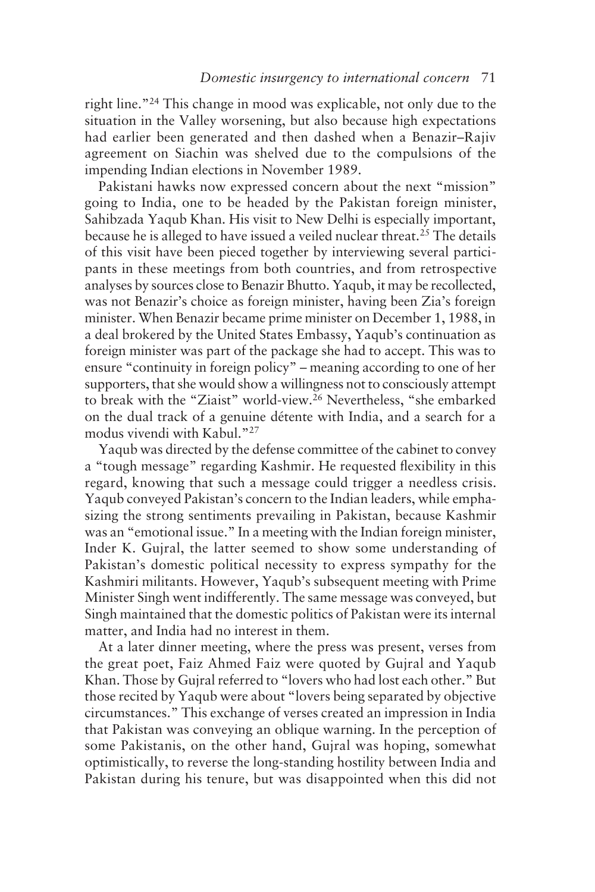right line."[24] This change in mood was explicable, not only due to the situation in the Valley worsening, but also because high expectations had earlier been generated and then dashed when a Benazir–Rajiv agreement on Siachin was shelved due to the compulsions of the impending Indian elections in November 1989.

Pakistani hawks now expressed concern about the next "mission" going to India, one to be headed by the Pakistan foreign minister, Sahibzada Yaqub Khan. His visit to New Delhi is especially important, because he is alleged to have issued a veiled nuclear threat.[25] The details of this visit have been pieced together by interviewing several participants in these meetings from both countries, and from retrospective analyses by sources close to Benazir Bhutto. Yaqub, it may be recollected, was not Benazir's choice as foreign minister, having been Zia's foreign minister. When Benazir became prime minister on December 1, 1988, in a deal brokered by the United States Embassy, Yaqub's continuation as foreign minister was part of the package she had to accept. This was to ensure "continuity in foreign policy" – meaning according to one of her supporters, that she would show a willingness not to consciously attempt to break with the "Ziaist" world-view.[26] Nevertheless, "she embarked on the dual track of a genuine détente with India, and a search for a modus vivendi with Kabul."[27]

Yaqub was directed by the defense committee of the cabinet to convey a "tough message" regarding Kashmir. He requested flexibility in this regard, knowing that such a message could trigger a needless crisis. Yaqub conveyed Pakistan's concern to the Indian leaders, while emphasizing the strong sentiments prevailing in Pakistan, because Kashmir was an "emotional issue." In a meeting with the Indian foreign minister, Inder K. Gujral, the latter seemed to show some understanding of Pakistan's domestic political necessity to express sympathy for the Kashmiri militants. However, Yaqub's subsequent meeting with Prime Minister Singh went indifferently. The same message was conveyed, but Singh maintained that the domestic politics of Pakistan were its internal matter, and India had no interest in them.

At a later dinner meeting, where the press was present, verses from the great poet, Faiz Ahmed Faiz were quoted by Gujral and Yaqub Khan. Those by Gujral referred to "lovers who had lost each other." But those recited by Yaqub were about "lovers being separated by objective circumstances." This exchange of verses created an impression in India that Pakistan was conveying an oblique warning. In the perception of some Pakistanis, on the other hand, Gujral was hoping, somewhat optimistically, to reverse the long-standing hostility between India and Pakistan during his tenure, but was disappointed when this did not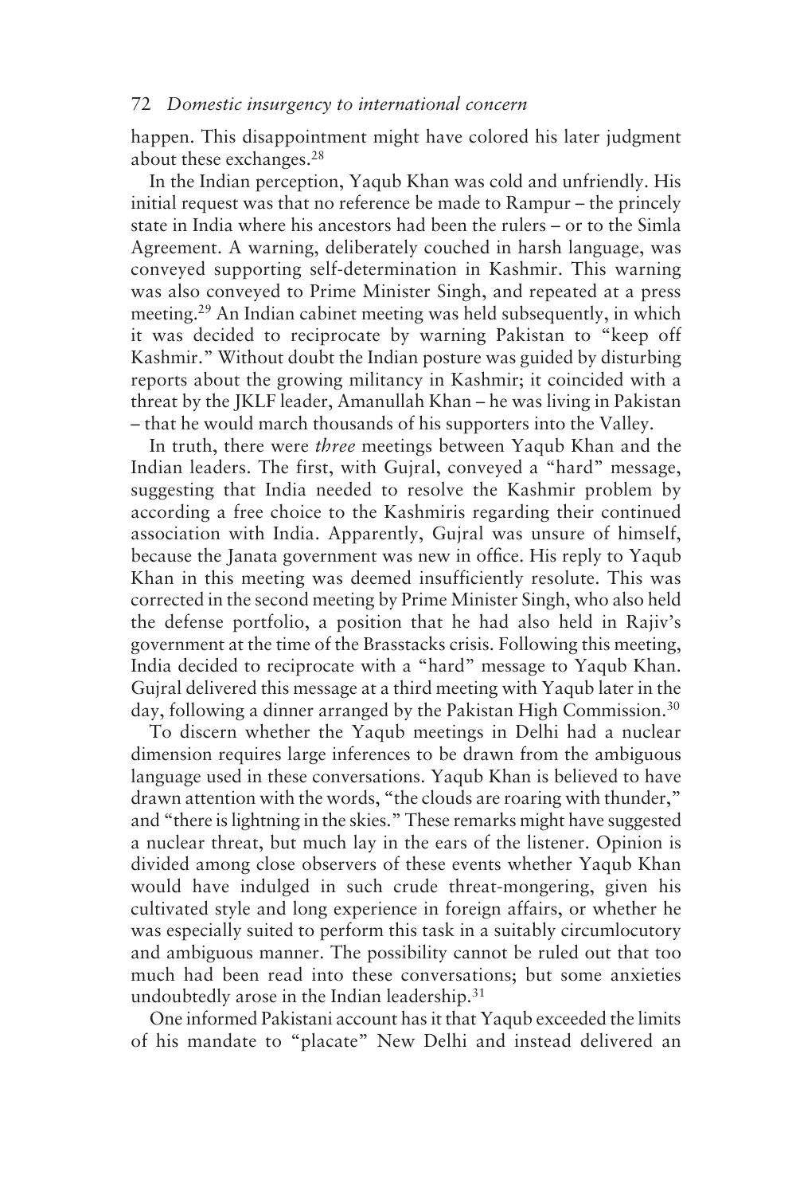happen. This disappointment might have colored his later judgment about these exchanges.[28]

In the Indian perception, Yaqub Khan was cold and unfriendly. His initial request was that no reference be made to Rampur – the princely state in India where his ancestors had been the rulers – or to the Simla Agreement. A warning, deliberately couched in harsh language, was conveyed supporting self-determination in Kashmir. This warning was also conveyed to Prime Minister Singh, and repeated at a press meeting.[29] An Indian cabinet meeting was held subsequently, in which it was decided to reciprocate by warning Pakistan to "keep off Kashmir." Without doubt the Indian posture was guided by disturbing reports about the growing militancy in Kashmir; it coincided with a threat by the JKLF leader, Amanullah Khan – he was living in Pakistan – that he would march thousands of his supporters into the Valley.

In truth, there were *three* meetings between Yaqub Khan and the Indian leaders. The first, with Gujral, conveyed a "hard" message, suggesting that India needed to resolve the Kashmir problem by according a free choice to the Kashmiris regarding their continued association with India. Apparently, Gujral was unsure of himself, because the Janata government was new in office. His reply to Yaqub Khan in this meeting was deemed insufficiently resolute. This was corrected in the second meeting by Prime Minister Singh, who also held the defense portfolio, a position that he had also held in Rajiv's government at the time of the Brasstacks crisis. Following this meeting, India decided to reciprocate with a "hard" message to Yaqub Khan. Gujral delivered this message at a third meeting with Yaqub later in the day, following a dinner arranged by the Pakistan High Commission.[30]

To discern whether the Yaqub meetings in Delhi had a nuclear dimension requires large inferences to be drawn from the ambiguous language used in these conversations. Yaqub Khan is believed to have drawn attention with the words, "the clouds are roaring with thunder," and "there is lightning in the skies." These remarks might have suggested a nuclear threat, but much lay in the ears of the listener. Opinion is divided among close observers of these events whether Yaqub Khan would have indulged in such crude threat-mongering, given his cultivated style and long experience in foreign affairs, or whether he was especially suited to perform this task in a suitably circumlocutory and ambiguous manner. The possibility cannot be ruled out that too much had been read into these conversations; but some anxieties undoubtedly arose in the Indian leadership.[31]

One informed Pakistani account has it that Yaqub exceeded the limits of his mandate to "placate" New Delhi and instead delivered an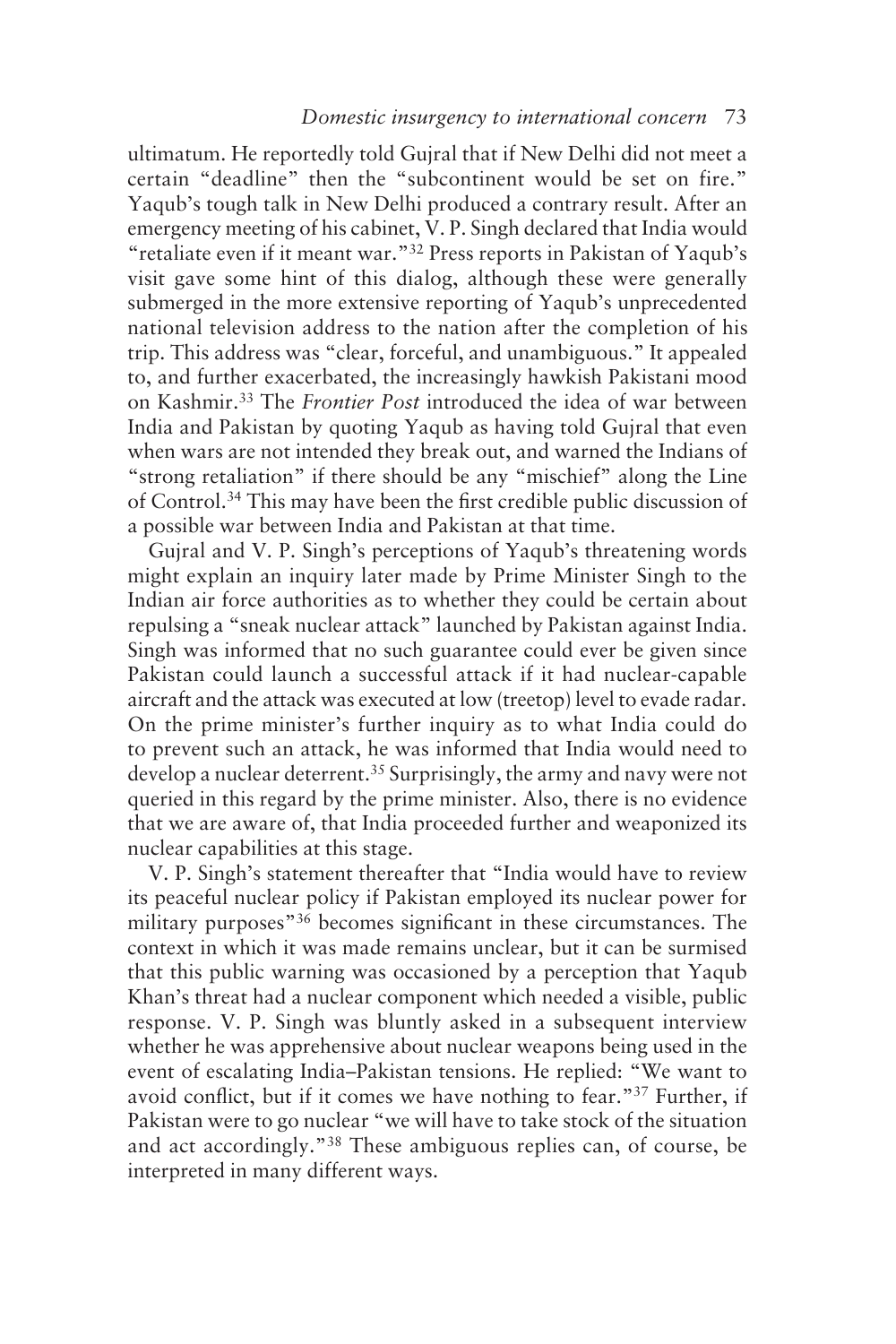ultimatum. He reportedly told Gujral that if New Delhi did not meet a certain "deadline" then the "subcontinent would be set on fire." Yaqub's tough talk in New Delhi produced a contrary result. After an emergency meeting of his cabinet, V. P. Singh declared that India would "retaliate even if it meant war."[32] Press reports in Pakistan of Yaqub's visit gave some hint of this dialog, although these were generally submerged in the more extensive reporting of Yaqub's unprecedented national television address to the nation after the completion of his trip. This address was "clear, forceful, and unambiguous." It appealed to, and further exacerbated, the increasingly hawkish Pakistani mood on Kashmir.[33] The *Frontier Post* introduced the idea of war between India and Pakistan by quoting Yaqub as having told Gujral that even when wars are not intended they break out, and warned the Indians of "strong retaliation" if there should be any "mischief" along the Line of Control.[34] This may have been the first credible public discussion of a possible war between India and Pakistan at that time.

Gujral and V. P. Singh's perceptions of Yaqub's threatening words might explain an inquiry later made by Prime Minister Singh to the Indian air force authorities as to whether they could be certain about repulsing a "sneak nuclear attack" launched by Pakistan against India. Singh was informed that no such guarantee could ever be given since Pakistan could launch a successful attack if it had nuclear-capable aircraft and the attack was executed at low (treetop) level to evade radar. On the prime minister's further inquiry as to what India could do to prevent such an attack, he was informed that India would need to develop a nuclear deterrent.[35] Surprisingly, the army and navy were not queried in this regard by the prime minister. Also, there is no evidence that we are aware of, that India proceeded further and weaponized its nuclear capabilities at this stage.

V. P. Singh's statement thereafter that "India would have to review its peaceful nuclear policy if Pakistan employed its nuclear power for military purposes"[36] becomes significant in these circumstances. The context in which it was made remains unclear, but it can be surmised that this public warning was occasioned by a perception that Yaqub Khan's threat had a nuclear component which needed a visible, public response. V. P. Singh was bluntly asked in a subsequent interview whether he was apprehensive about nuclear weapons being used in the event of escalating India–Pakistan tensions. He replied: "We want to avoid conflict, but if it comes we have nothing to fear."[37] Further, if Pakistan were to go nuclear "we will have to take stock of the situation and act accordingly."[38] These ambiguous replies can, of course, be interpreted in many different ways.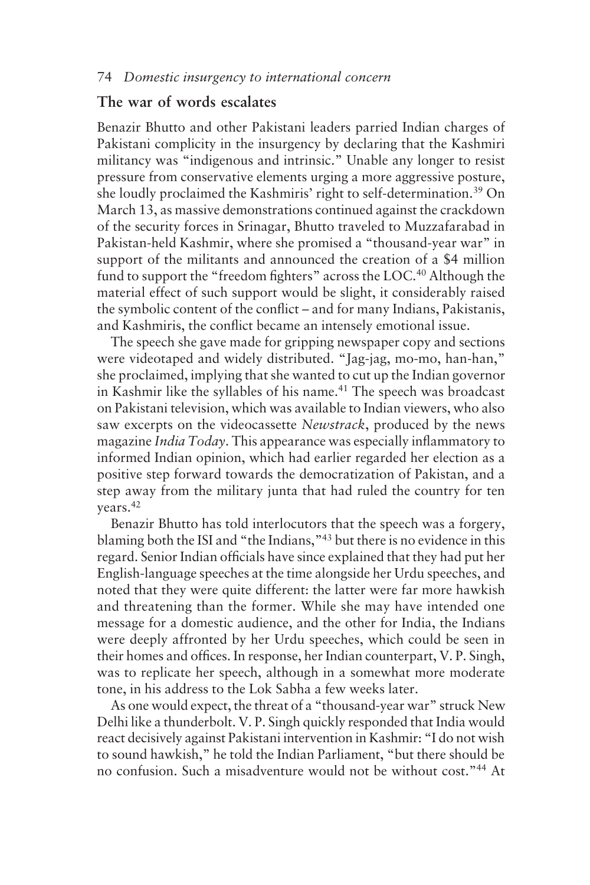## The war of words escalates

Benazir Bhutto and other Pakistani leaders parried Indian charges of Pakistani complicity in the insurgency by declaring that the Kashmiri militancy was "indigenous and intrinsic." Unable any longer to resist pressure from conservative elements urging a more aggressive posture, she loudly proclaimed the Kashmiris' right to self-determination.[39] On March 13, as massive demonstrations continued against the crackdown of the security forces in Srinagar, Bhutto traveled to Muzzafarabad in Pakistan-held Kashmir, where she promised a "thousand-year war" in support of the militants and announced the creation of a $4 million fund to support the "freedom fighters" across the LOC.[40] Although the material effect of such support would be slight, it considerably raised the symbolic content of the conflict – and for many Indians, Pakistanis, and Kashmiris, the conflict became an intensely emotional issue.

The speech she gave made for gripping newspaper copy and sections were videotaped and widely distributed. "Jag-jag, mo-mo, han-han," she proclaimed, implying that she wanted to cut up the Indian governor in Kashmir like the syllables of his name.[41] The speech was broadcast on Pakistani television, which was available to Indian viewers, who also saw excerpts on the videocassette *Newstrack*, produced by the news magazine *India Today*. This appearance was especially inflammatory to informed Indian opinion, which had earlier regarded her election as a positive step forward towards the democratization of Pakistan, and a step away from the military junta that had ruled the country for ten years.[42]

Benazir Bhutto has told interlocutors that the speech was a forgery, blaming both the ISI and "the Indians,"[43] but there is no evidence in this regard. Senior Indian officials have since explained that they had put her English-language speeches at the time alongside her Urdu speeches, and noted that they were quite different: the latter were far more hawkish and threatening than the former. While she may have intended one message for a domestic audience, and the other for India, the Indians were deeply affronted by her Urdu speeches, which could be seen in their homes and offices. In response, her Indian counterpart, V. P. Singh, was to replicate her speech, although in a somewhat more moderate tone, in his address to the Lok Sabha a few weeks later.

As one would expect, the threat of a "thousand-year war" struck New Delhi like a thunderbolt. V. P. Singh quickly responded that India would react decisively against Pakistani intervention in Kashmir: "I do not wish to sound hawkish," he told the Indian Parliament, "but there should be no confusion. Such a misadventure would not be without cost."[44] At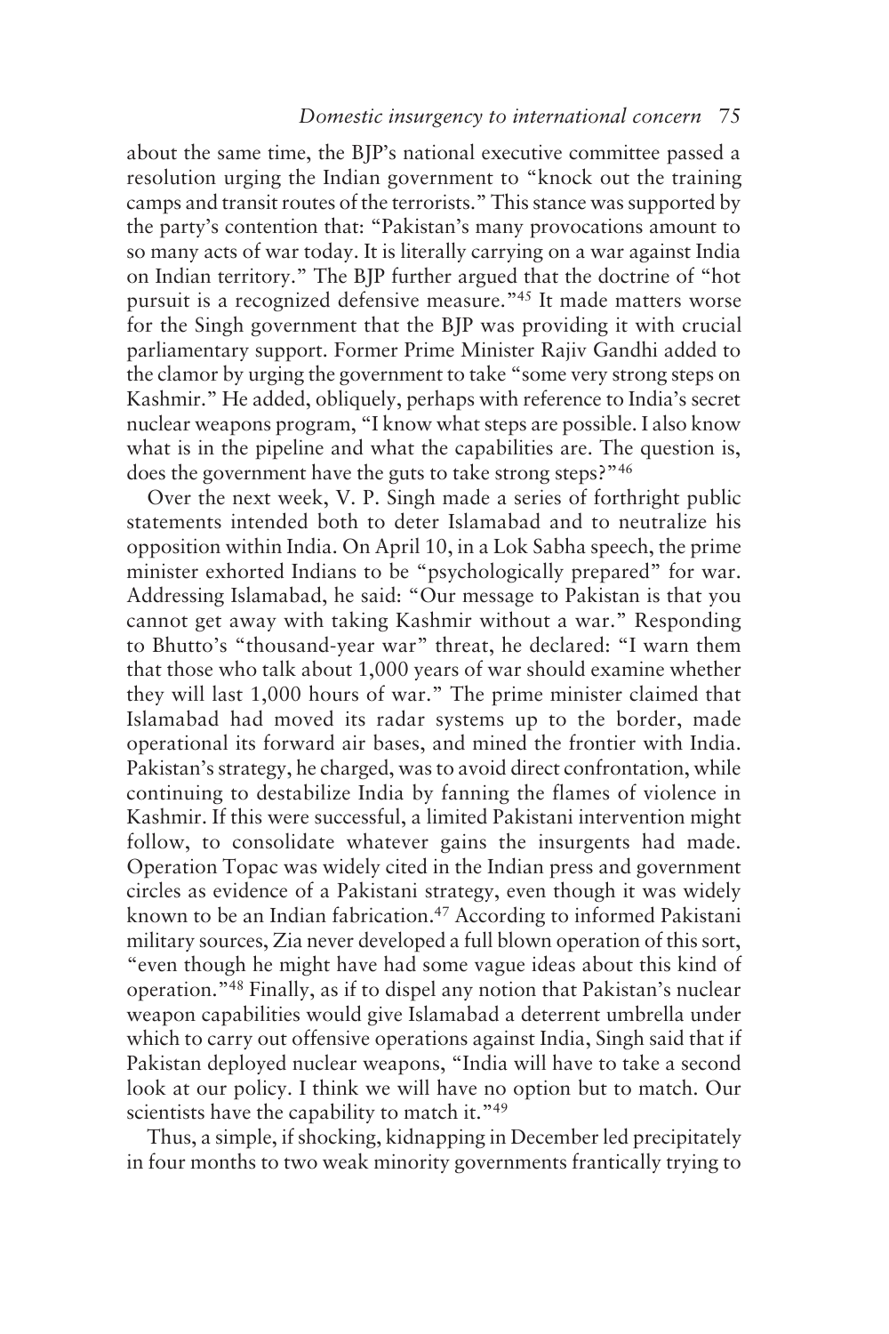about the same time, the BJP's national executive committee passed a resolution urging the Indian government to "knock out the training camps and transit routes of the terrorists." This stance was supported by the party's contention that: "Pakistan's many provocations amount to so many acts of war today. It is literally carrying on a war against India on Indian territory." The BJP further argued that the doctrine of "hot pursuit is a recognized defensive measure."[45] It made matters worse for the Singh government that the BJP was providing it with crucial parliamentary support. Former Prime Minister Rajiv Gandhi added to the clamor by urging the government to take "some very strong steps on Kashmir." He added, obliquely, perhaps with reference to India's secret nuclear weapons program, "I know what steps are possible. I also know what is in the pipeline and what the capabilities are. The question is, does the government have the guts to take strong steps?"[46]

Over the next week, V. P. Singh made a series of forthright public statements intended both to deter Islamabad and to neutralize his opposition within India. On April 10, in a Lok Sabha speech, the prime minister exhorted Indians to be "psychologically prepared" for war. Addressing Islamabad, he said: "Our message to Pakistan is that you cannot get away with taking Kashmir without a war." Responding to Bhutto's "thousand-year war" threat, he declared: "I warn them that those who talk about 1,000 years of war should examine whether they will last 1,000 hours of war." The prime minister claimed that Islamabad had moved its radar systems up to the border, made operational its forward air bases, and mined the frontier with India. Pakistan's strategy, he charged, was to avoid direct confrontation, while continuing to destabilize India by fanning the flames of violence in Kashmir. If this were successful, a limited Pakistani intervention might follow, to consolidate whatever gains the insurgents had made. Operation Topac was widely cited in the Indian press and government circles as evidence of a Pakistani strategy, even though it was widely known to be an Indian fabrication.[47] According to informed Pakistani military sources, Zia never developed a full blown operation of this sort, "even though he might have had some vague ideas about this kind of operation."[48] Finally, as if to dispel any notion that Pakistan's nuclear weapon capabilities would give Islamabad a deterrent umbrella under which to carry out offensive operations against India, Singh said that if Pakistan deployed nuclear weapons, "India will have to take a second look at our policy. I think we will have no option but to match. Our scientists have the capability to match it."[49]

Thus, a simple, if shocking, kidnapping in December led precipitately in four months to two weak minority governments frantically trying to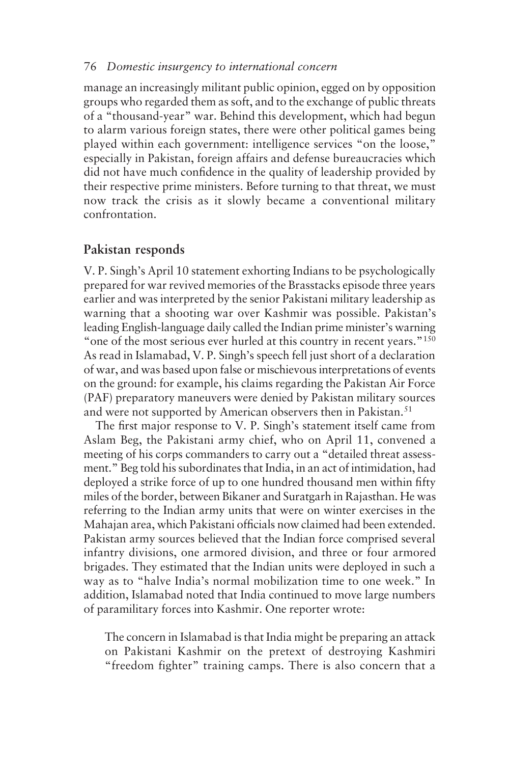manage an increasingly militant public opinion, egged on by opposition groups who regarded them as soft, and to the exchange of public threats of a "thousand-year" war. Behind this development, which had begun to alarm various foreign states, there were other political games being played within each government: intelligence services "on the loose," especially in Pakistan, foreign affairs and defense bureaucracies which did not have much confidence in the quality of leadership provided by their respective prime ministers. Before turning to that threat, we must now track the crisis as it slowly became a conventional military confrontation.

## Pakistan responds

V. P. Singh's April 10 statement exhorting Indians to be psychologically prepared for war revived memories of the Brasstacks episode three years earlier and was interpreted by the senior Pakistani military leadership as warning that a shooting war over Kashmir was possible. Pakistan's leading English-language daily called the Indian prime minister's warning "one of the most serious ever hurled at this country in recent years."[150] As read in Islamabad, V. P. Singh's speech fell just short of a declaration of war, and was based upon false or mischievous interpretations of events on the ground: for example, his claims regarding the Pakistan Air Force (PAF) preparatory maneuvers were denied by Pakistan military sources and were not supported by American observers then in Pakistan.[51]

The first major response to V. P. Singh's statement itself came from Aslam Beg, the Pakistani army chief, who on April 11, convened a meeting of his corps commanders to carry out a "detailed threat assessment." Beg told his subordinates that India, in an act of intimidation, had deployed a strike force of up to one hundred thousand men within fifty miles of the border, between Bikaner and Suratgarh in Rajasthan. He was referring to the Indian army units that were on winter exercises in the Mahajan area, which Pakistani officials now claimed had been extended. Pakistan army sources believed that the Indian force comprised several infantry divisions, one armored division, and three or four armored brigades. They estimated that the Indian units were deployed in such a way as to "halve India's normal mobilization time to one week." In addition, Islamabad noted that India continued to move large numbers of paramilitary forces into Kashmir. One reporter wrote:

> The concern in Islamabad is that India might be preparing an attack on Pakistani Kashmir on the pretext of destroying Kashmiri "freedom fighter" training camps. There is also concern that a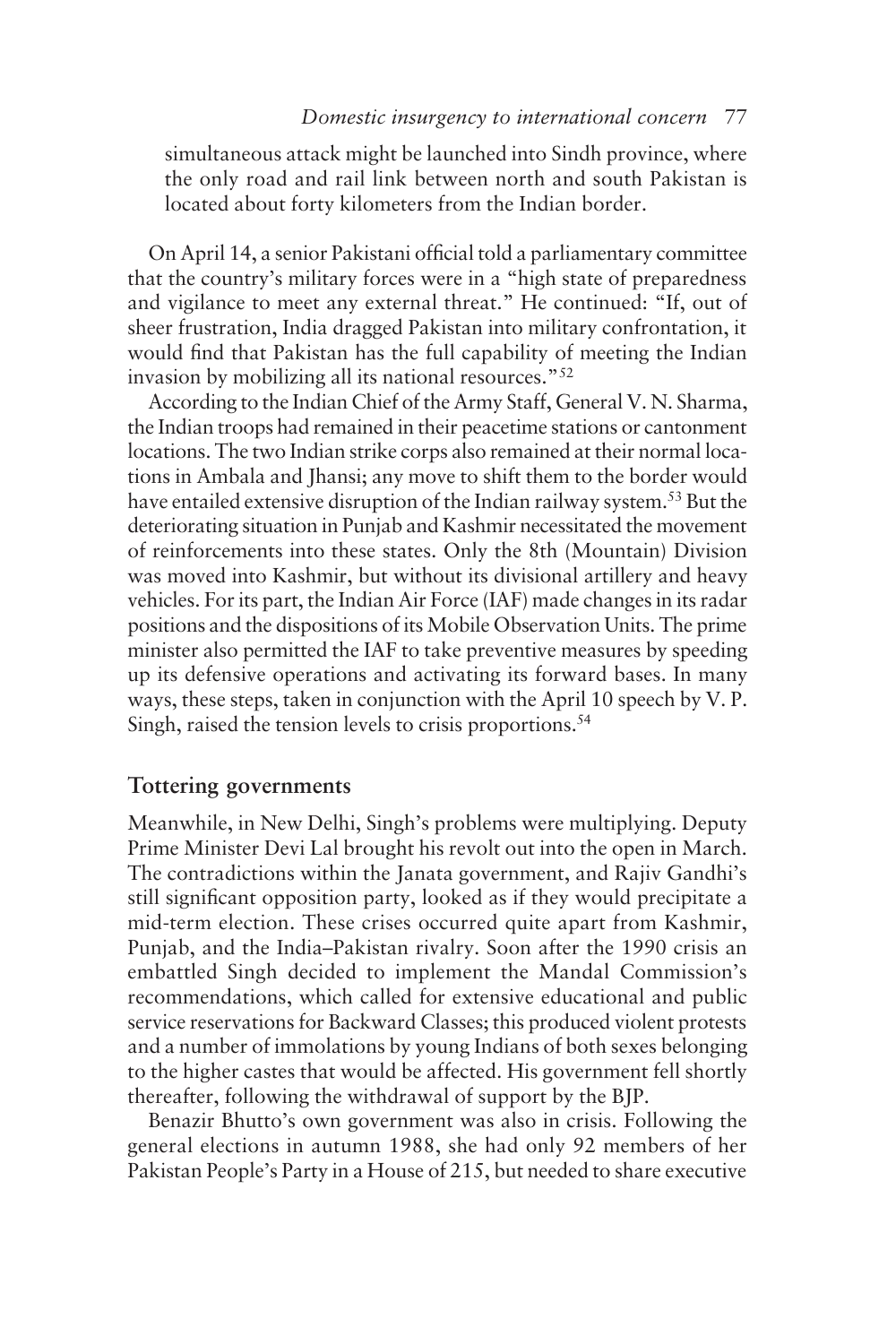simultaneous attack might be launched into Sindh province, where the only road and rail link between north and south Pakistan is located about forty kilometers from the Indian border.

On April 14, a senior Pakistani official told a parliamentary committee that the country's military forces were in a "high state of preparedness and vigilance to meet any external threat." He continued: "If, out of sheer frustration, India dragged Pakistan into military confrontation, it would find that Pakistan has the full capability of meeting the Indian invasion by mobilizing all its national resources."[52]

According to the Indian Chief of the Army Staff, General V. N. Sharma, the Indian troops had remained in their peacetime stations or cantonment locations. The two Indian strike corps also remained at their normal locations in Ambala and Jhansi; any move to shift them to the border would have entailed extensive disruption of the Indian railway system.[53] But the deteriorating situation in Punjab and Kashmir necessitated the movement of reinforcements into these states. Only the 8th (Mountain) Division was moved into Kashmir, but without its divisional artillery and heavy vehicles. For its part, the Indian Air Force (IAF) made changes in its radar positions and the dispositions of its Mobile Observation Units. The prime minister also permitted the IAF to take preventive measures by speeding up its defensive operations and activating its forward bases. In many ways, these steps, taken in conjunction with the April 10 speech by V. P. Singh, raised the tension levels to crisis proportions.[54]

## Tottering governments

Meanwhile, in New Delhi, Singh's problems were multiplying. Deputy Prime Minister Devi Lal brought his revolt out into the open in March. The contradictions within the Janata government, and Rajiv Gandhi's still significant opposition party, looked as if they would precipitate a mid-term election. These crises occurred quite apart from Kashmir, Punjab, and the India–Pakistan rivalry. Soon after the 1990 crisis an embattled Singh decided to implement the Mandal Commission's recommendations, which called for extensive educational and public service reservations for Backward Classes; this produced violent protests and a number of immolations by young Indians of both sexes belonging to the higher castes that would be affected. His government fell shortly thereafter, following the withdrawal of support by the BJP.

Benazir Bhutto's own government was also in crisis. Following the general elections in autumn 1988, she had only 92 members of her Pakistan People's Party in a House of 215, but needed to share executive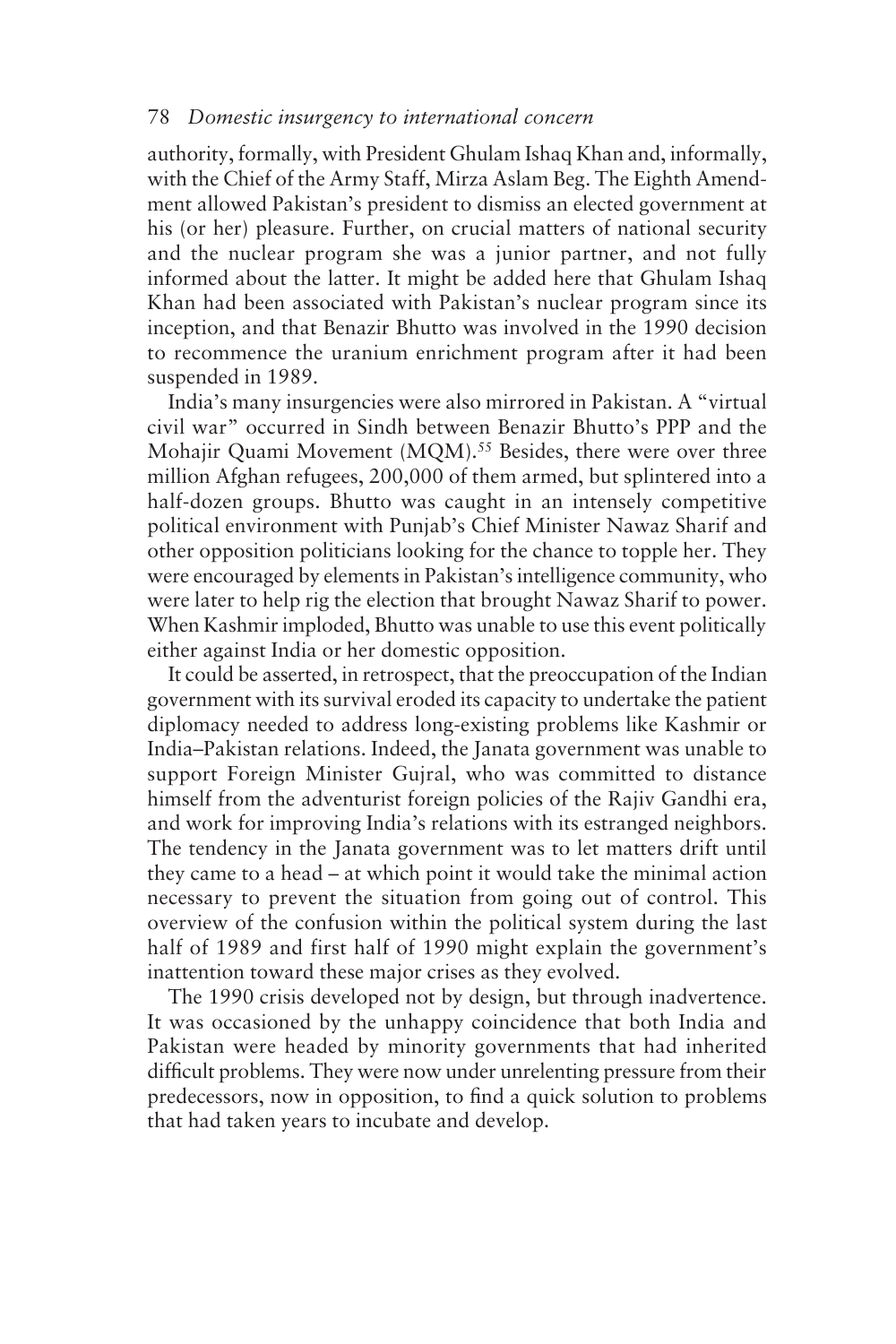authority, formally, with President Ghulam Ishaq Khan and, informally, with the Chief of the Army Staff, Mirza Aslam Beg. The Eighth Amendment allowed Pakistan's president to dismiss an elected government at his (or her) pleasure. Further, on crucial matters of national security and the nuclear program she was a junior partner, and not fully informed about the latter. It might be added here that Ghulam Ishaq Khan had been associated with Pakistan's nuclear program since its inception, and that Benazir Bhutto was involved in the 1990 decision to recommence the uranium enrichment program after it had been suspended in 1989.

India's many insurgencies were also mirrored in Pakistan. A "virtual civil war" occurred in Sindh between Benazir Bhutto's PPP and the Mohajir Quami Movement (MQM).[55] Besides, there were over three million Afghan refugees, 200,000 of them armed, but splintered into a half-dozen groups. Bhutto was caught in an intensely competitive political environment with Punjab's Chief Minister Nawaz Sharif and other opposition politicians looking for the chance to topple her. They were encouraged by elements in Pakistan's intelligence community, who were later to help rig the election that brought Nawaz Sharif to power. When Kashmir imploded, Bhutto was unable to use this event politically either against India or her domestic opposition.

It could be asserted, in retrospect, that the preoccupation of the Indian government with its survival eroded its capacity to undertake the patient diplomacy needed to address long-existing problems like Kashmir or India–Pakistan relations. Indeed, the Janata government was unable to support Foreign Minister Gujral, who was committed to distance himself from the adventurist foreign policies of the Rajiv Gandhi era, and work for improving India's relations with its estranged neighbors. The tendency in the Janata government was to let matters drift until they came to a head – at which point it would take the minimal action necessary to prevent the situation from going out of control. This overview of the confusion within the political system during the last half of 1989 and first half of 1990 might explain the government's inattention toward these major crises as they evolved.

The 1990 crisis developed not by design, but through inadvertence. It was occasioned by the unhappy coincidence that both India and Pakistan were headed by minority governments that had inherited difficult problems. They were now under unrelenting pressure from their predecessors, now in opposition, to find a quick solution to problems that had taken years to incubate and develop.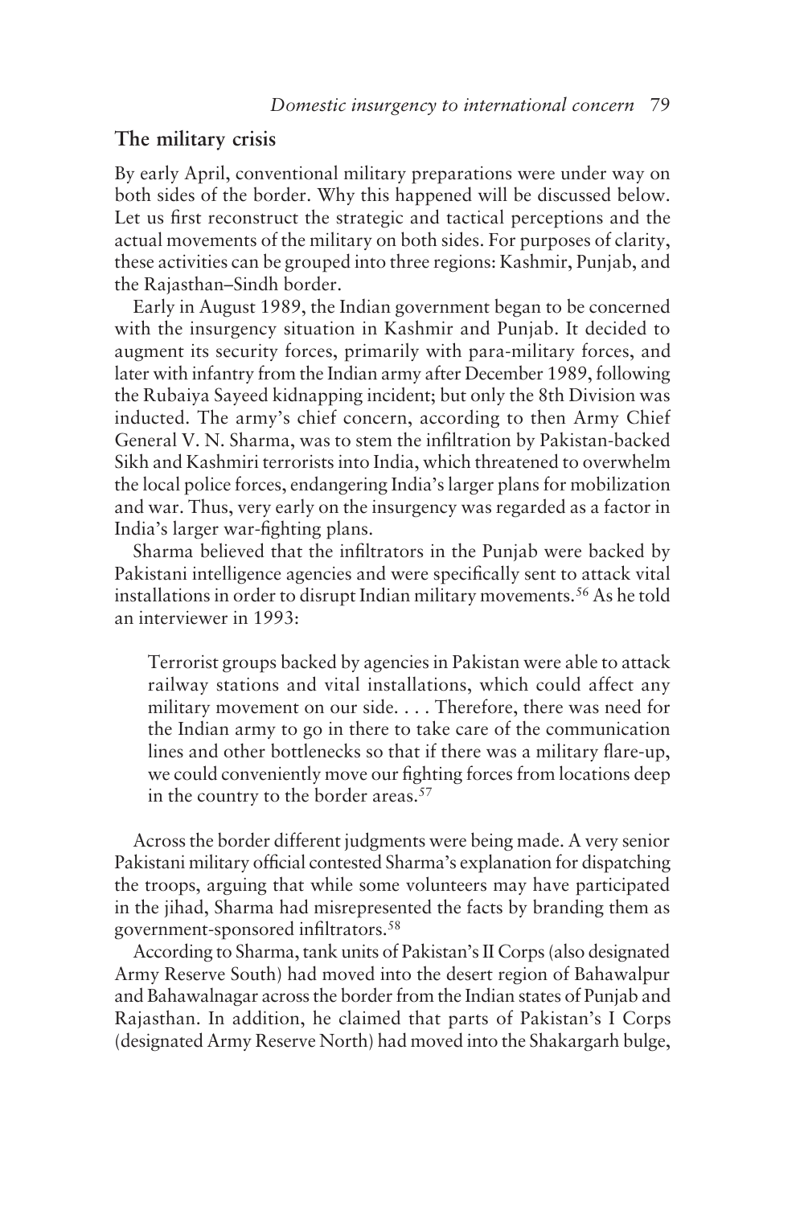## The military crisis

By early April, conventional military preparations were under way on both sides of the border. Why this happened will be discussed below. Let us first reconstruct the strategic and tactical perceptions and the actual movements of the military on both sides. For purposes of clarity, these activities can be grouped into three regions: Kashmir, Punjab, and the Rajasthan–Sindh border.

Early in August 1989, the Indian government began to be concerned with the insurgency situation in Kashmir and Punjab. It decided to augment its security forces, primarily with para-military forces, and later with infantry from the Indian army after December 1989, following the Rubaiya Sayeed kidnapping incident; but only the 8th Division was inducted. The army's chief concern, according to then Army Chief General V. N. Sharma, was to stem the infiltration by Pakistan-backed Sikh and Kashmiri terrorists into India, which threatened to overwhelm the local police forces, endangering India's larger plans for mobilization and war. Thus, very early on the insurgency was regarded as a factor in India's larger war-fighting plans.

Sharma believed that the infiltrators in the Punjab were backed by Pakistani intelligence agencies and were specifically sent to attack vital installations in order to disrupt Indian military movements.[56] As he told an interviewer in 1993:

> Terrorist groups backed by agencies in Pakistan were able to attack railway stations and vital installations, which could affect any military movement on our side. . . . Therefore, there was need for the Indian army to go in there to take care of the communication lines and other bottlenecks so that if there was a military flare-up, we could conveniently move our fighting forces from locations deep in the country to the border areas.[57]

Across the border different judgments were being made. A very senior Pakistani military official contested Sharma's explanation for dispatching the troops, arguing that while some volunteers may have participated in the jihad, Sharma had misrepresented the facts by branding them as government-sponsored infiltrators.[58]

According to Sharma, tank units of Pakistan's II Corps (also designated Army Reserve South) had moved into the desert region of Bahawalpur and Bahawalnagar across the border from the Indian states of Punjab and Rajasthan. In addition, he claimed that parts of Pakistan's I Corps (designated Army Reserve North) had moved into the Shakargarh bulge,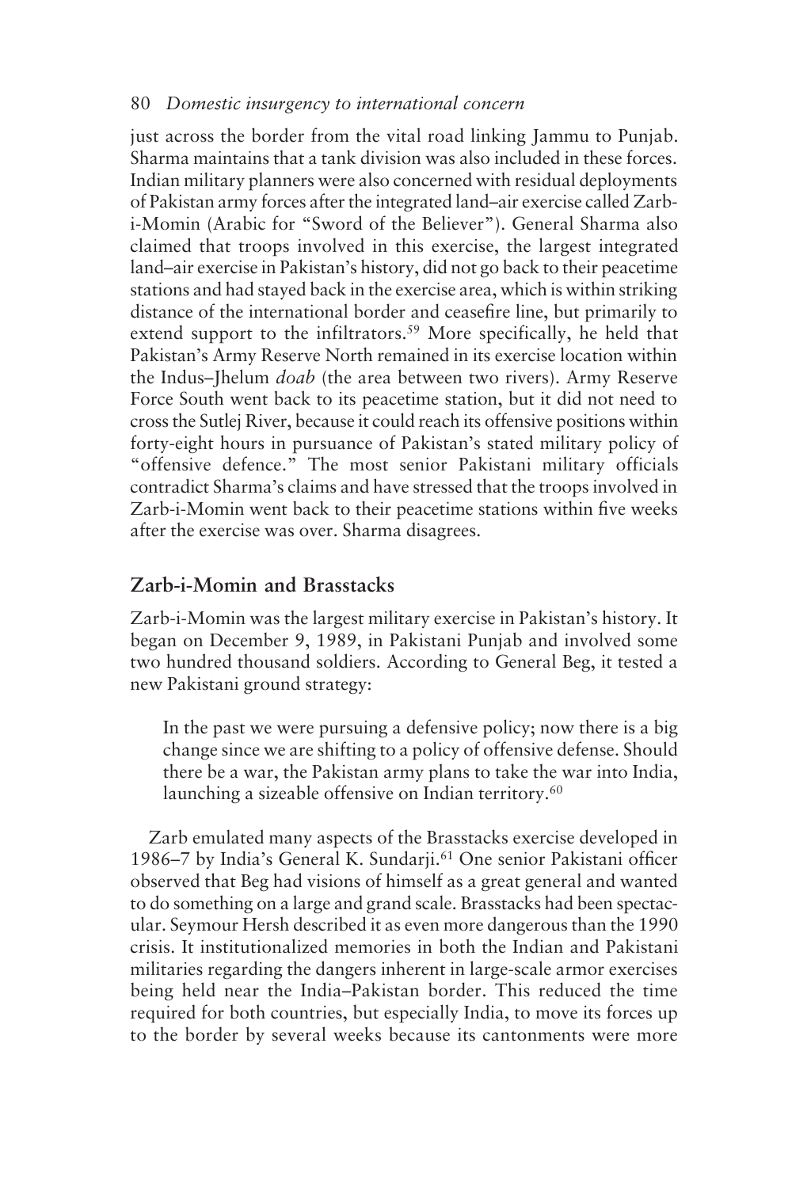just across the border from the vital road linking Jammu to Punjab. Sharma maintains that a tank division was also included in these forces. Indian military planners were also concerned with residual deployments of Pakistan army forces after the integrated land–air exercise called Zarb-i-Momin (Arabic for "Sword of the Believer"). General Sharma also claimed that troops involved in this exercise, the largest integrated land–air exercise in Pakistan's history, did not go back to their peacetime stations and had stayed back in the exercise area, which is within striking distance of the international border and ceasefire line, but primarily to extend support to the infiltrators.[59] More specifically, he held that Pakistan's Army Reserve North remained in its exercise location within the Indus–Jhelum *doab* (the area between two rivers). Army Reserve Force South went back to its peacetime station, but it did not need to cross the Sutlej River, because it could reach its offensive positions within forty-eight hours in pursuance of Pakistan's stated military policy of "offensive defence." The most senior Pakistani military officials contradict Sharma's claims and have stressed that the troops involved in Zarb-i-Momin went back to their peacetime stations within five weeks after the exercise was over. Sharma disagrees.

## Zarb-i-Momin and Brasstacks

Zarb-i-Momin was the largest military exercise in Pakistan's history. It began on December 9, 1989, in Pakistani Punjab and involved some two hundred thousand soldiers. According to General Beg, it tested a new Pakistani ground strategy:

> In the past we were pursuing a defensive policy; now there is a big change since we are shifting to a policy of offensive defense. Should there be a war, the Pakistan army plans to take the war into India, launching a sizeable offensive on Indian territory.[60]

Zarb emulated many aspects of the Brasstacks exercise developed in 1986–7 by India's General K. Sundarji.[61] One senior Pakistani officer observed that Beg had visions of himself as a great general and wanted to do something on a large and grand scale. Brasstacks had been spectacular. Seymour Hersh described it as even more dangerous than the 1990 crisis. It institutionalized memories in both the Indian and Pakistani militaries regarding the dangers inherent in large-scale armor exercises being held near the India–Pakistan border. This reduced the time required for both countries, but especially India, to move its forces up to the border by several weeks because its cantonments were more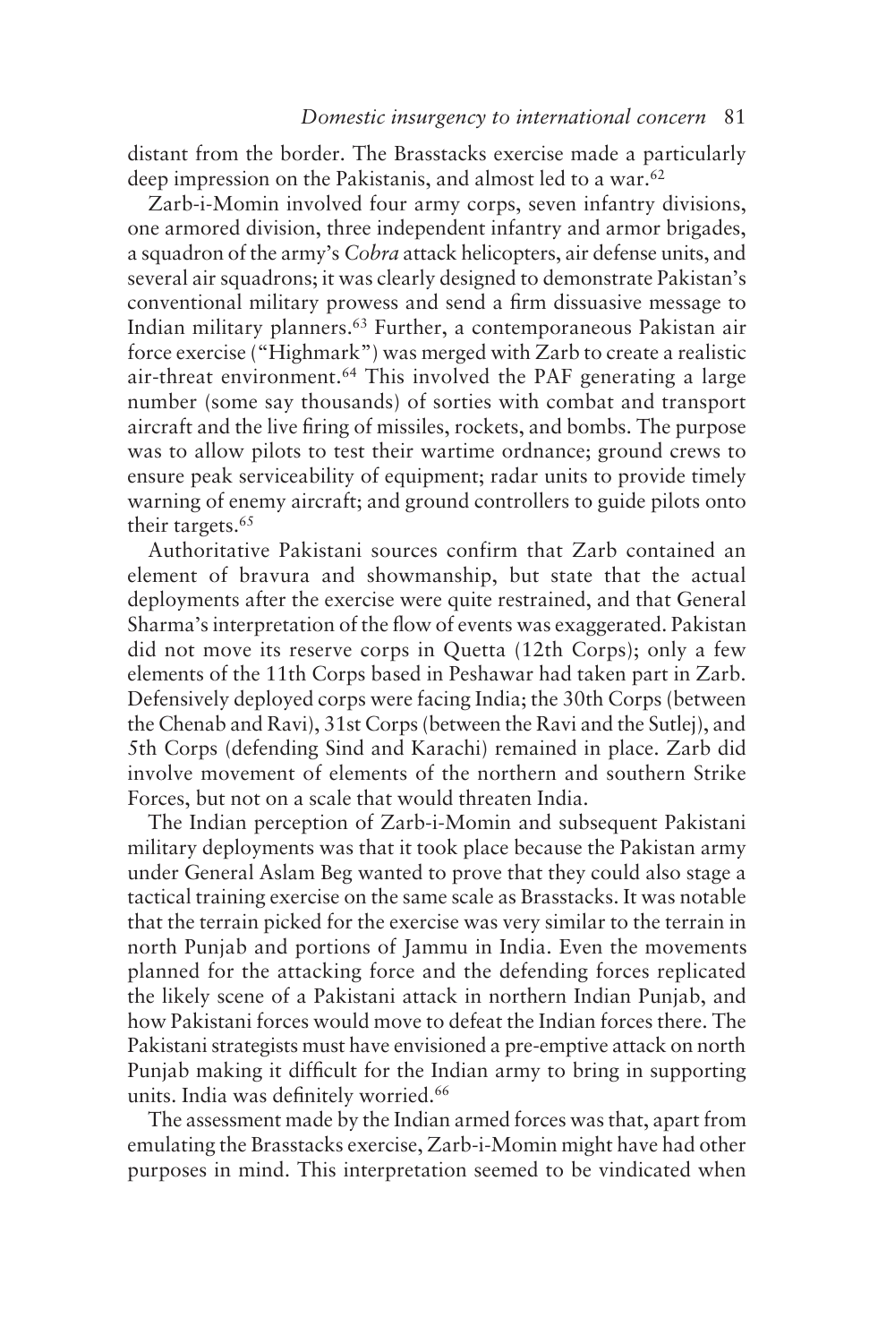distant from the border. The Brasstacks exercise made a particularly deep impression on the Pakistanis, and almost led to a war.[62]

Zarb-i-Momin involved four army corps, seven infantry divisions, one armored division, three independent infantry and armor brigades, a squadron of the army's *Cobra* attack helicopters, air defense units, and several air squadrons; it was clearly designed to demonstrate Pakistan's conventional military prowess and send a firm dissuasive message to Indian military planners.[63] Further, a contemporaneous Pakistan air force exercise ("Highmark") was merged with Zarb to create a realistic air-threat environment.[64] This involved the PAF generating a large number (some say thousands) of sorties with combat and transport aircraft and the live firing of missiles, rockets, and bombs. The purpose was to allow pilots to test their wartime ordnance; ground crews to ensure peak serviceability of equipment; radar units to provide timely warning of enemy aircraft; and ground controllers to guide pilots onto their targets.[65]

Authoritative Pakistani sources confirm that Zarb contained an element of bravura and showmanship, but state that the actual deployments after the exercise were quite restrained, and that General Sharma's interpretation of the flow of events was exaggerated. Pakistan did not move its reserve corps in Quetta (12th Corps); only a few elements of the 11th Corps based in Peshawar had taken part in Zarb. Defensively deployed corps were facing India; the 30th Corps (between the Chenab and Ravi), 31st Corps (between the Ravi and the Sutlej), and 5th Corps (defending Sind and Karachi) remained in place. Zarb did involve movement of elements of the northern and southern Strike Forces, but not on a scale that would threaten India.

The Indian perception of Zarb-i-Momin and subsequent Pakistani military deployments was that it took place because the Pakistan army under General Aslam Beg wanted to prove that they could also stage a tactical training exercise on the same scale as Brasstacks. It was notable that the terrain picked for the exercise was very similar to the terrain in north Punjab and portions of Jammu in India. Even the movements planned for the attacking force and the defending forces replicated the likely scene of a Pakistani attack in northern Indian Punjab, and how Pakistani forces would move to defeat the Indian forces there. The Pakistani strategists must have envisioned a pre-emptive attack on north Punjab making it difficult for the Indian army to bring in supporting units. India was definitely worried.[66]

The assessment made by the Indian armed forces was that, apart from emulating the Brasstacks exercise, Zarb-i-Momin might have had other purposes in mind. This interpretation seemed to be vindicated when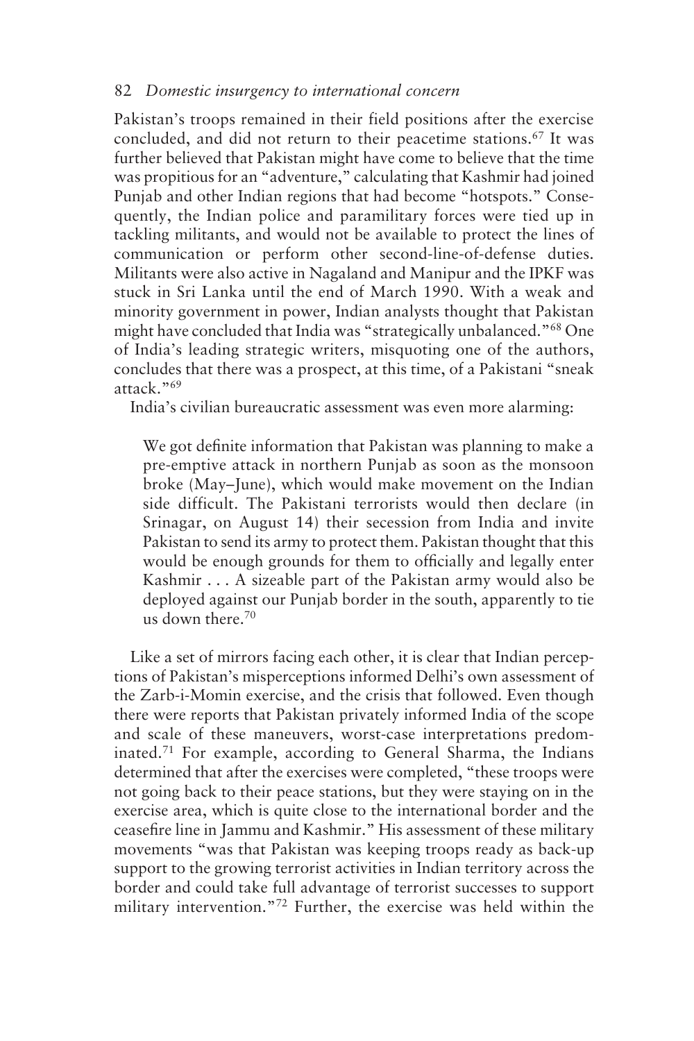Pakistan's troops remained in their field positions after the exercise concluded, and did not return to their peacetime stations.[67] It was further believed that Pakistan might have come to believe that the time was propitious for an "adventure," calculating that Kashmir had joined Punjab and other Indian regions that had become "hotspots." Consequently, the Indian police and paramilitary forces were tied up in tackling militants, and would not be available to protect the lines of communication or perform other second-line-of-defense duties. Militants were also active in Nagaland and Manipur and the IPKF was stuck in Sri Lanka until the end of March 1990. With a weak and minority government in power, Indian analysts thought that Pakistan might have concluded that India was "strategically unbalanced."[68] One of India's leading strategic writers, misquoting one of the authors, concludes that there was a prospect, at this time, of a Pakistani "sneak attack."[69]

India's civilian bureaucratic assessment was even more alarming:

> We got definite information that Pakistan was planning to make a pre-emptive attack in northern Punjab as soon as the monsoon broke (May–June), which would make movement on the Indian side difficult. The Pakistani terrorists would then declare (in Srinagar, on August 14) their secession from India and invite Pakistan to send its army to protect them. Pakistan thought that this would be enough grounds for them to officially and legally enter Kashmir . . . A sizeable part of the Pakistan army would also be deployed against our Punjab border in the south, apparently to tie us down there.[70]

Like a set of mirrors facing each other, it is clear that Indian perceptions of Pakistan's misperceptions informed Delhi's own assessment of the Zarb-i-Momin exercise, and the crisis that followed. Even though there were reports that Pakistan privately informed India of the scope and scale of these maneuvers, worst-case interpretations predominated.[71] For example, according to General Sharma, the Indians determined that after the exercises were completed, "these troops were not going back to their peace stations, but they were staying on in the exercise area, which is quite close to the international border and the ceasefire line in Jammu and Kashmir." His assessment of these military movements "was that Pakistan was keeping troops ready as back-up support to the growing terrorist activities in Indian territory across the border and could take full advantage of terrorist successes to support military intervention."[72] Further, the exercise was held within the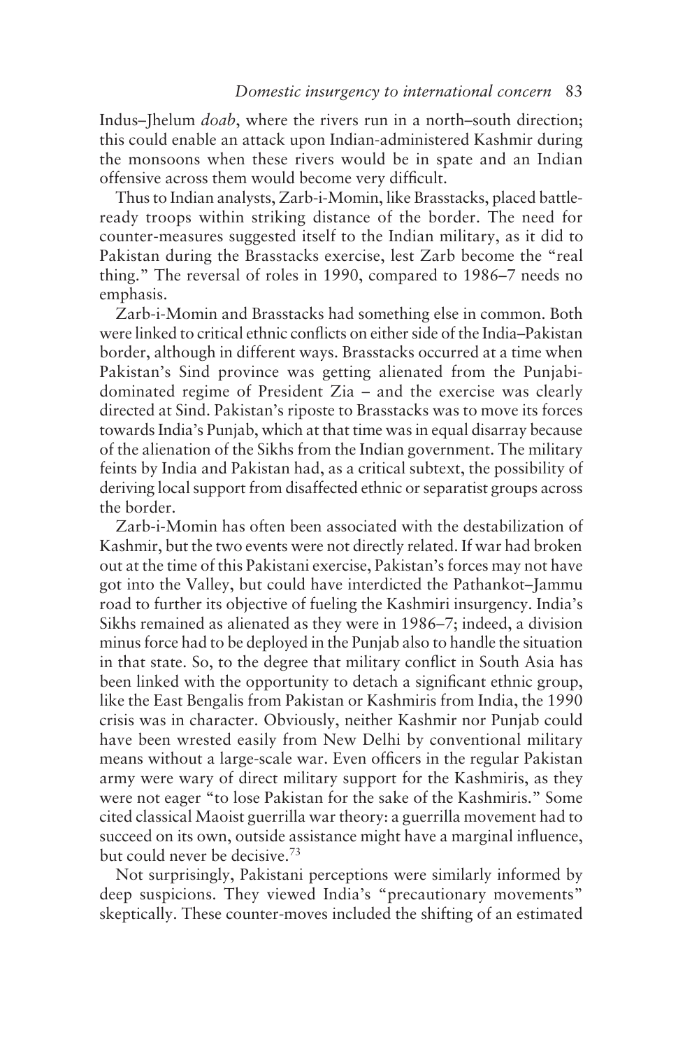Indus–Jhelum *doab*, where the rivers run in a north–south direction; this could enable an attack upon Indian-administered Kashmir during the monsoons when these rivers would be in spate and an Indian offensive across them would become very difficult.

Thus to Indian analysts, Zarb-i-Momin, like Brasstacks, placed battle-ready troops within striking distance of the border. The need for counter-measures suggested itself to the Indian military, as it did to Pakistan during the Brasstacks exercise, lest Zarb become the "real thing." The reversal of roles in 1990, compared to 1986–7 needs no emphasis.

Zarb-i-Momin and Brasstacks had something else in common. Both were linked to critical ethnic conflicts on either side of the India–Pakistan border, although in different ways. Brasstacks occurred at a time when Pakistan's Sind province was getting alienated from the Punjabi-dominated regime of President Zia – and the exercise was clearly directed at Sind. Pakistan's riposte to Brasstacks was to move its forces towards India's Punjab, which at that time was in equal disarray because of the alienation of the Sikhs from the Indian government. The military feints by India and Pakistan had, as a critical subtext, the possibility of deriving local support from disaffected ethnic or separatist groups across the border.

Zarb-i-Momin has often been associated with the destabilization of Kashmir, but the two events were not directly related. If war had broken out at the time of this Pakistani exercise, Pakistan's forces may not have got into the Valley, but could have interdicted the Pathankot–Jammu road to further its objective of fueling the Kashmiri insurgency. India's Sikhs remained as alienated as they were in 1986–7; indeed, a division minus force had to be deployed in the Punjab also to handle the situation in that state. So, to the degree that military conflict in South Asia has been linked with the opportunity to detach a significant ethnic group, like the East Bengalis from Pakistan or Kashmiris from India, the 1990 crisis was in character. Obviously, neither Kashmir nor Punjab could have been wrested easily from New Delhi by conventional military means without a large-scale war. Even officers in the regular Pakistan army were wary of direct military support for the Kashmiris, as they were not eager "to lose Pakistan for the sake of the Kashmiris." Some cited classical Maoist guerrilla war theory: a guerrilla movement had to succeed on its own, outside assistance might have a marginal influence, but could never be decisive.[73]

Not surprisingly, Pakistani perceptions were similarly informed by deep suspicions. They viewed India's "precautionary movements" skeptically. These counter-moves included the shifting of an estimated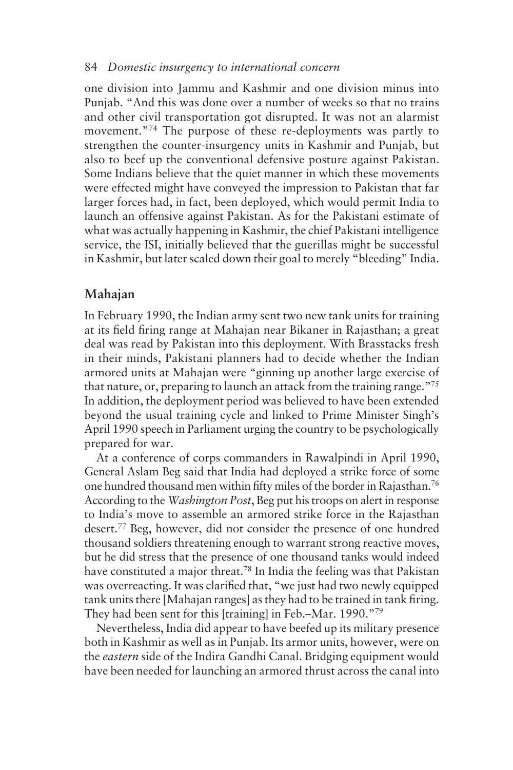one division into Jammu and Kashmir and one division minus into Punjab. "And this was done over a number of weeks so that no trains and other civil transportation got disrupted. It was not an alarmist movement."[74] The purpose of these re-deployments was partly to strengthen the counter-insurgency units in Kashmir and Punjab, but also to beef up the conventional defensive posture against Pakistan. Some Indians believe that the quiet manner in which these movements were effected might have conveyed the impression to Pakistan that far larger forces had, in fact, been deployed, which would permit India to launch an offensive against Pakistan. As for the Pakistani estimate of what was actually happening in Kashmir, the chief Pakistani intelligence service, the ISI, initially believed that the guerillas might be successful in Kashmir, but later scaled down their goal to merely "bleeding" India.

## Mahajan

In February 1990, the Indian army sent two new tank units for training at its field firing range at Mahajan near Bikaner in Rajasthan; a great deal was read by Pakistan into this deployment. With Brasstacks fresh in their minds, Pakistani planners had to decide whether the Indian armored units at Mahajan were "ginning up another large exercise of that nature, or, preparing to launch an attack from the training range."[75] In addition, the deployment period was believed to have been extended beyond the usual training cycle and linked to Prime Minister Singh's April 1990 speech in Parliament urging the country to be psychologically prepared for war.

At a conference of corps commanders in Rawalpindi in April 1990, General Aslam Beg said that India had deployed a strike force of some one hundred thousand men within fifty miles of the border in Rajasthan.[76] According to the *Washington Post*, Beg put his troops on alert in response to India's move to assemble an armored strike force in the Rajasthan desert.[77] Beg, however, did not consider the presence of one hundred thousand soldiers threatening enough to warrant strong reactive moves, but he did stress that the presence of one thousand tanks would indeed have constituted a major threat.[78] In India the feeling was that Pakistan was overreacting. It was clarified that, "we just had two newly equipped tank units there [Mahajan ranges] as they had to be trained in tank firing. They had been sent for this [training] in Feb.–Mar. 1990."[79]

Nevertheless, India did appear to have beefed up its military presence both in Kashmir as well as in Punjab. Its armor units, however, were on the *eastern* side of the Indira Gandhi Canal. Bridging equipment would have been needed for launching an armored thrust across the canal into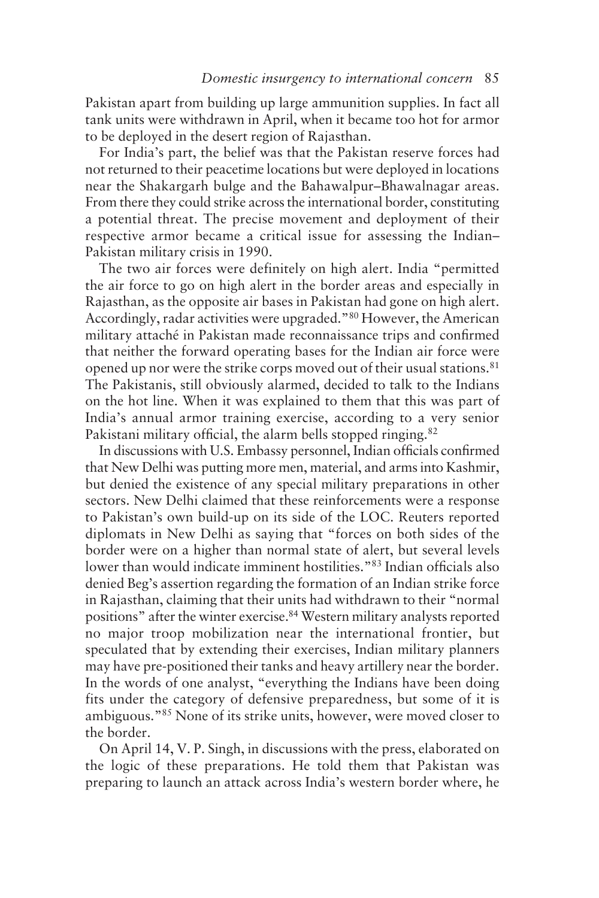Pakistan apart from building up large ammunition supplies. In fact all tank units were withdrawn in April, when it became too hot for armor to be deployed in the desert region of Rajasthan.

For India's part, the belief was that the Pakistan reserve forces had not returned to their peacetime locations but were deployed in locations near the Shakargarh bulge and the Bahawalpur–Bhawalnagar areas. From there they could strike across the international border, constituting a potential threat. The precise movement and deployment of their respective armor became a critical issue for assessing the Indian–Pakistan military crisis in 1990.

The two air forces were definitely on high alert. India "permitted the air force to go on high alert in the border areas and especially in Rajasthan, as the opposite air bases in Pakistan had gone on high alert. Accordingly, radar activities were upgraded."[80] However, the American military attaché in Pakistan made reconnaissance trips and confirmed that neither the forward operating bases for the Indian air force were opened up nor were the strike corps moved out of their usual stations.[81] The Pakistanis, still obviously alarmed, decided to talk to the Indians on the hot line. When it was explained to them that this was part of India's annual armor training exercise, according to a very senior Pakistani military official, the alarm bells stopped ringing.[82]

In discussions with U.S. Embassy personnel, Indian officials confirmed that New Delhi was putting more men, material, and arms into Kashmir, but denied the existence of any special military preparations in other sectors. New Delhi claimed that these reinforcements were a response to Pakistan's own build-up on its side of the LOC. Reuters reported diplomats in New Delhi as saying that "forces on both sides of the border were on a higher than normal state of alert, but several levels lower than would indicate imminent hostilities."[83] Indian officials also denied Beg's assertion regarding the formation of an Indian strike force in Rajasthan, claiming that their units had withdrawn to their "normal positions" after the winter exercise.[84] Western military analysts reported no major troop mobilization near the international frontier, but speculated that by extending their exercises, Indian military planners may have pre-positioned their tanks and heavy artillery near the border. In the words of one analyst, "everything the Indians have been doing fits under the category of defensive preparedness, but some of it is ambiguous."[85] None of its strike units, however, were moved closer to the border.

On April 14, V. P. Singh, in discussions with the press, elaborated on the logic of these preparations. He told them that Pakistan was preparing to launch an attack across India's western border where, he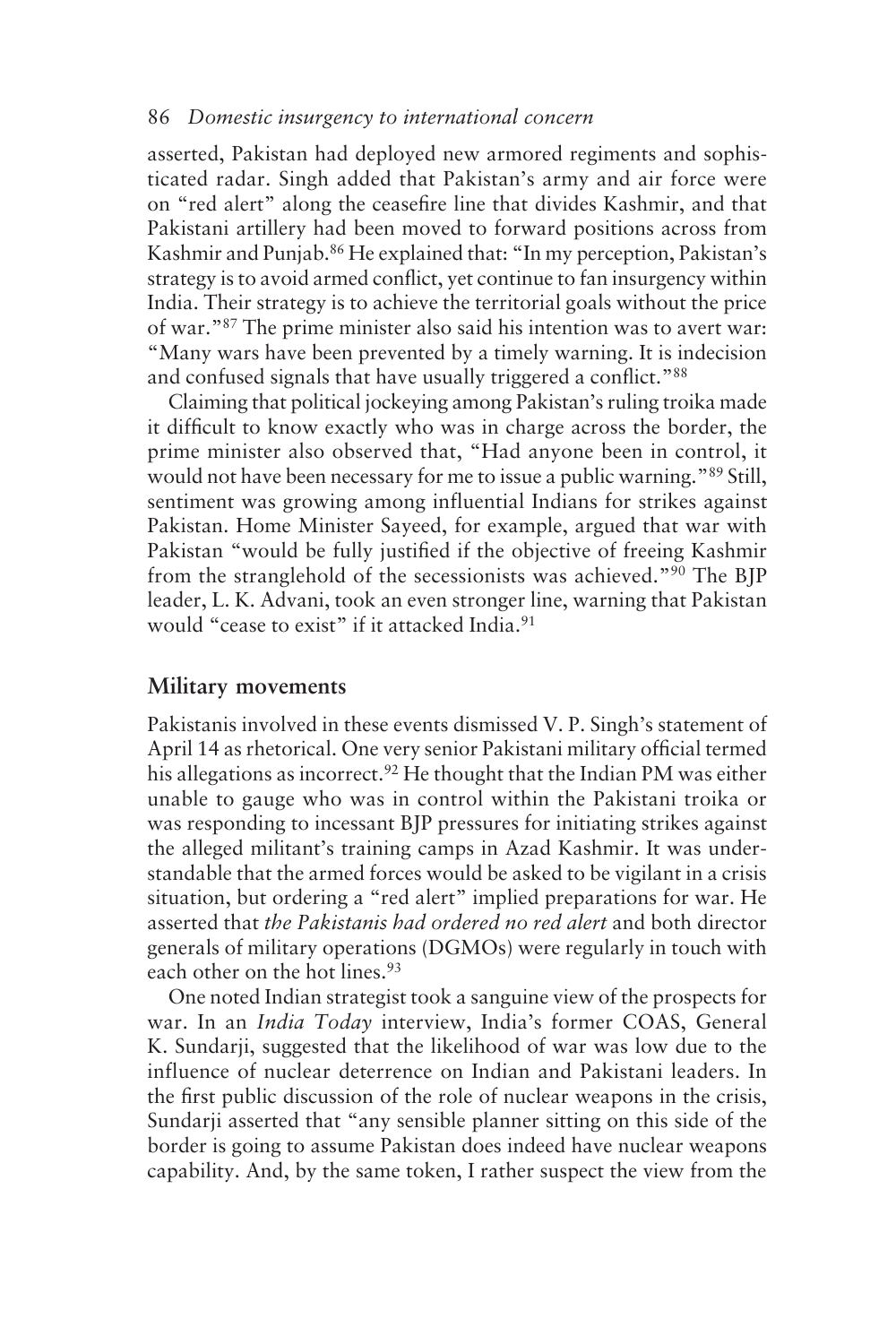asserted, Pakistan had deployed new armored regiments and sophisticated radar. Singh added that Pakistan's army and air force were on "red alert" along the ceasefire line that divides Kashmir, and that Pakistani artillery had been moved to forward positions across from Kashmir and Punjab.[86] He explained that: "In my perception, Pakistan's strategy is to avoid armed conflict, yet continue to fan insurgency within India. Their strategy is to achieve the territorial goals without the price of war."[87] The prime minister also said his intention was to avert war: "Many wars have been prevented by a timely warning. It is indecision and confused signals that have usually triggered a conflict."[88]

Claiming that political jockeying among Pakistan's ruling troika made it difficult to know exactly who was in charge across the border, the prime minister also observed that, "Had anyone been in control, it would not have been necessary for me to issue a public warning."[89] Still, sentiment was growing among influential Indians for strikes against Pakistan. Home Minister Sayeed, for example, argued that war with Pakistan "would be fully justified if the objective of freeing Kashmir from the stranglehold of the secessionists was achieved."[90] The BJP leader, L. K. Advani, took an even stronger line, warning that Pakistan would "cease to exist" if it attacked India.[91]

## Military movements

Pakistanis involved in these events dismissed V. P. Singh's statement of April 14 as rhetorical. One very senior Pakistani military official termed his allegations as incorrect.[92] He thought that the Indian PM was either unable to gauge who was in control within the Pakistani troika or was responding to incessant BJP pressures for initiating strikes against the alleged militant's training camps in Azad Kashmir. It was understandable that the armed forces would be asked to be vigilant in a crisis situation, but ordering a "red alert" implied preparations for war. He asserted that *the Pakistanis had ordered no red alert* and both director generals of military operations (DGMOs) were regularly in touch with each other on the hot lines.[93]

One noted Indian strategist took a sanguine view of the prospects for war. In an *India Today* interview, India's former COAS, General K. Sundarji, suggested that the likelihood of war was low due to the influence of nuclear deterrence on Indian and Pakistani leaders. In the first public discussion of the role of nuclear weapons in the crisis, Sundarji asserted that "any sensible planner sitting on this side of the border is going to assume Pakistan does indeed have nuclear weapons capability. And, by the same token, I rather suspect the view from the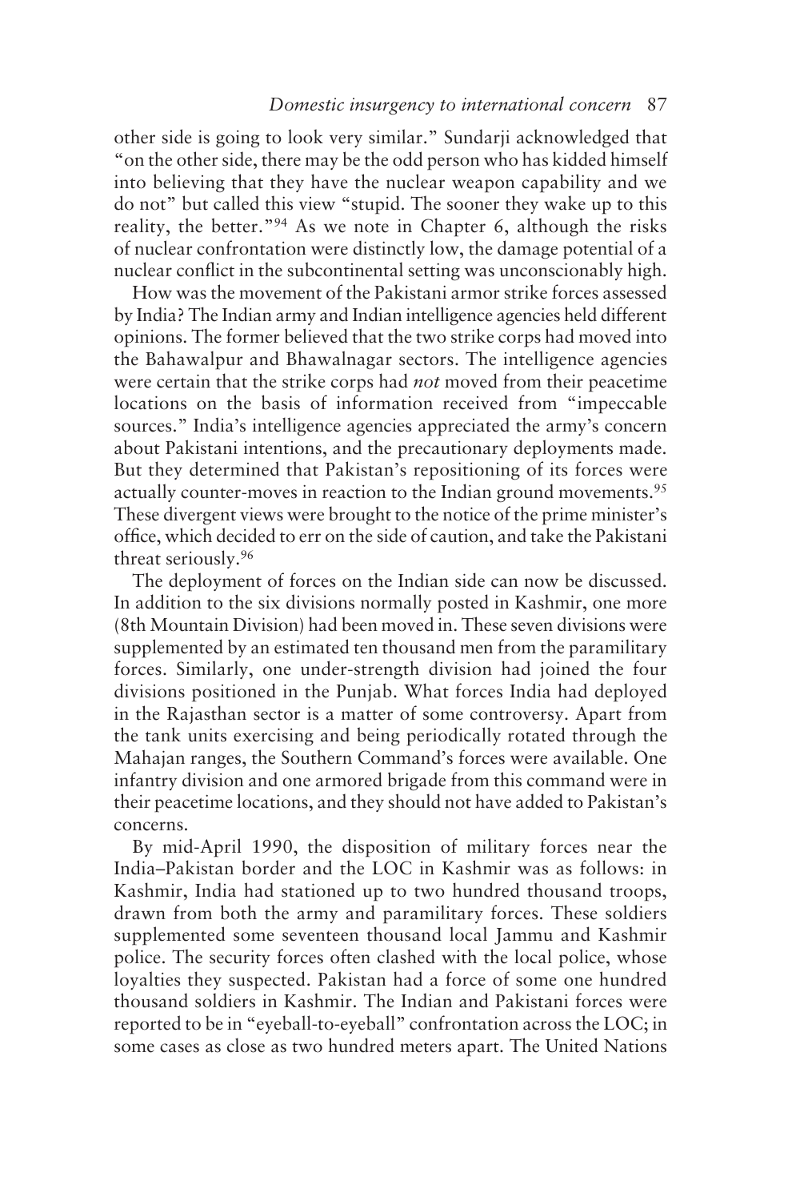other side is going to look very similar." Sundarji acknowledged that "on the other side, there may be the odd person who has kidded himself into believing that they have the nuclear weapon capability and we do not" but called this view "stupid. The sooner they wake up to this reality, the better."[94] As we note in Chapter 6, although the risks of nuclear confrontation were distinctly low, the damage potential of a nuclear conflict in the subcontinental setting was unconscionably high.

How was the movement of the Pakistani armor strike forces assessed by India? The Indian army and Indian intelligence agencies held different opinions. The former believed that the two strike corps had moved into the Bahawalpur and Bhawalnagar sectors. The intelligence agencies were certain that the strike corps had *not* moved from their peacetime locations on the basis of information received from "impeccable sources." India's intelligence agencies appreciated the army's concern about Pakistani intentions, and the precautionary deployments made. But they determined that Pakistan's repositioning of its forces were actually counter-moves in reaction to the Indian ground movements.[95] These divergent views were brought to the notice of the prime minister's office, which decided to err on the side of caution, and take the Pakistani threat seriously.[96]

The deployment of forces on the Indian side can now be discussed. In addition to the six divisions normally posted in Kashmir, one more (8th Mountain Division) had been moved in. These seven divisions were supplemented by an estimated ten thousand men from the paramilitary forces. Similarly, one under-strength division had joined the four divisions positioned in the Punjab. What forces India had deployed in the Rajasthan sector is a matter of some controversy. Apart from the tank units exercising and being periodically rotated through the Mahajan ranges, the Southern Command's forces were available. One infantry division and one armored brigade from this command were in their peacetime locations, and they should not have added to Pakistan's concerns.

By mid-April 1990, the disposition of military forces near the India–Pakistan border and the LOC in Kashmir was as follows: in Kashmir, India had stationed up to two hundred thousand troops, drawn from both the army and paramilitary forces. These soldiers supplemented some seventeen thousand local Jammu and Kashmir police. The security forces often clashed with the local police, whose loyalties they suspected. Pakistan had a force of some one hundred thousand soldiers in Kashmir. The Indian and Pakistani forces were reported to be in "eyeball-to-eyeball" confrontation across the LOC; in some cases as close as two hundred meters apart. The United Nations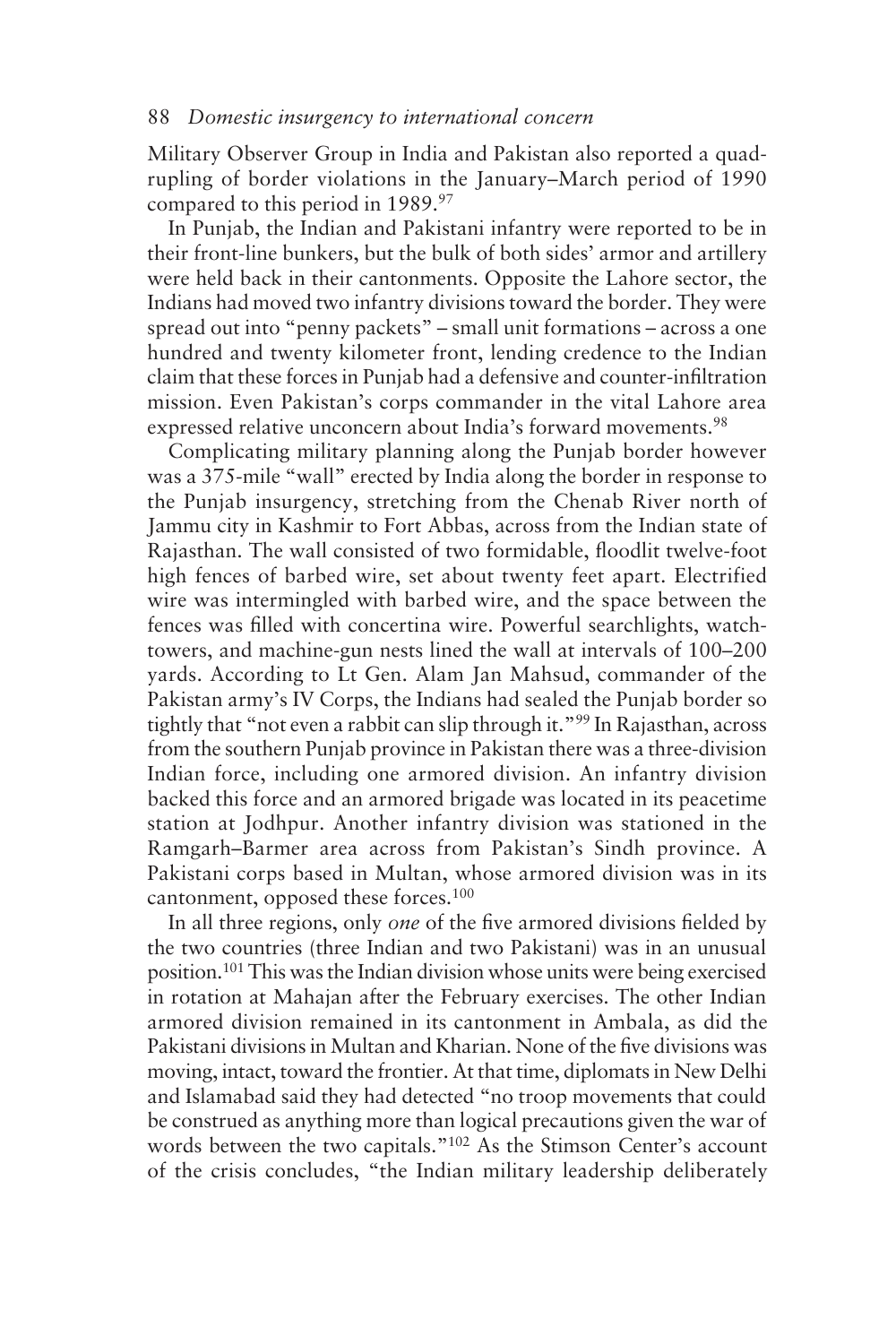Military Observer Group in India and Pakistan also reported a quadrupling of border violations in the January–March period of 1990 compared to this period in 1989.[97]

In Punjab, the Indian and Pakistani infantry were reported to be in their front-line bunkers, but the bulk of both sides' armor and artillery were held back in their cantonments. Opposite the Lahore sector, the Indians had moved two infantry divisions toward the border. They were spread out into "penny packets" – small unit formations – across a one hundred and twenty kilometer front, lending credence to the Indian claim that these forces in Punjab had a defensive and counter-infiltration mission. Even Pakistan's corps commander in the vital Lahore area expressed relative unconcern about India's forward movements.[98]

Complicating military planning along the Punjab border however was a 375-mile "wall" erected by India along the border in response to the Punjab insurgency, stretching from the Chenab River north of Jammu city in Kashmir to Fort Abbas, across from the Indian state of Rajasthan. The wall consisted of two formidable, floodlit twelve-foot high fences of barbed wire, set about twenty feet apart. Electrified wire was intermingled with barbed wire, and the space between the fences was filled with concertina wire. Powerful searchlights, watchtowers, and machine-gun nests lined the wall at intervals of 100–200 yards. According to Lt Gen. Alam Jan Mahsud, commander of the Pakistan army's IV Corps, the Indians had sealed the Punjab border so tightly that "not even a rabbit can slip through it."[99] In Rajasthan, across from the southern Punjab province in Pakistan there was a three-division Indian force, including one armored division. An infantry division backed this force and an armored brigade was located in its peacetime station at Jodhpur. Another infantry division was stationed in the Ramgarh–Barmer area across from Pakistan's Sindh province. A Pakistani corps based in Multan, whose armored division was in its cantonment, opposed these forces.[100]

In all three regions, only *one* of the five armored divisions fielded by the two countries (three Indian and two Pakistani) was in an unusual position.[101] This was the Indian division whose units were being exercised in rotation at Mahajan after the February exercises. The other Indian armored division remained in its cantonment in Ambala, as did the Pakistani divisions in Multan and Kharian. None of the five divisions was moving, intact, toward the frontier. At that time, diplomats in New Delhi and Islamabad said they had detected "no troop movements that could be construed as anything more than logical precautions given the war of words between the two capitals."[102] As the Stimson Center's account of the crisis concludes, "the Indian military leadership deliberately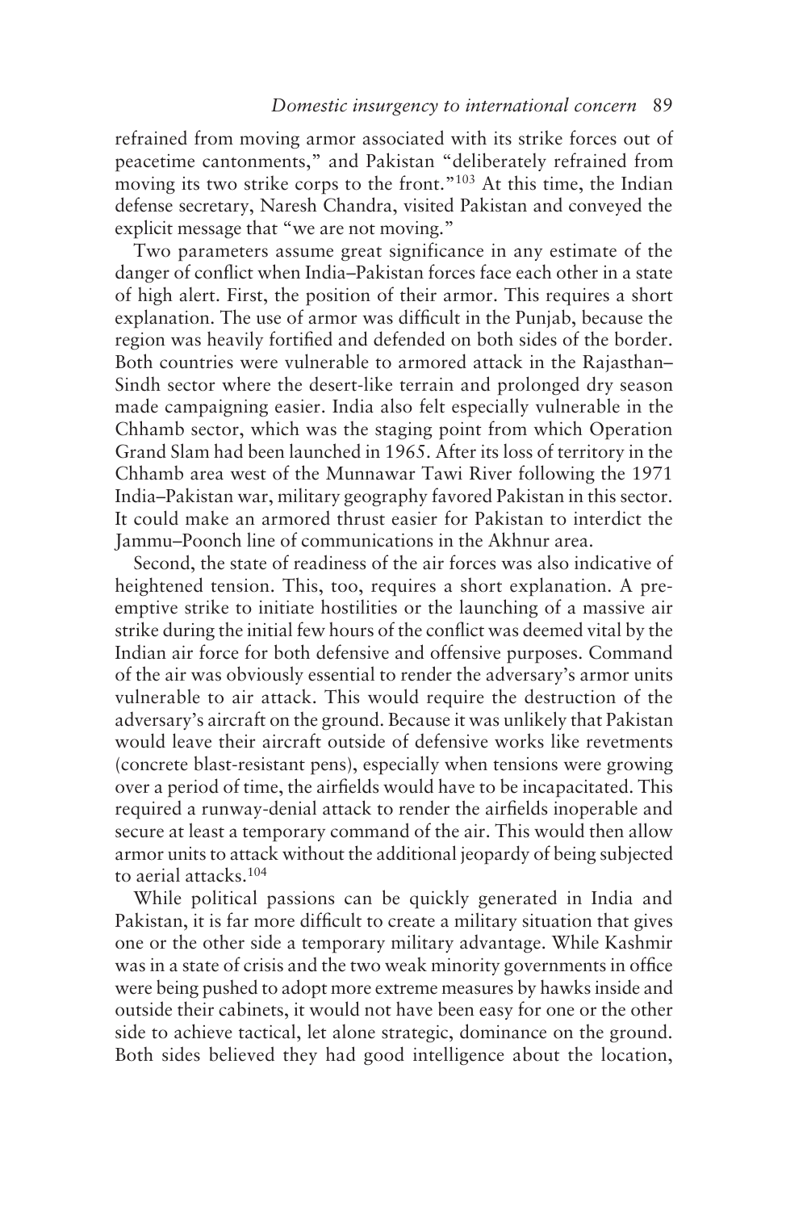refrained from moving armor associated with its strike forces out of peacetime cantonments," and Pakistan "deliberately refrained from moving its two strike corps to the front."[103] At this time, the Indian defense secretary, Naresh Chandra, visited Pakistan and conveyed the explicit message that "we are not moving."

Two parameters assume great significance in any estimate of the danger of conflict when India–Pakistan forces face each other in a state of high alert. First, the position of their armor. This requires a short explanation. The use of armor was difficult in the Punjab, because the region was heavily fortified and defended on both sides of the border. Both countries were vulnerable to armored attack in the Rajasthan–Sindh sector where the desert-like terrain and prolonged dry season made campaigning easier. India also felt especially vulnerable in the Chhamb sector, which was the staging point from which Operation Grand Slam had been launched in 1965. After its loss of territory in the Chhamb area west of the Munnawar Tawi River following the 1971 India–Pakistan war, military geography favored Pakistan in this sector. It could make an armored thrust easier for Pakistan to interdict the Jammu–Poonch line of communications in the Akhnur area.

Second, the state of readiness of the air forces was also indicative of heightened tension. This, too, requires a short explanation. A preemptive strike to initiate hostilities or the launching of a massive air strike during the initial few hours of the conflict was deemed vital by the Indian air force for both defensive and offensive purposes. Command of the air was obviously essential to render the adversary's armor units vulnerable to air attack. This would require the destruction of the adversary's aircraft on the ground. Because it was unlikely that Pakistan would leave their aircraft outside of defensive works like revetments (concrete blast-resistant pens), especially when tensions were growing over a period of time, the airfields would have to be incapacitated. This required a runway-denial attack to render the airfields inoperable and secure at least a temporary command of the air. This would then allow armor units to attack without the additional jeopardy of being subjected to aerial attacks.[104]

While political passions can be quickly generated in India and Pakistan, it is far more difficult to create a military situation that gives one or the other side a temporary military advantage. While Kashmir was in a state of crisis and the two weak minority governments in office were being pushed to adopt more extreme measures by hawks inside and outside their cabinets, it would not have been easy for one or the other side to achieve tactical, let alone strategic, dominance on the ground. Both sides believed they had good intelligence about the location,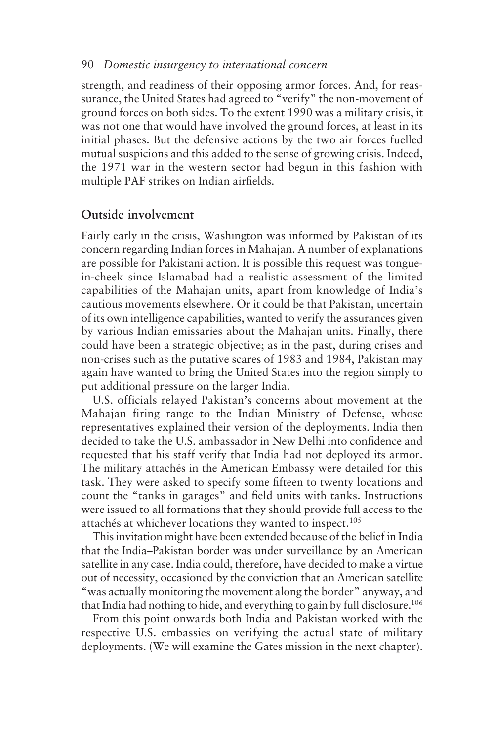strength, and readiness of their opposing armor forces. And, for reassurance, the United States had agreed to "verify" the non-movement of ground forces on both sides. To the extent 1990 was a military crisis, it was not one that would have involved the ground forces, at least in its initial phases. But the defensive actions by the two air forces fuelled mutual suspicions and this added to the sense of growing crisis. Indeed, the 1971 war in the western sector had begun in this fashion with multiple PAF strikes on Indian airfields.

## Outside involvement

Fairly early in the crisis, Washington was informed by Pakistan of its concern regarding Indian forces in Mahajan. A number of explanations are possible for Pakistani action. It is possible this request was tongue-in-cheek since Islamabad had a realistic assessment of the limited capabilities of the Mahajan units, apart from knowledge of India's cautious movements elsewhere. Or it could be that Pakistan, uncertain of its own intelligence capabilities, wanted to verify the assurances given by various Indian emissaries about the Mahajan units. Finally, there could have been a strategic objective; as in the past, during crises and non-crises such as the putative scares of 1983 and 1984, Pakistan may again have wanted to bring the United States into the region simply to put additional pressure on the larger India.

U.S. officials relayed Pakistan's concerns about movement at the Mahajan firing range to the Indian Ministry of Defense, whose representatives explained their version of the deployments. India then decided to take the U.S. ambassador in New Delhi into confidence and requested that his staff verify that India had not deployed its armor. The military attachés in the American Embassy were detailed for this task. They were asked to specify some fifteen to twenty locations and count the "tanks in garages" and field units with tanks. Instructions were issued to all formations that they should provide full access to the attachés at whichever locations they wanted to inspect.[105]

This invitation might have been extended because of the belief in India that the India–Pakistan border was under surveillance by an American satellite in any case. India could, therefore, have decided to make a virtue out of necessity, occasioned by the conviction that an American satellite "was actually monitoring the movement along the border" anyway, and that India had nothing to hide, and everything to gain by full disclosure.[106]

From this point onwards both India and Pakistan worked with the respective U.S. embassies on verifying the actual state of military deployments. (We will examine the Gates mission in the next chapter).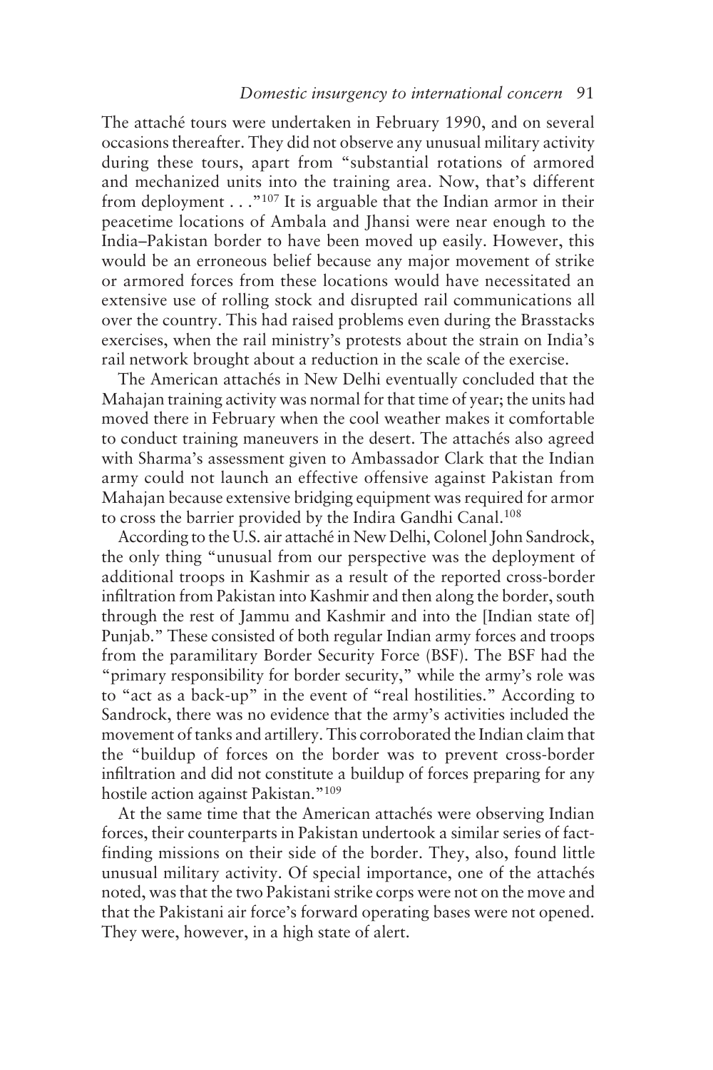The attaché tours were undertaken in February 1990, and on several occasions thereafter. They did not observe any unusual military activity during these tours, apart from "substantial rotations of armored and mechanized units into the training area. Now, that's different from deployment . . ."[107] It is arguable that the Indian armor in their peacetime locations of Ambala and Jhansi were near enough to the India–Pakistan border to have been moved up easily. However, this would be an erroneous belief because any major movement of strike or armored forces from these locations would have necessitated an extensive use of rolling stock and disrupted rail communications all over the country. This had raised problems even during the Brasstacks exercises, when the rail ministry's protests about the strain on India's rail network brought about a reduction in the scale of the exercise.

The American attachés in New Delhi eventually concluded that the Mahajan training activity was normal for that time of year; the units had moved there in February when the cool weather makes it comfortable to conduct training maneuvers in the desert. The attachés also agreed with Sharma's assessment given to Ambassador Clark that the Indian army could not launch an effective offensive against Pakistan from Mahajan because extensive bridging equipment was required for armor to cross the barrier provided by the Indira Gandhi Canal.[108]

According to the U.S. air attaché in New Delhi, Colonel John Sandrock, the only thing "unusual from our perspective was the deployment of additional troops in Kashmir as a result of the reported cross-border infiltration from Pakistan into Kashmir and then along the border, south through the rest of Jammu and Kashmir and into the [Indian state of] Punjab." These consisted of both regular Indian army forces and troops from the paramilitary Border Security Force (BSF). The BSF had the "primary responsibility for border security," while the army's role was to "act as a back-up" in the event of "real hostilities." According to Sandrock, there was no evidence that the army's activities included the movement of tanks and artillery. This corroborated the Indian claim that the "buildup of forces on the border was to prevent cross-border infiltration and did not constitute a buildup of forces preparing for any hostile action against Pakistan."[109]

At the same time that the American attachés were observing Indian forces, their counterparts in Pakistan undertook a similar series of fact-finding missions on their side of the border. They, also, found little unusual military activity. Of special importance, one of the attachés noted, was that the two Pakistani strike corps were not on the move and that the Pakistani air force's forward operating bases were not opened. They were, however, in a high state of alert.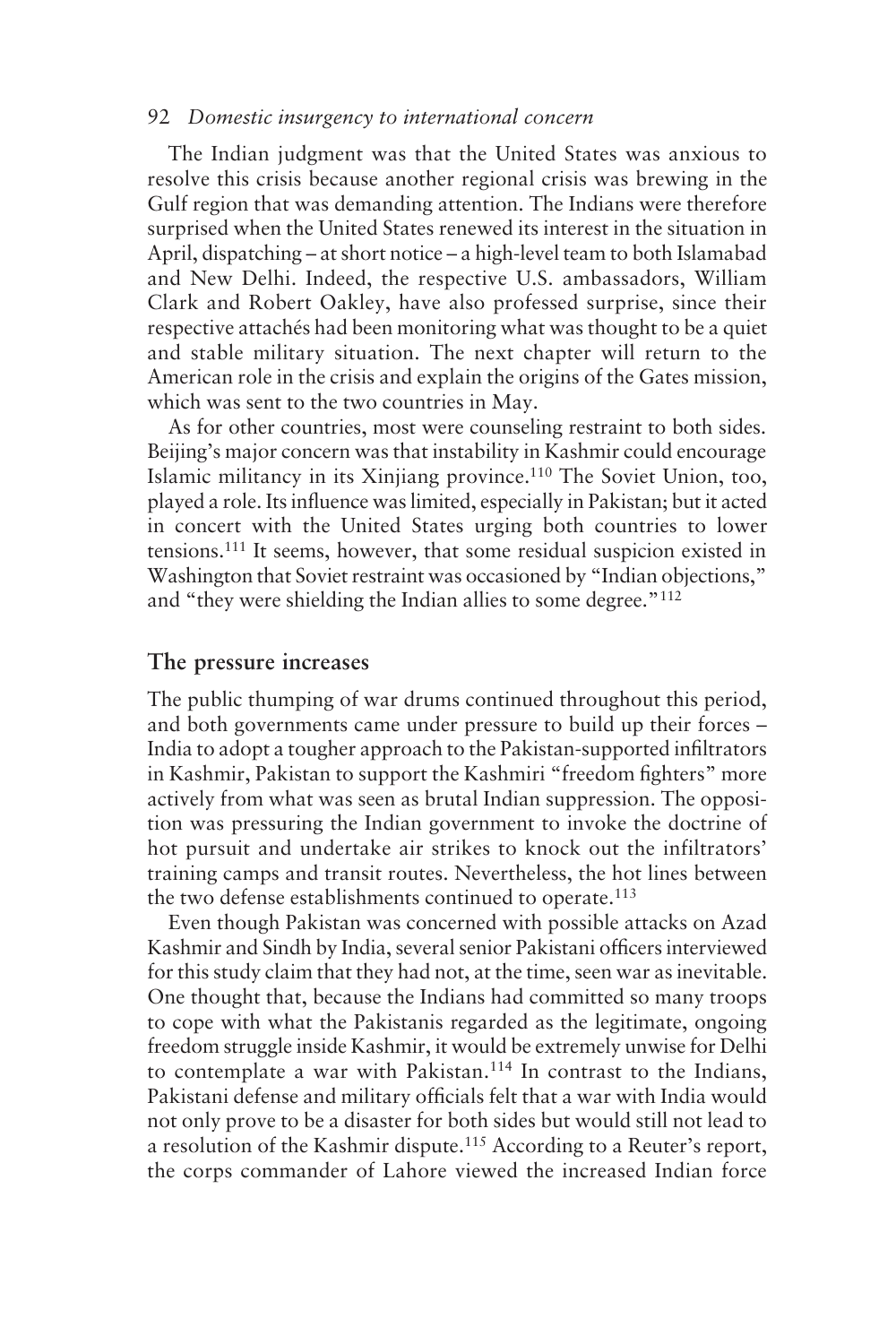The Indian judgment was that the United States was anxious to resolve this crisis because another regional crisis was brewing in the Gulf region that was demanding attention. The Indians were therefore surprised when the United States renewed its interest in the situation in April, dispatching – at short notice – a high-level team to both Islamabad and New Delhi. Indeed, the respective U.S. ambassadors, William Clark and Robert Oakley, have also professed surprise, since their respective attachés had been monitoring what was thought to be a quiet and stable military situation. The next chapter will return to the American role in the crisis and explain the origins of the Gates mission, which was sent to the two countries in May.

As for other countries, most were counseling restraint to both sides. Beijing's major concern was that instability in Kashmir could encourage Islamic militancy in its Xinjiang province.[110] The Soviet Union, too, played a role. Its influence was limited, especially in Pakistan; but it acted in concert with the United States urging both countries to lower tensions.[111] It seems, however, that some residual suspicion existed in Washington that Soviet restraint was occasioned by "Indian objections," and "they were shielding the Indian allies to some degree."[112]

## The pressure increases

The public thumping of war drums continued throughout this period, and both governments came under pressure to build up their forces – India to adopt a tougher approach to the Pakistan-supported infiltrators in Kashmir, Pakistan to support the Kashmiri "freedom fighters" more actively from what was seen as brutal Indian suppression. The opposition was pressuring the Indian government to invoke the doctrine of hot pursuit and undertake air strikes to knock out the infiltrators' training camps and transit routes. Nevertheless, the hot lines between the two defense establishments continued to operate.[113]

Even though Pakistan was concerned with possible attacks on Azad Kashmir and Sindh by India, several senior Pakistani officers interviewed for this study claim that they had not, at the time, seen war as inevitable. One thought that, because the Indians had committed so many troops to cope with what the Pakistanis regarded as the legitimate, ongoing freedom struggle inside Kashmir, it would be extremely unwise for Delhi to contemplate a war with Pakistan.[114] In contrast to the Indians, Pakistani defense and military officials felt that a war with India would not only prove to be a disaster for both sides but would still not lead to a resolution of the Kashmir dispute.[115] According to a Reuter's report, the corps commander of Lahore viewed the increased Indian force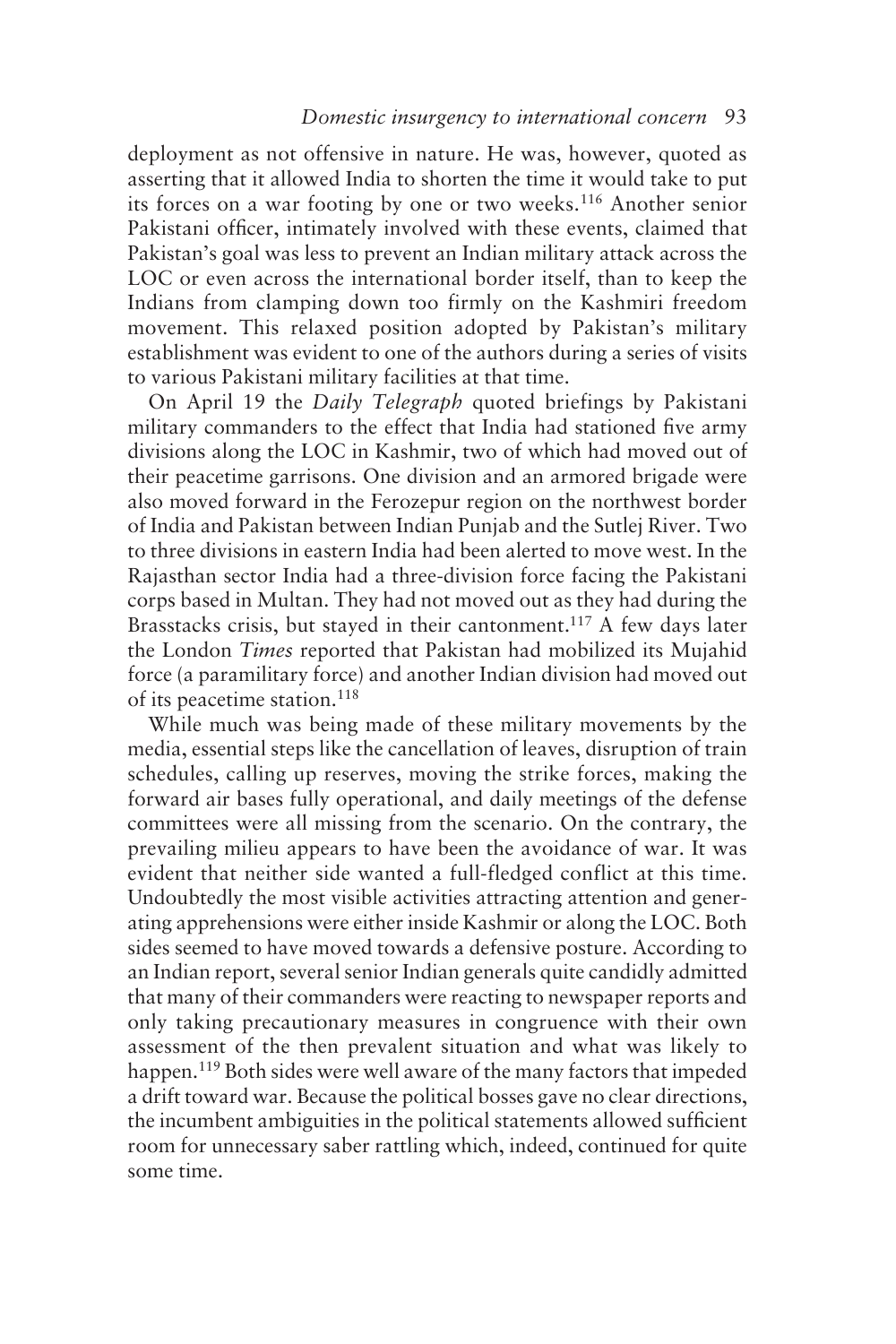deployment as not offensive in nature. He was, however, quoted as asserting that it allowed India to shorten the time it would take to put its forces on a war footing by one or two weeks.[116] Another senior Pakistani officer, intimately involved with these events, claimed that Pakistan's goal was less to prevent an Indian military attack across the LOC or even across the international border itself, than to keep the Indians from clamping down too firmly on the Kashmiri freedom movement. This relaxed position adopted by Pakistan's military establishment was evident to one of the authors during a series of visits to various Pakistani military facilities at that time.

On April 19 the *Daily Telegraph* quoted briefings by Pakistani military commanders to the effect that India had stationed five army divisions along the LOC in Kashmir, two of which had moved out of their peacetime garrisons. One division and an armored brigade were also moved forward in the Ferozepur region on the northwest border of India and Pakistan between Indian Punjab and the Sutlej River. Two to three divisions in eastern India had been alerted to move west. In the Rajasthan sector India had a three-division force facing the Pakistani corps based in Multan. They had not moved out as they had during the Brasstacks crisis, but stayed in their cantonment.[117] A few days later the London *Times* reported that Pakistan had mobilized its Mujahid force (a paramilitary force) and another Indian division had moved out of its peacetime station.[118]

While much was being made of these military movements by the media, essential steps like the cancellation of leaves, disruption of train schedules, calling up reserves, moving the strike forces, making the forward air bases fully operational, and daily meetings of the defense committees were all missing from the scenario. On the contrary, the prevailing milieu appears to have been the avoidance of war. It was evident that neither side wanted a full-fledged conflict at this time. Undoubtedly the most visible activities attracting attention and generating apprehensions were either inside Kashmir or along the LOC. Both sides seemed to have moved towards a defensive posture. According to an Indian report, several senior Indian generals quite candidly admitted that many of their commanders were reacting to newspaper reports and only taking precautionary measures in congruence with their own assessment of the then prevalent situation and what was likely to happen.[119] Both sides were well aware of the many factors that impeded a drift toward war. Because the political bosses gave no clear directions, the incumbent ambiguities in the political statements allowed sufficient room for unnecessary saber rattling which, indeed, continued for quite some time.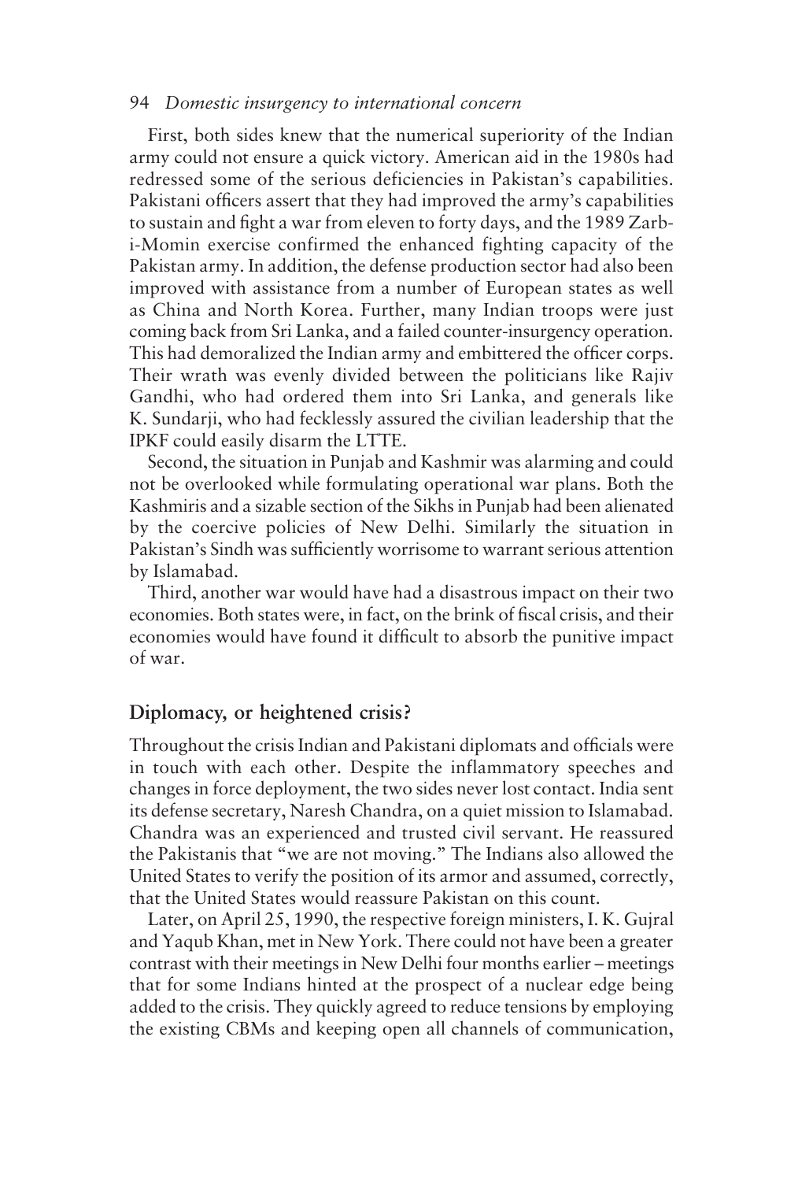First, both sides knew that the numerical superiority of the Indian army could not ensure a quick victory. American aid in the 1980s had redressed some of the serious deficiencies in Pakistan's capabilities. Pakistani officers assert that they had improved the army's capabilities to sustain and fight a war from eleven to forty days, and the 1989 Zarb-i-Momin exercise confirmed the enhanced fighting capacity of the Pakistan army. In addition, the defense production sector had also been improved with assistance from a number of European states as well as China and North Korea. Further, many Indian troops were just coming back from Sri Lanka, and a failed counter-insurgency operation. This had demoralized the Indian army and embittered the officer corps. Their wrath was evenly divided between the politicians like Rajiv Gandhi, who had ordered them into Sri Lanka, and generals like K. Sundarji, who had fecklessly assured the civilian leadership that the IPKF could easily disarm the LTTE.

Second, the situation in Punjab and Kashmir was alarming and could not be overlooked while formulating operational war plans. Both the Kashmiris and a sizable section of the Sikhs in Punjab had been alienated by the coercive policies of New Delhi. Similarly the situation in Pakistan's Sindh was sufficiently worrisome to warrant serious attention by Islamabad.

Third, another war would have had a disastrous impact on their two economies. Both states were, in fact, on the brink of fiscal crisis, and their economies would have found it difficult to absorb the punitive impact of war.

## Diplomacy, or heightened crisis?

Throughout the crisis Indian and Pakistani diplomats and officials were in touch with each other. Despite the inflammatory speeches and changes in force deployment, the two sides never lost contact. India sent its defense secretary, Naresh Chandra, on a quiet mission to Islamabad. Chandra was an experienced and trusted civil servant. He reassured the Pakistanis that "we are not moving." The Indians also allowed the United States to verify the position of its armor and assumed, correctly, that the United States would reassure Pakistan on this count.

Later, on April 25, 1990, the respective foreign ministers, I. K. Gujral and Yaqub Khan, met in New York. There could not have been a greater contrast with their meetings in New Delhi four months earlier – meetings that for some Indians hinted at the prospect of a nuclear edge being added to the crisis. They quickly agreed to reduce tensions by employing the existing CBMs and keeping open all channels of communication,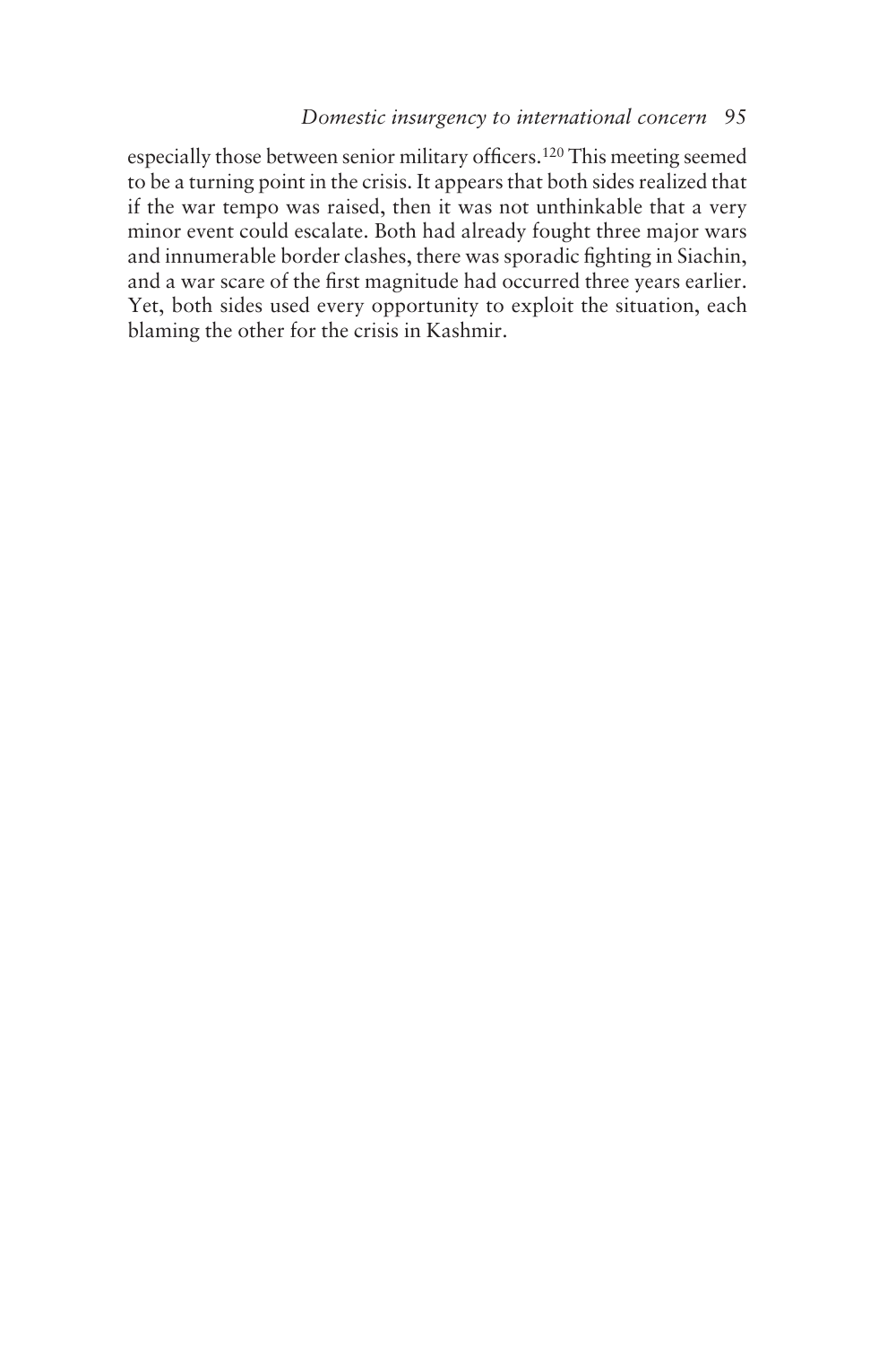especially those between senior military officers.[120] This meeting seemed to be a turning point in the crisis. It appears that both sides realized that if the war tempo was raised, then it was not unthinkable that a very minor event could escalate. Both had already fought three major wars and innumerable border clashes, there was sporadic fighting in Siachin, and a war scare of the first magnitude had occurred three years earlier. Yet, both sides used every opportunity to exploit the situation, each blaming the other for the crisis in Kashmir.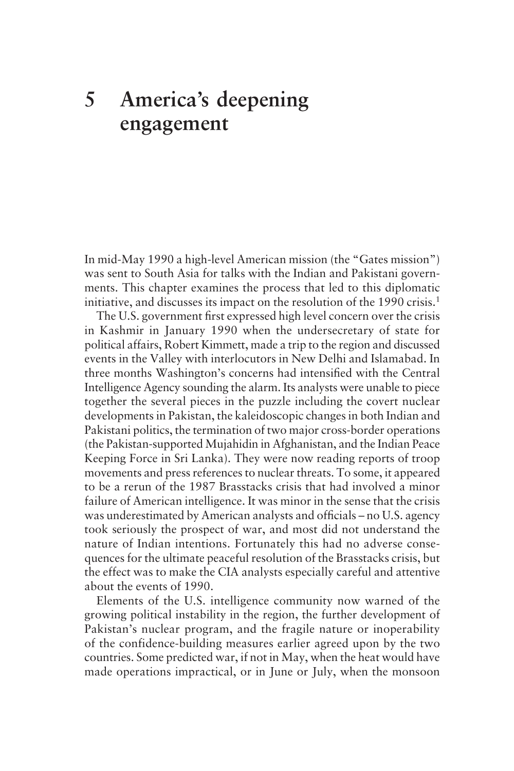# 5 America's deepening engagement

In mid-May 1990 a high-level American mission (the "Gates mission") was sent to South Asia for talks with the Indian and Pakistani governments. This chapter examines the process that led to this diplomatic initiative, and discusses its impact on the resolution of the 1990 crisis.[1]

The U.S. government first expressed high level concern over the crisis in Kashmir in January 1990 when the undersecretary of state for political affairs, Robert Kimmett, made a trip to the region and discussed events in the Valley with interlocutors in New Delhi and Islamabad. In three months Washington's concerns had intensified with the Central Intelligence Agency sounding the alarm. Its analysts were unable to piece together the several pieces in the puzzle including the covert nuclear developments in Pakistan, the kaleidoscopic changes in both Indian and Pakistani politics, the termination of two major cross-border operations (the Pakistan-supported Mujahidin in Afghanistan, and the Indian Peace Keeping Force in Sri Lanka). They were now reading reports of troop movements and press references to nuclear threats. To some, it appeared to be a rerun of the 1987 Brasstacks crisis that had involved a minor failure of American intelligence. It was minor in the sense that the crisis was underestimated by American analysts and officials – no U.S. agency took seriously the prospect of war, and most did not understand the nature of Indian intentions. Fortunately this had no adverse consequences for the ultimate peaceful resolution of the Brasstacks crisis, but the effect was to make the CIA analysts especially careful and attentive about the events of 1990.

Elements of the U.S. intelligence community now warned of the growing political instability in the region, the further development of Pakistan's nuclear program, and the fragile nature or inoperability of the confidence-building measures earlier agreed upon by the two countries. Some predicted war, if not in May, when the heat would have made operations impractical, or in June or July, when the monsoon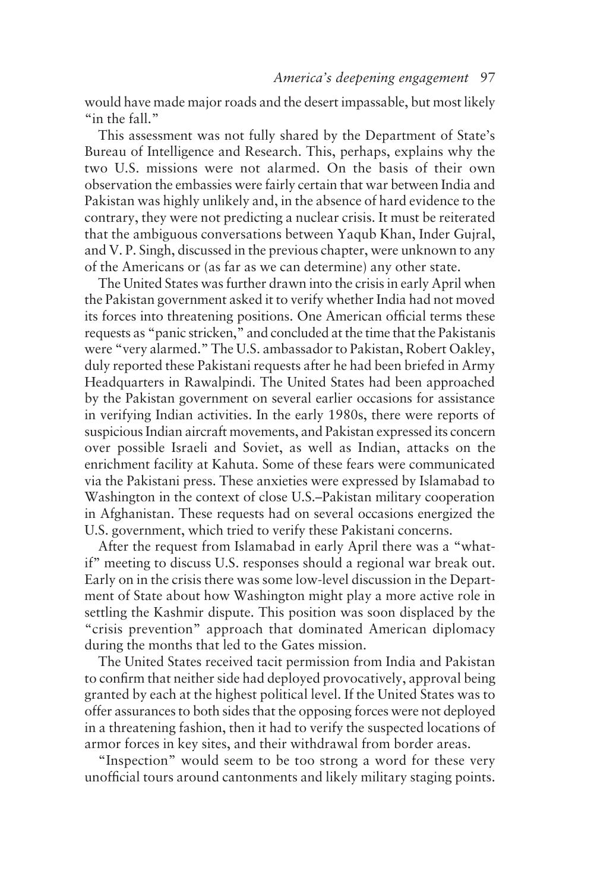would have made major roads and the desert impassable, but most likely "in the fall."

This assessment was not fully shared by the Department of State's Bureau of Intelligence and Research. This, perhaps, explains why the two U.S. missions were not alarmed. On the basis of their own observation the embassies were fairly certain that war between India and Pakistan was highly unlikely and, in the absence of hard evidence to the contrary, they were not predicting a nuclear crisis. It must be reiterated that the ambiguous conversations between Yaqub Khan, Inder Gujral, and V. P. Singh, discussed in the previous chapter, were unknown to any of the Americans or (as far as we can determine) any other state.

The United States was further drawn into the crisis in early April when the Pakistan government asked it to verify whether India had not moved its forces into threatening positions. One American official terms these requests as "panic stricken," and concluded at the time that the Pakistanis were "very alarmed." The U.S. ambassador to Pakistan, Robert Oakley, duly reported these Pakistani requests after he had been briefed in Army Headquarters in Rawalpindi. The United States had been approached by the Pakistan government on several earlier occasions for assistance in verifying Indian activities. In the early 1980s, there were reports of suspicious Indian aircraft movements, and Pakistan expressed its concern over possible Israeli and Soviet, as well as Indian, attacks on the enrichment facility at Kahuta. Some of these fears were communicated via the Pakistani press. These anxieties were expressed by Islamabad to Washington in the context of close U.S.–Pakistan military cooperation in Afghanistan. These requests had on several occasions energized the U.S. government, which tried to verify these Pakistani concerns.

After the request from Islamabad in early April there was a "what-if" meeting to discuss U.S. responses should a regional war break out. Early on in the crisis there was some low-level discussion in the Department of State about how Washington might play a more active role in settling the Kashmir dispute. This position was soon displaced by the "crisis prevention" approach that dominated American diplomacy during the months that led to the Gates mission.

The United States received tacit permission from India and Pakistan to confirm that neither side had deployed provocatively, approval being granted by each at the highest political level. If the United States was to offer assurances to both sides that the opposing forces were not deployed in a threatening fashion, then it had to verify the suspected locations of armor forces in key sites, and their withdrawal from border areas.

"Inspection" would seem to be too strong a word for these very unofficial tours around cantonments and likely military staging points.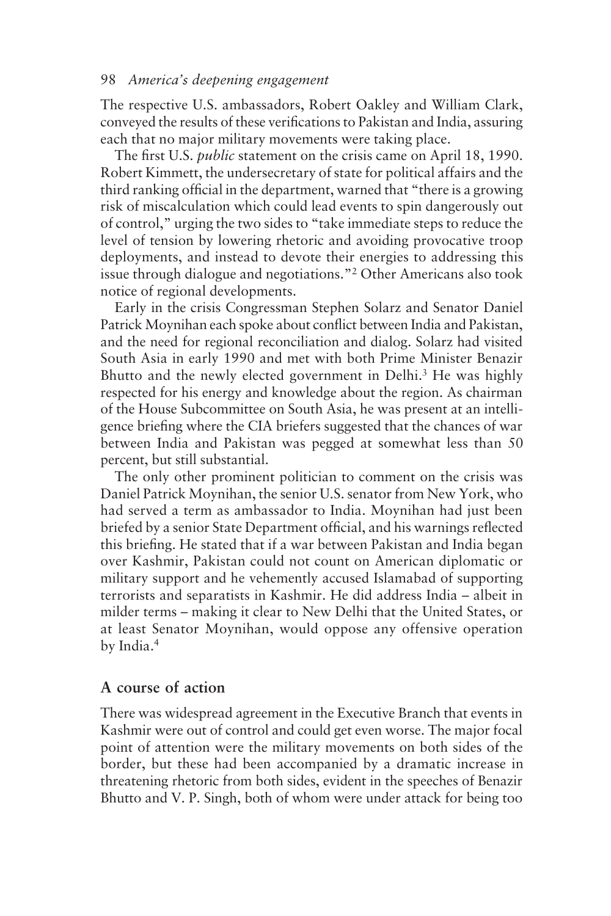The respective U.S. ambassadors, Robert Oakley and William Clark, conveyed the results of these verifications to Pakistan and India, assuring each that no major military movements were taking place.

The first U.S. *public* statement on the crisis came on April 18, 1990. Robert Kimmett, the undersecretary of state for political affairs and the third ranking official in the department, warned that "there is a growing risk of miscalculation which could lead events to spin dangerously out of control," urging the two sides to "take immediate steps to reduce the level of tension by lowering rhetoric and avoiding provocative troop deployments, and instead to devote their energies to addressing this issue through dialogue and negotiations."[2] Other Americans also took notice of regional developments.

Early in the crisis Congressman Stephen Solarz and Senator Daniel Patrick Moynihan each spoke about conflict between India and Pakistan, and the need for regional reconciliation and dialog. Solarz had visited South Asia in early 1990 and met with both Prime Minister Benazir Bhutto and the newly elected government in Delhi.[3] He was highly respected for his energy and knowledge about the region. As chairman of the House Subcommittee on South Asia, he was present at an intelligence briefing where the CIA briefers suggested that the chances of war between India and Pakistan was pegged at somewhat less than 50 percent, but still substantial.

The only other prominent politician to comment on the crisis was Daniel Patrick Moynihan, the senior U.S. senator from New York, who had served a term as ambassador to India. Moynihan had just been briefed by a senior State Department official, and his warnings reflected this briefing. He stated that if a war between Pakistan and India began over Kashmir, Pakistan could not count on American diplomatic or military support and he vehemently accused Islamabad of supporting terrorists and separatists in Kashmir. He did address India – albeit in milder terms – making it clear to New Delhi that the United States, or at least Senator Moynihan, would oppose any offensive operation by India.[4]

## A course of action

There was widespread agreement in the Executive Branch that events in Kashmir were out of control and could get even worse. The major focal point of attention were the military movements on both sides of the border, but these had been accompanied by a dramatic increase in threatening rhetoric from both sides, evident in the speeches of Benazir Bhutto and V. P. Singh, both of whom were under attack for being too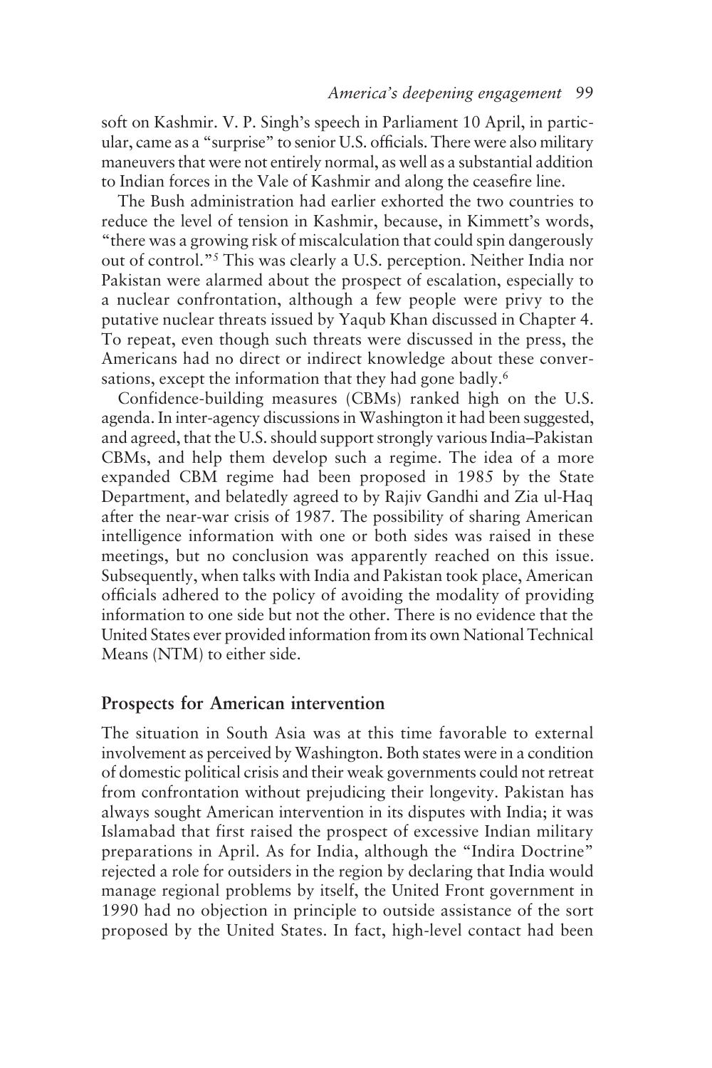soft on Kashmir. V. P. Singh's speech in Parliament 10 April, in particular, came as a "surprise" to senior U.S. officials. There were also military maneuvers that were not entirely normal, as well as a substantial addition to Indian forces in the Vale of Kashmir and along the ceasefire line.

The Bush administration had earlier exhorted the two countries to reduce the level of tension in Kashmir, because, in Kimmett's words, "there was a growing risk of miscalculation that could spin dangerously out of control."[5] This was clearly a U.S. perception. Neither India nor Pakistan were alarmed about the prospect of escalation, especially to a nuclear confrontation, although a few people were privy to the putative nuclear threats issued by Yaqub Khan discussed in Chapter 4. To repeat, even though such threats were discussed in the press, the Americans had no direct or indirect knowledge about these conversations, except the information that they had gone badly.[6]

Confidence-building measures (CBMs) ranked high on the U.S. agenda. In inter-agency discussions in Washington it had been suggested, and agreed, that the U.S. should support strongly various India–Pakistan CBMs, and help them develop such a regime. The idea of a more expanded CBM regime had been proposed in 1985 by the State Department, and belatedly agreed to by Rajiv Gandhi and Zia ul-Haq after the near-war crisis of 1987. The possibility of sharing American intelligence information with one or both sides was raised in these meetings, but no conclusion was apparently reached on this issue. Subsequently, when talks with India and Pakistan took place, American officials adhered to the policy of avoiding the modality of providing information to one side but not the other. There is no evidence that the United States ever provided information from its own National Technical Means (NTM) to either side.

## Prospects for American intervention

The situation in South Asia was at this time favorable to external involvement as perceived by Washington. Both states were in a condition of domestic political crisis and their weak governments could not retreat from confrontation without prejudicing their longevity. Pakistan has always sought American intervention in its disputes with India; it was Islamabad that first raised the prospect of excessive Indian military preparations in April. As for India, although the "Indira Doctrine" rejected a role for outsiders in the region by declaring that India would manage regional problems by itself, the United Front government in 1990 had no objection in principle to outside assistance of the sort proposed by the United States. In fact, high-level contact had been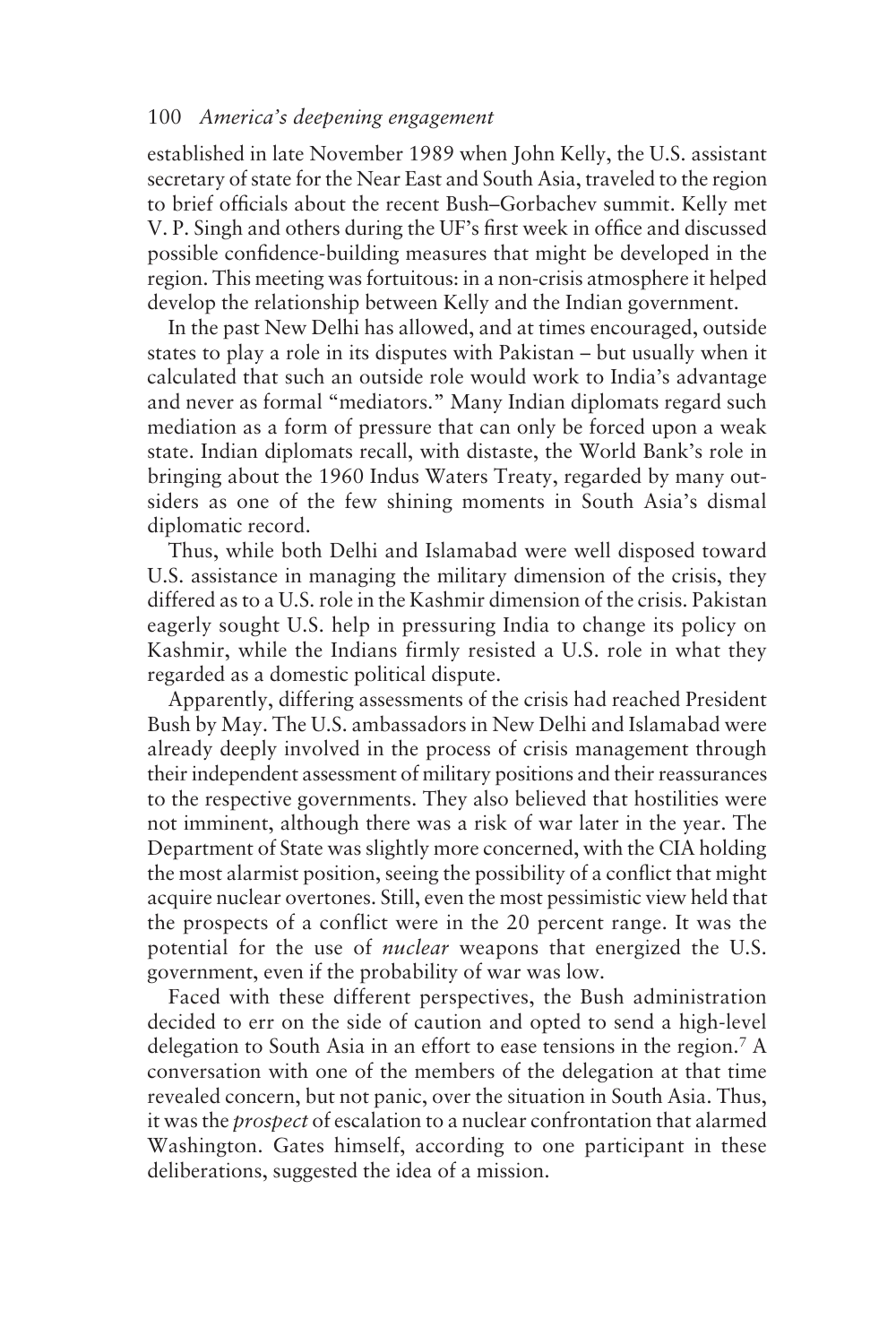established in late November 1989 when John Kelly, the U.S. assistant secretary of state for the Near East and South Asia, traveled to the region to brief officials about the recent Bush–Gorbachev summit. Kelly met V. P. Singh and others during the UF's first week in office and discussed possible confidence-building measures that might be developed in the region. This meeting was fortuitous: in a non-crisis atmosphere it helped develop the relationship between Kelly and the Indian government.

In the past New Delhi has allowed, and at times encouraged, outside states to play a role in its disputes with Pakistan – but usually when it calculated that such an outside role would work to India's advantage and never as formal "mediators." Many Indian diplomats regard such mediation as a form of pressure that can only be forced upon a weak state. Indian diplomats recall, with distaste, the World Bank's role in bringing about the 1960 Indus Waters Treaty, regarded by many outsiders as one of the few shining moments in South Asia's dismal diplomatic record.

Thus, while both Delhi and Islamabad were well disposed toward U.S. assistance in managing the military dimension of the crisis, they differed as to a U.S. role in the Kashmir dimension of the crisis. Pakistan eagerly sought U.S. help in pressuring India to change its policy on Kashmir, while the Indians firmly resisted a U.S. role in what they regarded as a domestic political dispute.

Apparently, differing assessments of the crisis had reached President Bush by May. The U.S. ambassadors in New Delhi and Islamabad were already deeply involved in the process of crisis management through their independent assessment of military positions and their reassurances to the respective governments. They also believed that hostilities were not imminent, although there was a risk of war later in the year. The Department of State was slightly more concerned, with the CIA holding the most alarmist position, seeing the possibility of a conflict that might acquire nuclear overtones. Still, even the most pessimistic view held that the prospects of a conflict were in the 20 percent range. It was the potential for the use of *nuclear* weapons that energized the U.S. government, even if the probability of war was low.

Faced with these different perspectives, the Bush administration decided to err on the side of caution and opted to send a high-level delegation to South Asia in an effort to ease tensions in the region.[7] A conversation with one of the members of the delegation at that time revealed concern, but not panic, over the situation in South Asia. Thus, it was the *prospect* of escalation to a nuclear confrontation that alarmed Washington. Gates himself, according to one participant in these deliberations, suggested the idea of a mission.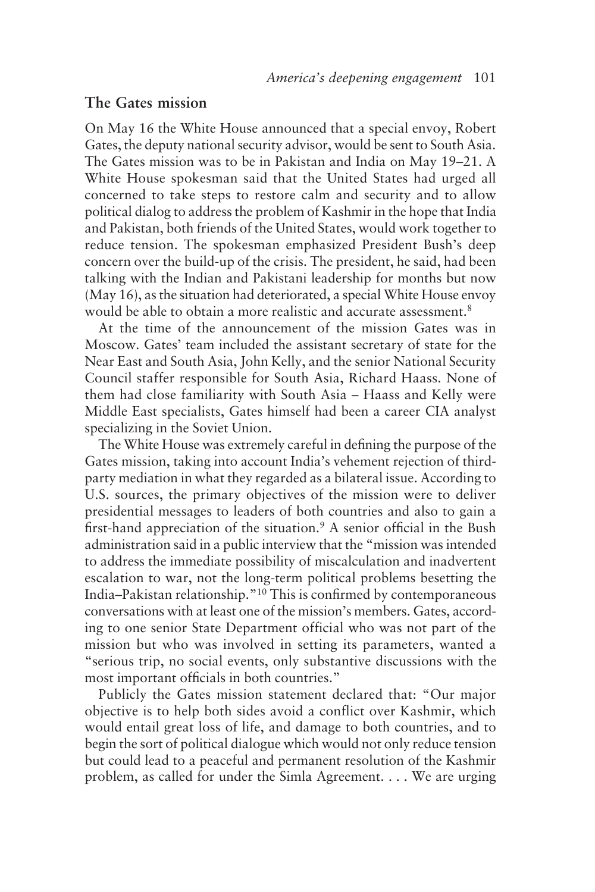## The Gates mission

On May 16 the White House announced that a special envoy, Robert Gates, the deputy national security advisor, would be sent to South Asia. The Gates mission was to be in Pakistan and India on May 19–21. A White House spokesman said that the United States had urged all concerned to take steps to restore calm and security and to allow political dialog to address the problem of Kashmir in the hope that India and Pakistan, both friends of the United States, would work together to reduce tension. The spokesman emphasized President Bush's deep concern over the build-up of the crisis. The president, he said, had been talking with the Indian and Pakistani leadership for months but now (May 16), as the situation had deteriorated, a special White House envoy would be able to obtain a more realistic and accurate assessment.[8]

At the time of the announcement of the mission Gates was in Moscow. Gates' team included the assistant secretary of state for the Near East and South Asia, John Kelly, and the senior National Security Council staffer responsible for South Asia, Richard Haass. None of them had close familiarity with South Asia – Haass and Kelly were Middle East specialists, Gates himself had been a career CIA analyst specializing in the Soviet Union.

The White House was extremely careful in defining the purpose of the Gates mission, taking into account India's vehement rejection of third-party mediation in what they regarded as a bilateral issue. According to U.S. sources, the primary objectives of the mission were to deliver presidential messages to leaders of both countries and also to gain a first-hand appreciation of the situation.[9] A senior official in the Bush administration said in a public interview that the "mission was intended to address the immediate possibility of miscalculation and inadvertent escalation to war, not the long-term political problems besetting the India–Pakistan relationship."[10] This is confirmed by contemporaneous conversations with at least one of the mission's members. Gates, according to one senior State Department official who was not part of the mission but who was involved in setting its parameters, wanted a "serious trip, no social events, only substantive discussions with the most important officials in both countries."

Publicly the Gates mission statement declared that: "Our major objective is to help both sides avoid a conflict over Kashmir, which would entail great loss of life, and damage to both countries, and to begin the sort of political dialogue which would not only reduce tension but could lead to a peaceful and permanent resolution of the Kashmir problem, as called for under the Simla Agreement. . . . We are urging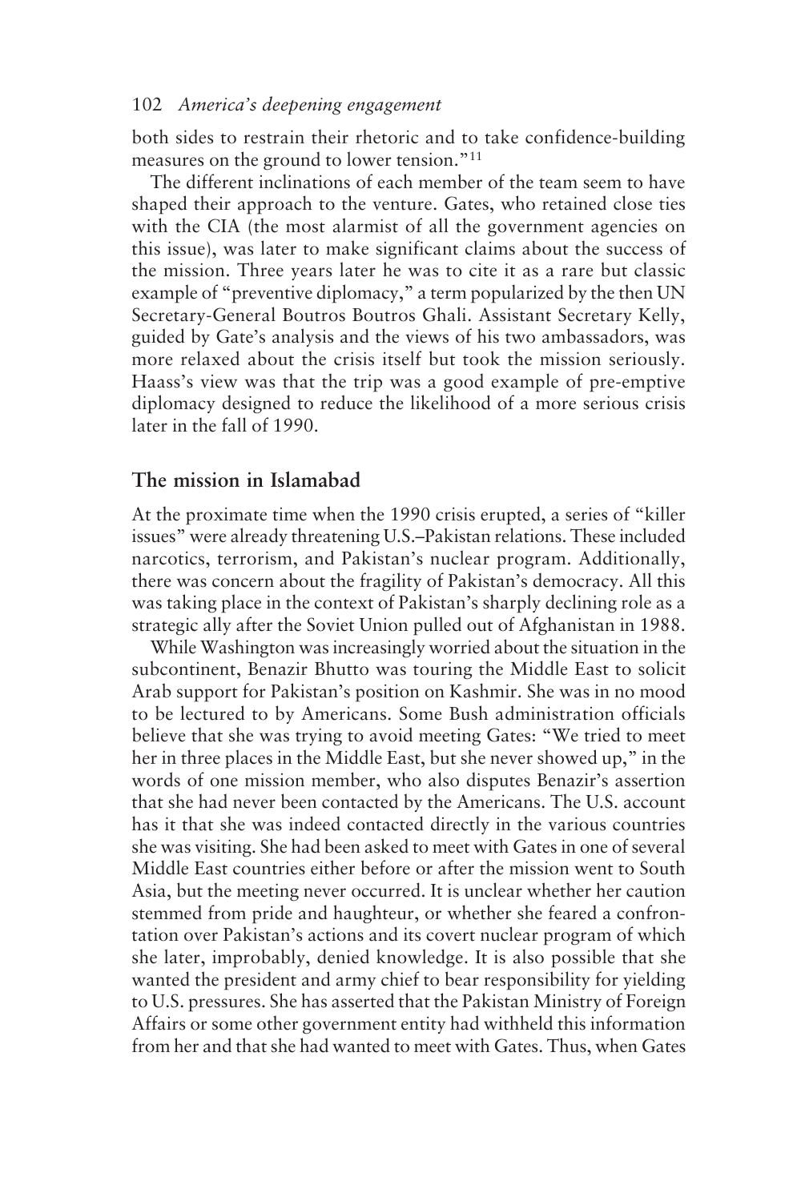both sides to restrain their rhetoric and to take confidence-building measures on the ground to lower tension."[11]

The different inclinations of each member of the team seem to have shaped their approach to the venture. Gates, who retained close ties with the CIA (the most alarmist of all the government agencies on this issue), was later to make significant claims about the success of the mission. Three years later he was to cite it as a rare but classic example of "preventive diplomacy," a term popularized by the then UN Secretary-General Boutros Boutros Ghali. Assistant Secretary Kelly, guided by Gate's analysis and the views of his two ambassadors, was more relaxed about the crisis itself but took the mission seriously. Haass's view was that the trip was a good example of pre-emptive diplomacy designed to reduce the likelihood of a more serious crisis later in the fall of 1990.

## The mission in Islamabad

At the proximate time when the 1990 crisis erupted, a series of "killer issues" were already threatening U.S.–Pakistan relations. These included narcotics, terrorism, and Pakistan's nuclear program. Additionally, there was concern about the fragility of Pakistan's democracy. All this was taking place in the context of Pakistan's sharply declining role as a strategic ally after the Soviet Union pulled out of Afghanistan in 1988.

While Washington was increasingly worried about the situation in the subcontinent, Benazir Bhutto was touring the Middle East to solicit Arab support for Pakistan's position on Kashmir. She was in no mood to be lectured to by Americans. Some Bush administration officials believe that she was trying to avoid meeting Gates: "We tried to meet her in three places in the Middle East, but she never showed up," in the words of one mission member, who also disputes Benazir's assertion that she had never been contacted by the Americans. The U.S. account has it that she was indeed contacted directly in the various countries she was visiting. She had been asked to meet with Gates in one of several Middle East countries either before or after the mission went to South Asia, but the meeting never occurred. It is unclear whether her caution stemmed from pride and haughteur, or whether she feared a confrontation over Pakistan's actions and its covert nuclear program of which she later, improbably, denied knowledge. It is also possible that she wanted the president and army chief to bear responsibility for yielding to U.S. pressures. She has asserted that the Pakistan Ministry of Foreign Affairs or some other government entity had withheld this information from her and that she had wanted to meet with Gates. Thus, when Gates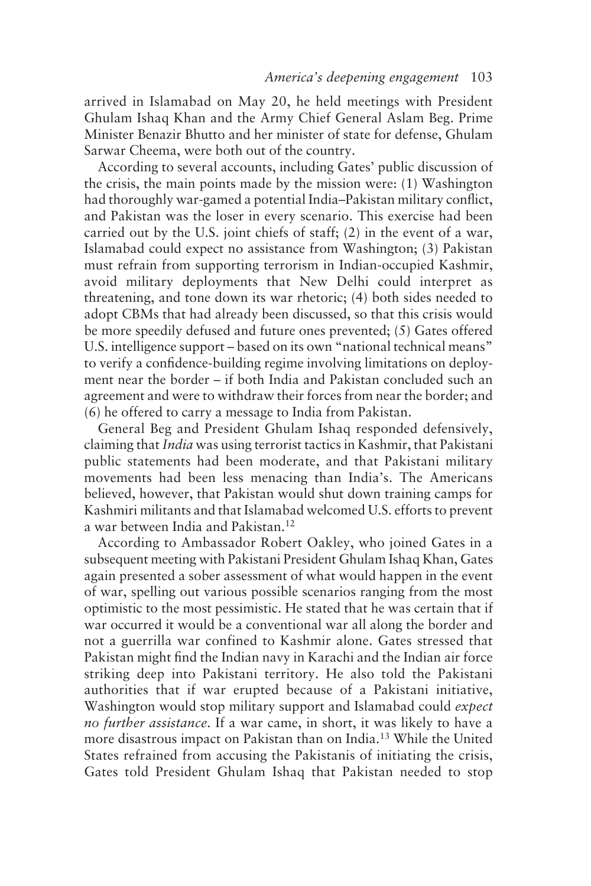arrived in Islamabad on May 20, he held meetings with President Ghulam Ishaq Khan and the Army Chief General Aslam Beg. Prime Minister Benazir Bhutto and her minister of state for defense, Ghulam Sarwar Cheema, were both out of the country.

According to several accounts, including Gates' public discussion of the crisis, the main points made by the mission were: (1) Washington had thoroughly war-gamed a potential India–Pakistan military conflict, and Pakistan was the loser in every scenario. This exercise had been carried out by the U.S. joint chiefs of staff; (2) in the event of a war, Islamabad could expect no assistance from Washington; (3) Pakistan must refrain from supporting terrorism in Indian-occupied Kashmir, avoid military deployments that New Delhi could interpret as threatening, and tone down its war rhetoric; (4) both sides needed to adopt CBMs that had already been discussed, so that this crisis would be more speedily defused and future ones prevented; (5) Gates offered U.S. intelligence support – based on its own "national technical means" to verify a confidence-building regime involving limitations on deployment near the border – if both India and Pakistan concluded such an agreement and were to withdraw their forces from near the border; and (6) he offered to carry a message to India from Pakistan.

General Beg and President Ghulam Ishaq responded defensively, claiming that *India* was using terrorist tactics in Kashmir, that Pakistani public statements had been moderate, and that Pakistani military movements had been less menacing than India's. The Americans believed, however, that Pakistan would shut down training camps for Kashmiri militants and that Islamabad welcomed U.S. efforts to prevent a war between India and Pakistan.[12]

According to Ambassador Robert Oakley, who joined Gates in a subsequent meeting with Pakistani President Ghulam Ishaq Khan, Gates again presented a sober assessment of what would happen in the event of war, spelling out various possible scenarios ranging from the most optimistic to the most pessimistic. He stated that he was certain that if war occurred it would be a conventional war all along the border and not a guerrilla war confined to Kashmir alone. Gates stressed that Pakistan might find the Indian navy in Karachi and the Indian air force striking deep into Pakistani territory. He also told the Pakistani authorities that if war erupted because of a Pakistani initiative, Washington would stop military support and Islamabad could *expect no further assistance*. If a war came, in short, it was likely to have a more disastrous impact on Pakistan than on India.[13] While the United States refrained from accusing the Pakistanis of initiating the crisis, Gates told President Ghulam Ishaq that Pakistan needed to stop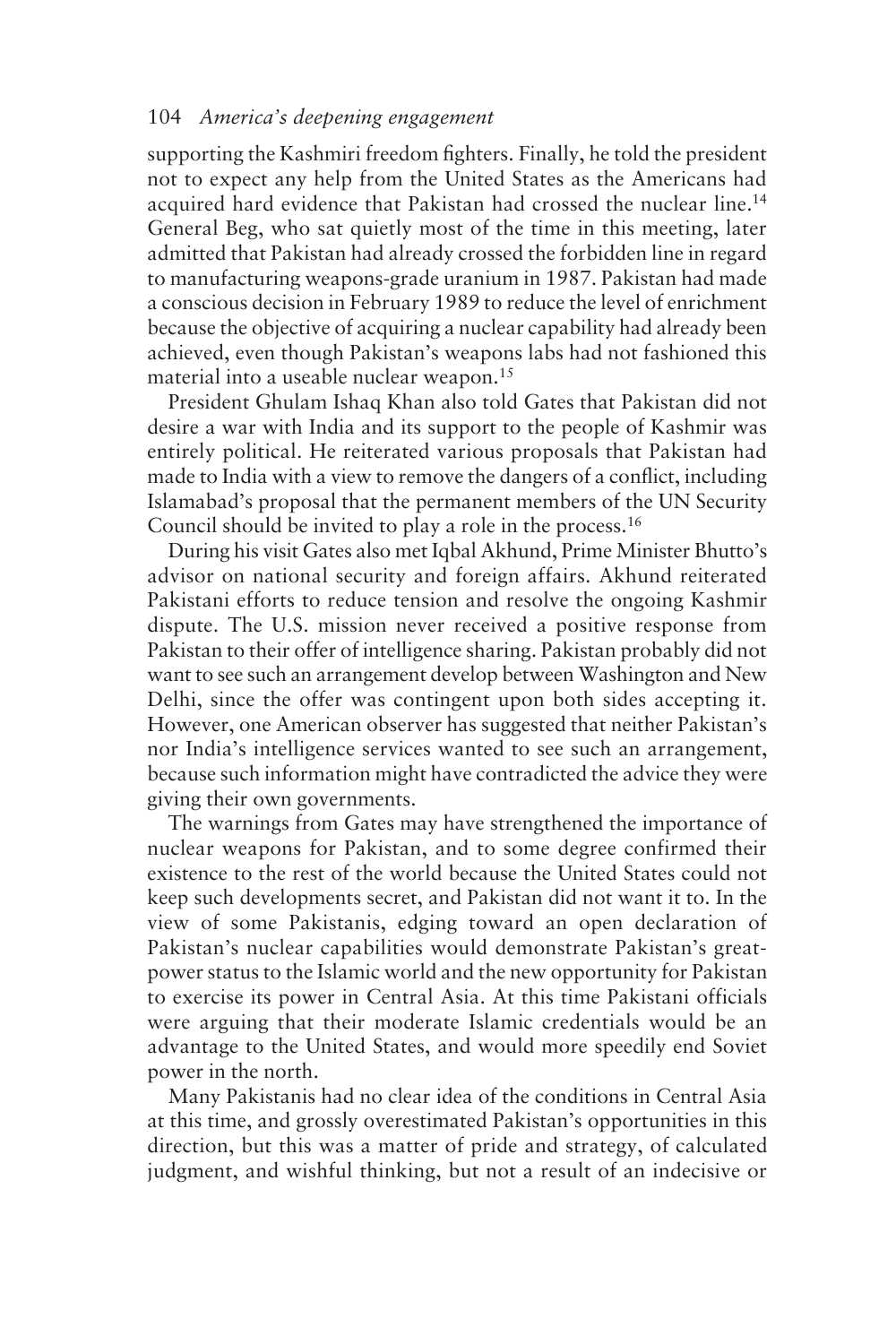supporting the Kashmiri freedom fighters. Finally, he told the president not to expect any help from the United States as the Americans had acquired hard evidence that Pakistan had crossed the nuclear line.[14] General Beg, who sat quietly most of the time in this meeting, later admitted that Pakistan had already crossed the forbidden line in regard to manufacturing weapons-grade uranium in 1987. Pakistan had made a conscious decision in February 1989 to reduce the level of enrichment because the objective of acquiring a nuclear capability had already been achieved, even though Pakistan's weapons labs had not fashioned this material into a useable nuclear weapon.[15]

President Ghulam Ishaq Khan also told Gates that Pakistan did not desire a war with India and its support to the people of Kashmir was entirely political. He reiterated various proposals that Pakistan had made to India with a view to remove the dangers of a conflict, including Islamabad's proposal that the permanent members of the UN Security Council should be invited to play a role in the process.[16]

During his visit Gates also met Iqbal Akhund, Prime Minister Bhutto's advisor on national security and foreign affairs. Akhund reiterated Pakistani efforts to reduce tension and resolve the ongoing Kashmir dispute. The U.S. mission never received a positive response from Pakistan to their offer of intelligence sharing. Pakistan probably did not want to see such an arrangement develop between Washington and New Delhi, since the offer was contingent upon both sides accepting it. However, one American observer has suggested that neither Pakistan's nor India's intelligence services wanted to see such an arrangement, because such information might have contradicted the advice they were giving their own governments.

The warnings from Gates may have strengthened the importance of nuclear weapons for Pakistan, and to some degree confirmed their existence to the rest of the world because the United States could not keep such developments secret, and Pakistan did not want it to. In the view of some Pakistanis, edging toward an open declaration of Pakistan's nuclear capabilities would demonstrate Pakistan's great-power status to the Islamic world and the new opportunity for Pakistan to exercise its power in Central Asia. At this time Pakistani officials were arguing that their moderate Islamic credentials would be an advantage to the United States, and would more speedily end Soviet power in the north.

Many Pakistanis had no clear idea of the conditions in Central Asia at this time, and grossly overestimated Pakistan's opportunities in this direction, but this was a matter of pride and strategy, of calculated judgment, and wishful thinking, but not a result of an indecisive or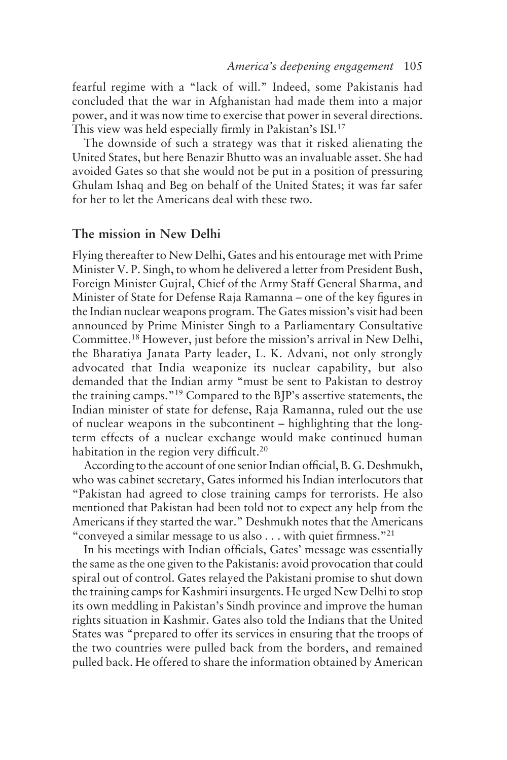fearful regime with a "lack of will." Indeed, some Pakistanis had concluded that the war in Afghanistan had made them into a major power, and it was now time to exercise that power in several directions. This view was held especially firmly in Pakistan's ISI.[17]

The downside of such a strategy was that it risked alienating the United States, but here Benazir Bhutto was an invaluable asset. She had avoided Gates so that she would not be put in a position of pressuring Ghulam Ishaq and Beg on behalf of the United States; it was far safer for her to let the Americans deal with these two.

## The mission in New Delhi

Flying thereafter to New Delhi, Gates and his entourage met with Prime Minister V. P. Singh, to whom he delivered a letter from President Bush, Foreign Minister Gujral, Chief of the Army Staff General Sharma, and Minister of State for Defense Raja Ramanna – one of the key figures in the Indian nuclear weapons program. The Gates mission's visit had been announced by Prime Minister Singh to a Parliamentary Consultative Committee.[18] However, just before the mission's arrival in New Delhi, the Bharatiya Janata Party leader, L. K. Advani, not only strongly advocated that India weaponize its nuclear capability, but also demanded that the Indian army "must be sent to Pakistan to destroy the training camps."[19] Compared to the BJP's assertive statements, the Indian minister of state for defense, Raja Ramanna, ruled out the use of nuclear weapons in the subcontinent – highlighting that the long-term effects of a nuclear exchange would make continued human habitation in the region very difficult.[20]

According to the account of one senior Indian official, B. G. Deshmukh, who was cabinet secretary, Gates informed his Indian interlocutors that "Pakistan had agreed to close training camps for terrorists. He also mentioned that Pakistan had been told not to expect any help from the Americans if they started the war." Deshmukh notes that the Americans "conveyed a similar message to us also . . . with quiet firmness."[21]

In his meetings with Indian officials, Gates' message was essentially the same as the one given to the Pakistanis: avoid provocation that could spiral out of control. Gates relayed the Pakistani promise to shut down the training camps for Kashmiri insurgents. He urged New Delhi to stop its own meddling in Pakistan's Sindh province and improve the human rights situation in Kashmir. Gates also told the Indians that the United States was "prepared to offer its services in ensuring that the troops of the two countries were pulled back from the borders, and remained pulled back. He offered to share the information obtained by American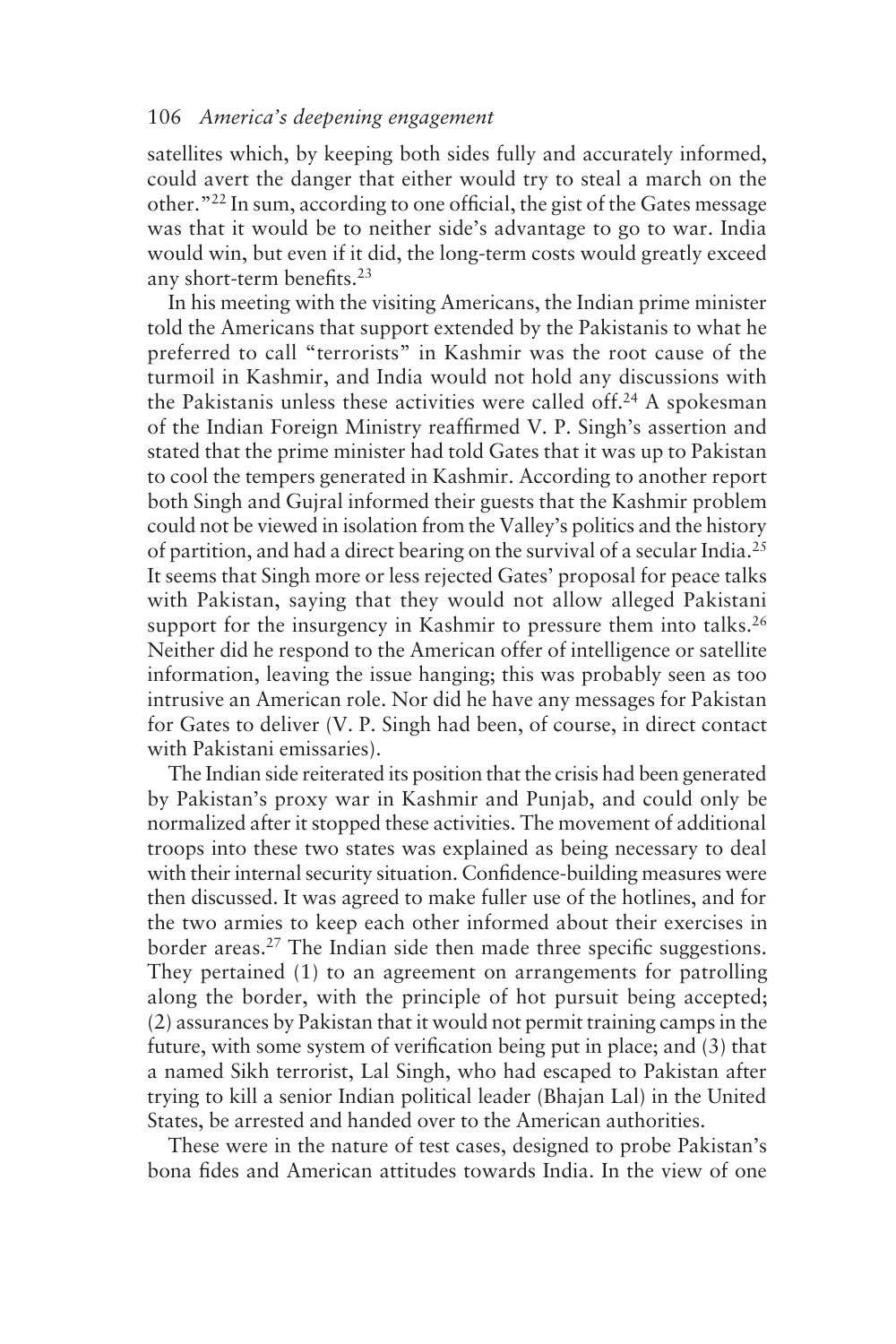satellites which, by keeping both sides fully and accurately informed, could avert the danger that either would try to steal a march on the other."[22] In sum, according to one official, the gist of the Gates message was that it would be to neither side's advantage to go to war. India would win, but even if it did, the long-term costs would greatly exceed any short-term benefits.[23]

In his meeting with the visiting Americans, the Indian prime minister told the Americans that support extended by the Pakistanis to what he preferred to call "terrorists" in Kashmir was the root cause of the turmoil in Kashmir, and India would not hold any discussions with the Pakistanis unless these activities were called off.[24] A spokesman of the Indian Foreign Ministry reaffirmed V. P. Singh's assertion and stated that the prime minister had told Gates that it was up to Pakistan to cool the tempers generated in Kashmir. According to another report both Singh and Gujral informed their guests that the Kashmir problem could not be viewed in isolation from the Valley's politics and the history of partition, and had a direct bearing on the survival of a secular India.[25] It seems that Singh more or less rejected Gates' proposal for peace talks with Pakistan, saying that they would not allow alleged Pakistani support for the insurgency in Kashmir to pressure them into talks.[26] Neither did he respond to the American offer of intelligence or satellite information, leaving the issue hanging; this was probably seen as too intrusive an American role. Nor did he have any messages for Pakistan for Gates to deliver (V. P. Singh had been, of course, in direct contact with Pakistani emissaries).

The Indian side reiterated its position that the crisis had been generated by Pakistan's proxy war in Kashmir and Punjab, and could only be normalized after it stopped these activities. The movement of additional troops into these two states was explained as being necessary to deal with their internal security situation. Confidence-building measures were then discussed. It was agreed to make fuller use of the hotlines, and for the two armies to keep each other informed about their exercises in border areas.[27] The Indian side then made three specific suggestions. They pertained (1) to an agreement on arrangements for patrolling along the border, with the principle of hot pursuit being accepted; (2) assurances by Pakistan that it would not permit training camps in the future, with some system of verification being put in place; and (3) that a named Sikh terrorist, Lal Singh, who had escaped to Pakistan after trying to kill a senior Indian political leader (Bhajan Lal) in the United States, be arrested and handed over to the American authorities.

These were in the nature of test cases, designed to probe Pakistan's bona fides and American attitudes towards India. In the view of one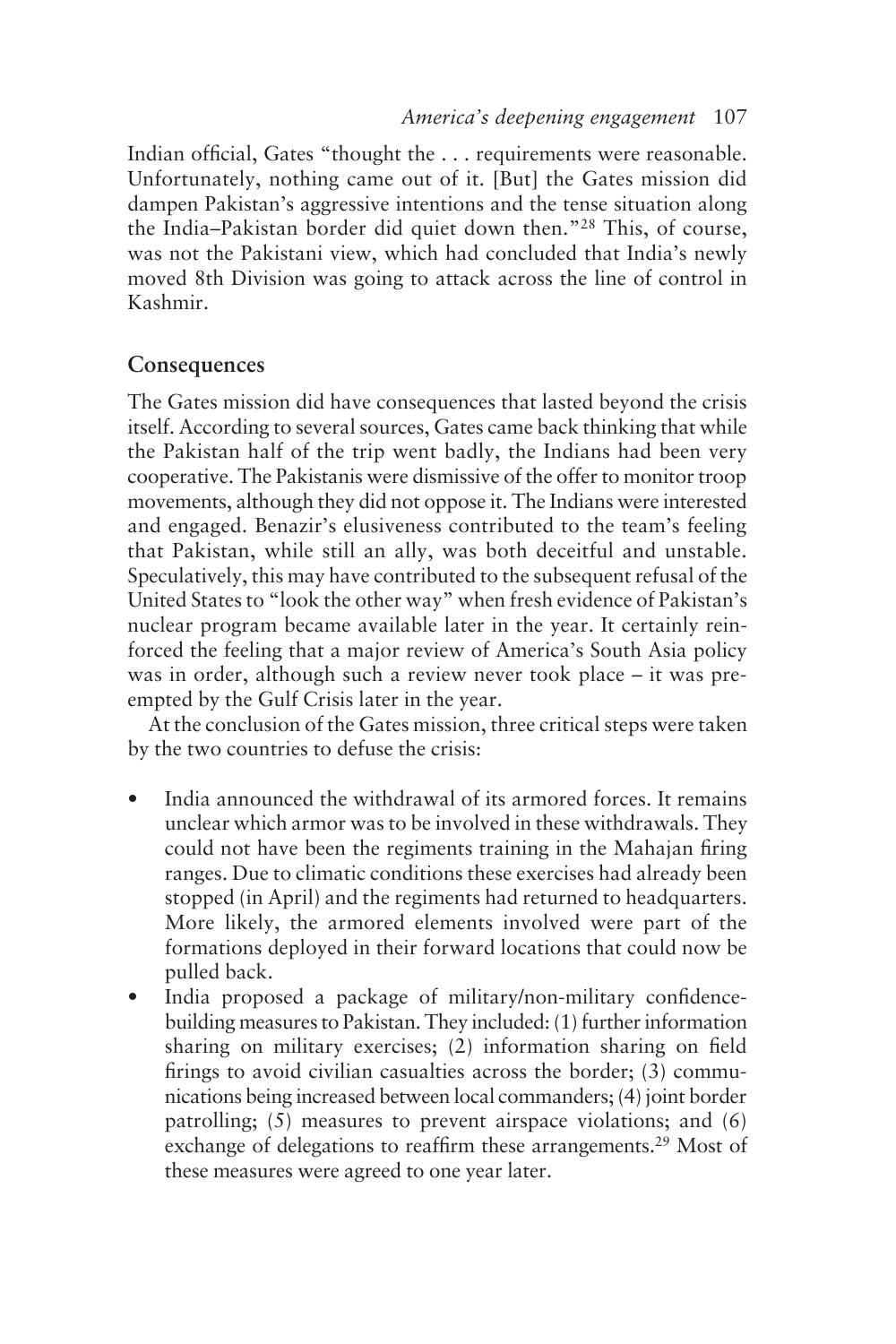Indian official, Gates "thought the . . . requirements were reasonable. Unfortunately, nothing came out of it. [But] the Gates mission did dampen Pakistan's aggressive intentions and the tense situation along the India–Pakistan border did quiet down then."[28] This, of course, was not the Pakistani view, which had concluded that India's newly moved 8th Division was going to attack across the line of control in Kashmir.

## Consequences

The Gates mission did have consequences that lasted beyond the crisis itself. According to several sources, Gates came back thinking that while the Pakistan half of the trip went badly, the Indians had been very cooperative. The Pakistanis were dismissive of the offer to monitor troop movements, although they did not oppose it. The Indians were interested and engaged. Benazir's elusiveness contributed to the team's feeling that Pakistan, while still an ally, was both deceitful and unstable. Speculatively, this may have contributed to the subsequent refusal of the United States to "look the other way" when fresh evidence of Pakistan's nuclear program became available later in the year. It certainly reinforced the feeling that a major review of America's South Asia policy was in order, although such a review never took place – it was preempted by the Gulf Crisis later in the year.

At the conclusion of the Gates mission, three critical steps were taken by the two countries to defuse the crisis:

- India announced the withdrawal of its armored forces. It remains unclear which armor was to be involved in these withdrawals. They could not have been the regiments training in the Mahajan firing ranges. Due to climatic conditions these exercises had already been stopped (in April) and the regiments had returned to headquarters. More likely, the armored elements involved were part of the formations deployed in their forward locations that could now be pulled back.
- India proposed a package of military/non-military confidence-building measures to Pakistan. They included: (1) further information sharing on military exercises; (2) information sharing on field firings to avoid civilian casualties across the border; (3) communications being increased between local commanders; (4) joint border patrolling; (5) measures to prevent airspace violations; and (6) exchange of delegations to reaffirm these arrangements.[29] Most of these measures were agreed to one year later.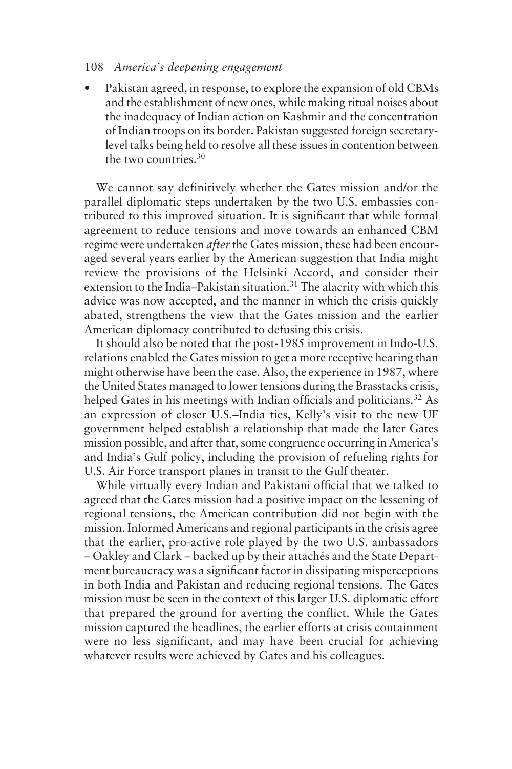- Pakistan agreed, in response, to explore the expansion of old CBMs and the establishment of new ones, while making ritual noises about the inadequacy of Indian action on Kashmir and the concentration of Indian troops on its border. Pakistan suggested foreign secretary-level talks being held to resolve all these issues in contention between the two countries.[30]

We cannot say definitively whether the Gates mission and/or the parallel diplomatic steps undertaken by the two U.S. embassies contributed to this improved situation. It is significant that while formal agreement to reduce tensions and move towards an enhanced CBM regime were undertaken *after* the Gates mission, these had been encouraged several years earlier by the American suggestion that India might review the provisions of the Helsinki Accord, and consider their extension to the India–Pakistan situation.[31] The alacrity with which this advice was now accepted, and the manner in which the crisis quickly abated, strengthens the view that the Gates mission and the earlier American diplomacy contributed to defusing this crisis.

It should also be noted that the post-1985 improvement in Indo-U.S. relations enabled the Gates mission to get a more receptive hearing than might otherwise have been the case. Also, the experience in 1987, where the United States managed to lower tensions during the Brasstacks crisis, helped Gates in his meetings with Indian officials and politicians.[32] As an expression of closer U.S.–India ties, Kelly's visit to the new UF government helped establish a relationship that made the later Gates mission possible, and after that, some congruence occurring in America's and India's Gulf policy, including the provision of refueling rights for U.S. Air Force transport planes in transit to the Gulf theater.

While virtually every Indian and Pakistani official that we talked to agreed that the Gates mission had a positive impact on the lessening of regional tensions, the American contribution did not begin with the mission. Informed Americans and regional participants in the crisis agree that the earlier, pro-active role played by the two U.S. ambassadors – Oakley and Clark – backed up by their attachés and the State Department bureaucracy was a significant factor in dissipating misperceptions in both India and Pakistan and reducing regional tensions. The Gates mission must be seen in the context of this larger U.S. diplomatic effort that prepared the ground for averting the conflict. While the Gates mission captured the headlines, the earlier efforts at crisis containment were no less significant, and may have been crucial for achieving whatever results were achieved by Gates and his colleagues.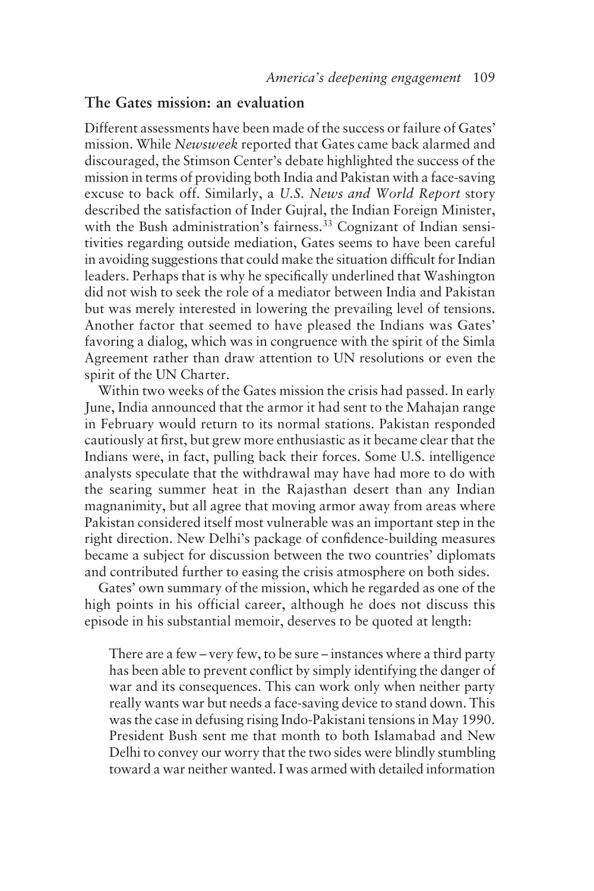## The Gates mission: an evaluation

Different assessments have been made of the success or failure of Gates' mission. While *Newsweek* reported that Gates came back alarmed and discouraged, the Stimson Center's debate highlighted the success of the mission in terms of providing both India and Pakistan with a face-saving excuse to back off. Similarly, a *U.S. News and World Report* story described the satisfaction of Inder Gujral, the Indian Foreign Minister, with the Bush administration's fairness.[33] Cognizant of Indian sensitivities regarding outside mediation, Gates seems to have been careful in avoiding suggestions that could make the situation difficult for Indian leaders. Perhaps that is why he specifically underlined that Washington did not wish to seek the role of a mediator between India and Pakistan but was merely interested in lowering the prevailing level of tensions. Another factor that seemed to have pleased the Indians was Gates' favoring a dialog, which was in congruence with the spirit of the Simla Agreement rather than draw attention to UN resolutions or even the spirit of the UN Charter.

Within two weeks of the Gates mission the crisis had passed. In early June, India announced that the armor it had sent to the Mahajan range in February would return to its normal stations. Pakistan responded cautiously at first, but grew more enthusiastic as it became clear that the Indians were, in fact, pulling back their forces. Some U.S. intelligence analysts speculate that the withdrawal may have had more to do with the searing summer heat in the Rajasthan desert than any Indian magnanimity, but all agree that moving armor away from areas where Pakistan considered itself most vulnerable was an important step in the right direction. New Delhi's package of confidence-building measures became a subject for discussion between the two countries' diplomats and contributed further to easing the crisis atmosphere on both sides.

Gates' own summary of the mission, which he regarded as one of the high points in his official career, although he does not discuss this episode in his substantial memoir, deserves to be quoted at length:

> There are a few – very few, to be sure – instances where a third party has been able to prevent conflict by simply identifying the danger of war and its consequences. This can work only when neither party really wants war but needs a face-saving device to stand down. This was the case in defusing rising Indo-Pakistani tensions in May 1990. President Bush sent me that month to both Islamabad and New Delhi to convey our worry that the two sides were blindly stumbling toward a war neither wanted. I was armed with detailed information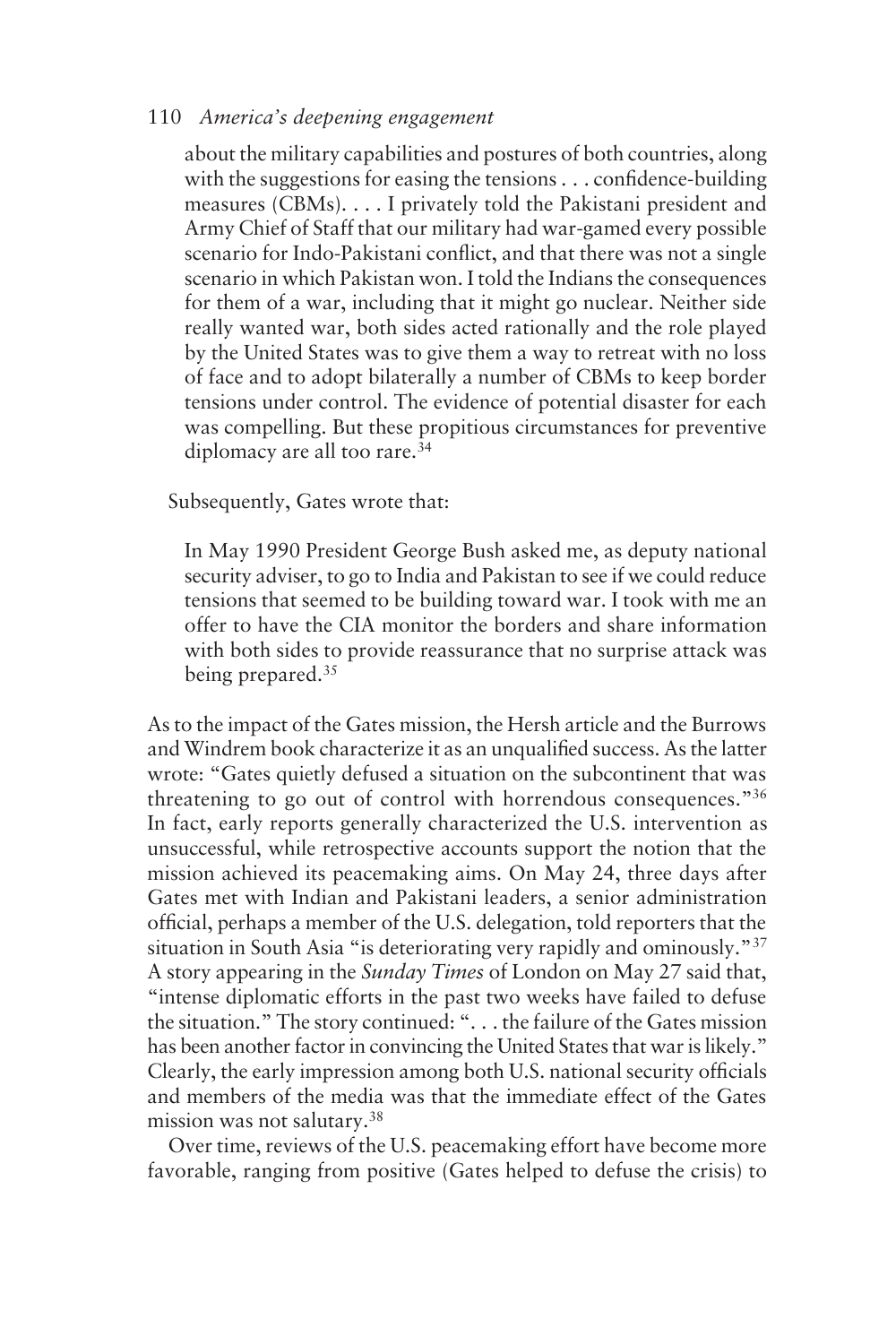> about the military capabilities and postures of both countries, along with the suggestions for easing the tensions . . . confidence-building measures (CBMs). . . . I privately told the Pakistani president and Army Chief of Staff that our military had war-gamed every possible scenario for Indo-Pakistani conflict, and that there was not a single scenario in which Pakistan won. I told the Indians the consequences for them of a war, including that it might go nuclear. Neither side really wanted war, both sides acted rationally and the role played by the United States was to give them a way to retreat with no loss of face and to adopt bilaterally a number of CBMs to keep border tensions under control. The evidence of potential disaster for each was compelling. But these propitious circumstances for preventive diplomacy are all too rare.[34]

Subsequently, Gates wrote that:

> In May 1990 President George Bush asked me, as deputy national security adviser, to go to India and Pakistan to see if we could reduce tensions that seemed to be building toward war. I took with me an offer to have the CIA monitor the borders and share information with both sides to provide reassurance that no surprise attack was being prepared.[35]

As to the impact of the Gates mission, the Hersh article and the Burrows and Windrem book characterize it as an unqualified success. As the latter wrote: "Gates quietly defused a situation on the subcontinent that was threatening to go out of control with horrendous consequences."[36] In fact, early reports generally characterized the U.S. intervention as unsuccessful, while retrospective accounts support the notion that the mission achieved its peacemaking aims. On May 24, three days after Gates met with Indian and Pakistani leaders, a senior administration official, perhaps a member of the U.S. delegation, told reporters that the situation in South Asia "is deteriorating very rapidly and ominously."[37] A story appearing in the *Sunday Times* of London on May 27 said that, "intense diplomatic efforts in the past two weeks have failed to defuse the situation." The story continued: ". . . the failure of the Gates mission has been another factor in convincing the United States that war is likely." Clearly, the early impression among both U.S. national security officials and members of the media was that the immediate effect of the Gates mission was not salutary.[38]

Over time, reviews of the U.S. peacemaking effort have become more favorable, ranging from positive (Gates helped to defuse the crisis) to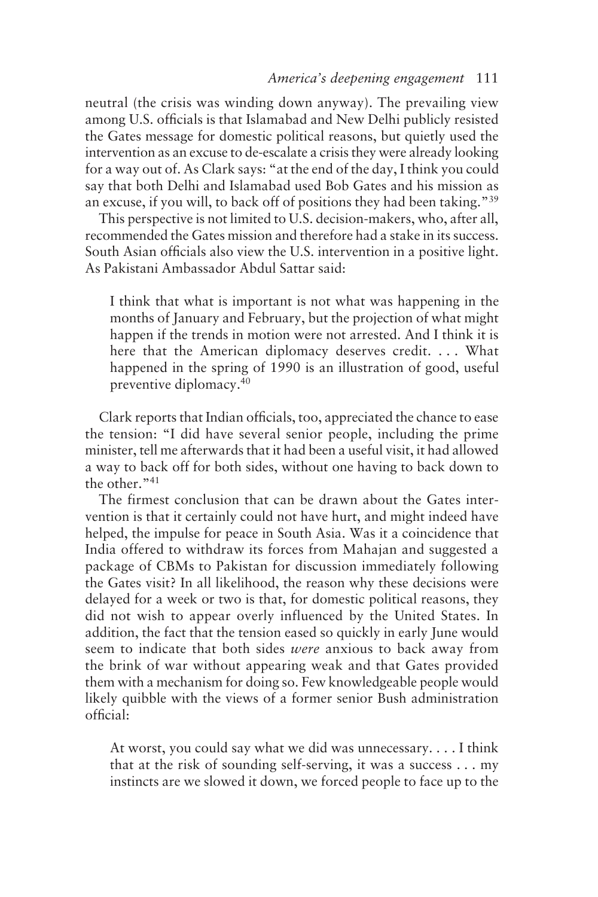neutral (the crisis was winding down anyway). The prevailing view among U.S. officials is that Islamabad and New Delhi publicly resisted the Gates message for domestic political reasons, but quietly used the intervention as an excuse to de-escalate a crisis they were already looking for a way out of. As Clark says: "at the end of the day, I think you could say that both Delhi and Islamabad used Bob Gates and his mission as an excuse, if you will, to back off of positions they had been taking."[39]

This perspective is not limited to U.S. decision-makers, who, after all, recommended the Gates mission and therefore had a stake in its success. South Asian officials also view the U.S. intervention in a positive light. As Pakistani Ambassador Abdul Sattar said:

> I think that what is important is not what was happening in the months of January and February, but the projection of what might happen if the trends in motion were not arrested. And I think it is here that the American diplomacy deserves credit. . . . What happened in the spring of 1990 is an illustration of good, useful preventive diplomacy.[40]

Clark reports that Indian officials, too, appreciated the chance to ease the tension: "I did have several senior people, including the prime minister, tell me afterwards that it had been a useful visit, it had allowed a way to back off for both sides, without one having to back down to the other."[41]

The firmest conclusion that can be drawn about the Gates intervention is that it certainly could not have hurt, and might indeed have helped, the impulse for peace in South Asia. Was it a coincidence that India offered to withdraw its forces from Mahajan and suggested a package of CBMs to Pakistan for discussion immediately following the Gates visit? In all likelihood, the reason why these decisions were delayed for a week or two is that, for domestic political reasons, they did not wish to appear overly influenced by the United States. In addition, the fact that the tension eased so quickly in early June would seem to indicate that both sides *were* anxious to back away from the brink of war without appearing weak and that Gates provided them with a mechanism for doing so. Few knowledgeable people would likely quibble with the views of a former senior Bush administration official:

> At worst, you could say what we did was unnecessary. . . . I think that at the risk of sounding self-serving, it was a success . . . my instincts are we slowed it down, we forced people to face up to the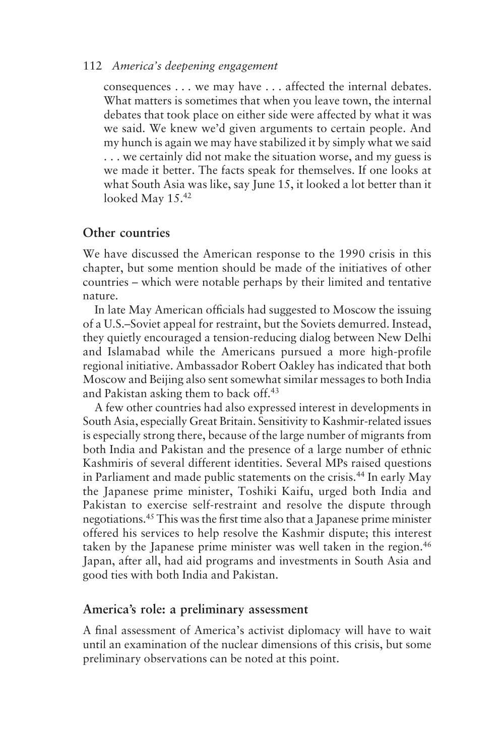consequences . . . we may have . . . affected the internal debates. What matters is sometimes that when you leave town, the internal debates that took place on either side were affected by what it was we said. We knew we'd given arguments to certain people. And my hunch is again we may have stabilized it by simply what we said . . . we certainly did not make the situation worse, and my guess is we made it better. The facts speak for themselves. If one looks at what South Asia was like, say June 15, it looked a lot better than it looked May 15.[42]

## Other countries

We have discussed the American response to the 1990 crisis in this chapter, but some mention should be made of the initiatives of other countries – which were notable perhaps by their limited and tentative nature.

In late May American officials had suggested to Moscow the issuing of a U.S.–Soviet appeal for restraint, but the Soviets demurred. Instead, they quietly encouraged a tension-reducing dialog between New Delhi and Islamabad while the Americans pursued a more high-profile regional initiative. Ambassador Robert Oakley has indicated that both Moscow and Beijing also sent somewhat similar messages to both India and Pakistan asking them to back off.[43]

A few other countries had also expressed interest in developments in South Asia, especially Great Britain. Sensitivity to Kashmir-related issues is especially strong there, because of the large number of migrants from both India and Pakistan and the presence of a large number of ethnic Kashmiris of several different identities. Several MPs raised questions in Parliament and made public statements on the crisis.[44] In early May the Japanese prime minister, Toshiki Kaifu, urged both India and Pakistan to exercise self-restraint and resolve the dispute through negotiations.[45] This was the first time also that a Japanese prime minister offered his services to help resolve the Kashmir dispute; this interest taken by the Japanese prime minister was well taken in the region.[46] Japan, after all, had aid programs and investments in South Asia and good ties with both India and Pakistan.

## America's role: a preliminary assessment

A final assessment of America's activist diplomacy will have to wait until an examination of the nuclear dimensions of this crisis, but some preliminary observations can be noted at this point.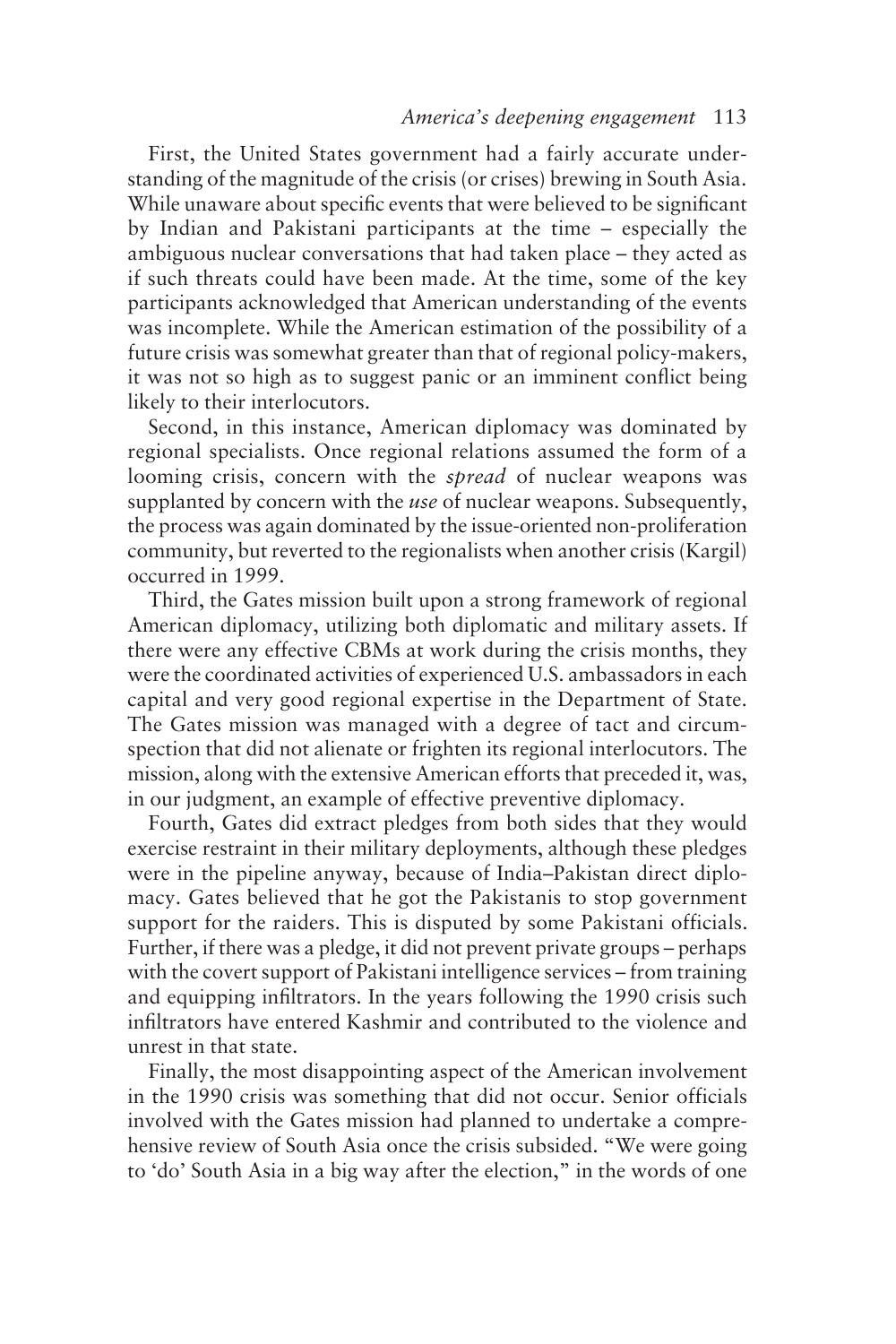First, the United States government had a fairly accurate understanding of the magnitude of the crisis (or crises) brewing in South Asia. While unaware about specific events that were believed to be significant by Indian and Pakistani participants at the time – especially the ambiguous nuclear conversations that had taken place – they acted as if such threats could have been made. At the time, some of the key participants acknowledged that American understanding of the events was incomplete. While the American estimation of the possibility of a future crisis was somewhat greater than that of regional policy-makers, it was not so high as to suggest panic or an imminent conflict being likely to their interlocutors.

Second, in this instance, American diplomacy was dominated by regional specialists. Once regional relations assumed the form of a looming crisis, concern with the *spread* of nuclear weapons was supplanted by concern with the *use* of nuclear weapons. Subsequently, the process was again dominated by the issue-oriented non-proliferation community, but reverted to the regionalists when another crisis (Kargil) occurred in 1999.

Third, the Gates mission built upon a strong framework of regional American diplomacy, utilizing both diplomatic and military assets. If there were any effective CBMs at work during the crisis months, they were the coordinated activities of experienced U.S. ambassadors in each capital and very good regional expertise in the Department of State. The Gates mission was managed with a degree of tact and circumspection that did not alienate or frighten its regional interlocutors. The mission, along with the extensive American efforts that preceded it, was, in our judgment, an example of effective preventive diplomacy.

Fourth, Gates did extract pledges from both sides that they would exercise restraint in their military deployments, although these pledges were in the pipeline anyway, because of India–Pakistan direct diplomacy. Gates believed that he got the Pakistanis to stop government support for the raiders. This is disputed by some Pakistani officials. Further, if there was a pledge, it did not prevent private groups – perhaps with the covert support of Pakistani intelligence services – from training and equipping infiltrators. In the years following the 1990 crisis such infiltrators have entered Kashmir and contributed to the violence and unrest in that state.

Finally, the most disappointing aspect of the American involvement in the 1990 crisis was something that did not occur. Senior officials involved with the Gates mission had planned to undertake a comprehensive review of South Asia once the crisis subsided. "We were going to 'do' South Asia in a big way after the election," in the words of one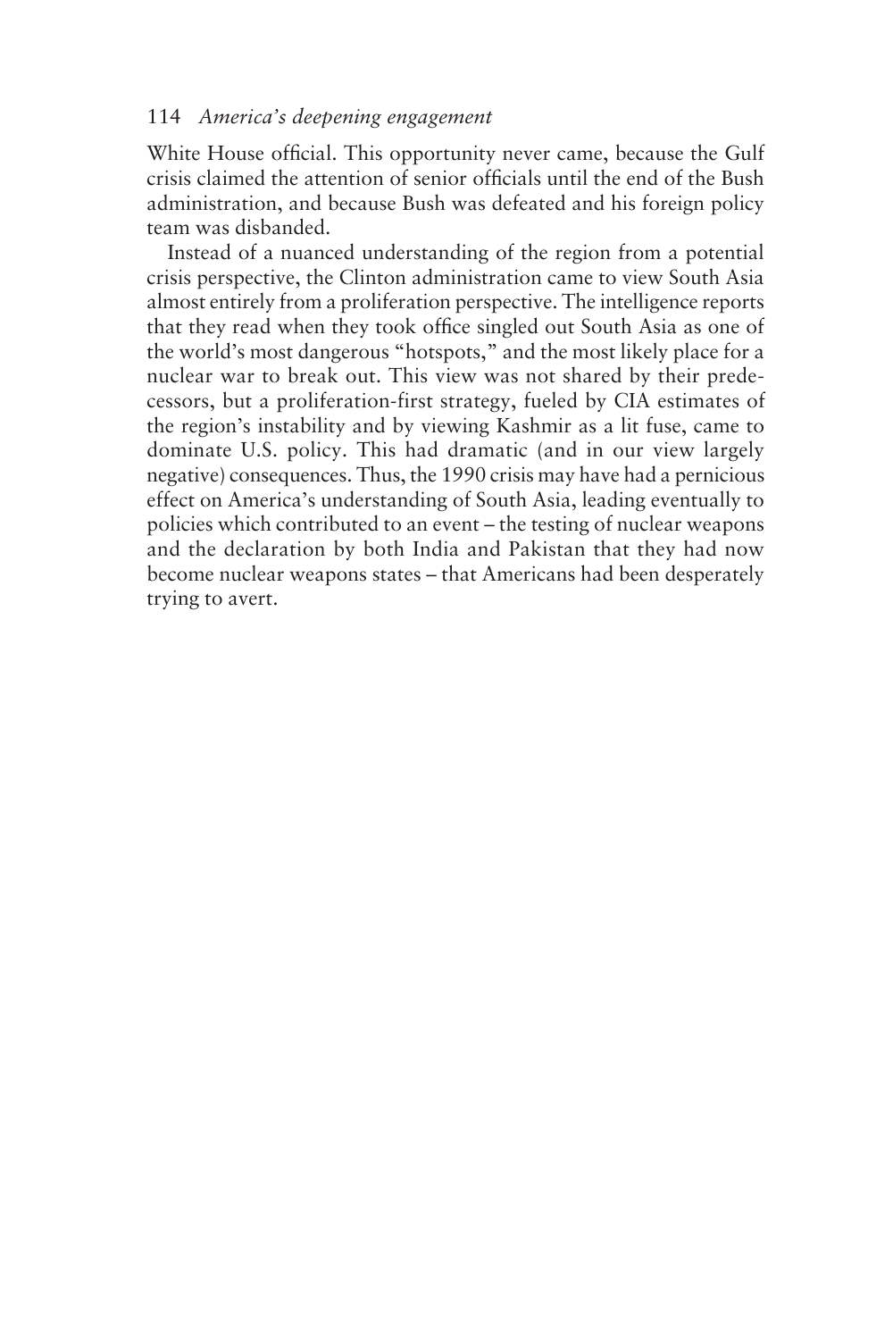White House official. This opportunity never came, because the Gulf crisis claimed the attention of senior officials until the end of the Bush administration, and because Bush was defeated and his foreign policy team was disbanded.

Instead of a nuanced understanding of the region from a potential crisis perspective, the Clinton administration came to view South Asia almost entirely from a proliferation perspective. The intelligence reports that they read when they took office singled out South Asia as one of the world's most dangerous "hotspots," and the most likely place for a nuclear war to break out. This view was not shared by their predecessors, but a proliferation-first strategy, fueled by CIA estimates of the region's instability and by viewing Kashmir as a lit fuse, came to dominate U.S. policy. This had dramatic (and in our view largely negative) consequences. Thus, the 1990 crisis may have had a pernicious effect on America's understanding of South Asia, leading eventually to policies which contributed to an event – the testing of nuclear weapons and the declaration by both India and Pakistan that they had now become nuclear weapons states – that Americans had been desperately trying to avert.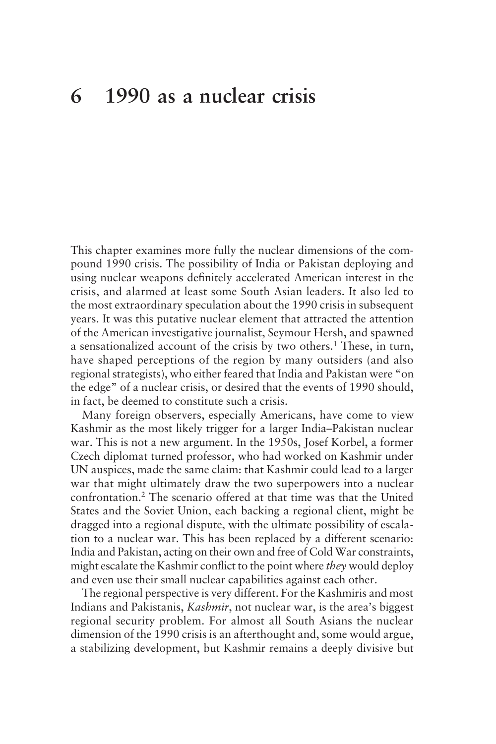# 6 1990 as a nuclear crisis

This chapter examines more fully the nuclear dimensions of the compound 1990 crisis. The possibility of India or Pakistan deploying and using nuclear weapons definitely accelerated American interest in the crisis, and alarmed at least some South Asian leaders. It also led to the most extraordinary speculation about the 1990 crisis in subsequent years. It was this putative nuclear element that attracted the attention of the American investigative journalist, Seymour Hersh, and spawned a sensationalized account of the crisis by two others.[1] These, in turn, have shaped perceptions of the region by many outsiders (and also regional strategists), who either feared that India and Pakistan were "on the edge" of a nuclear crisis, or desired that the events of 1990 should, in fact, be deemed to constitute such a crisis.

Many foreign observers, especially Americans, have come to view Kashmir as the most likely trigger for a larger India–Pakistan nuclear war. This is not a new argument. In the 1950s, Josef Korbel, a former Czech diplomat turned professor, who had worked on Kashmir under UN auspices, made the same claim: that Kashmir could lead to a larger war that might ultimately draw the two superpowers into a nuclear confrontation.[2] The scenario offered at that time was that the United States and the Soviet Union, each backing a regional client, might be dragged into a regional dispute, with the ultimate possibility of escalation to a nuclear war. This has been replaced by a different scenario: India and Pakistan, acting on their own and free of Cold War constraints, might escalate the Kashmir conflict to the point where *they* would deploy and even use their small nuclear capabilities against each other.

The regional perspective is very different. For the Kashmiris and most Indians and Pakistanis, *Kashmir*, not nuclear war, is the area's biggest regional security problem. For almost all South Asians the nuclear dimension of the 1990 crisis is an afterthought and, some would argue, a stabilizing development, but Kashmir remains a deeply divisive but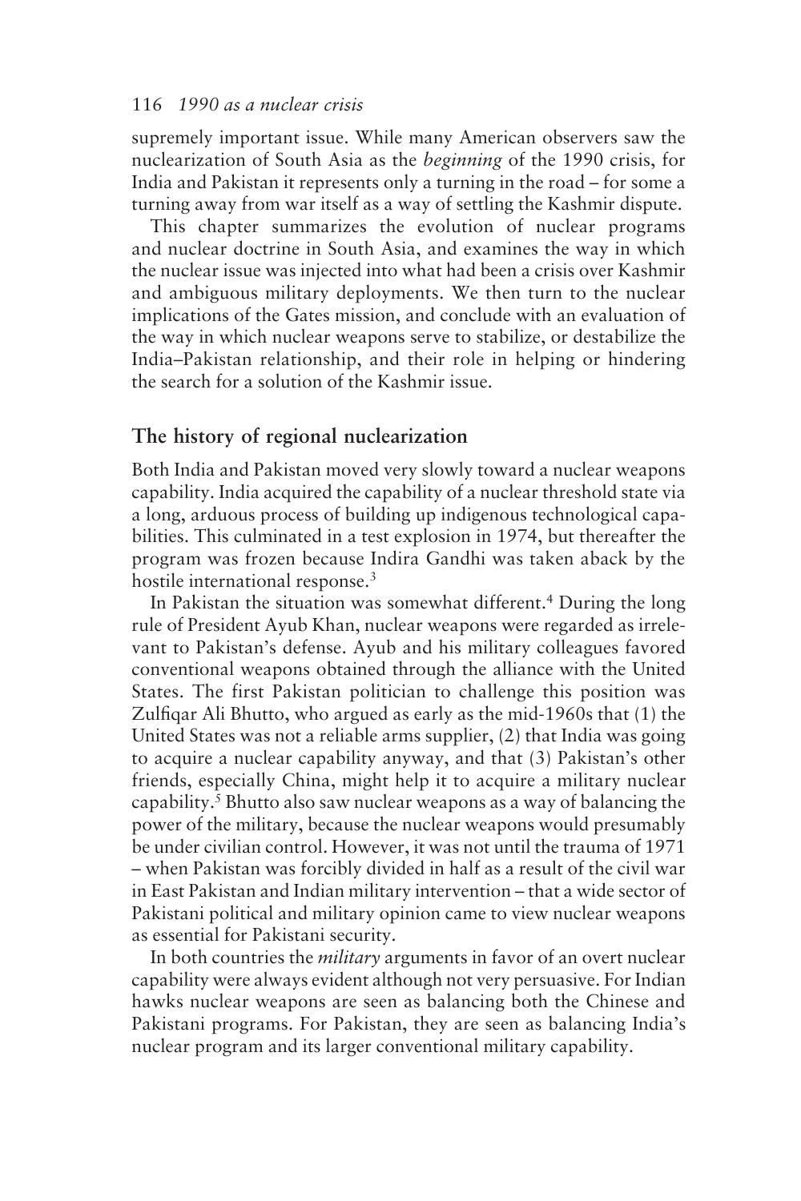supremely important issue. While many American observers saw the nuclearization of South Asia as the *beginning* of the 1990 crisis, for India and Pakistan it represents only a turning in the road – for some a turning away from war itself as a way of settling the Kashmir dispute.

This chapter summarizes the evolution of nuclear programs and nuclear doctrine in South Asia, and examines the way in which the nuclear issue was injected into what had been a crisis over Kashmir and ambiguous military deployments. We then turn to the nuclear implications of the Gates mission, and conclude with an evaluation of the way in which nuclear weapons serve to stabilize, or destabilize the India–Pakistan relationship, and their role in helping or hindering the search for a solution of the Kashmir issue.

## The history of regional nuclearization

Both India and Pakistan moved very slowly toward a nuclear weapons capability. India acquired the capability of a nuclear threshold state via a long, arduous process of building up indigenous technological capabilities. This culminated in a test explosion in 1974, but thereafter the program was frozen because Indira Gandhi was taken aback by the hostile international response.[3]

In Pakistan the situation was somewhat different.[4] During the long rule of President Ayub Khan, nuclear weapons were regarded as irrelevant to Pakistan's defense. Ayub and his military colleagues favored conventional weapons obtained through the alliance with the United States. The first Pakistan politician to challenge this position was Zulfiqar Ali Bhutto, who argued as early as the mid-1960s that (1) the United States was not a reliable arms supplier, (2) that India was going to acquire a nuclear capability anyway, and that (3) Pakistan's other friends, especially China, might help it to acquire a military nuclear capability.[5] Bhutto also saw nuclear weapons as a way of balancing the power of the military, because the nuclear weapons would presumably be under civilian control. However, it was not until the trauma of 1971 – when Pakistan was forcibly divided in half as a result of the civil war in East Pakistan and Indian military intervention – that a wide sector of Pakistani political and military opinion came to view nuclear weapons as essential for Pakistani security.

In both countries the *military* arguments in favor of an overt nuclear capability were always evident although not very persuasive. For Indian hawks nuclear weapons are seen as balancing both the Chinese and Pakistani programs. For Pakistan, they are seen as balancing India's nuclear program and its larger conventional military capability.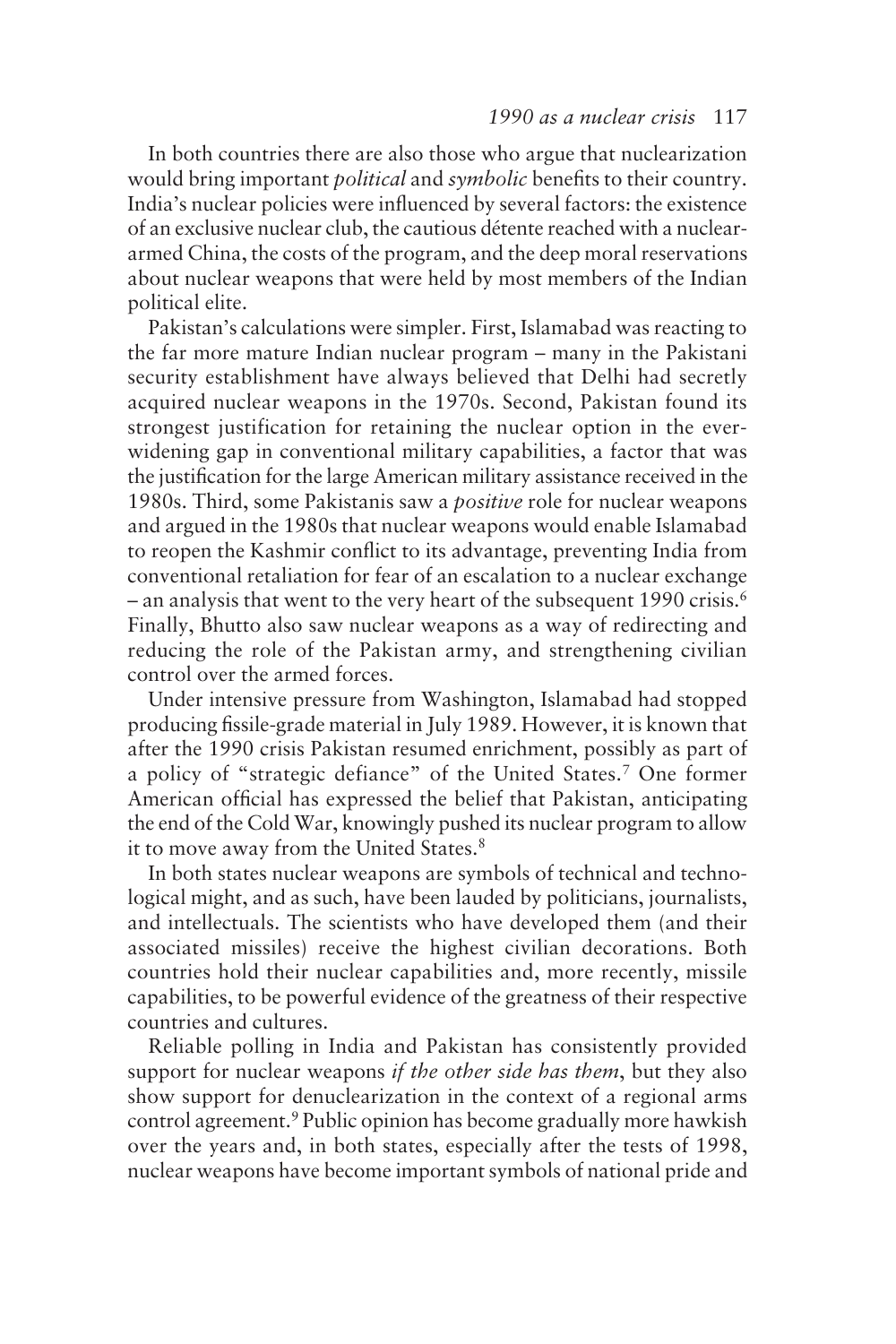In both countries there are also those who argue that nuclearization would bring important *political* and *symbolic* benefits to their country. India's nuclear policies were influenced by several factors: the existence of an exclusive nuclear club, the cautious détente reached with a nuclear-armed China, the costs of the program, and the deep moral reservations about nuclear weapons that were held by most members of the Indian political elite.

Pakistan's calculations were simpler. First, Islamabad was reacting to the far more mature Indian nuclear program – many in the Pakistani security establishment have always believed that Delhi had secretly acquired nuclear weapons in the 1970s. Second, Pakistan found its strongest justification for retaining the nuclear option in the ever-widening gap in conventional military capabilities, a factor that was the justification for the large American military assistance received in the 1980s. Third, some Pakistanis saw a *positive* role for nuclear weapons and argued in the 1980s that nuclear weapons would enable Islamabad to reopen the Kashmir conflict to its advantage, preventing India from conventional retaliation for fear of an escalation to a nuclear exchange – an analysis that went to the very heart of the subsequent 1990 crisis.[6] Finally, Bhutto also saw nuclear weapons as a way of redirecting and reducing the role of the Pakistan army, and strengthening civilian control over the armed forces.

Under intensive pressure from Washington, Islamabad had stopped producing fissile-grade material in July 1989. However, it is known that after the 1990 crisis Pakistan resumed enrichment, possibly as part of a policy of "strategic defiance" of the United States.[7] One former American official has expressed the belief that Pakistan, anticipating the end of the Cold War, knowingly pushed its nuclear program to allow it to move away from the United States.[8]

In both states nuclear weapons are symbols of technical and technological might, and as such, have been lauded by politicians, journalists, and intellectuals. The scientists who have developed them (and their associated missiles) receive the highest civilian decorations. Both countries hold their nuclear capabilities and, more recently, missile capabilities, to be powerful evidence of the greatness of their respective countries and cultures.

Reliable polling in India and Pakistan has consistently provided support for nuclear weapons *if the other side has them*, but they also show support for denuclearization in the context of a regional arms control agreement.[9] Public opinion has become gradually more hawkish over the years and, in both states, especially after the tests of 1998, nuclear weapons have become important symbols of national pride and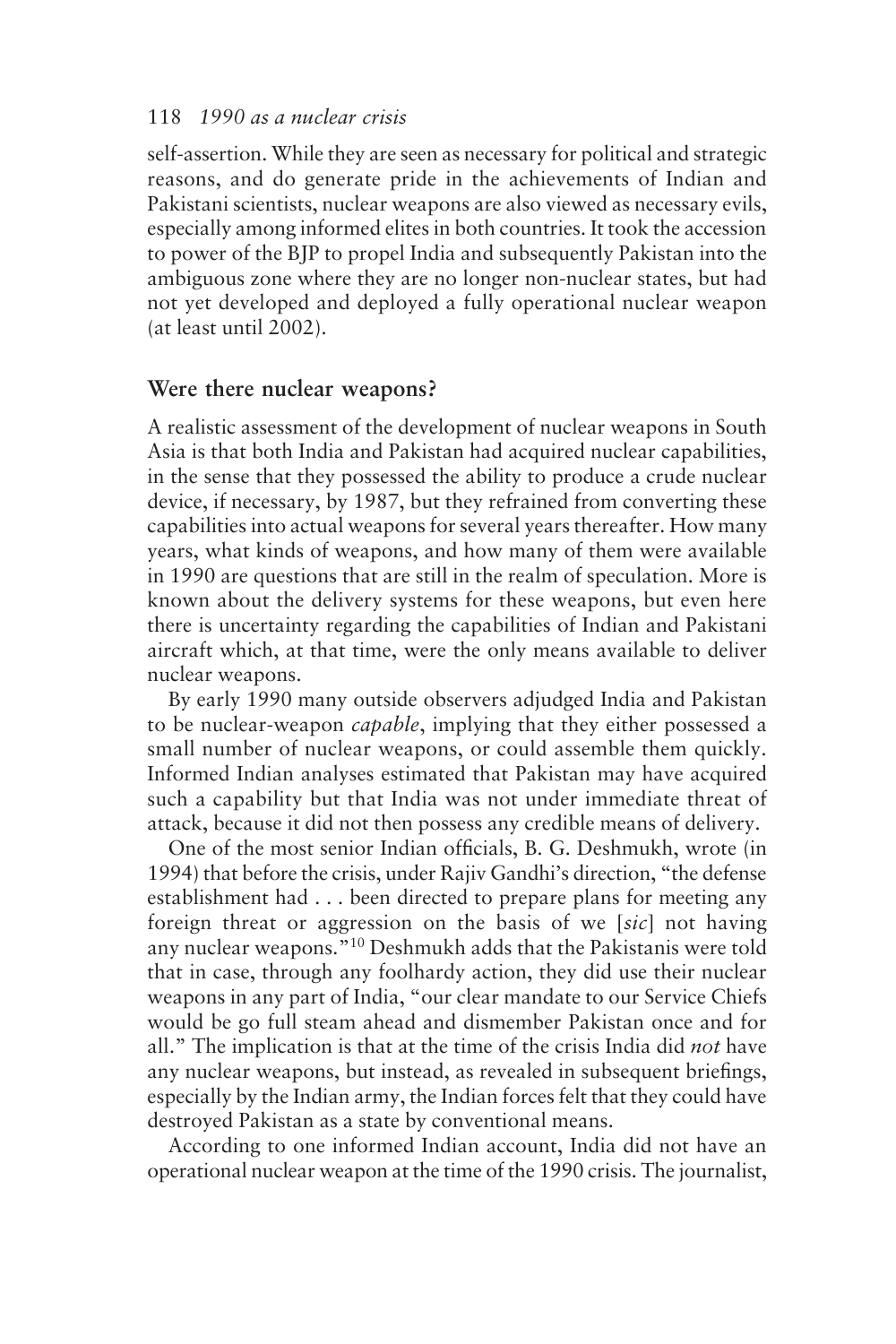self-assertion. While they are seen as necessary for political and strategic reasons, and do generate pride in the achievements of Indian and Pakistani scientists, nuclear weapons are also viewed as necessary evils, especially among informed elites in both countries. It took the accession to power of the BJP to propel India and subsequently Pakistan into the ambiguous zone where they are no longer non-nuclear states, but had not yet developed and deployed a fully operational nuclear weapon (at least until 2002).

## Were there nuclear weapons?

A realistic assessment of the development of nuclear weapons in South Asia is that both India and Pakistan had acquired nuclear capabilities, in the sense that they possessed the ability to produce a crude nuclear device, if necessary, by 1987, but they refrained from converting these capabilities into actual weapons for several years thereafter. How many years, what kinds of weapons, and how many of them were available in 1990 are questions that are still in the realm of speculation. More is known about the delivery systems for these weapons, but even here there is uncertainty regarding the capabilities of Indian and Pakistani aircraft which, at that time, were the only means available to deliver nuclear weapons.

By early 1990 many outside observers adjudged India and Pakistan to be nuclear-weapon *capable*, implying that they either possessed a small number of nuclear weapons, or could assemble them quickly. Informed Indian analyses estimated that Pakistan may have acquired such a capability but that India was not under immediate threat of attack, because it did not then possess any credible means of delivery.

One of the most senior Indian officials, B. G. Deshmukh, wrote (in 1994) that before the crisis, under Rajiv Gandhi's direction, "the defense establishment had . . . been directed to prepare plans for meeting any foreign threat or aggression on the basis of we [*sic*] not having any nuclear weapons."[10] Deshmukh adds that the Pakistanis were told that in case, through any foolhardy action, they did use their nuclear weapons in any part of India, "our clear mandate to our Service Chiefs would be go full steam ahead and dismember Pakistan once and for all." The implication is that at the time of the crisis India did *not* have any nuclear weapons, but instead, as revealed in subsequent briefings, especially by the Indian army, the Indian forces felt that they could have destroyed Pakistan as a state by conventional means.

According to one informed Indian account, India did not have an operational nuclear weapon at the time of the 1990 crisis. The journalist,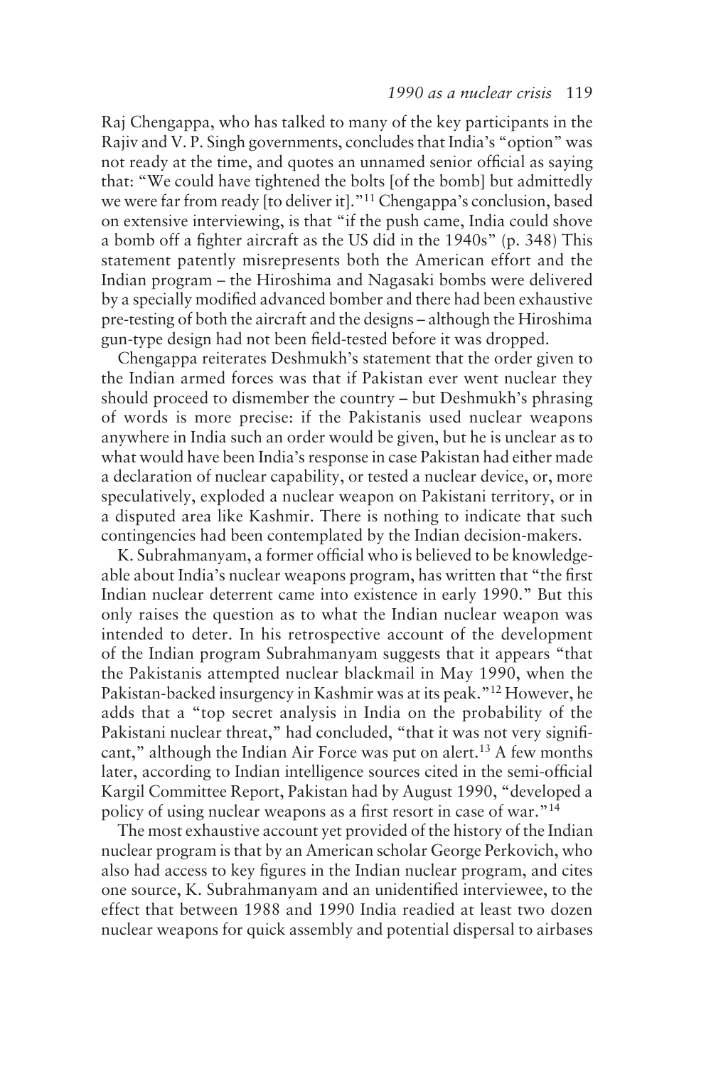Raj Chengappa, who has talked to many of the key participants in the Rajiv and V. P. Singh governments, concludes that India's "option" was not ready at the time, and quotes an unnamed senior official as saying that: "We could have tightened the bolts [of the bomb] but admittedly we were far from ready [to deliver it]."[11] Chengappa's conclusion, based on extensive interviewing, is that "if the push came, India could shove a bomb off a fighter aircraft as the US did in the 1940s" (p. 348) This statement patently misrepresents both the American effort and the Indian program – the Hiroshima and Nagasaki bombs were delivered by a specially modified advanced bomber and there had been exhaustive pre-testing of both the aircraft and the designs – although the Hiroshima gun-type design had not been field-tested before it was dropped.

Chengappa reiterates Deshmukh's statement that the order given to the Indian armed forces was that if Pakistan ever went nuclear they should proceed to dismember the country – but Deshmukh's phrasing of words is more precise: if the Pakistanis used nuclear weapons anywhere in India such an order would be given, but he is unclear as to what would have been India's response in case Pakistan had either made a declaration of nuclear capability, or tested a nuclear device, or, more speculatively, exploded a nuclear weapon on Pakistani territory, or in a disputed area like Kashmir. There is nothing to indicate that such contingencies had been contemplated by the Indian decision-makers.

K. Subrahmanyam, a former official who is believed to be knowledgeable about India's nuclear weapons program, has written that "the first Indian nuclear deterrent came into existence in early 1990." But this only raises the question as to what the Indian nuclear weapon was intended to deter. In his retrospective account of the development of the Indian program Subrahmanyam suggests that it appears "that the Pakistanis attempted nuclear blackmail in May 1990, when the Pakistan-backed insurgency in Kashmir was at its peak."[12] However, he adds that a "top secret analysis in India on the probability of the Pakistani nuclear threat," had concluded, "that it was not very significant," although the Indian Air Force was put on alert.[13] A few months later, according to Indian intelligence sources cited in the semi-official Kargil Committee Report, Pakistan had by August 1990, "developed a policy of using nuclear weapons as a first resort in case of war."[14]

The most exhaustive account yet provided of the history of the Indian nuclear program is that by an American scholar George Perkovich, who also had access to key figures in the Indian nuclear program, and cites one source, K. Subrahmanyam and an unidentified interviewee, to the effect that between 1988 and 1990 India readied at least two dozen nuclear weapons for quick assembly and potential dispersal to airbases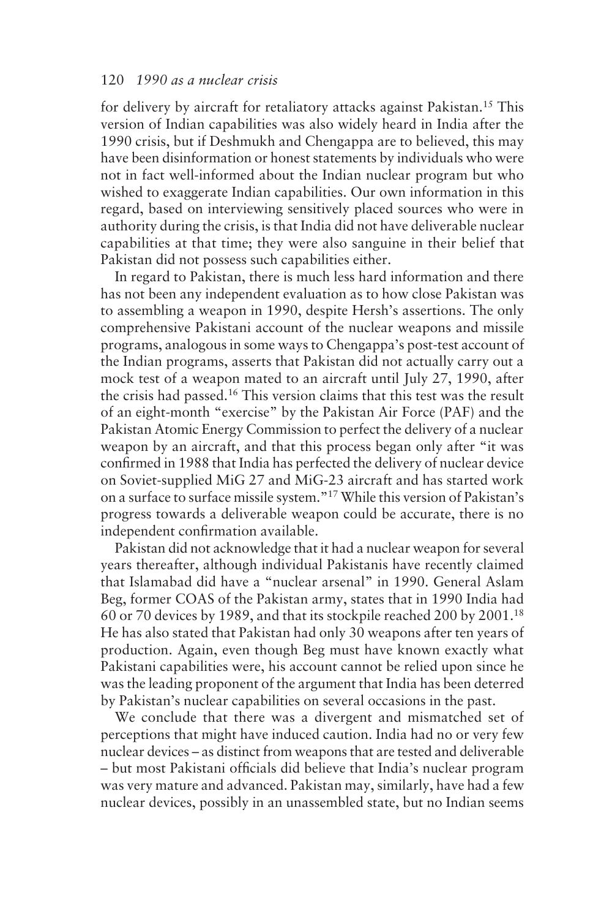for delivery by aircraft for retaliatory attacks against Pakistan.[15] This version of Indian capabilities was also widely heard in India after the 1990 crisis, but if Deshmukh and Chengappa are to believed, this may have been disinformation or honest statements by individuals who were not in fact well-informed about the Indian nuclear program but who wished to exaggerate Indian capabilities. Our own information in this regard, based on interviewing sensitively placed sources who were in authority during the crisis, is that India did not have deliverable nuclear capabilities at that time; they were also sanguine in their belief that Pakistan did not possess such capabilities either.

In regard to Pakistan, there is much less hard information and there has not been any independent evaluation as to how close Pakistan was to assembling a weapon in 1990, despite Hersh's assertions. The only comprehensive Pakistani account of the nuclear weapons and missile programs, analogous in some ways to Chengappa's post-test account of the Indian programs, asserts that Pakistan did not actually carry out a mock test of a weapon mated to an aircraft until July 27, 1990, after the crisis had passed.[16] This version claims that this test was the result of an eight-month "exercise" by the Pakistan Air Force (PAF) and the Pakistan Atomic Energy Commission to perfect the delivery of a nuclear weapon by an aircraft, and that this process began only after "it was confirmed in 1988 that India has perfected the delivery of nuclear device on Soviet-supplied MiG 27 and MiG-23 aircraft and has started work on a surface to surface missile system."[17] While this version of Pakistan's progress towards a deliverable weapon could be accurate, there is no independent confirmation available.

Pakistan did not acknowledge that it had a nuclear weapon for several years thereafter, although individual Pakistanis have recently claimed that Islamabad did have a "nuclear arsenal" in 1990. General Aslam Beg, former COAS of the Pakistan army, states that in 1990 India had 60 or 70 devices by 1989, and that its stockpile reached 200 by 2001.[18] He has also stated that Pakistan had only 30 weapons after ten years of production. Again, even though Beg must have known exactly what Pakistani capabilities were, his account cannot be relied upon since he was the leading proponent of the argument that India has been deterred by Pakistan's nuclear capabilities on several occasions in the past.

We conclude that there was a divergent and mismatched set of perceptions that might have induced caution. India had no or very few nuclear devices – as distinct from weapons that are tested and deliverable – but most Pakistani officials did believe that India's nuclear program was very mature and advanced. Pakistan may, similarly, have had a few nuclear devices, possibly in an unassembled state, but no Indian seems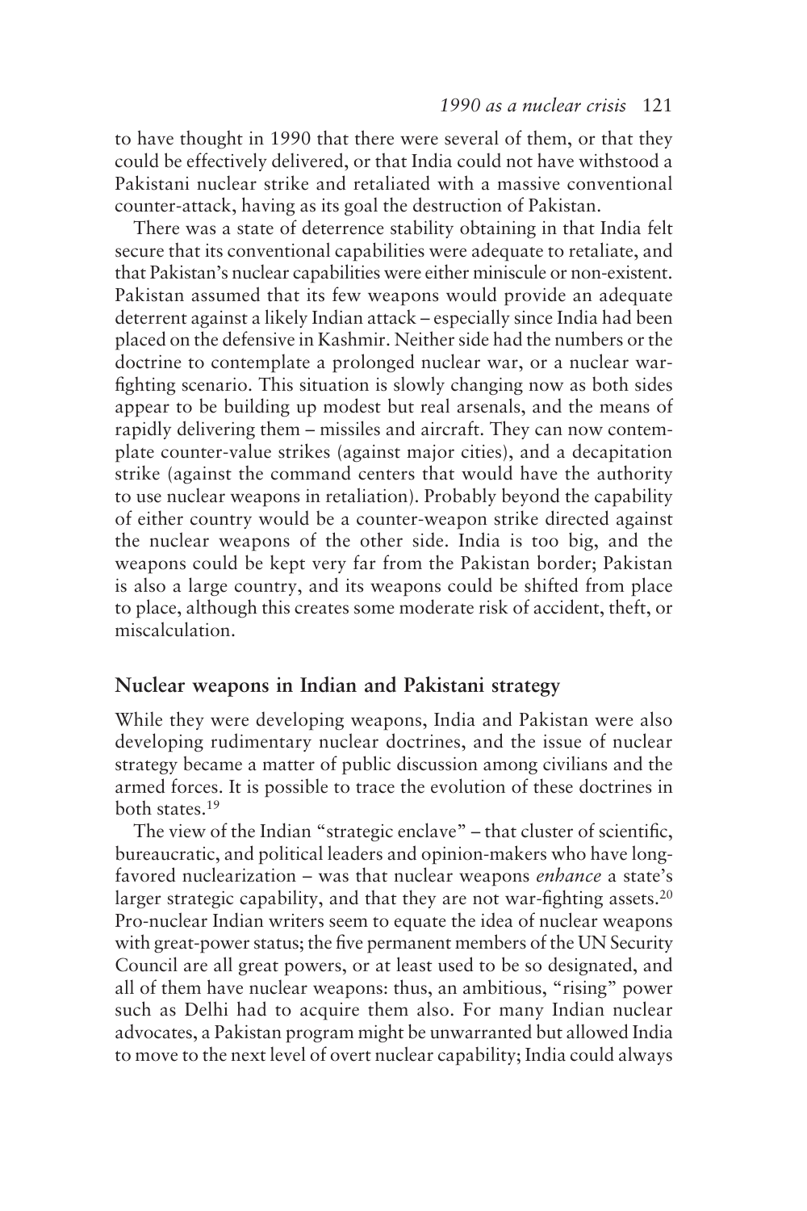to have thought in 1990 that there were several of them, or that they could be effectively delivered, or that India could not have withstood a Pakistani nuclear strike and retaliated with a massive conventional counter-attack, having as its goal the destruction of Pakistan.

There was a state of deterrence stability obtaining in that India felt secure that its conventional capabilities were adequate to retaliate, and that Pakistan's nuclear capabilities were either miniscule or non-existent. Pakistan assumed that its few weapons would provide an adequate deterrent against a likely Indian attack – especially since India had been placed on the defensive in Kashmir. Neither side had the numbers or the doctrine to contemplate a prolonged nuclear war, or a nuclear war-fighting scenario. This situation is slowly changing now as both sides appear to be building up modest but real arsenals, and the means of rapidly delivering them – missiles and aircraft. They can now contemplate counter-value strikes (against major cities), and a decapitation strike (against the command centers that would have the authority to use nuclear weapons in retaliation). Probably beyond the capability of either country would be a counter-weapon strike directed against the nuclear weapons of the other side. India is too big, and the weapons could be kept very far from the Pakistan border; Pakistan is also a large country, and its weapons could be shifted from place to place, although this creates some moderate risk of accident, theft, or miscalculation.

## Nuclear weapons in Indian and Pakistani strategy

While they were developing weapons, India and Pakistan were also developing rudimentary nuclear doctrines, and the issue of nuclear strategy became a matter of public discussion among civilians and the armed forces. It is possible to trace the evolution of these doctrines in both states.[19]

The view of the Indian "strategic enclave" – that cluster of scientific, bureaucratic, and political leaders and opinion-makers who have long-favored nuclearization – was that nuclear weapons *enhance* a state's larger strategic capability, and that they are not war-fighting assets.[20] Pro-nuclear Indian writers seem to equate the idea of nuclear weapons with great-power status; the five permanent members of the UN Security Council are all great powers, or at least used to be so designated, and all of them have nuclear weapons: thus, an ambitious, "rising" power such as Delhi had to acquire them also. For many Indian nuclear advocates, a Pakistan program might be unwarranted but allowed India to move to the next level of overt nuclear capability; India could always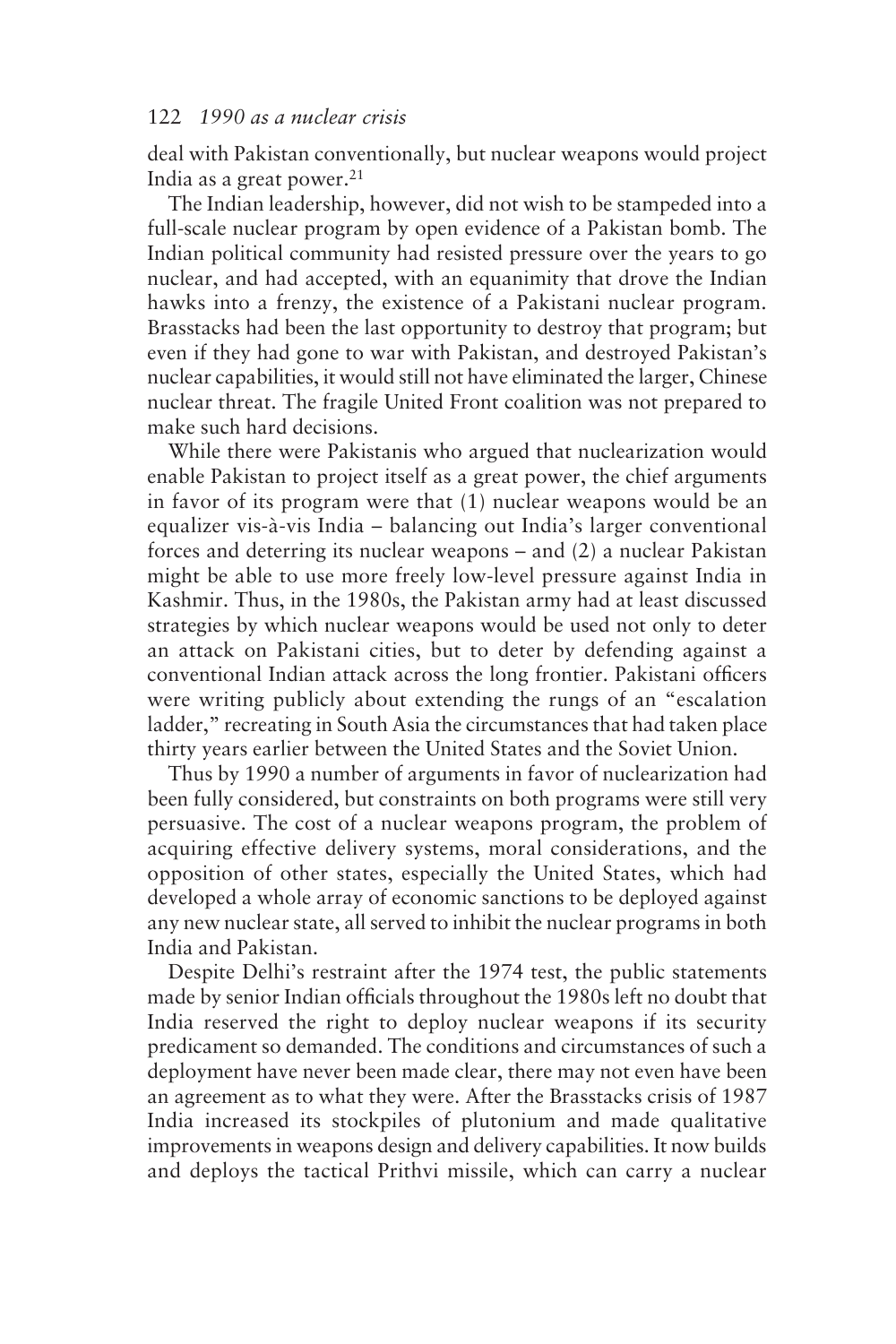deal with Pakistan conventionally, but nuclear weapons would project India as a great power.[21]

The Indian leadership, however, did not wish to be stampeded into a full-scale nuclear program by open evidence of a Pakistan bomb. The Indian political community had resisted pressure over the years to go nuclear, and had accepted, with an equanimity that drove the Indian hawks into a frenzy, the existence of a Pakistani nuclear program. Brasstacks had been the last opportunity to destroy that program; but even if they had gone to war with Pakistan, and destroyed Pakistan's nuclear capabilities, it would still not have eliminated the larger, Chinese nuclear threat. The fragile United Front coalition was not prepared to make such hard decisions.

While there were Pakistanis who argued that nuclearization would enable Pakistan to project itself as a great power, the chief arguments in favor of its program were that (1) nuclear weapons would be an equalizer vis-à-vis India – balancing out India's larger conventional forces and deterring its nuclear weapons – and (2) a nuclear Pakistan might be able to use more freely low-level pressure against India in Kashmir. Thus, in the 1980s, the Pakistan army had at least discussed strategies by which nuclear weapons would be used not only to deter an attack on Pakistani cities, but to deter by defending against a conventional Indian attack across the long frontier. Pakistani officers were writing publicly about extending the rungs of an "escalation ladder," recreating in South Asia the circumstances that had taken place thirty years earlier between the United States and the Soviet Union.

Thus by 1990 a number of arguments in favor of nuclearization had been fully considered, but constraints on both programs were still very persuasive. The cost of a nuclear weapons program, the problem of acquiring effective delivery systems, moral considerations, and the opposition of other states, especially the United States, which had developed a whole array of economic sanctions to be deployed against any new nuclear state, all served to inhibit the nuclear programs in both India and Pakistan.

Despite Delhi's restraint after the 1974 test, the public statements made by senior Indian officials throughout the 1980s left no doubt that India reserved the right to deploy nuclear weapons if its security predicament so demanded. The conditions and circumstances of such a deployment have never been made clear, there may not even have been an agreement as to what they were. After the Brasstacks crisis of 1987 India increased its stockpiles of plutonium and made qualitative improvements in weapons design and delivery capabilities. It now builds and deploys the tactical Prithvi missile, which can carry a nuclear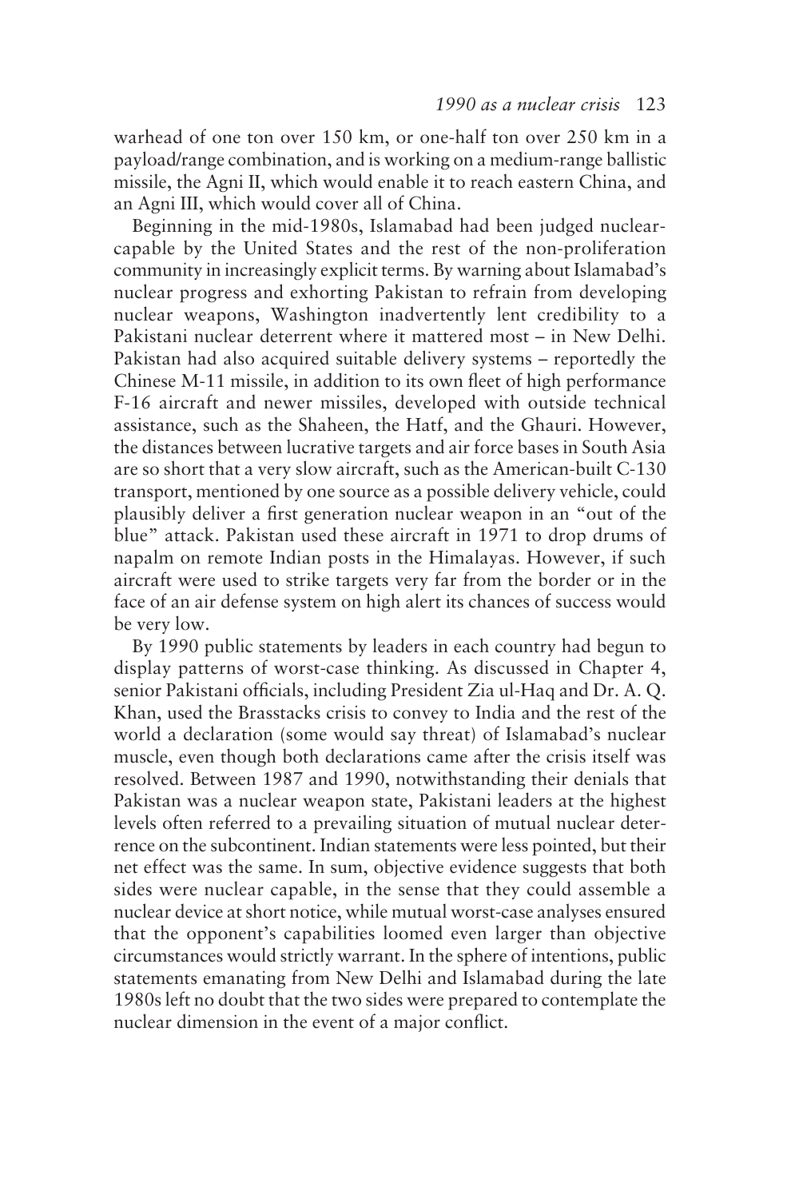warhead of one ton over 150 km, or one-half ton over 250 km in a payload/range combination, and is working on a medium-range ballistic missile, the Agni II, which would enable it to reach eastern China, and an Agni III, which would cover all of China.

Beginning in the mid-1980s, Islamabad had been judged nuclear-capable by the United States and the rest of the non-proliferation community in increasingly explicit terms. By warning about Islamabad's nuclear progress and exhorting Pakistan to refrain from developing nuclear weapons, Washington inadvertently lent credibility to a Pakistani nuclear deterrent where it mattered most – in New Delhi. Pakistan had also acquired suitable delivery systems – reportedly the Chinese M-11 missile, in addition to its own fleet of high performance F-16 aircraft and newer missiles, developed with outside technical assistance, such as the Shaheen, the Hatf, and the Ghauri. However, the distances between lucrative targets and air force bases in South Asia are so short that a very slow aircraft, such as the American-built C-130 transport, mentioned by one source as a possible delivery vehicle, could plausibly deliver a first generation nuclear weapon in an "out of the blue" attack. Pakistan used these aircraft in 1971 to drop drums of napalm on remote Indian posts in the Himalayas. However, if such aircraft were used to strike targets very far from the border or in the face of an air defense system on high alert its chances of success would be very low.

By 1990 public statements by leaders in each country had begun to display patterns of worst-case thinking. As discussed in Chapter 4, senior Pakistani officials, including President Zia ul-Haq and Dr. A. Q. Khan, used the Brasstacks crisis to convey to India and the rest of the world a declaration (some would say threat) of Islamabad's nuclear muscle, even though both declarations came after the crisis itself was resolved. Between 1987 and 1990, notwithstanding their denials that Pakistan was a nuclear weapon state, Pakistani leaders at the highest levels often referred to a prevailing situation of mutual nuclear deterrence on the subcontinent. Indian statements were less pointed, but their net effect was the same. In sum, objective evidence suggests that both sides were nuclear capable, in the sense that they could assemble a nuclear device at short notice, while mutual worst-case analyses ensured that the opponent's capabilities loomed even larger than objective circumstances would strictly warrant. In the sphere of intentions, public statements emanating from New Delhi and Islamabad during the late 1980s left no doubt that the two sides were prepared to contemplate the nuclear dimension in the event of a major conflict.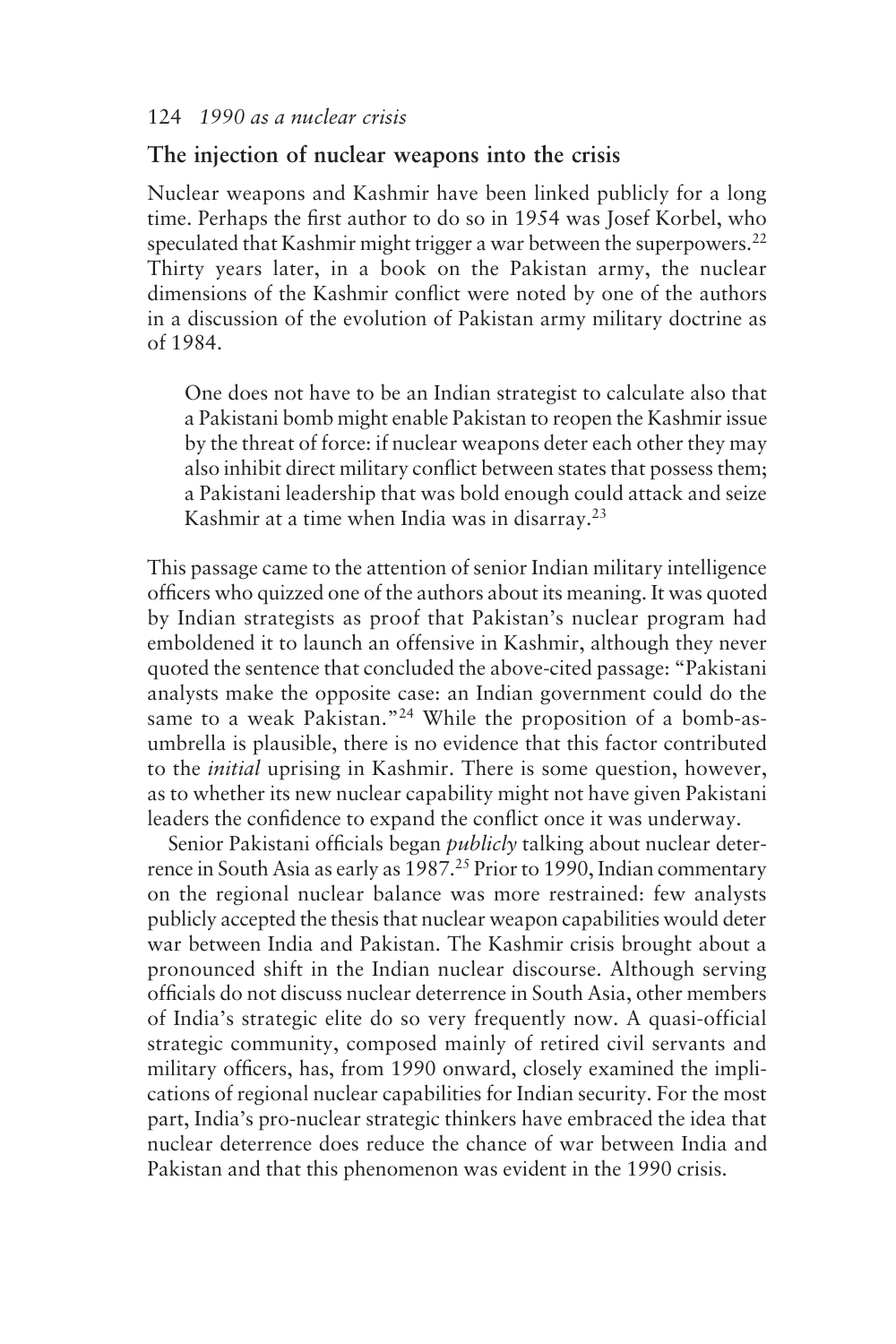## The injection of nuclear weapons into the crisis

Nuclear weapons and Kashmir have been linked publicly for a long time. Perhaps the first author to do so in 1954 was Josef Korbel, who speculated that Kashmir might trigger a war between the superpowers.[22] Thirty years later, in a book on the Pakistan army, the nuclear dimensions of the Kashmir conflict were noted by one of the authors in a discussion of the evolution of Pakistan army military doctrine as of 1984.

> One does not have to be an Indian strategist to calculate also that a Pakistani bomb might enable Pakistan to reopen the Kashmir issue by the threat of force: if nuclear weapons deter each other they may also inhibit direct military conflict between states that possess them; a Pakistani leadership that was bold enough could attack and seize Kashmir at a time when India was in disarray.[23]

This passage came to the attention of senior Indian military intelligence officers who quizzed one of the authors about its meaning. It was quoted by Indian strategists as proof that Pakistan's nuclear program had emboldened it to launch an offensive in Kashmir, although they never quoted the sentence that concluded the above-cited passage: "Pakistani analysts make the opposite case: an Indian government could do the same to a weak Pakistan."[24] While the proposition of a bomb-as-umbrella is plausible, there is no evidence that this factor contributed to the *initial* uprising in Kashmir. There is some question, however, as to whether its new nuclear capability might not have given Pakistani leaders the confidence to expand the conflict once it was underway.

Senior Pakistani officials began *publicly* talking about nuclear deterrence in South Asia as early as 1987.[25] Prior to 1990, Indian commentary on the regional nuclear balance was more restrained: few analysts publicly accepted the thesis that nuclear weapon capabilities would deter war between India and Pakistan. The Kashmir crisis brought about a pronounced shift in the Indian nuclear discourse. Although serving officials do not discuss nuclear deterrence in South Asia, other members of India's strategic elite do so very frequently now. A quasi-official strategic community, composed mainly of retired civil servants and military officers, has, from 1990 onward, closely examined the implications of regional nuclear capabilities for Indian security. For the most part, India's pro-nuclear strategic thinkers have embraced the idea that nuclear deterrence does reduce the chance of war between India and Pakistan and that this phenomenon was evident in the 1990 crisis.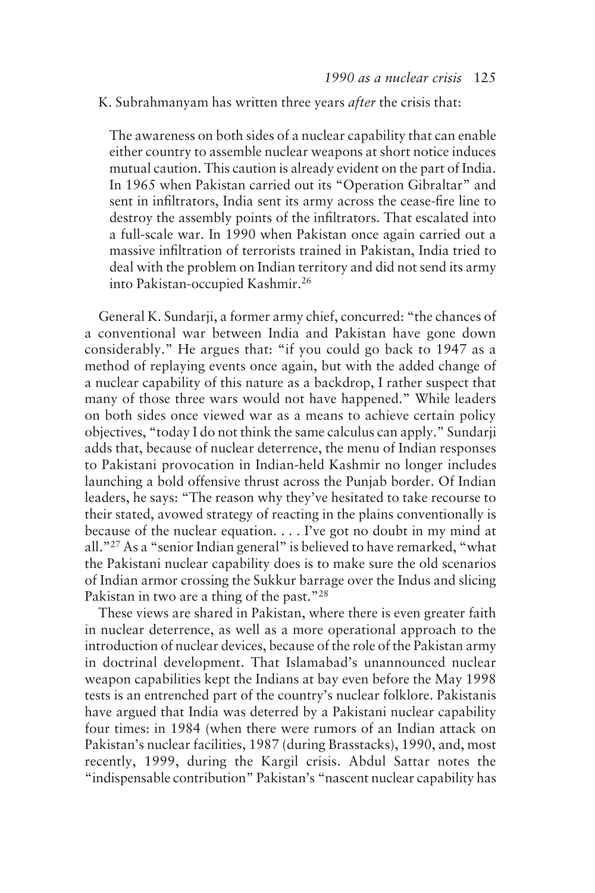K. Subrahmanyam has written three years *after* the crisis that:

> The awareness on both sides of a nuclear capability that can enable either country to assemble nuclear weapons at short notice induces mutual caution. This caution is already evident on the part of India. In 1965 when Pakistan carried out its "Operation Gibraltar" and sent in infiltrators, India sent its army across the cease-fire line to destroy the assembly points of the infiltrators. That escalated into a full-scale war. In 1990 when Pakistan once again carried out a massive infiltration of terrorists trained in Pakistan, India tried to deal with the problem on Indian territory and did not send its army into Pakistan-occupied Kashmir.[26]

General K. Sundarji, a former army chief, concurred: "the chances of a conventional war between India and Pakistan have gone down considerably." He argues that: "if you could go back to 1947 as a method of replaying events once again, but with the added change of a nuclear capability of this nature as a backdrop, I rather suspect that many of those three wars would not have happened." While leaders on both sides once viewed war as a means to achieve certain policy objectives, "today I do not think the same calculus can apply." Sundarji adds that, because of nuclear deterrence, the menu of Indian responses to Pakistani provocation in Indian-held Kashmir no longer includes launching a bold offensive thrust across the Punjab border. Of Indian leaders, he says: "The reason why they've hesitated to take recourse to their stated, avowed strategy of reacting in the plains conventionally is because of the nuclear equation. . . . I've got no doubt in my mind at all."[27] As a "senior Indian general" is believed to have remarked, "what the Pakistani nuclear capability does is to make sure the old scenarios of Indian armor crossing the Sukkur barrage over the Indus and slicing Pakistan in two are a thing of the past."[28]

These views are shared in Pakistan, where there is even greater faith in nuclear deterrence, as well as a more operational approach to the introduction of nuclear devices, because of the role of the Pakistan army in doctrinal development. That Islamabad's unannounced nuclear weapon capabilities kept the Indians at bay even before the May 1998 tests is an entrenched part of the country's nuclear folklore. Pakistanis have argued that India was deterred by a Pakistani nuclear capability four times: in 1984 (when there were rumors of an Indian attack on Pakistan's nuclear facilities, 1987 (during Brasstacks), 1990, and, most recently, 1999, during the Kargil crisis. Abdul Sattar notes the "indispensable contribution" Pakistan's "nascent nuclear capability has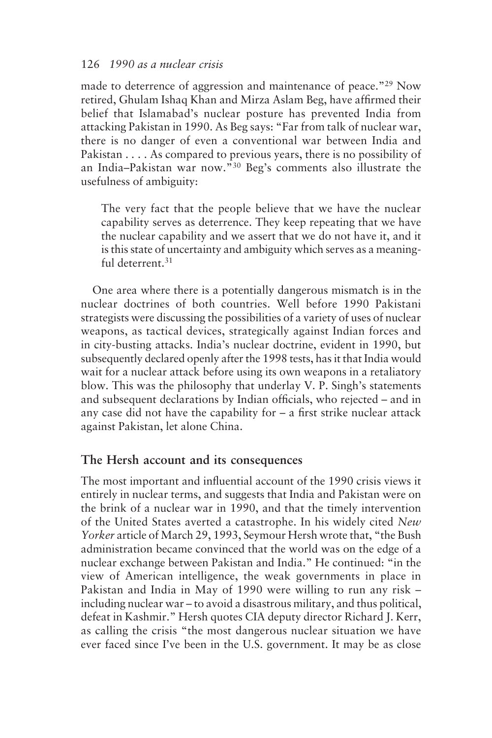made to deterrence of aggression and maintenance of peace."[29] Now retired, Ghulam Ishaq Khan and Mirza Aslam Beg, have affirmed their belief that Islamabad's nuclear posture has prevented India from attacking Pakistan in 1990. As Beg says: "Far from talk of nuclear war, there is no danger of even a conventional war between India and Pakistan . . . . As compared to previous years, there is no possibility of an India–Pakistan war now."[30] Beg's comments also illustrate the usefulness of ambiguity:

> The very fact that the people believe that we have the nuclear capability serves as deterrence. They keep repeating that we have the nuclear capability and we assert that we do not have it, and it is this state of uncertainty and ambiguity which serves as a meaningful deterrent.[31]

One area where there is a potentially dangerous mismatch is in the nuclear doctrines of both countries. Well before 1990 Pakistani strategists were discussing the possibilities of a variety of uses of nuclear weapons, as tactical devices, strategically against Indian forces and in city-busting attacks. India's nuclear doctrine, evident in 1990, but subsequently declared openly after the 1998 tests, has it that India would wait for a nuclear attack before using its own weapons in a retaliatory blow. This was the philosophy that underlay V. P. Singh's statements and subsequent declarations by Indian officials, who rejected – and in any case did not have the capability for – a first strike nuclear attack against Pakistan, let alone China.

## The Hersh account and its consequences

The most important and influential account of the 1990 crisis views it entirely in nuclear terms, and suggests that India and Pakistan were on the brink of a nuclear war in 1990, and that the timely intervention of the United States averted a catastrophe. In his widely cited *New Yorker* article of March 29, 1993, Seymour Hersh wrote that, "the Bush administration became convinced that the world was on the edge of a nuclear exchange between Pakistan and India." He continued: "in the view of American intelligence, the weak governments in place in Pakistan and India in May of 1990 were willing to run any risk – including nuclear war – to avoid a disastrous military, and thus political, defeat in Kashmir." Hersh quotes CIA deputy director Richard J. Kerr, as calling the crisis "the most dangerous nuclear situation we have ever faced since I've been in the U.S. government. It may be as close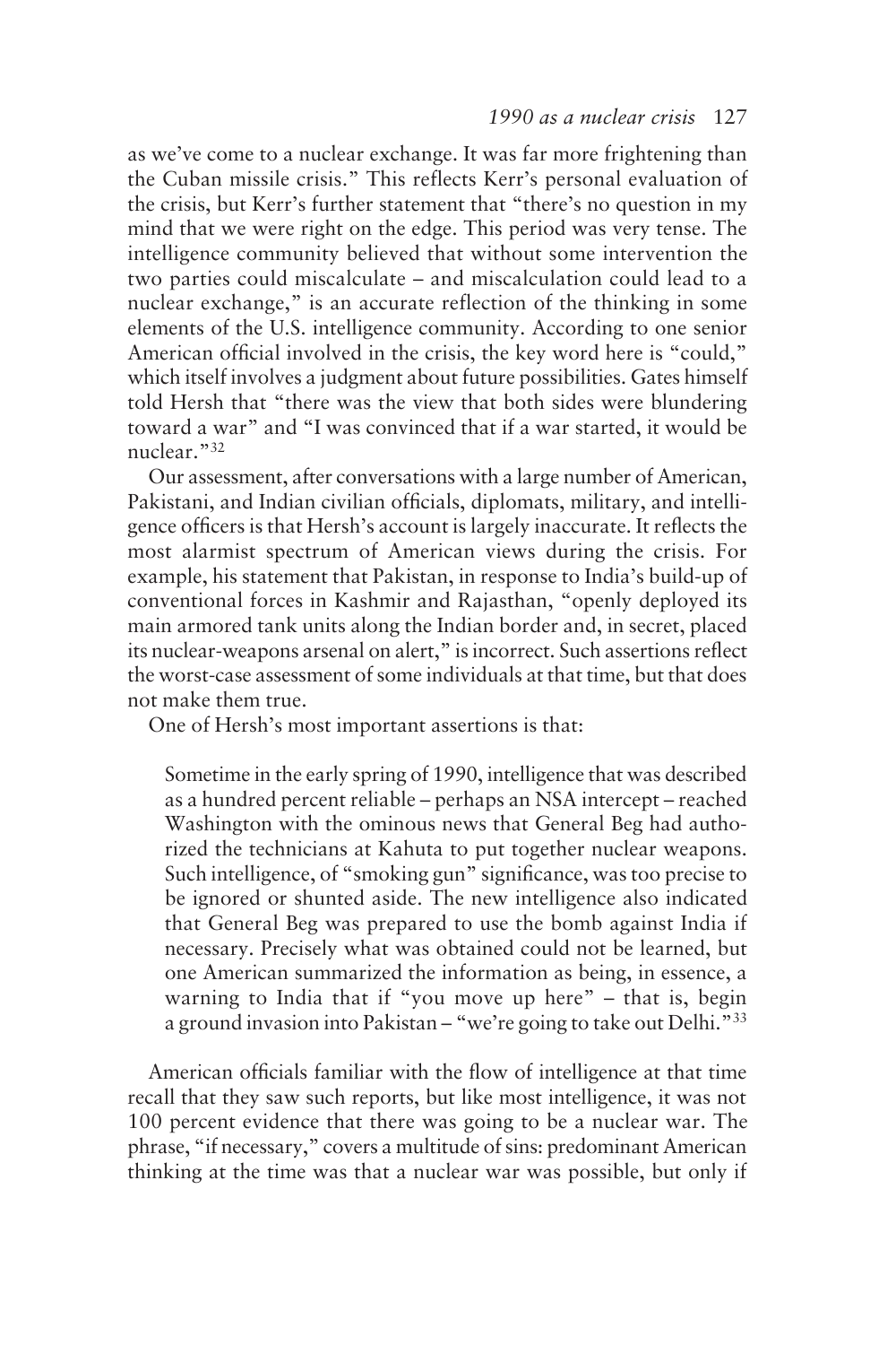as we've come to a nuclear exchange. It was far more frightening than the Cuban missile crisis." This reflects Kerr's personal evaluation of the crisis, but Kerr's further statement that "there's no question in my mind that we were right on the edge. This period was very tense. The intelligence community believed that without some intervention the two parties could miscalculate – and miscalculation could lead to a nuclear exchange," is an accurate reflection of the thinking in some elements of the U.S. intelligence community. According to one senior American official involved in the crisis, the key word here is "could," which itself involves a judgment about future possibilities. Gates himself told Hersh that "there was the view that both sides were blundering toward a war" and "I was convinced that if a war started, it would be nuclear."[32]

Our assessment, after conversations with a large number of American, Pakistani, and Indian civilian officials, diplomats, military, and intelligence officers is that Hersh's account is largely inaccurate. It reflects the most alarmist spectrum of American views during the crisis. For example, his statement that Pakistan, in response to India's build-up of conventional forces in Kashmir and Rajasthan, "openly deployed its main armored tank units along the Indian border and, in secret, placed its nuclear-weapons arsenal on alert," is incorrect. Such assertions reflect the worst-case assessment of some individuals at that time, but that does not make them true.

One of Hersh's most important assertions is that:

> Sometime in the early spring of 1990, intelligence that was described as a hundred percent reliable – perhaps an NSA intercept – reached Washington with the ominous news that General Beg had authorized the technicians at Kahuta to put together nuclear weapons. Such intelligence, of "smoking gun" significance, was too precise to be ignored or shunted aside. The new intelligence also indicated that General Beg was prepared to use the bomb against India if necessary. Precisely what was obtained could not be learned, but one American summarized the information as being, in essence, a warning to India that if "you move up here" – that is, begin a ground invasion into Pakistan – "we're going to take out Delhi."[33]

American officials familiar with the flow of intelligence at that time recall that they saw such reports, but like most intelligence, it was not 100 percent evidence that there was going to be a nuclear war. The phrase, "if necessary," covers a multitude of sins: predominant American thinking at the time was that a nuclear war was possible, but only if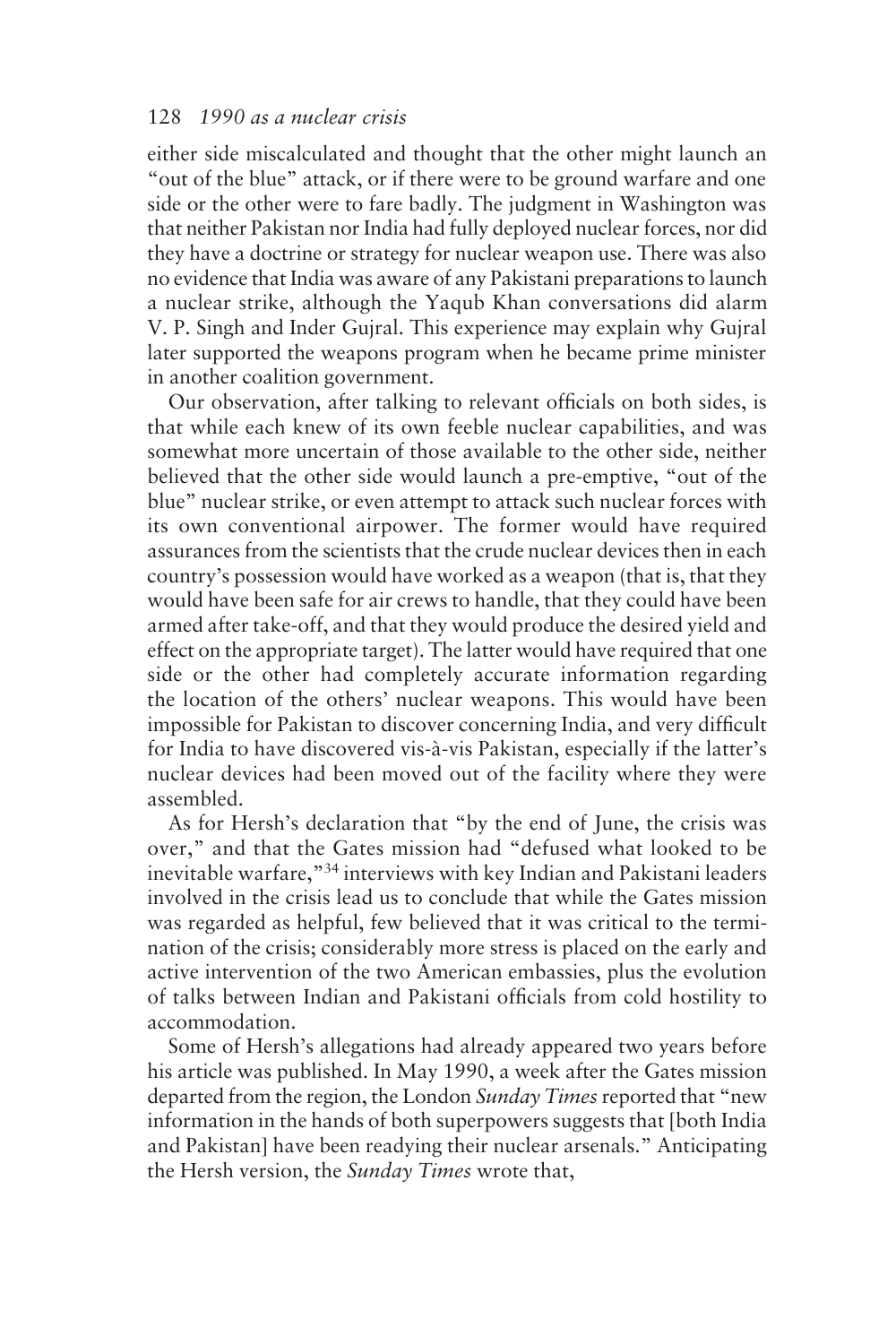either side miscalculated and thought that the other might launch an "out of the blue" attack, or if there were to be ground warfare and one side or the other were to fare badly. The judgment in Washington was that neither Pakistan nor India had fully deployed nuclear forces, nor did they have a doctrine or strategy for nuclear weapon use. There was also no evidence that India was aware of any Pakistani preparations to launch a nuclear strike, although the Yaqub Khan conversations did alarm V. P. Singh and Inder Gujral. This experience may explain why Gujral later supported the weapons program when he became prime minister in another coalition government.

Our observation, after talking to relevant officials on both sides, is that while each knew of its own feeble nuclear capabilities, and was somewhat more uncertain of those available to the other side, neither believed that the other side would launch a pre-emptive, "out of the blue" nuclear strike, or even attempt to attack such nuclear forces with its own conventional airpower. The former would have required assurances from the scientists that the crude nuclear devices then in each country's possession would have worked as a weapon (that is, that they would have been safe for air crews to handle, that they could have been armed after take-off, and that they would produce the desired yield and effect on the appropriate target). The latter would have required that one side or the other had completely accurate information regarding the location of the others' nuclear weapons. This would have been impossible for Pakistan to discover concerning India, and very difficult for India to have discovered vis-à-vis Pakistan, especially if the latter's nuclear devices had been moved out of the facility where they were assembled.

As for Hersh's declaration that "by the end of June, the crisis was over," and that the Gates mission had "defused what looked to be inevitable warfare,"[34] interviews with key Indian and Pakistani leaders involved in the crisis lead us to conclude that while the Gates mission was regarded as helpful, few believed that it was critical to the termination of the crisis; considerably more stress is placed on the early and active intervention of the two American embassies, plus the evolution of talks between Indian and Pakistani officials from cold hostility to accommodation.

Some of Hersh's allegations had already appeared two years before his article was published. In May 1990, a week after the Gates mission departed from the region, the London *Sunday Times* reported that "new information in the hands of both superpowers suggests that [both India and Pakistan] have been readying their nuclear arsenals." Anticipating the Hersh version, the *Sunday Times* wrote that,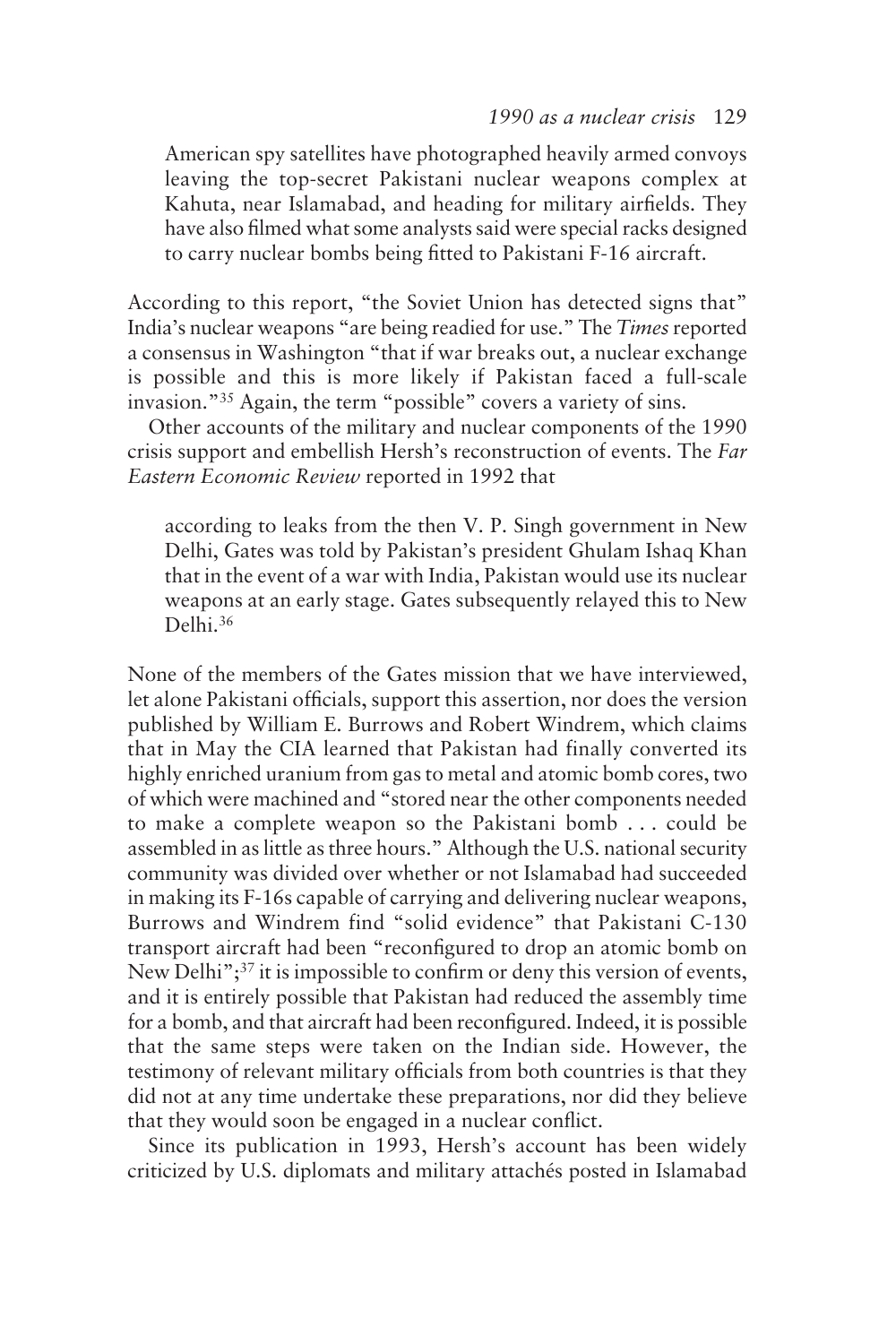> American spy satellites have photographed heavily armed convoys leaving the top-secret Pakistani nuclear weapons complex at Kahuta, near Islamabad, and heading for military airfields. They have also filmed what some analysts said were special racks designed to carry nuclear bombs being fitted to Pakistani F-16 aircraft.

According to this report, "the Soviet Union has detected signs that" India's nuclear weapons "are being readied for use." The *Times* reported a consensus in Washington "that if war breaks out, a nuclear exchange is possible and this is more likely if Pakistan faced a full-scale invasion."[35] Again, the term "possible" covers a variety of sins.

Other accounts of the military and nuclear components of the 1990 crisis support and embellish Hersh's reconstruction of events. The *Far Eastern Economic Review* reported in 1992 that

> according to leaks from the then V. P. Singh government in New Delhi, Gates was told by Pakistan's president Ghulam Ishaq Khan that in the event of a war with India, Pakistan would use its nuclear weapons at an early stage. Gates subsequently relayed this to New Delhi.[36]

None of the members of the Gates mission that we have interviewed, let alone Pakistani officials, support this assertion, nor does the version published by William E. Burrows and Robert Windrem, which claims that in May the CIA learned that Pakistan had finally converted its highly enriched uranium from gas to metal and atomic bomb cores, two of which were machined and "stored near the other components needed to make a complete weapon so the Pakistani bomb . . . could be assembled in as little as three hours." Although the U.S. national security community was divided over whether or not Islamabad had succeeded in making its F-16s capable of carrying and delivering nuclear weapons, Burrows and Windrem find "solid evidence" that Pakistani C-130 transport aircraft had been "reconfigured to drop an atomic bomb on New Delhi";[37] it is impossible to confirm or deny this version of events, and it is entirely possible that Pakistan had reduced the assembly time for a bomb, and that aircraft had been reconfigured. Indeed, it is possible that the same steps were taken on the Indian side. However, the testimony of relevant military officials from both countries is that they did not at any time undertake these preparations, nor did they believe that they would soon be engaged in a nuclear conflict.

Since its publication in 1993, Hersh's account has been widely criticized by U.S. diplomats and military attachés posted in Islamabad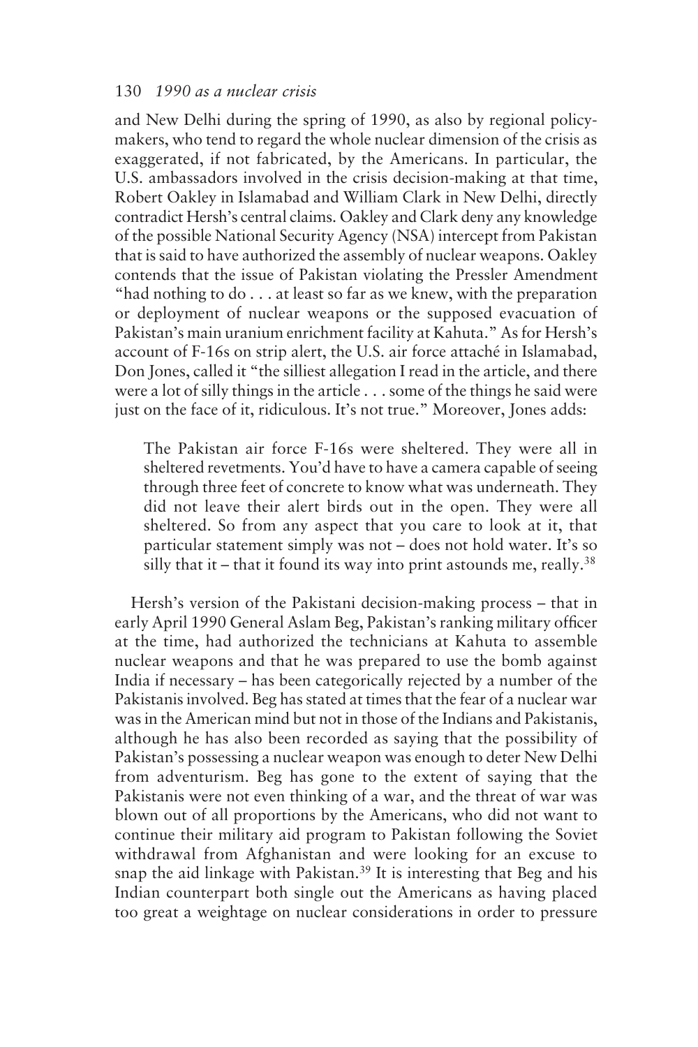and New Delhi during the spring of 1990, as also by regional policymakers, who tend to regard the whole nuclear dimension of the crisis as exaggerated, if not fabricated, by the Americans. In particular, the U.S. ambassadors involved in the crisis decision-making at that time, Robert Oakley in Islamabad and William Clark in New Delhi, directly contradict Hersh's central claims. Oakley and Clark deny any knowledge of the possible National Security Agency (NSA) intercept from Pakistan that is said to have authorized the assembly of nuclear weapons. Oakley contends that the issue of Pakistan violating the Pressler Amendment "had nothing to do . . . at least so far as we knew, with the preparation or deployment of nuclear weapons or the supposed evacuation of Pakistan's main uranium enrichment facility at Kahuta." As for Hersh's account of F-16s on strip alert, the U.S. air force attaché in Islamabad, Don Jones, called it "the silliest allegation I read in the article, and there were a lot of silly things in the article . . . some of the things he said were just on the face of it, ridiculous. It's not true." Moreover, Jones adds:

> The Pakistan air force F-16s were sheltered. They were all in sheltered revetments. You'd have to have a camera capable of seeing through three feet of concrete to know what was underneath. They did not leave their alert birds out in the open. They were all sheltered. So from any aspect that you care to look at it, that particular statement simply was not – does not hold water. It's so silly that it – that it found its way into print astounds me, really.[38]

Hersh's version of the Pakistani decision-making process – that in early April 1990 General Aslam Beg, Pakistan's ranking military officer at the time, had authorized the technicians at Kahuta to assemble nuclear weapons and that he was prepared to use the bomb against India if necessary – has been categorically rejected by a number of the Pakistanis involved. Beg has stated at times that the fear of a nuclear war was in the American mind but not in those of the Indians and Pakistanis, although he has also been recorded as saying that the possibility of Pakistan's possessing a nuclear weapon was enough to deter New Delhi from adventurism. Beg has gone to the extent of saying that the Pakistanis were not even thinking of a war, and the threat of war was blown out of all proportions by the Americans, who did not want to continue their military aid program to Pakistan following the Soviet withdrawal from Afghanistan and were looking for an excuse to snap the aid linkage with Pakistan.[39] It is interesting that Beg and his Indian counterpart both single out the Americans as having placed too great a weightage on nuclear considerations in order to pressure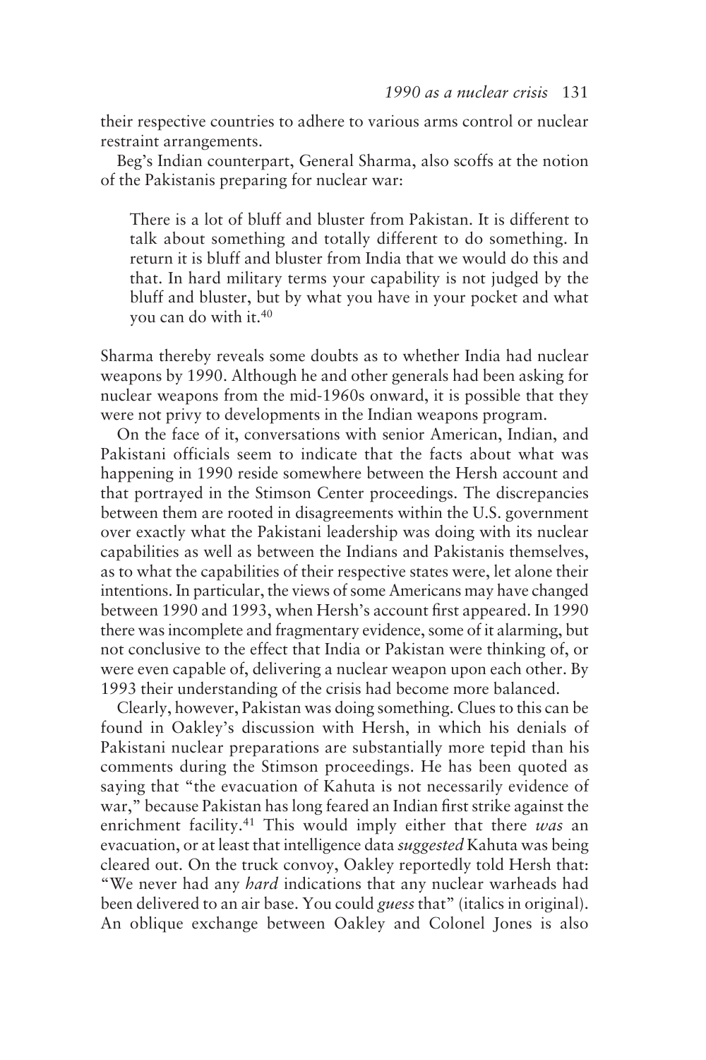their respective countries to adhere to various arms control or nuclear restraint arrangements.

Beg's Indian counterpart, General Sharma, also scoffs at the notion of the Pakistanis preparing for nuclear war:

> There is a lot of bluff and bluster from Pakistan. It is different to talk about something and totally different to do something. In return it is bluff and bluster from India that we would do this and that. In hard military terms your capability is not judged by the bluff and bluster, but by what you have in your pocket and what you can do with it.[40]

Sharma thereby reveals some doubts as to whether India had nuclear weapons by 1990. Although he and other generals had been asking for nuclear weapons from the mid-1960s onward, it is possible that they were not privy to developments in the Indian weapons program.

On the face of it, conversations with senior American, Indian, and Pakistani officials seem to indicate that the facts about what was happening in 1990 reside somewhere between the Hersh account and that portrayed in the Stimson Center proceedings. The discrepancies between them are rooted in disagreements within the U.S. government over exactly what the Pakistani leadership was doing with its nuclear capabilities as well as between the Indians and Pakistanis themselves, as to what the capabilities of their respective states were, let alone their intentions. In particular, the views of some Americans may have changed between 1990 and 1993, when Hersh's account first appeared. In 1990 there was incomplete and fragmentary evidence, some of it alarming, but not conclusive to the effect that India or Pakistan were thinking of, or were even capable of, delivering a nuclear weapon upon each other. By 1993 their understanding of the crisis had become more balanced.

Clearly, however, Pakistan was doing something. Clues to this can be found in Oakley's discussion with Hersh, in which his denials of Pakistani nuclear preparations are substantially more tepid than his comments during the Stimson proceedings. He has been quoted as saying that "the evacuation of Kahuta is not necessarily evidence of war," because Pakistan has long feared an Indian first strike against the enrichment facility.[41] This would imply either that there *was* an evacuation, or at least that intelligence data *suggested* Kahuta was being cleared out. On the truck convoy, Oakley reportedly told Hersh that: "We never had any *hard* indications that any nuclear warheads had been delivered to an air base. You could *guess* that" (italics in original). An oblique exchange between Oakley and Colonel Jones is also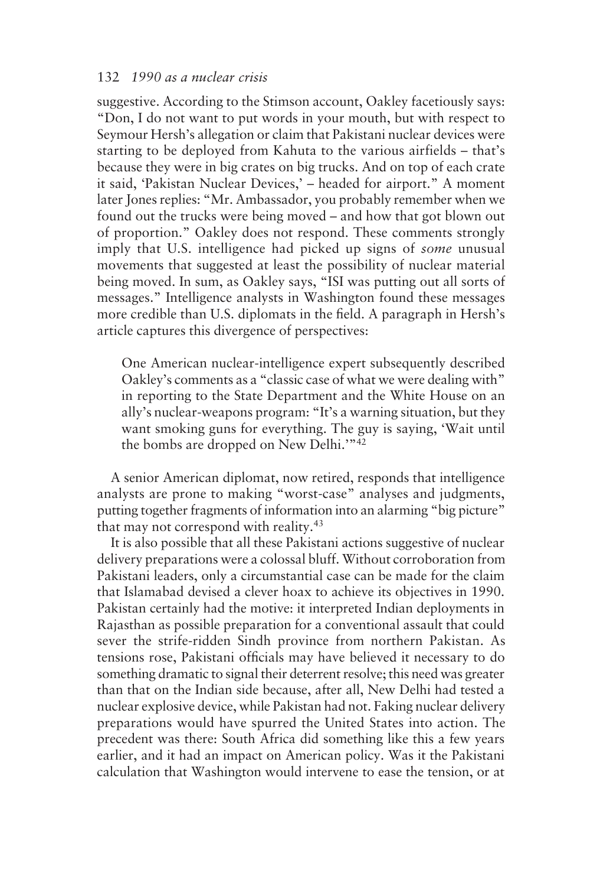suggestive. According to the Stimson account, Oakley facetiously says: "Don, I do not want to put words in your mouth, but with respect to Seymour Hersh's allegation or claim that Pakistani nuclear devices were starting to be deployed from Kahuta to the various airfields – that's because they were in big crates on big trucks. And on top of each crate it said, 'Pakistan Nuclear Devices,' – headed for airport." A moment later Jones replies: "Mr. Ambassador, you probably remember when we found out the trucks were being moved – and how that got blown out of proportion." Oakley does not respond. These comments strongly imply that U.S. intelligence had picked up signs of *some* unusual movements that suggested at least the possibility of nuclear material being moved. In sum, as Oakley says, "ISI was putting out all sorts of messages." Intelligence analysts in Washington found these messages more credible than U.S. diplomats in the field. A paragraph in Hersh's article captures this divergence of perspectives:

> One American nuclear-intelligence expert subsequently described Oakley's comments as a "classic case of what we were dealing with" in reporting to the State Department and the White House on an ally's nuclear-weapons program: "It's a warning situation, but they want smoking guns for everything. The guy is saying, 'Wait until the bombs are dropped on New Delhi.'"[42]

A senior American diplomat, now retired, responds that intelligence analysts are prone to making "worst-case" analyses and judgments, putting together fragments of information into an alarming "big picture" that may not correspond with reality.[43]

It is also possible that all these Pakistani actions suggestive of nuclear delivery preparations were a colossal bluff. Without corroboration from Pakistani leaders, only a circumstantial case can be made for the claim that Islamabad devised a clever hoax to achieve its objectives in 1990. Pakistan certainly had the motive: it interpreted Indian deployments in Rajasthan as possible preparation for a conventional assault that could sever the strife-ridden Sindh province from northern Pakistan. As tensions rose, Pakistani officials may have believed it necessary to do something dramatic to signal their deterrent resolve; this need was greater than that on the Indian side because, after all, New Delhi had tested a nuclear explosive device, while Pakistan had not. Faking nuclear delivery preparations would have spurred the United States into action. The precedent was there: South Africa did something like this a few years earlier, and it had an impact on American policy. Was it the Pakistani calculation that Washington would intervene to ease the tension, or at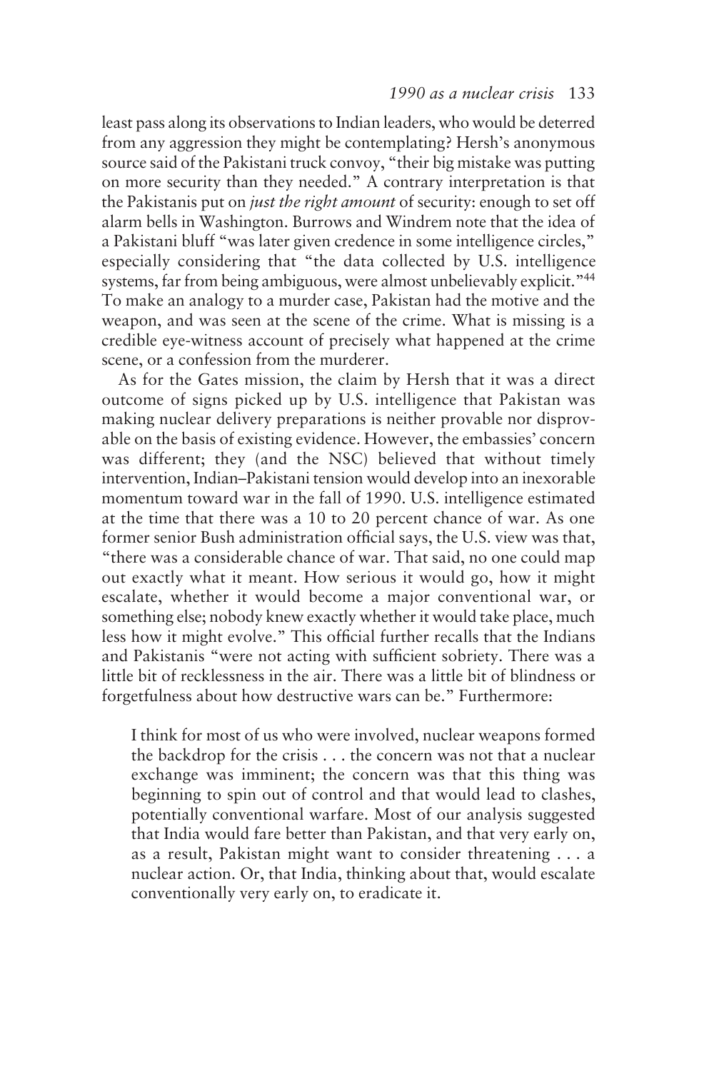least pass along its observations to Indian leaders, who would be deterred from any aggression they might be contemplating? Hersh's anonymous source said of the Pakistani truck convoy, "their big mistake was putting on more security than they needed." A contrary interpretation is that the Pakistanis put on *just the right amount* of security: enough to set off alarm bells in Washington. Burrows and Windrem note that the idea of a Pakistani bluff "was later given credence in some intelligence circles," especially considering that "the data collected by U.S. intelligence systems, far from being ambiguous, were almost unbelievably explicit."[44] To make an analogy to a murder case, Pakistan had the motive and the weapon, and was seen at the scene of the crime. What is missing is a credible eye-witness account of precisely what happened at the crime scene, or a confession from the murderer.

As for the Gates mission, the claim by Hersh that it was a direct outcome of signs picked up by U.S. intelligence that Pakistan was making nuclear delivery preparations is neither provable nor disprovable on the basis of existing evidence. However, the embassies' concern was different; they (and the NSC) believed that without timely intervention, Indian–Pakistani tension would develop into an inexorable momentum toward war in the fall of 1990. U.S. intelligence estimated at the time that there was a 10 to 20 percent chance of war. As one former senior Bush administration official says, the U.S. view was that, "there was a considerable chance of war. That said, no one could map out exactly what it meant. How serious it would go, how it might escalate, whether it would become a major conventional war, or something else; nobody knew exactly whether it would take place, much less how it might evolve." This official further recalls that the Indians and Pakistanis "were not acting with sufficient sobriety. There was a little bit of recklessness in the air. There was a little bit of blindness or forgetfulness about how destructive wars can be." Furthermore:

> I think for most of us who were involved, nuclear weapons formed the backdrop for the crisis . . . the concern was not that a nuclear exchange was imminent; the concern was that this thing was beginning to spin out of control and that would lead to clashes, potentially conventional warfare. Most of our analysis suggested that India would fare better than Pakistan, and that very early on, as a result, Pakistan might want to consider threatening . . . a nuclear action. Or, that India, thinking about that, would escalate conventionally very early on, to eradicate it.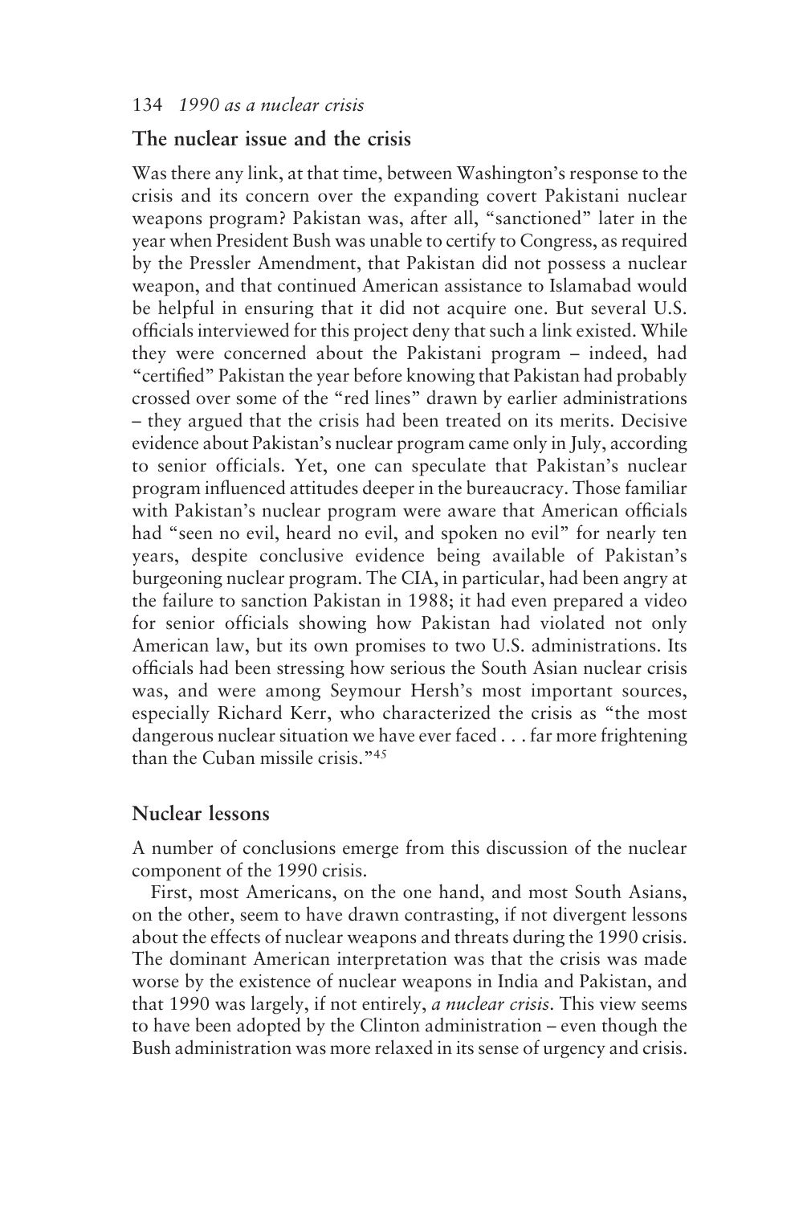## The nuclear issue and the crisis

Was there any link, at that time, between Washington's response to the crisis and its concern over the expanding covert Pakistani nuclear weapons program? Pakistan was, after all, "sanctioned" later in the year when President Bush was unable to certify to Congress, as required by the Pressler Amendment, that Pakistan did not possess a nuclear weapon, and that continued American assistance to Islamabad would be helpful in ensuring that it did not acquire one. But several U.S. officials interviewed for this project deny that such a link existed. While they were concerned about the Pakistani program – indeed, had "certified" Pakistan the year before knowing that Pakistan had probably crossed over some of the "red lines" drawn by earlier administrations – they argued that the crisis had been treated on its merits. Decisive evidence about Pakistan's nuclear program came only in July, according to senior officials. Yet, one can speculate that Pakistan's nuclear program influenced attitudes deeper in the bureaucracy. Those familiar with Pakistan's nuclear program were aware that American officials had "seen no evil, heard no evil, and spoken no evil" for nearly ten years, despite conclusive evidence being available of Pakistan's burgeoning nuclear program. The CIA, in particular, had been angry at the failure to sanction Pakistan in 1988; it had even prepared a video for senior officials showing how Pakistan had violated not only American law, but its own promises to two U.S. administrations. Its officials had been stressing how serious the South Asian nuclear crisis was, and were among Seymour Hersh's most important sources, especially Richard Kerr, who characterized the crisis as "the most dangerous nuclear situation we have ever faced . . . far more frightening than the Cuban missile crisis."[45]

## Nuclear lessons

A number of conclusions emerge from this discussion of the nuclear component of the 1990 crisis.

First, most Americans, on the one hand, and most South Asians, on the other, seem to have drawn contrasting, if not divergent lessons about the effects of nuclear weapons and threats during the 1990 crisis. The dominant American interpretation was that the crisis was made worse by the existence of nuclear weapons in India and Pakistan, and that 1990 was largely, if not entirely, *a nuclear crisis*. This view seems to have been adopted by the Clinton administration – even though the Bush administration was more relaxed in its sense of urgency and crisis.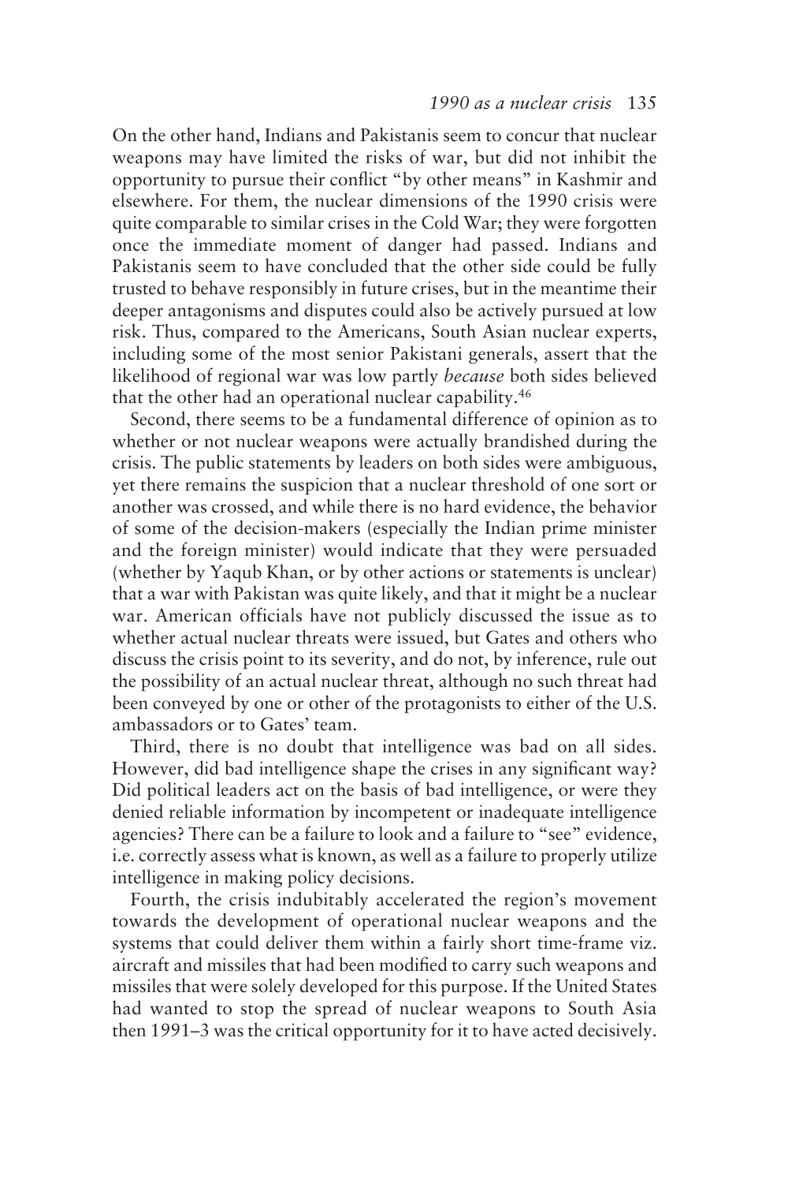On the other hand, Indians and Pakistanis seem to concur that nuclear weapons may have limited the risks of war, but did not inhibit the opportunity to pursue their conflict "by other means" in Kashmir and elsewhere. For them, the nuclear dimensions of the 1990 crisis were quite comparable to similar crises in the Cold War; they were forgotten once the immediate moment of danger had passed. Indians and Pakistanis seem to have concluded that the other side could be fully trusted to behave responsibly in future crises, but in the meantime their deeper antagonisms and disputes could also be actively pursued at low risk. Thus, compared to the Americans, South Asian nuclear experts, including some of the most senior Pakistani generals, assert that the likelihood of regional war was low partly *because* both sides believed that the other had an operational nuclear capability.[46]

Second, there seems to be a fundamental difference of opinion as to whether or not nuclear weapons were actually brandished during the crisis. The public statements by leaders on both sides were ambiguous, yet there remains the suspicion that a nuclear threshold of one sort or another was crossed, and while there is no hard evidence, the behavior of some of the decision-makers (especially the Indian prime minister and the foreign minister) would indicate that they were persuaded (whether by Yaqub Khan, or by other actions or statements is unclear) that a war with Pakistan was quite likely, and that it might be a nuclear war. American officials have not publicly discussed the issue as to whether actual nuclear threats were issued, but Gates and others who discuss the crisis point to its severity, and do not, by inference, rule out the possibility of an actual nuclear threat, although no such threat had been conveyed by one or other of the protagonists to either of the U.S. ambassadors or to Gates' team.

Third, there is no doubt that intelligence was bad on all sides. However, did bad intelligence shape the crises in any significant way? Did political leaders act on the basis of bad intelligence, or were they denied reliable information by incompetent or inadequate intelligence agencies? There can be a failure to look and a failure to "see" evidence, i.e. correctly assess what is known, as well as a failure to properly utilize intelligence in making policy decisions.

Fourth, the crisis indubitably accelerated the region's movement towards the development of operational nuclear weapons and the systems that could deliver them within a fairly short time-frame viz. aircraft and missiles that had been modified to carry such weapons and missiles that were solely developed for this purpose. If the United States had wanted to stop the spread of nuclear weapons to South Asia then 1991–3 was the critical opportunity for it to have acted decisively.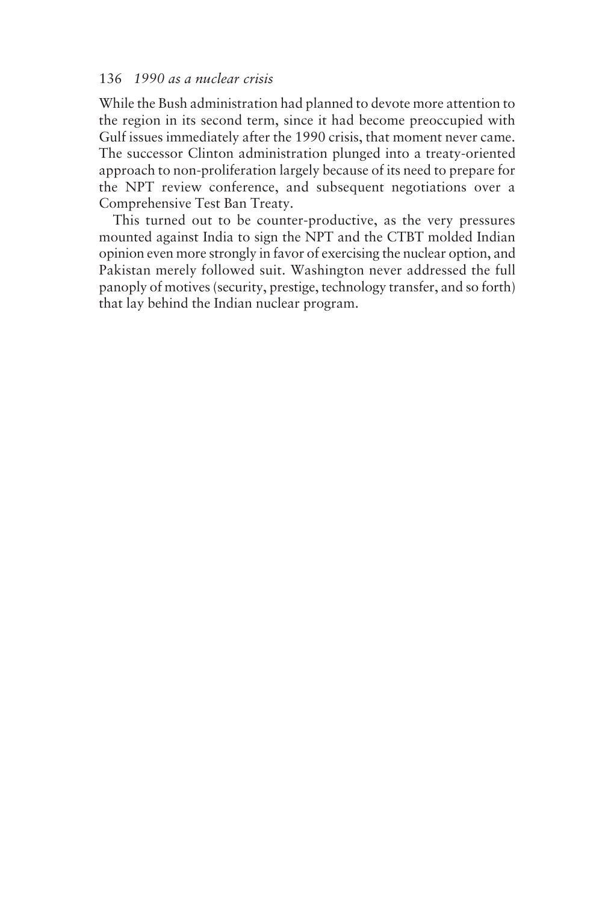While the Bush administration had planned to devote more attention to the region in its second term, since it had become preoccupied with Gulf issues immediately after the 1990 crisis, that moment never came. The successor Clinton administration plunged into a treaty-oriented approach to non-proliferation largely because of its need to prepare for the NPT review conference, and subsequent negotiations over a Comprehensive Test Ban Treaty.

This turned out to be counter-productive, as the very pressures mounted against India to sign the NPT and the CTBT molded Indian opinion even more strongly in favor of exercising the nuclear option, and Pakistan merely followed suit. Washington never addressed the full panoply of motives (security, prestige, technology transfer, and so forth) that lay behind the Indian nuclear program.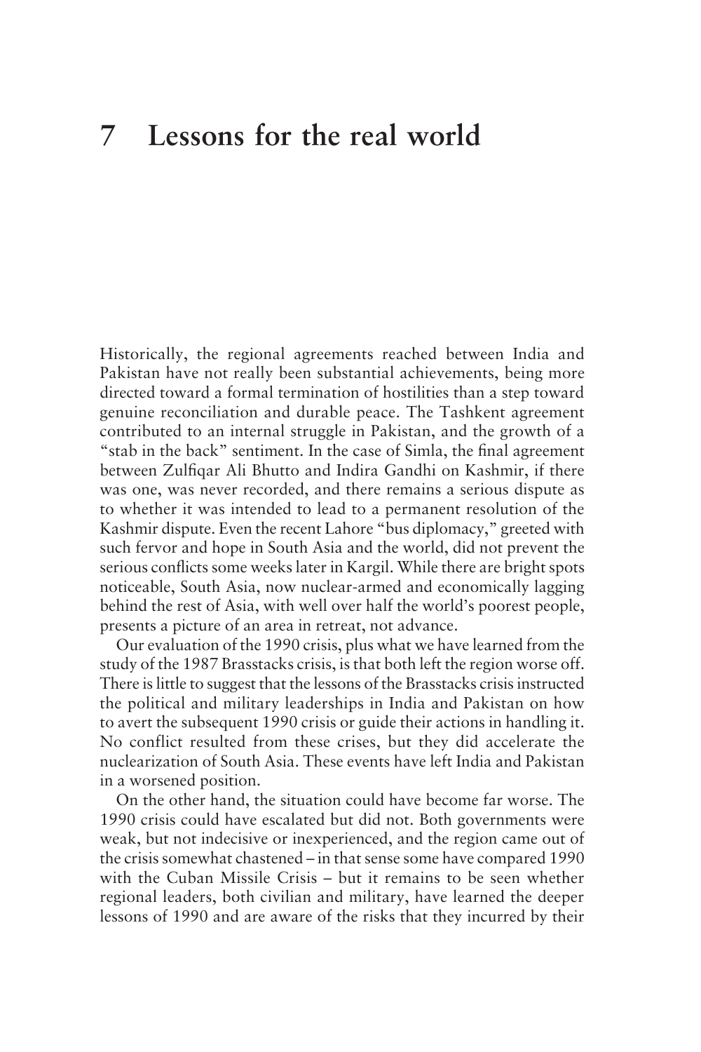# 7 Lessons for the real world

Historically, the regional agreements reached between India and Pakistan have not really been substantial achievements, being more directed toward a formal termination of hostilities than a step toward genuine reconciliation and durable peace. The Tashkent agreement contributed to an internal struggle in Pakistan, and the growth of a "stab in the back" sentiment. In the case of Simla, the final agreement between Zulfiqar Ali Bhutto and Indira Gandhi on Kashmir, if there was one, was never recorded, and there remains a serious dispute as to whether it was intended to lead to a permanent resolution of the Kashmir dispute. Even the recent Lahore "bus diplomacy," greeted with such fervor and hope in South Asia and the world, did not prevent the serious conflicts some weeks later in Kargil. While there are bright spots noticeable, South Asia, now nuclear-armed and economically lagging behind the rest of Asia, with well over half the world's poorest people, presents a picture of an area in retreat, not advance.

Our evaluation of the 1990 crisis, plus what we have learned from the study of the 1987 Brasstacks crisis, is that both left the region worse off. There is little to suggest that the lessons of the Brasstacks crisis instructed the political and military leaderships in India and Pakistan on how to avert the subsequent 1990 crisis or guide their actions in handling it. No conflict resulted from these crises, but they did accelerate the nuclearization of South Asia. These events have left India and Pakistan in a worsened position.

On the other hand, the situation could have become far worse. The 1990 crisis could have escalated but did not. Both governments were weak, but not indecisive or inexperienced, and the region came out of the crisis somewhat chastened – in that sense some have compared 1990 with the Cuban Missile Crisis – but it remains to be seen whether regional leaders, both civilian and military, have learned the deeper lessons of 1990 and are aware of the risks that they incurred by their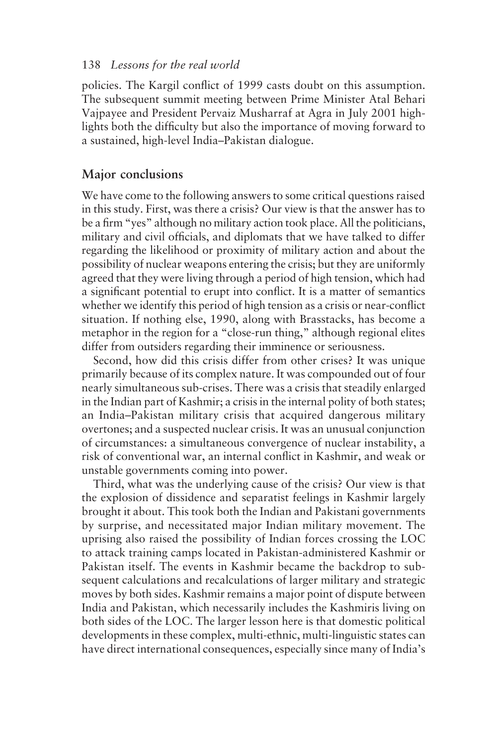policies. The Kargil conflict of 1999 casts doubt on this assumption. The subsequent summit meeting between Prime Minister Atal Behari Vajpayee and President Pervaiz Musharraf at Agra in July 2001 highlights both the difficulty but also the importance of moving forward to a sustained, high-level India–Pakistan dialogue.

## Major conclusions

We have come to the following answers to some critical questions raised in this study. First, was there a crisis? Our view is that the answer has to be a firm "yes" although no military action took place. All the politicians, military and civil officials, and diplomats that we have talked to differ regarding the likelihood or proximity of military action and about the possibility of nuclear weapons entering the crisis; but they are uniformly agreed that they were living through a period of high tension, which had a significant potential to erupt into conflict. It is a matter of semantics whether we identify this period of high tension as a crisis or near-conflict situation. If nothing else, 1990, along with Brasstacks, has become a metaphor in the region for a "close-run thing," although regional elites differ from outsiders regarding their imminence or seriousness.

Second, how did this crisis differ from other crises? It was unique primarily because of its complex nature. It was compounded out of four nearly simultaneous sub-crises. There was a crisis that steadily enlarged in the Indian part of Kashmir; a crisis in the internal polity of both states; an India–Pakistan military crisis that acquired dangerous military overtones; and a suspected nuclear crisis. It was an unusual conjunction of circumstances: a simultaneous convergence of nuclear instability, a risk of conventional war, an internal conflict in Kashmir, and weak or unstable governments coming into power.

Third, what was the underlying cause of the crisis? Our view is that the explosion of dissidence and separatist feelings in Kashmir largely brought it about. This took both the Indian and Pakistani governments by surprise, and necessitated major Indian military movement. The uprising also raised the possibility of Indian forces crossing the LOC to attack training camps located in Pakistan-administered Kashmir or Pakistan itself. The events in Kashmir became the backdrop to subsequent calculations and recalculations of larger military and strategic moves by both sides. Kashmir remains a major point of dispute between India and Pakistan, which necessarily includes the Kashmiris living on both sides of the LOC. The larger lesson here is that domestic political developments in these complex, multi-ethnic, multi-linguistic states can have direct international consequences, especially since many of India's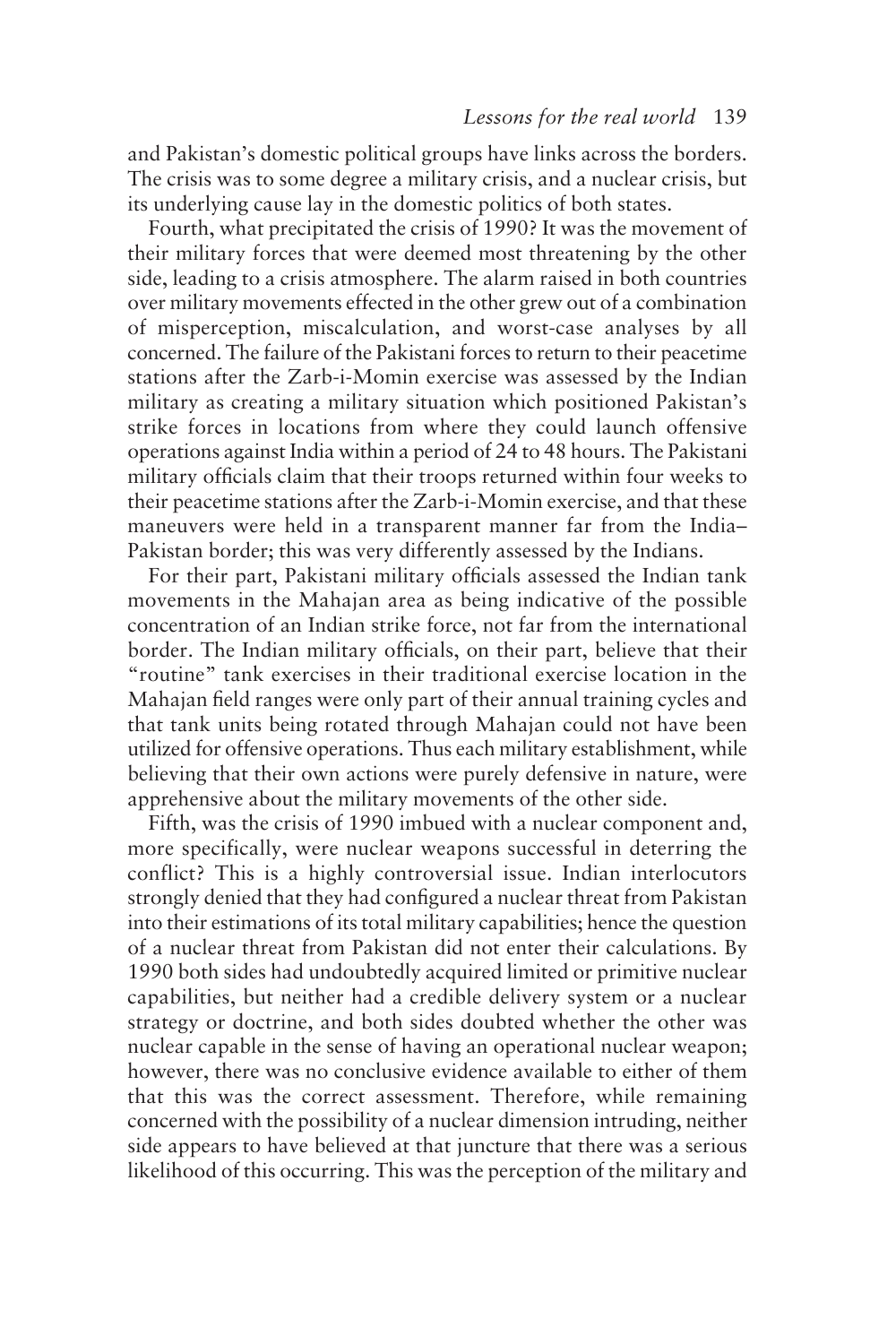and Pakistan's domestic political groups have links across the borders. The crisis was to some degree a military crisis, and a nuclear crisis, but its underlying cause lay in the domestic politics of both states.

Fourth, what precipitated the crisis of 1990? It was the movement of their military forces that were deemed most threatening by the other side, leading to a crisis atmosphere. The alarm raised in both countries over military movements effected in the other grew out of a combination of misperception, miscalculation, and worst-case analyses by all concerned. The failure of the Pakistani forces to return to their peacetime stations after the Zarb-i-Momin exercise was assessed by the Indian military as creating a military situation which positioned Pakistan's strike forces in locations from where they could launch offensive operations against India within a period of 24 to 48 hours. The Pakistani military officials claim that their troops returned within four weeks to their peacetime stations after the Zarb-i-Momin exercise, and that these maneuvers were held in a transparent manner far from the India–Pakistan border; this was very differently assessed by the Indians.

For their part, Pakistani military officials assessed the Indian tank movements in the Mahajan area as being indicative of the possible concentration of an Indian strike force, not far from the international border. The Indian military officials, on their part, believe that their "routine" tank exercises in their traditional exercise location in the Mahajan field ranges were only part of their annual training cycles and that tank units being rotated through Mahajan could not have been utilized for offensive operations. Thus each military establishment, while believing that their own actions were purely defensive in nature, were apprehensive about the military movements of the other side.

Fifth, was the crisis of 1990 imbued with a nuclear component and, more specifically, were nuclear weapons successful in deterring the conflict? This is a highly controversial issue. Indian interlocutors strongly denied that they had configured a nuclear threat from Pakistan into their estimations of its total military capabilities; hence the question of a nuclear threat from Pakistan did not enter their calculations. By 1990 both sides had undoubtedly acquired limited or primitive nuclear capabilities, but neither had a credible delivery system or a nuclear strategy or doctrine, and both sides doubted whether the other was nuclear capable in the sense of having an operational nuclear weapon; however, there was no conclusive evidence available to either of them that this was the correct assessment. Therefore, while remaining concerned with the possibility of a nuclear dimension intruding, neither side appears to have believed at that juncture that there was a serious likelihood of this occurring. This was the perception of the military and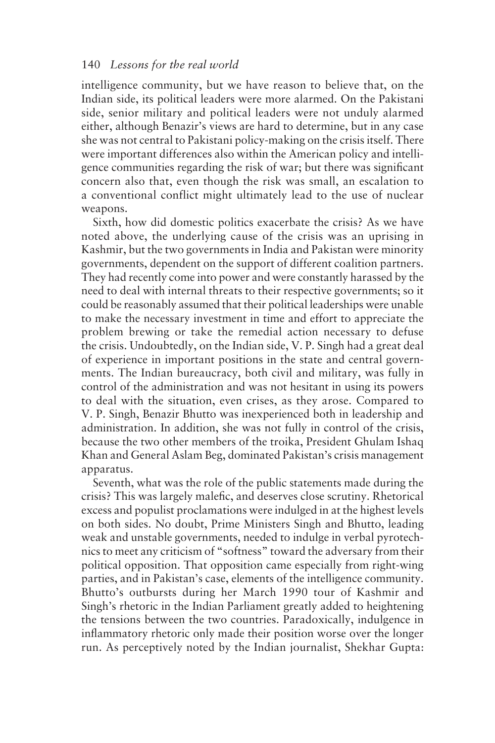intelligence community, but we have reason to believe that, on the Indian side, its political leaders were more alarmed. On the Pakistani side, senior military and political leaders were not unduly alarmed either, although Benazir's views are hard to determine, but in any case she was not central to Pakistani policy-making on the crisis itself. There were important differences also within the American policy and intelligence communities regarding the risk of war; but there was significant concern also that, even though the risk was small, an escalation to a conventional conflict might ultimately lead to the use of nuclear weapons.

Sixth, how did domestic politics exacerbate the crisis? As we have noted above, the underlying cause of the crisis was an uprising in Kashmir, but the two governments in India and Pakistan were minority governments, dependent on the support of different coalition partners. They had recently come into power and were constantly harassed by the need to deal with internal threats to their respective governments; so it could be reasonably assumed that their political leaderships were unable to make the necessary investment in time and effort to appreciate the problem brewing or take the remedial action necessary to defuse the crisis. Undoubtedly, on the Indian side, V. P. Singh had a great deal of experience in important positions in the state and central governments. The Indian bureaucracy, both civil and military, was fully in control of the administration and was not hesitant in using its powers to deal with the situation, even crises, as they arose. Compared to V. P. Singh, Benazir Bhutto was inexperienced both in leadership and administration. In addition, she was not fully in control of the crisis, because the two other members of the troika, President Ghulam Ishaq Khan and General Aslam Beg, dominated Pakistan's crisis management apparatus.

Seventh, what was the role of the public statements made during the crisis? This was largely malefic, and deserves close scrutiny. Rhetorical excess and populist proclamations were indulged in at the highest levels on both sides. No doubt, Prime Ministers Singh and Bhutto, leading weak and unstable governments, needed to indulge in verbal pyrotechnics to meet any criticism of "softness" toward the adversary from their political opposition. That opposition came especially from right-wing parties, and in Pakistan's case, elements of the intelligence community. Bhutto's outbursts during her March 1990 tour of Kashmir and Singh's rhetoric in the Indian Parliament greatly added to heightening the tensions between the two countries. Paradoxically, indulgence in inflammatory rhetoric only made their position worse over the longer run. As perceptively noted by the Indian journalist, Shekhar Gupta: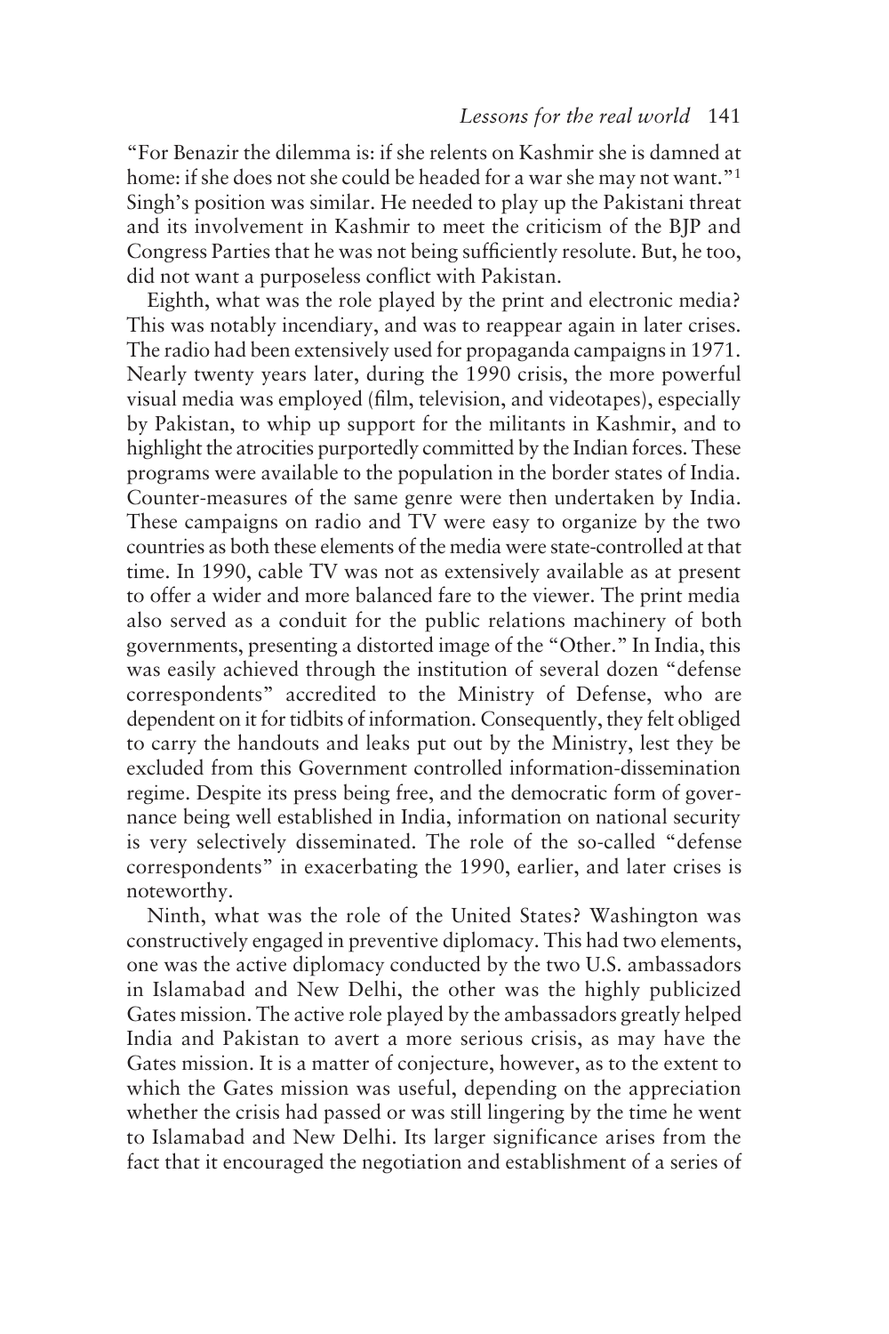"For Benazir the dilemma is: if she relents on Kashmir she is damned at home: if she does not she could be headed for a war she may not want."[1] Singh's position was similar. He needed to play up the Pakistani threat and its involvement in Kashmir to meet the criticism of the BJP and Congress Parties that he was not being sufficiently resolute. But, he too, did not want a purposeless conflict with Pakistan.

Eighth, what was the role played by the print and electronic media? This was notably incendiary, and was to reappear again in later crises. The radio had been extensively used for propaganda campaigns in 1971. Nearly twenty years later, during the 1990 crisis, the more powerful visual media was employed (film, television, and videotapes), especially by Pakistan, to whip up support for the militants in Kashmir, and to highlight the atrocities purportedly committed by the Indian forces. These programs were available to the population in the border states of India. Counter-measures of the same genre were then undertaken by India. These campaigns on radio and TV were easy to organize by the two countries as both these elements of the media were state-controlled at that time. In 1990, cable TV was not as extensively available as at present to offer a wider and more balanced fare to the viewer. The print media also served as a conduit for the public relations machinery of both governments, presenting a distorted image of the "Other." In India, this was easily achieved through the institution of several dozen "defense correspondents" accredited to the Ministry of Defense, who are dependent on it for tidbits of information. Consequently, they felt obliged to carry the handouts and leaks put out by the Ministry, lest they be excluded from this Government controlled information-dissemination regime. Despite its press being free, and the democratic form of governance being well established in India, information on national security is very selectively disseminated. The role of the so-called "defense correspondents" in exacerbating the 1990, earlier, and later crises is noteworthy.

Ninth, what was the role of the United States? Washington was constructively engaged in preventive diplomacy. This had two elements, one was the active diplomacy conducted by the two U.S. ambassadors in Islamabad and New Delhi, the other was the highly publicized Gates mission. The active role played by the ambassadors greatly helped India and Pakistan to avert a more serious crisis, as may have the Gates mission. It is a matter of conjecture, however, as to the extent to which the Gates mission was useful, depending on the appreciation whether the crisis had passed or was still lingering by the time he went to Islamabad and New Delhi. Its larger significance arises from the fact that it encouraged the negotiation and establishment of a series of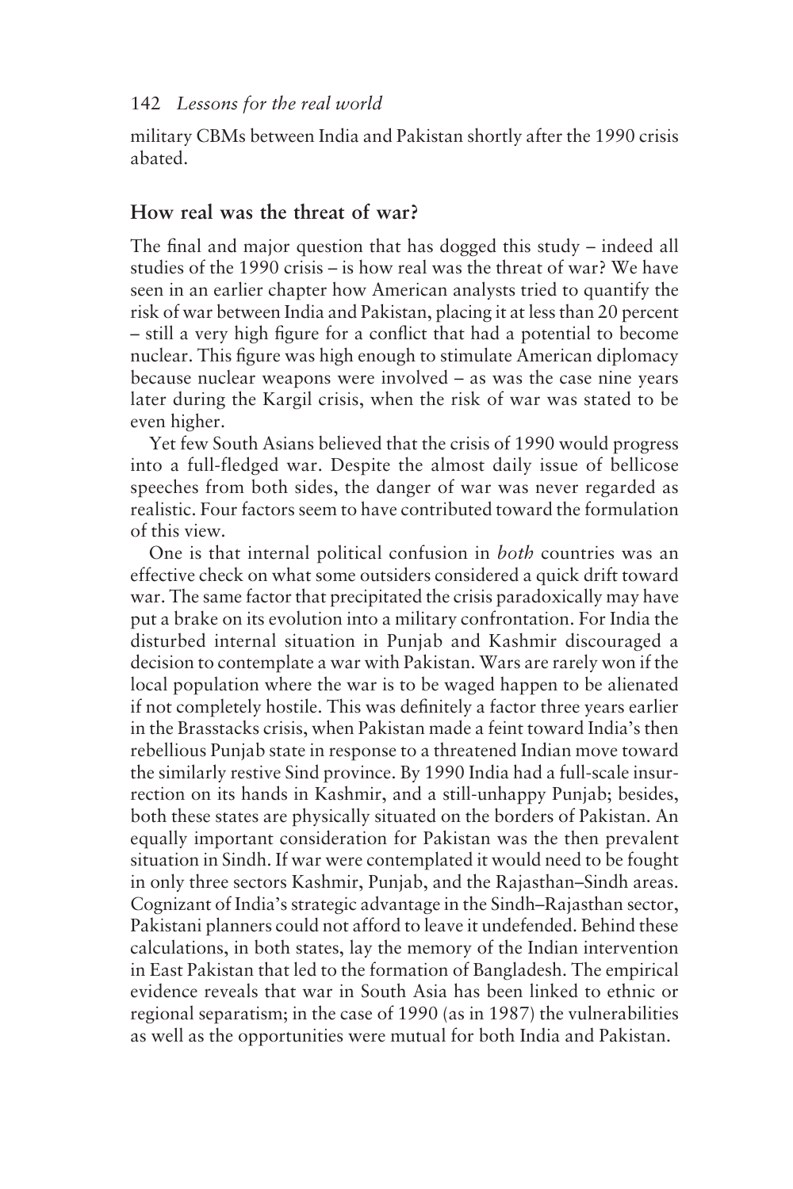military CBMs between India and Pakistan shortly after the 1990 crisis abated.

## How real was the threat of war?

The final and major question that has dogged this study – indeed all studies of the 1990 crisis – is how real was the threat of war? We have seen in an earlier chapter how American analysts tried to quantify the risk of war between India and Pakistan, placing it at less than 20 percent – still a very high figure for a conflict that had a potential to become nuclear. This figure was high enough to stimulate American diplomacy because nuclear weapons were involved – as was the case nine years later during the Kargil crisis, when the risk of war was stated to be even higher.

Yet few South Asians believed that the crisis of 1990 would progress into a full-fledged war. Despite the almost daily issue of bellicose speeches from both sides, the danger of war was never regarded as realistic. Four factors seem to have contributed toward the formulation of this view.

One is that internal political confusion in *both* countries was an effective check on what some outsiders considered a quick drift toward war. The same factor that precipitated the crisis paradoxically may have put a brake on its evolution into a military confrontation. For India the disturbed internal situation in Punjab and Kashmir discouraged a decision to contemplate a war with Pakistan. Wars are rarely won if the local population where the war is to be waged happen to be alienated if not completely hostile. This was definitely a factor three years earlier in the Brasstacks crisis, when Pakistan made a feint toward India's then rebellious Punjab state in response to a threatened Indian move toward the similarly restive Sind province. By 1990 India had a full-scale insurrection on its hands in Kashmir, and a still-unhappy Punjab; besides, both these states are physically situated on the borders of Pakistan. An equally important consideration for Pakistan was the then prevalent situation in Sindh. If war were contemplated it would need to be fought in only three sectors Kashmir, Punjab, and the Rajasthan–Sindh areas. Cognizant of India's strategic advantage in the Sindh–Rajasthan sector, Pakistani planners could not afford to leave it undefended. Behind these calculations, in both states, lay the memory of the Indian intervention in East Pakistan that led to the formation of Bangladesh. The empirical evidence reveals that war in South Asia has been linked to ethnic or regional separatism; in the case of 1990 (as in 1987) the vulnerabilities as well as the opportunities were mutual for both India and Pakistan.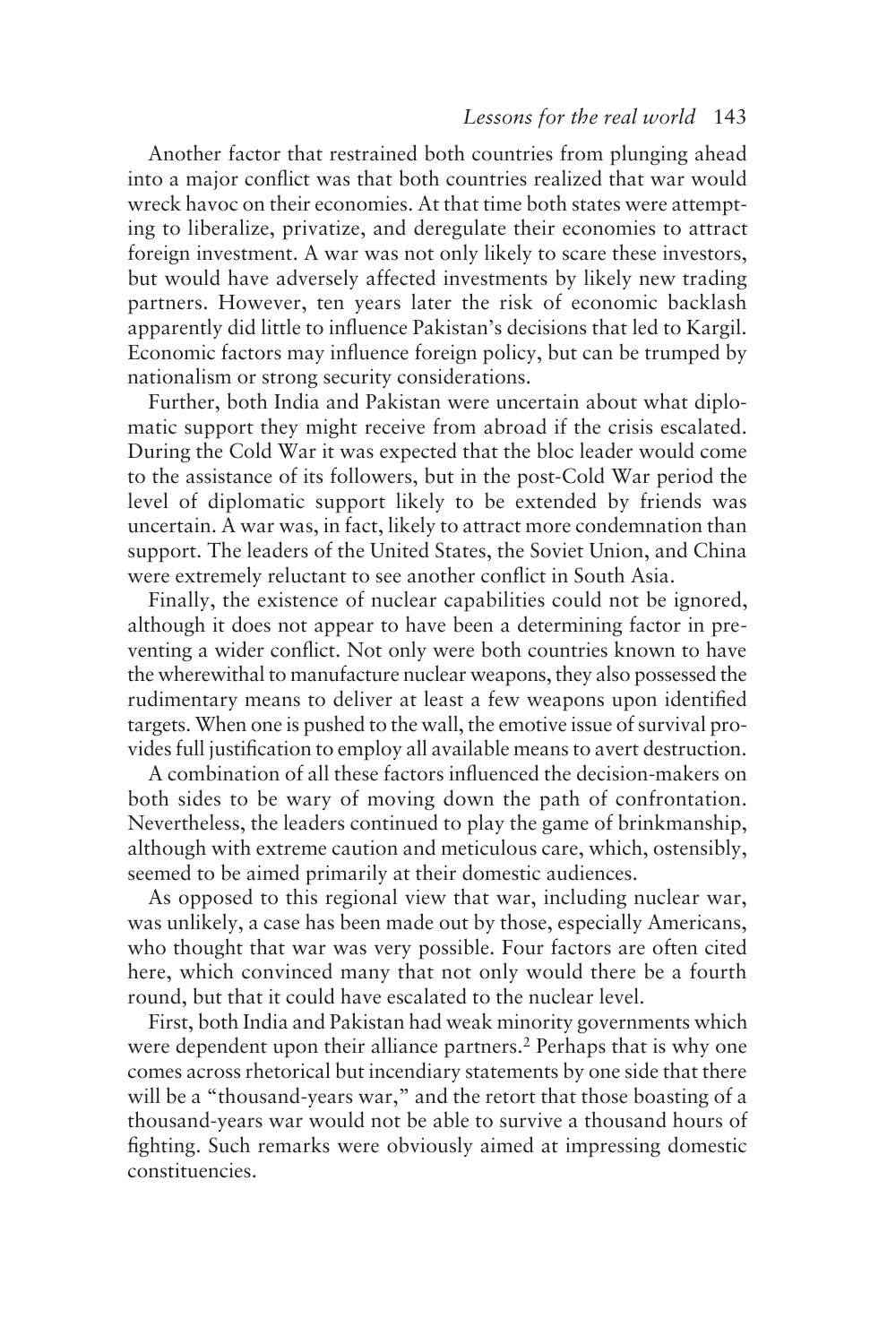Another factor that restrained both countries from plunging ahead into a major conflict was that both countries realized that war would wreck havoc on their economies. At that time both states were attempting to liberalize, privatize, and deregulate their economies to attract foreign investment. A war was not only likely to scare these investors, but would have adversely affected investments by likely new trading partners. However, ten years later the risk of economic backlash apparently did little to influence Pakistan's decisions that led to Kargil. Economic factors may influence foreign policy, but can be trumped by nationalism or strong security considerations.

Further, both India and Pakistan were uncertain about what diplomatic support they might receive from abroad if the crisis escalated. During the Cold War it was expected that the bloc leader would come to the assistance of its followers, but in the post-Cold War period the level of diplomatic support likely to be extended by friends was uncertain. A war was, in fact, likely to attract more condemnation than support. The leaders of the United States, the Soviet Union, and China were extremely reluctant to see another conflict in South Asia.

Finally, the existence of nuclear capabilities could not be ignored, although it does not appear to have been a determining factor in preventing a wider conflict. Not only were both countries known to have the wherewithal to manufacture nuclear weapons, they also possessed the rudimentary means to deliver at least a few weapons upon identified targets. When one is pushed to the wall, the emotive issue of survival provides full justification to employ all available means to avert destruction.

A combination of all these factors influenced the decision-makers on both sides to be wary of moving down the path of confrontation. Nevertheless, the leaders continued to play the game of brinkmanship, although with extreme caution and meticulous care, which, ostensibly, seemed to be aimed primarily at their domestic audiences.

As opposed to this regional view that war, including nuclear war, was unlikely, a case has been made out by those, especially Americans, who thought that war was very possible. Four factors are often cited here, which convinced many that not only would there be a fourth round, but that it could have escalated to the nuclear level.

First, both India and Pakistan had weak minority governments which were dependent upon their alliance partners.[2] Perhaps that is why one comes across rhetorical but incendiary statements by one side that there will be a "thousand-years war," and the retort that those boasting of a thousand-years war would not be able to survive a thousand hours of fighting. Such remarks were obviously aimed at impressing domestic constituencies.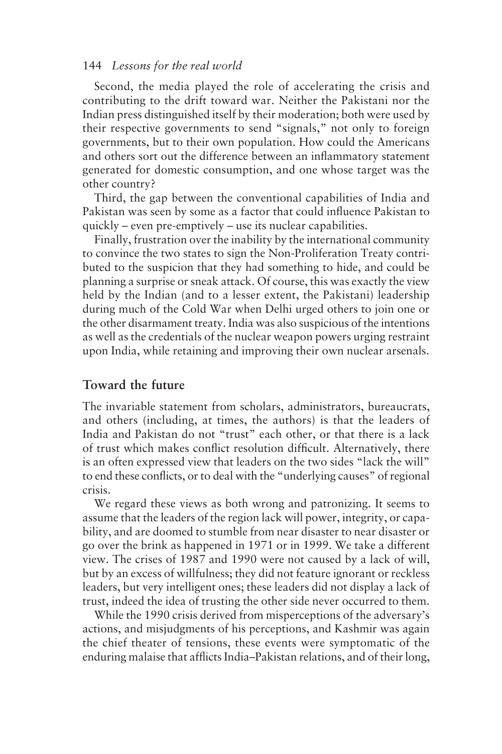Second, the media played the role of accelerating the crisis and contributing to the drift toward war. Neither the Pakistani nor the Indian press distinguished itself by their moderation; both were used by their respective governments to send "signals," not only to foreign governments, but to their own population. How could the Americans and others sort out the difference between an inflammatory statement generated for domestic consumption, and one whose target was the other country?

Third, the gap between the conventional capabilities of India and Pakistan was seen by some as a factor that could influence Pakistan to quickly – even pre-emptively – use its nuclear capabilities.

Finally, frustration over the inability by the international community to convince the two states to sign the Non-Proliferation Treaty contributed to the suspicion that they had something to hide, and could be planning a surprise or sneak attack. Of course, this was exactly the view held by the Indian (and to a lesser extent, the Pakistani) leadership during much of the Cold War when Delhi urged others to join one or the other disarmament treaty. India was also suspicious of the intentions as well as the credentials of the nuclear weapon powers urging restraint upon India, while retaining and improving their own nuclear arsenals.

## Toward the future

The invariable statement from scholars, administrators, bureaucrats, and others (including, at times, the authors) is that the leaders of India and Pakistan do not "trust" each other, or that there is a lack of trust which makes conflict resolution difficult. Alternatively, there is an often expressed view that leaders on the two sides "lack the will" to end these conflicts, or to deal with the "underlying causes" of regional crisis.

We regard these views as both wrong and patronizing. It seems to assume that the leaders of the region lack will power, integrity, or capability, and are doomed to stumble from near disaster to near disaster or go over the brink as happened in 1971 or in 1999. We take a different view. The crises of 1987 and 1990 were not caused by a lack of will, but by an excess of willfulness; they did not feature ignorant or reckless leaders, but very intelligent ones; these leaders did not display a lack of trust, indeed the idea of trusting the other side never occurred to them.

While the 1990 crisis derived from misperceptions of the adversary's actions, and misjudgments of his perceptions, and Kashmir was again the chief theater of tensions, these events were symptomatic of the enduring malaise that afflicts India–Pakistan relations, and of their long,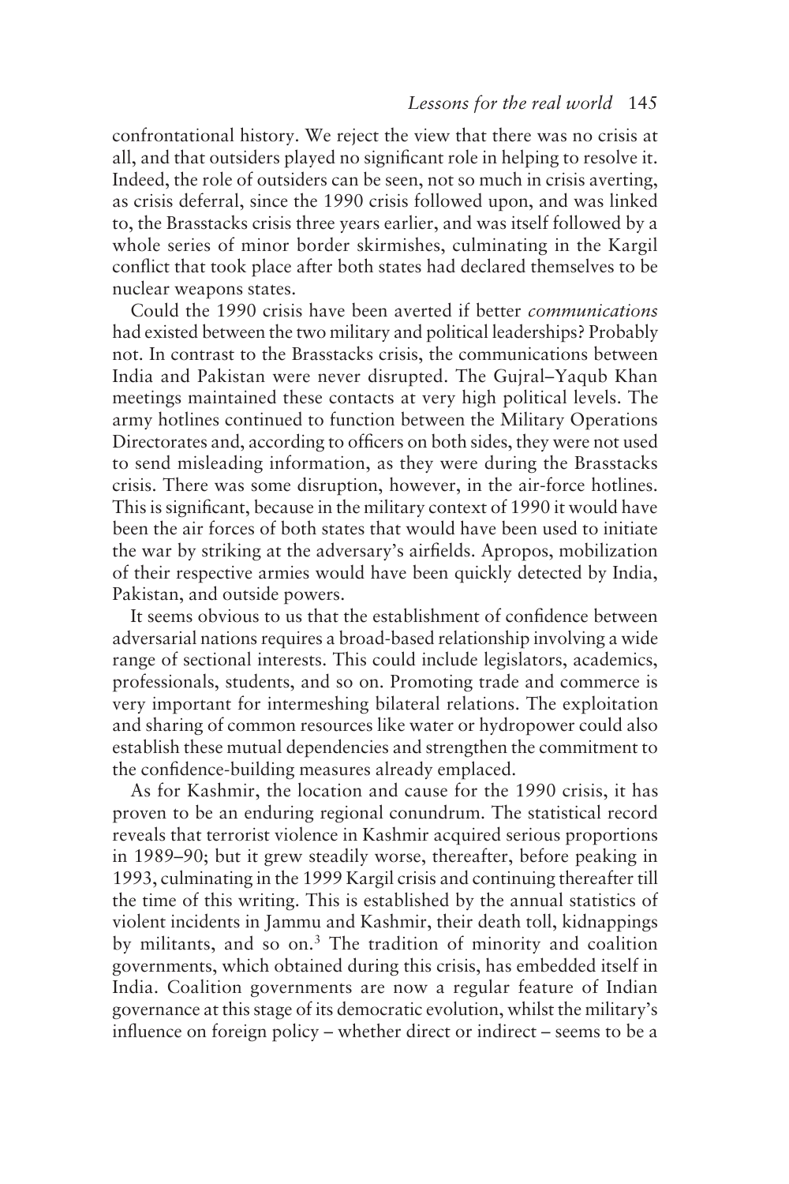confrontational history. We reject the view that there was no crisis at all, and that outsiders played no significant role in helping to resolve it. Indeed, the role of outsiders can be seen, not so much in crisis averting, as crisis deferral, since the 1990 crisis followed upon, and was linked to, the Brasstacks crisis three years earlier, and was itself followed by a whole series of minor border skirmishes, culminating in the Kargil conflict that took place after both states had declared themselves to be nuclear weapons states.

Could the 1990 crisis have been averted if better *communications* had existed between the two military and political leaderships? Probably not. In contrast to the Brasstacks crisis, the communications between India and Pakistan were never disrupted. The Gujral–Yaqub Khan meetings maintained these contacts at very high political levels. The army hotlines continued to function between the Military Operations Directorates and, according to officers on both sides, they were not used to send misleading information, as they were during the Brasstacks crisis. There was some disruption, however, in the air-force hotlines. This is significant, because in the military context of 1990 it would have been the air forces of both states that would have been used to initiate the war by striking at the adversary's airfields. Apropos, mobilization of their respective armies would have been quickly detected by India, Pakistan, and outside powers.

It seems obvious to us that the establishment of confidence between adversarial nations requires a broad-based relationship involving a wide range of sectional interests. This could include legislators, academics, professionals, students, and so on. Promoting trade and commerce is very important for intermeshing bilateral relations. The exploitation and sharing of common resources like water or hydropower could also establish these mutual dependencies and strengthen the commitment to the confidence-building measures already emplaced.

As for Kashmir, the location and cause for the 1990 crisis, it has proven to be an enduring regional conundrum. The statistical record reveals that terrorist violence in Kashmir acquired serious proportions in 1989–90; but it grew steadily worse, thereafter, before peaking in 1993, culminating in the 1999 Kargil crisis and continuing thereafter till the time of this writing. This is established by the annual statistics of violent incidents in Jammu and Kashmir, their death toll, kidnappings by militants, and so on.[3] The tradition of minority and coalition governments, which obtained during this crisis, has embedded itself in India. Coalition governments are now a regular feature of Indian governance at this stage of its democratic evolution, whilst the military's influence on foreign policy – whether direct or indirect – seems to be a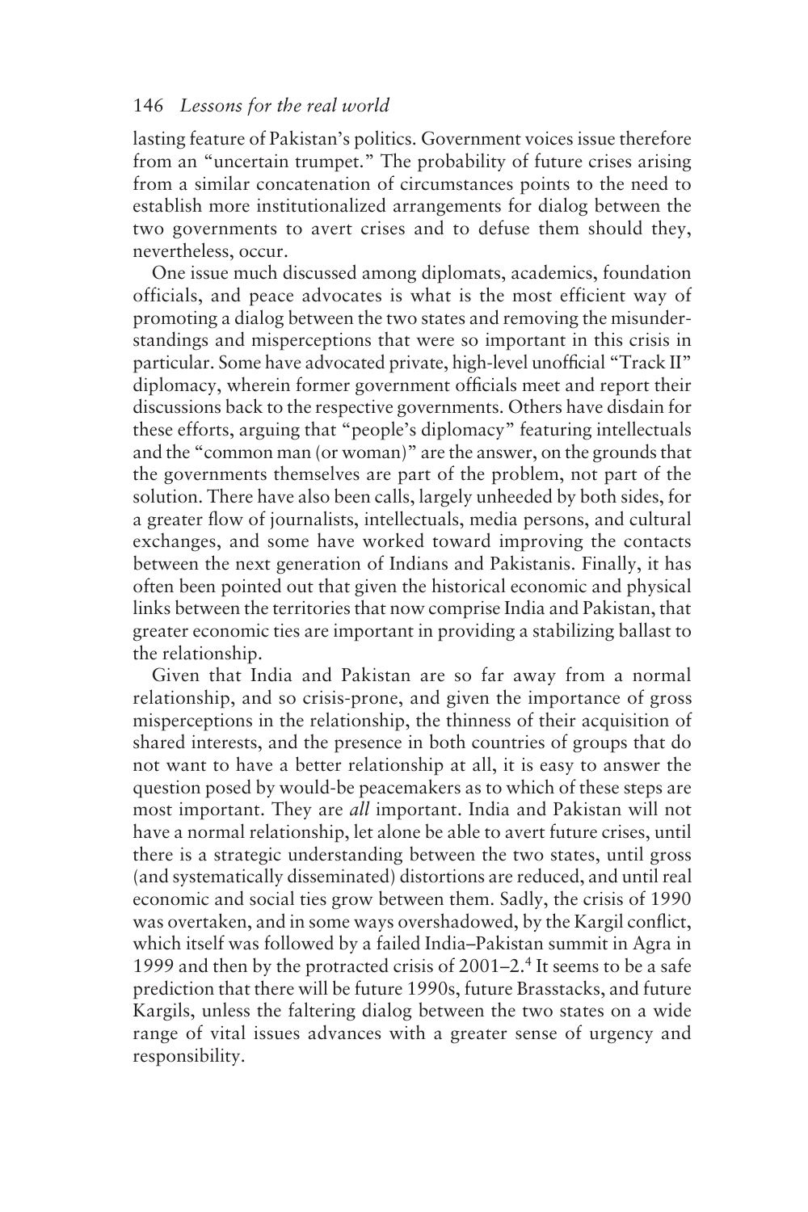lasting feature of Pakistan's politics. Government voices issue therefore from an "uncertain trumpet." The probability of future crises arising from a similar concatenation of circumstances points to the need to establish more institutionalized arrangements for dialog between the two governments to avert crises and to defuse them should they, nevertheless, occur.

One issue much discussed among diplomats, academics, foundation officials, and peace advocates is what is the most efficient way of promoting a dialog between the two states and removing the misunderstandings and misperceptions that were so important in this crisis in particular. Some have advocated private, high-level unofficial "Track II" diplomacy, wherein former government officials meet and report their discussions back to the respective governments. Others have disdain for these efforts, arguing that "people's diplomacy" featuring intellectuals and the "common man (or woman)" are the answer, on the grounds that the governments themselves are part of the problem, not part of the solution. There have also been calls, largely unheeded by both sides, for a greater flow of journalists, intellectuals, media persons, and cultural exchanges, and some have worked toward improving the contacts between the next generation of Indians and Pakistanis. Finally, it has often been pointed out that given the historical economic and physical links between the territories that now comprise India and Pakistan, that greater economic ties are important in providing a stabilizing ballast to the relationship.

Given that India and Pakistan are so far away from a normal relationship, and so crisis-prone, and given the importance of gross misperceptions in the relationship, the thinness of their acquisition of shared interests, and the presence in both countries of groups that do not want to have a better relationship at all, it is easy to answer the question posed by would-be peacemakers as to which of these steps are most important. They are *all* important. India and Pakistan will not have a normal relationship, let alone be able to avert future crises, until there is a strategic understanding between the two states, until gross (and systematically disseminated) distortions are reduced, and until real economic and social ties grow between them. Sadly, the crisis of 1990 was overtaken, and in some ways overshadowed, by the Kargil conflict, which itself was followed by a failed India–Pakistan summit in Agra in 1999 and then by the protracted crisis of 2001–2.[4] It seems to be a safe prediction that there will be future 1990s, future Brasstacks, and future Kargils, unless the faltering dialog between the two states on a wide range of vital issues advances with a greater sense of urgency and responsibility.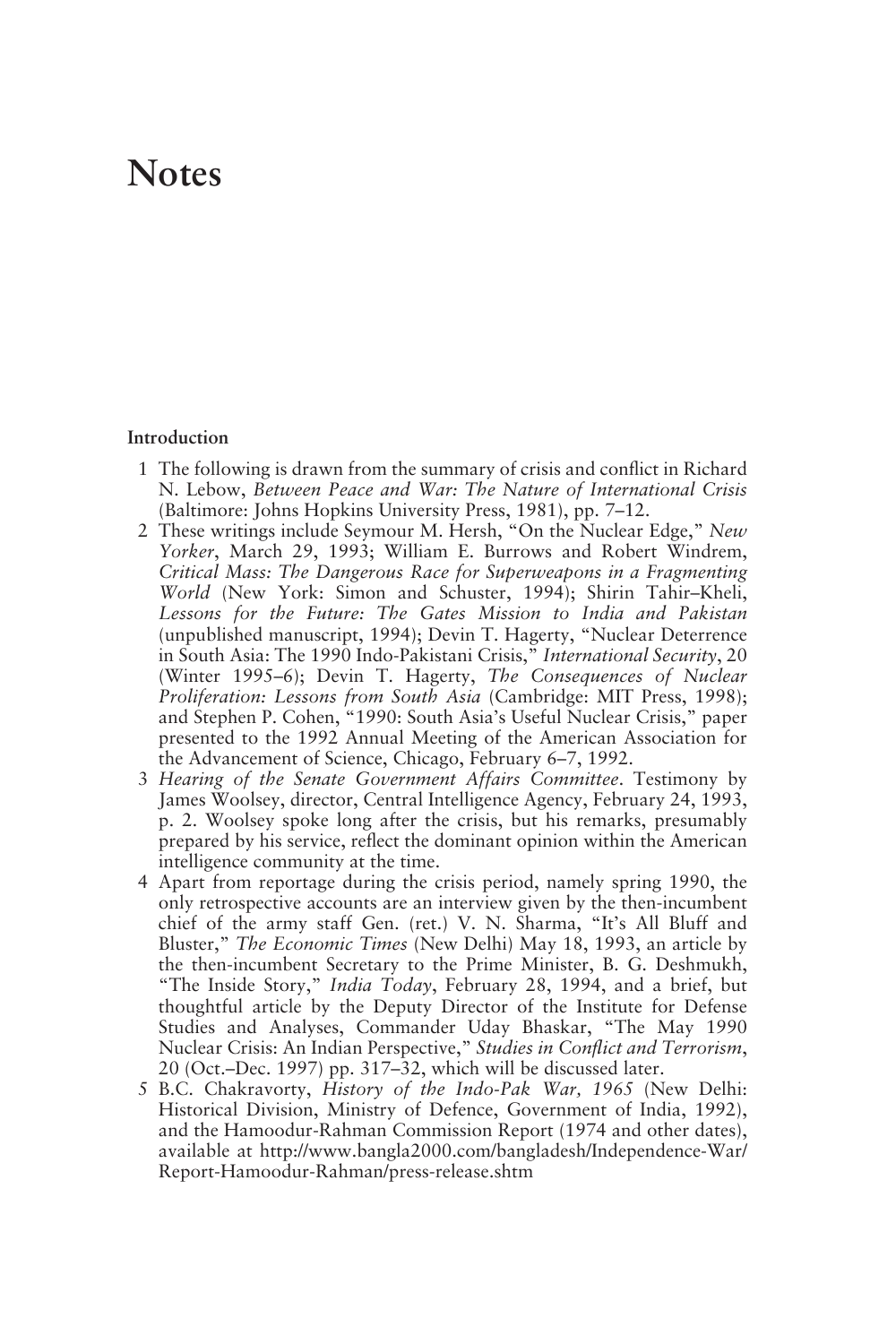# Notes

### Introduction

1. The following is drawn from the summary of crisis and conflict in Richard N. Lebow, *Between Peace and War: The Nature of International Crisis* (Baltimore: Johns Hopkins University Press, 1981), pp. 7–12.
2. These writings include Seymour M. Hersh, "On the Nuclear Edge," *New Yorker*, March 29, 1993; William E. Burrows and Robert Windrem, *Critical Mass: The Dangerous Race for Superweapons in a Fragmenting World* (New York: Simon and Schuster, 1994); Shirin Tahir–Kheli, *Lessons for the Future: The Gates Mission to India and Pakistan* (unpublished manuscript, 1994); Devin T. Hagerty, "Nuclear Deterrence in South Asia: The 1990 Indo-Pakistani Crisis," *International Security*, 20 (Winter 1995–6); Devin T. Hagerty, *The Consequences of Nuclear Proliferation: Lessons from South Asia* (Cambridge: MIT Press, 1998); and Stephen P. Cohen, "1990: South Asia's Useful Nuclear Crisis," paper presented to the 1992 Annual Meeting of the American Association for the Advancement of Science, Chicago, February 6–7, 1992.
3. *Hearing of the Senate Government Affairs Committee*. Testimony by James Woolsey, director, Central Intelligence Agency, February 24, 1993, p. 2. Woolsey spoke long after the crisis, but his remarks, presumably prepared by his service, reflect the dominant opinion within the American intelligence community at the time.
4. Apart from reportage during the crisis period, namely spring 1990, the only retrospective accounts are an interview given by the then-incumbent chief of the army staff Gen. (ret.) V. N. Sharma, "It's All Bluff and Bluster," *The Economic Times* (New Delhi) May 18, 1993, an article by the then-incumbent Secretary to the Prime Minister, B. G. Deshmukh, "The Inside Story," *India Today*, February 28, 1994, and a brief, but thoughtful article by the Deputy Director of the Institute for Defense Studies and Analyses, Commander Uday Bhaskar, "The May 1990 Nuclear Crisis: An Indian Perspective," *Studies in Conflict and Terrorism*, 20 (Oct.–Dec. 1997) pp. 317–32, which will be discussed later.
5. B.C. Chakravorty, *History of the Indo-Pak War, 1965* (New Delhi: Historical Division, Ministry of Defence, Government of India, 1992), and the Hamoodur-Rahman Commission Report (1974 and other dates), available at http://www.bangla2000.com/bangladesh/Independence-War/Report-Hamoodur-Rahman/press-release.shtm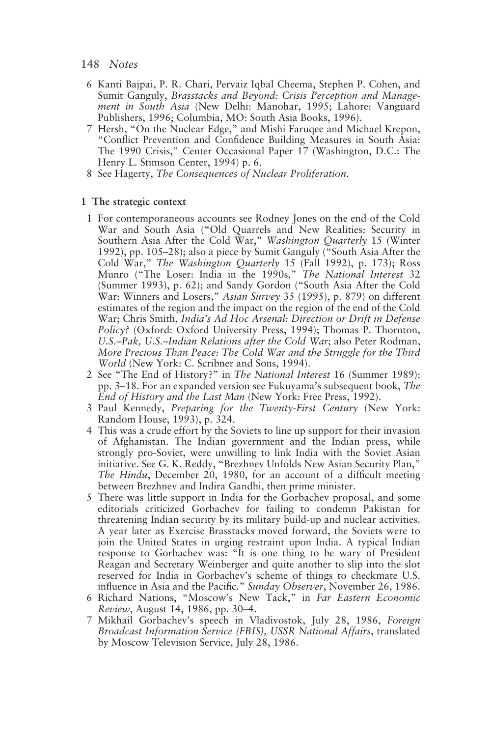6 Kanti Bajpai, P. R. Chari, Pervaiz Iqbal Cheema, Stephen P. Cohen, and Sumit Ganguly, *Brasstacks and Beyond: Crisis Perception and Management in South Asia* (New Delhi: Manohar, 1995; Lahore: Vanguard Publishers, 1996; Columbia, MO: South Asia Books, 1996).

7 Hersh, "On the Nuclear Edge," and Mishi Faruqee and Michael Krepon, "Conflict Prevention and Confidence Building Measures in South Asia: The 1990 Crisis," Center Occasional Paper 17 (Washington, D.C.: The Henry L. Stimson Center, 1994) p. 6.

8 See Hagerty, *The Consequences of Nuclear Proliferation*.

**1 The strategic context**

1 For contemporaneous accounts see Rodney Jones on the end of the Cold War and South Asia ("Old Quarrels and New Realities: Security in Southern Asia After the Cold War," *Washington Quarterly* 15 (Winter 1992), pp. 105–28); also a piece by Sumit Ganguly ("South Asia After the Cold War," *The Washington Quarterly* 15 (Fall 1992), p. 173); Ross Munro ("The Loser: India in the 1990s," *The National Interest* 32 (Summer 1993), p. 62); and Sandy Gordon ("South Asia After the Cold War: Winners and Losers," *Asian Survey* 35 (1995), p. 879) on different estimates of the region and the impact on the region of the end of the Cold War; Chris Smith, *India's Ad Hoc Arsenal: Direction or Drift in Defense Policy?* (Oxford: Oxford University Press, 1994); Thomas P. Thornton, *U.S.–Pak, U.S.–Indian Relations after the Cold War*; also Peter Rodman, *More Precious Than Peace: The Cold War and the Struggle for the Third World* (New York: C. Scribner and Sons, 1994).

2 See "The End of History?" in *The National Interest* 16 (Summer 1989): pp. 3–18. For an expanded version see Fukuyama's subsequent book, *The End of History and the Last Man* (New York: Free Press, 1992).

3 Paul Kennedy, *Preparing for the Twenty-First Century* (New York: Random House, 1993), p. 324.

4 This was a crude effort by the Soviets to line up support for their invasion of Afghanistan. The Indian government and the Indian press, while strongly pro-Soviet, were unwilling to link India with the Soviet Asian initiative. See G. K. Reddy, "Brezhnev Unfolds New Asian Security Plan," *The Hindu*, December 20, 1980, for an account of a difficult meeting between Brezhnev and Indira Gandhi, then prime minister.

5 There was little support in India for the Gorbachev proposal, and some editorials criticized Gorbachev for failing to condemn Pakistan for threatening Indian security by its military build-up and nuclear activities. A year later as Exercise Brasstacks moved forward, the Soviets were to join the United States in urging restraint upon India. A typical Indian response to Gorbachev was: "It is one thing to be wary of President Reagan and Secretary Weinberger and quite another to slip into the slot reserved for India in Gorbachev's scheme of things to checkmate U.S. influence in Asia and the Pacific." *Sunday Observer*, November 26, 1986.

6 Richard Nations, "Moscow's New Tack," in *Far Eastern Economic Review*, August 14, 1986, pp. 30–4.

7 Mikhail Gorbachev's speech in Vladivostok, July 28, 1986, *Foreign Broadcast Information Service (FBIS), USSR National Affairs*, translated by Moscow Television Service, July 28, 1986.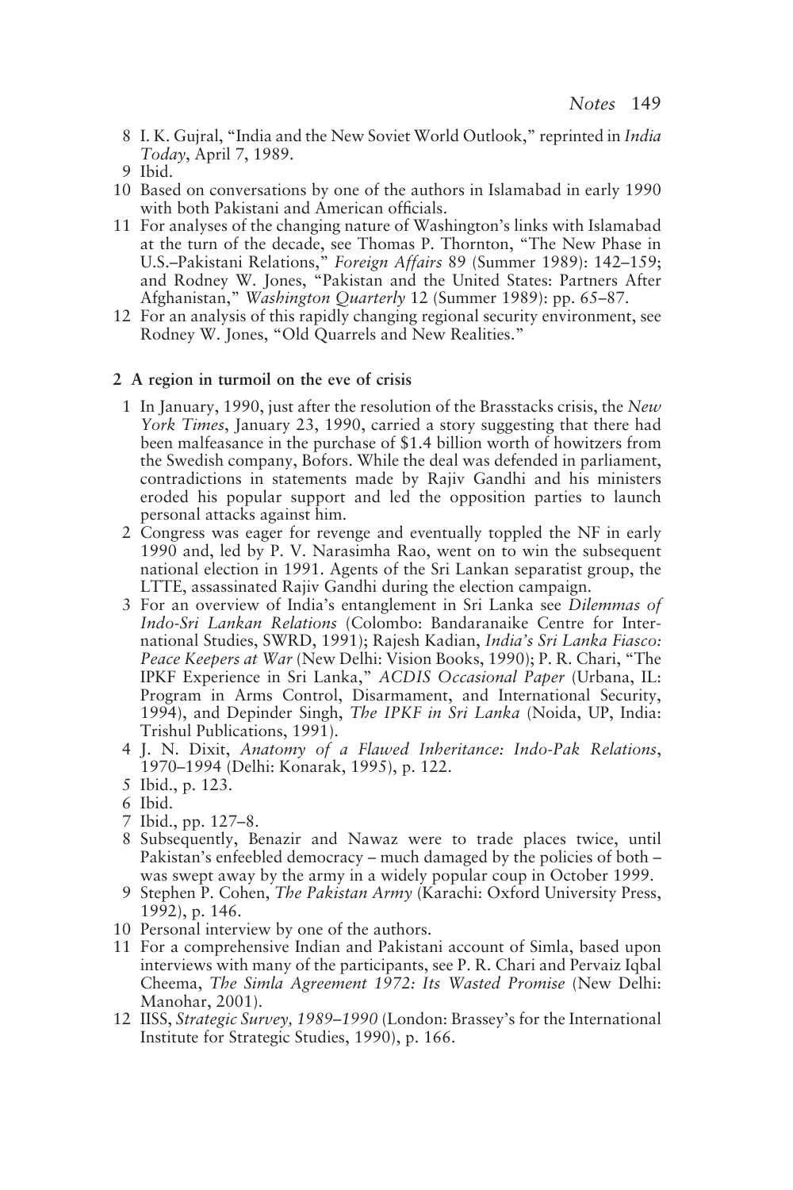8 I. K. Gujral, "India and the New Soviet World Outlook," reprinted in *India Today*, April 7, 1989.

9 Ibid.

10 Based on conversations by one of the authors in Islamabad in early 1990 with both Pakistani and American officials.

11 For analyses of the changing nature of Washington's links with Islamabad at the turn of the decade, see Thomas P. Thornton, "The New Phase in U.S.–Pakistani Relations," *Foreign Affairs* 89 (Summer 1989): 142–159; and Rodney W. Jones, "Pakistan and the United States: Partners After Afghanistan," *Washington Quarterly* 12 (Summer 1989): pp. 65–87.

12 For an analysis of this rapidly changing regional security environment, see Rodney W. Jones, "Old Quarrels and New Realities."

## 2 A region in turmoil on the eve of crisis

1 In January, 1990, just after the resolution of the Brasstacks crisis, the *New York Times*, January 23, 1990, carried a story suggesting that there had been malfeasance in the purchase of $1.4 billion worth of howitzers from the Swedish company, Bofors. While the deal was defended in parliament, contradictions in statements made by Rajiv Gandhi and his ministers eroded his popular support and led the opposition parties to launch personal attacks against him.

2 Congress was eager for revenge and eventually toppled the NF in early 1990 and, led by P. V. Narasimha Rao, went on to win the subsequent national election in 1991. Agents of the Sri Lankan separatist group, the LTTE, assassinated Rajiv Gandhi during the election campaign.

3 For an overview of India's entanglement in Sri Lanka see *Dilemmas of Indo-Sri Lankan Relations* (Colombo: Bandaranaike Centre for International Studies, SWRD, 1991); Rajesh Kadian, *India's Sri Lanka Fiasco: Peace Keepers at War* (New Delhi: Vision Books, 1990); P. R. Chari, "The IPKF Experience in Sri Lanka," *ACDIS Occasional Paper* (Urbana, IL: Program in Arms Control, Disarmament, and International Security, 1994), and Depinder Singh, *The IPKF in Sri Lanka* (Noida, UP, India: Trishul Publications, 1991).

4 J. N. Dixit, *Anatomy of a Flawed Inheritance: Indo-Pak Relations*, 1970–1994 (Delhi: Konarak, 1995), p. 122.

5 Ibid., p. 123.

6 Ibid.

7 Ibid., pp. 127–8.

8 Subsequently, Benazir and Nawaz were to trade places twice, until Pakistan's enfeebled democracy – much damaged by the policies of both – was swept away by the army in a widely popular coup in October 1999.

9 Stephen P. Cohen, *The Pakistan Army* (Karachi: Oxford University Press, 1992), p. 146.

10 Personal interview by one of the authors.

11 For a comprehensive Indian and Pakistani account of Simla, based upon interviews with many of the participants, see P. R. Chari and Pervaiz Iqbal Cheema, *The Simla Agreement 1972: Its Wasted Promise* (New Delhi: Manohar, 2001).

12 IISS, *Strategic Survey, 1989–1990* (London: Brassey's for the International Institute for Strategic Studies, 1990), p. 166.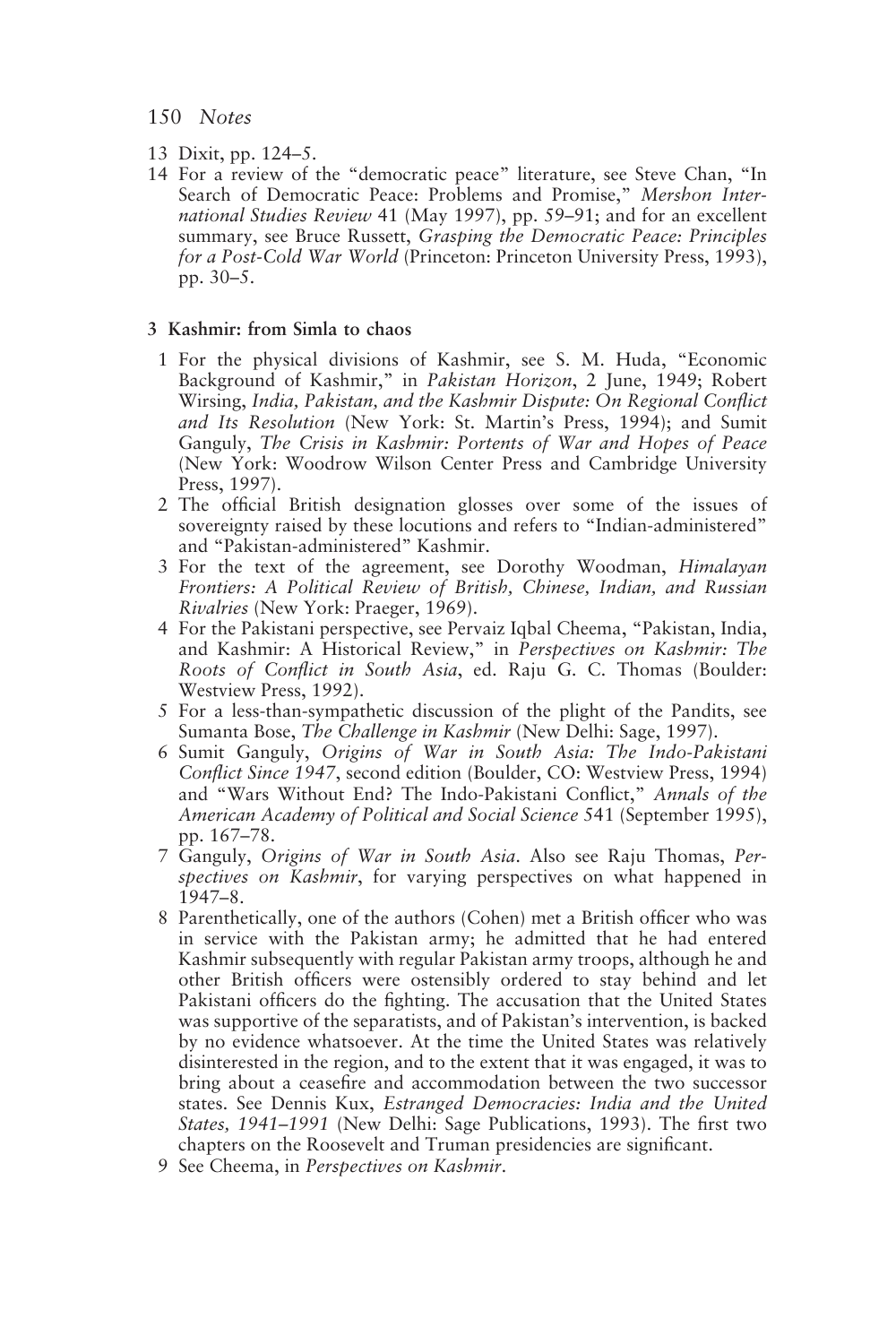13 Dixit, pp. 124–5.

14 For a review of the "democratic peace" literature, see Steve Chan, "In Search of Democratic Peace: Problems and Promise," *Mershon International Studies Review* 41 (May 1997), pp. 59–91; and for an excellent summary, see Bruce Russett, *Grasping the Democratic Peace: Principles for a Post-Cold War World* (Princeton: Princeton University Press, 1993), pp. 30–5.

## 3 Kashmir: from Simla to chaos

1 For the physical divisions of Kashmir, see S. M. Huda, "Economic Background of Kashmir," in *Pakistan Horizon*, 2 June, 1949; Robert Wirsing, *India, Pakistan, and the Kashmir Dispute: On Regional Conflict and Its Resolution* (New York: St. Martin's Press, 1994); and Sumit Ganguly, *The Crisis in Kashmir: Portents of War and Hopes of Peace* (New York: Woodrow Wilson Center Press and Cambridge University Press, 1997).

2 The official British designation glosses over some of the issues of sovereignty raised by these locutions and refers to "Indian-administered" and "Pakistan-administered" Kashmir.

3 For the text of the agreement, see Dorothy Woodman, *Himalayan Frontiers: A Political Review of British, Chinese, Indian, and Russian Rivalries* (New York: Praeger, 1969).

4 For the Pakistani perspective, see Pervaiz Iqbal Cheema, "Pakistan, India, and Kashmir: A Historical Review," in *Perspectives on Kashmir: The Roots of Conflict in South Asia*, ed. Raju G. C. Thomas (Boulder: Westview Press, 1992).

5 For a less-than-sympathetic discussion of the plight of the Pandits, see Sumanta Bose, *The Challenge in Kashmir* (New Delhi: Sage, 1997).

6 Sumit Ganguly, *Origins of War in South Asia: The Indo-Pakistani Conflict Since 1947*, second edition (Boulder, CO: Westview Press, 1994) and "Wars Without End? The Indo-Pakistani Conflict," *Annals of the American Academy of Political and Social Science* 541 (September 1995), pp. 167–78.

7 Ganguly, *Origins of War in South Asia*. Also see Raju Thomas, *Perspectives on Kashmir*, for varying perspectives on what happened in 1947–8.

8 Parenthetically, one of the authors (Cohen) met a British officer who was in service with the Pakistan army; he admitted that he had entered Kashmir subsequently with regular Pakistan army troops, although he and other British officers were ostensibly ordered to stay behind and let Pakistani officers do the fighting. The accusation that the United States was supportive of the separatists, and of Pakistan's intervention, is backed by no evidence whatsoever. At the time the United States was relatively disinterested in the region, and to the extent that it was engaged, it was to bring about a ceasefire and accommodation between the two successor states. See Dennis Kux, *Estranged Democracies: India and the United States, 1941–1991* (New Delhi: Sage Publications, 1993). The first two chapters on the Roosevelt and Truman presidencies are significant.

9 See Cheema, in *Perspectives on Kashmir*.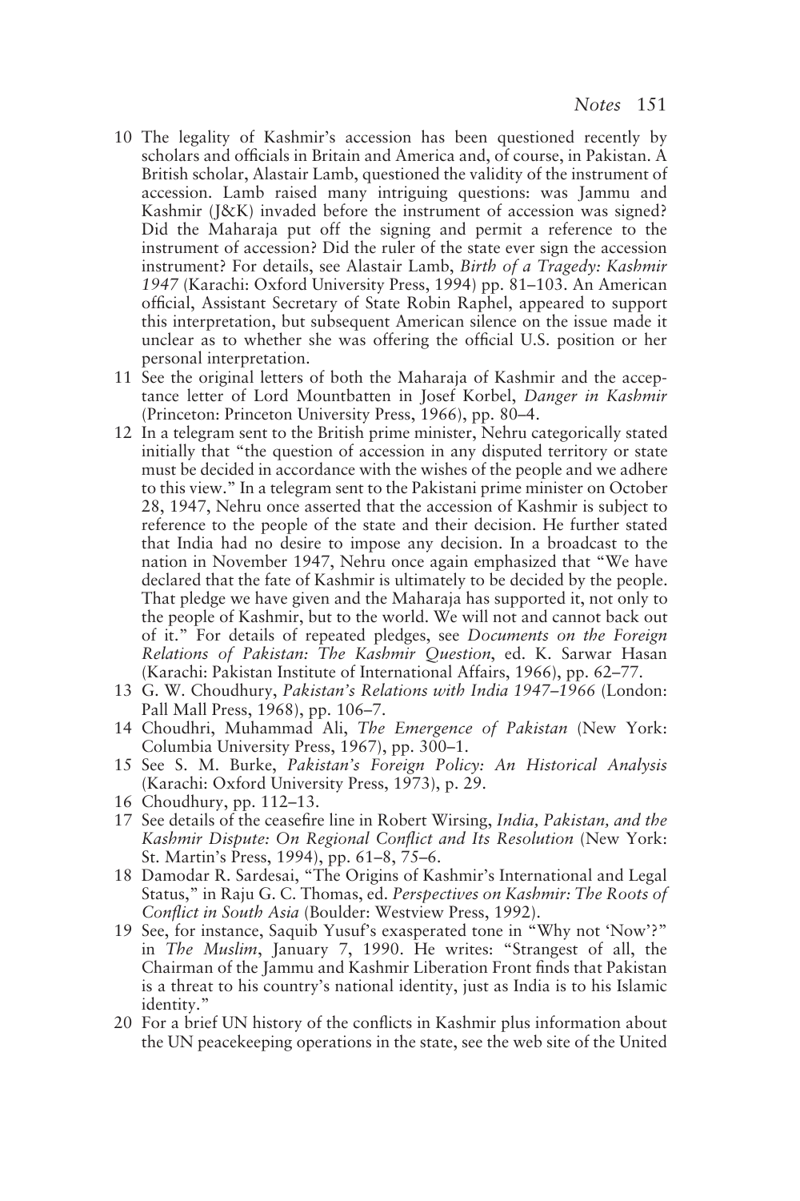10 The legality of Kashmir's accession has been questioned recently by scholars and officials in Britain and America and, of course, in Pakistan. A British scholar, Alastair Lamb, questioned the validity of the instrument of accession. Lamb raised many intriguing questions: was Jammu and Kashmir (J&K) invaded before the instrument of accession was signed? Did the Maharaja put off the signing and permit a reference to the instrument of accession? Did the ruler of the state ever sign the accession instrument? For details, see Alastair Lamb, *Birth of a Tragedy: Kashmir 1947* (Karachi: Oxford University Press, 1994) pp. 81–103. An American official, Assistant Secretary of State Robin Raphel, appeared to support this interpretation, but subsequent American silence on the issue made it unclear as to whether she was offering the official U.S. position or her personal interpretation.

11 See the original letters of both the Maharaja of Kashmir and the acceptance letter of Lord Mountbatten in Josef Korbel, *Danger in Kashmir* (Princeton: Princeton University Press, 1966), pp. 80–4.

12 In a telegram sent to the British prime minister, Nehru categorically stated initially that "the question of accession in any disputed territory or state must be decided in accordance with the wishes of the people and we adhere to this view." In a telegram sent to the Pakistani prime minister on October 28, 1947, Nehru once asserted that the accession of Kashmir is subject to reference to the people of the state and their decision. He further stated that India had no desire to impose any decision. In a broadcast to the nation in November 1947, Nehru once again emphasized that "We have declared that the fate of Kashmir is ultimately to be decided by the people. That pledge we have given and the Maharaja has supported it, not only to the people of Kashmir, but to the world. We will not and cannot back out of it." For details of repeated pledges, see *Documents on the Foreign Relations of Pakistan: The Kashmir Question*, ed. K. Sarwar Hasan (Karachi: Pakistan Institute of International Affairs, 1966), pp. 62–77.

13 G. W. Choudhury, *Pakistan's Relations with India 1947–1966* (London: Pall Mall Press, 1968), pp. 106–7.

14 Choudhri, Muhammad Ali, *The Emergence of Pakistan* (New York: Columbia University Press, 1967), pp. 300–1.

15 See S. M. Burke, *Pakistan's Foreign Policy: An Historical Analysis* (Karachi: Oxford University Press, 1973), p. 29.

16 Choudhury, pp. 112–13.

17 See details of the ceasefire line in Robert Wirsing, *India, Pakistan, and the Kashmir Dispute: On Regional Conflict and Its Resolution* (New York: St. Martin's Press, 1994), pp. 61–8, 75–6.

18 Damodar R. Sardesai, "The Origins of Kashmir's International and Legal Status," in Raju G. C. Thomas, ed. *Perspectives on Kashmir: The Roots of Conflict in South Asia* (Boulder: Westview Press, 1992).

19 See, for instance, Saquib Yusuf's exasperated tone in "Why not 'Now'?" in *The Muslim*, January 7, 1990. He writes: "Strangest of all, the Chairman of the Jammu and Kashmir Liberation Front finds that Pakistan is a threat to his country's national identity, just as India is to his Islamic identity."

20 For a brief UN history of the conflicts in Kashmir plus information about the UN peacekeeping operations in the state, see the web site of the United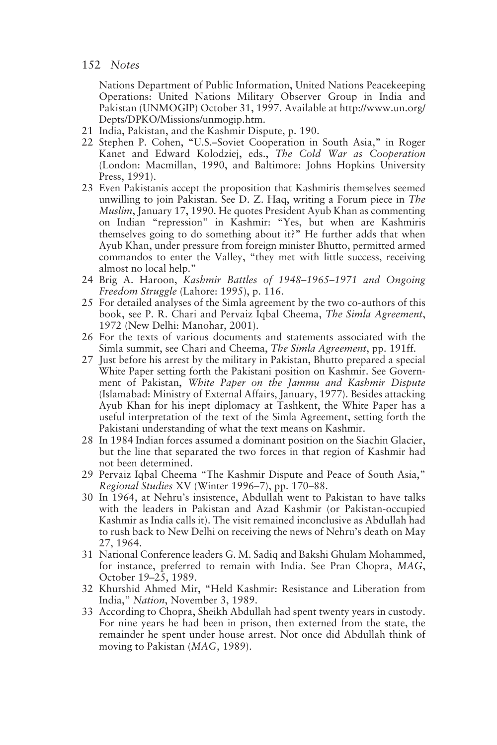Nations Department of Public Information, United Nations Peacekeeping Operations: United Nations Military Observer Group in India and Pakistan (UNMOGIP) October 31, 1997. Available at http://www.un.org/Depts/DPKO/Missions/unmogip.htm.

21 India, Pakistan, and the Kashmir Dispute, p. 190.

22 Stephen P. Cohen, "U.S.–Soviet Cooperation in South Asia," in Roger Kanet and Edward Kolodziej, eds., *The Cold War as Cooperation* (London: Macmillan, 1990, and Baltimore: Johns Hopkins University Press, 1991).

23 Even Pakistanis accept the proposition that Kashmiris themselves seemed unwilling to join Pakistan. See D. Z. Haq, writing a Forum piece in *The Muslim*, January 17, 1990. He quotes President Ayub Khan as commenting on Indian "repression" in Kashmir: "Yes, but when are Kashmiris themselves going to do something about it?" He further adds that when Ayub Khan, under pressure from foreign minister Bhutto, permitted armed commandos to enter the Valley, "they met with little success, receiving almost no local help."

24 Brig A. Haroon, *Kashmir Battles of 1948–1965–1971 and Ongoing Freedom Struggle* (Lahore: 1995), p. 116.

25 For detailed analyses of the Simla agreement by the two co-authors of this book, see P. R. Chari and Pervaiz Iqbal Cheema, *The Simla Agreement*, 1972 (New Delhi: Manohar, 2001).

26 For the texts of various documents and statements associated with the Simla summit, see Chari and Cheema, *The Simla Agreement*, pp. 191ff.

27 Just before his arrest by the military in Pakistan, Bhutto prepared a special White Paper setting forth the Pakistani position on Kashmir. See Government of Pakistan, *White Paper on the Jammu and Kashmir Dispute* (Islamabad: Ministry of External Affairs, January, 1977). Besides attacking Ayub Khan for his inept diplomacy at Tashkent, the White Paper has a useful interpretation of the text of the Simla Agreement, setting forth the Pakistani understanding of what the text means on Kashmir.

28 In 1984 Indian forces assumed a dominant position on the Siachin Glacier, but the line that separated the two forces in that region of Kashmir had not been determined.

29 Pervaiz Iqbal Cheema "The Kashmir Dispute and Peace of South Asia," *Regional Studies* XV (Winter 1996–7), pp. 170–88.

30 In 1964, at Nehru's insistence, Abdullah went to Pakistan to have talks with the leaders in Pakistan and Azad Kashmir (or Pakistan-occupied Kashmir as India calls it). The visit remained inconclusive as Abdullah had to rush back to New Delhi on receiving the news of Nehru's death on May 27, 1964.

31 National Conference leaders G. M. Sadiq and Bakshi Ghulam Mohammed, for instance, preferred to remain with India. See Pran Chopra, *MAG*, October 19–25, 1989.

32 Khurshid Ahmed Mir, "Held Kashmir: Resistance and Liberation from India," *Nation*, November 3, 1989.

33 According to Chopra, Sheikh Abdullah had spent twenty years in custody. For nine years he had been in prison, then externed from the state, the remainder he spent under house arrest. Not once did Abdullah think of moving to Pakistan (*MAG*, 1989).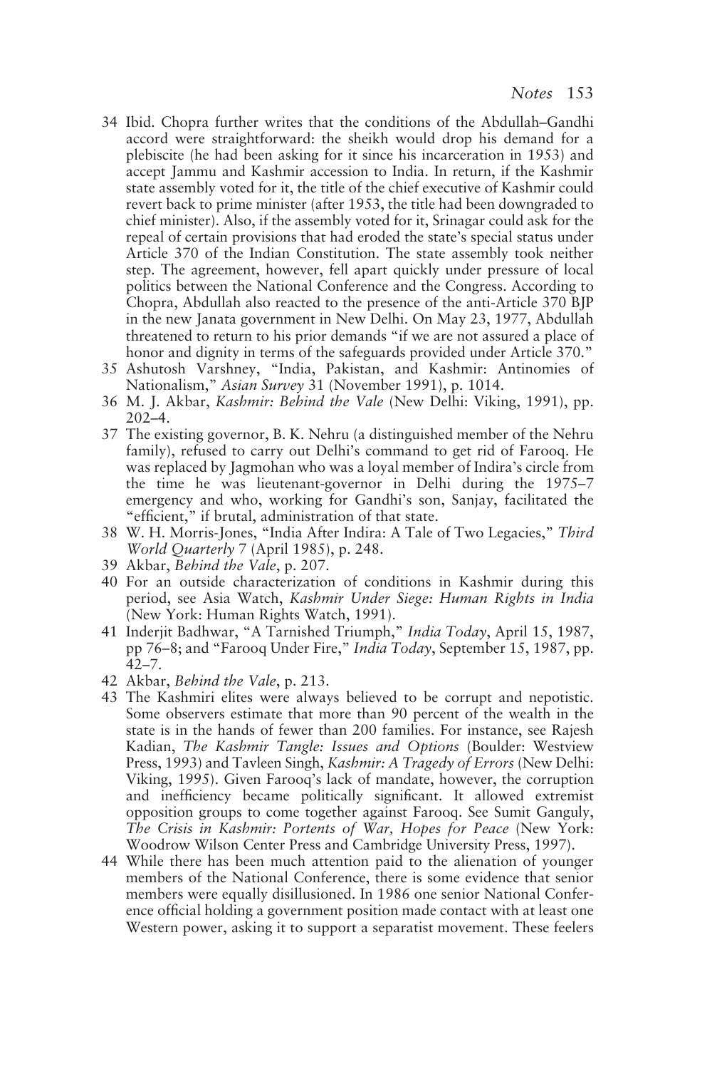34 Ibid. Chopra further writes that the conditions of the Abdullah–Gandhi accord were straightforward: the sheikh would drop his demand for a plebiscite (he had been asking for it since his incarceration in 1953) and accept Jammu and Kashmir accession to India. In return, if the Kashmir state assembly voted for it, the title of the chief executive of Kashmir could revert back to prime minister (after 1953, the title had been downgraded to chief minister). Also, if the assembly voted for it, Srinagar could ask for the repeal of certain provisions that had eroded the state's special status under Article 370 of the Indian Constitution. The state assembly took neither step. The agreement, however, fell apart quickly under pressure of local politics between the National Conference and the Congress. According to Chopra, Abdullah also reacted to the presence of the anti-Article 370 BJP in the new Janata government in New Delhi. On May 23, 1977, Abdullah threatened to return to his prior demands "if we are not assured a place of honor and dignity in terms of the safeguards provided under Article 370."

35 Ashutosh Varshney, "India, Pakistan, and Kashmir: Antinomies of Nationalism," *Asian Survey* 31 (November 1991), p. 1014.

36 M. J. Akbar, *Kashmir: Behind the Vale* (New Delhi: Viking, 1991), pp. 202–4.

37 The existing governor, B. K. Nehru (a distinguished member of the Nehru family), refused to carry out Delhi's command to get rid of Farooq. He was replaced by Jagmohan who was a loyal member of Indira's circle from the time he was lieutenant-governor in Delhi during the 1975–7 emergency and who, working for Gandhi's son, Sanjay, facilitated the "efficient," if brutal, administration of that state.

38 W. H. Morris-Jones, "India After Indira: A Tale of Two Legacies," *Third World Quarterly* 7 (April 1985), p. 248.

39 Akbar, *Behind the Vale*, p. 207.

40 For an outside characterization of conditions in Kashmir during this period, see Asia Watch, *Kashmir Under Siege: Human Rights in India* (New York: Human Rights Watch, 1991).

41 Inderjit Badhwar, "A Tarnished Triumph," *India Today*, April 15, 1987, pp 76–8; and "Farooq Under Fire," *India Today*, September 15, 1987, pp. 42–7.

42 Akbar, *Behind the Vale*, p. 213.

43 The Kashmiri elites were always believed to be corrupt and nepotistic. Some observers estimate that more than 90 percent of the wealth in the state is in the hands of fewer than 200 families. For instance, see Rajesh Kadian, *The Kashmir Tangle: Issues and Options* (Boulder: Westview Press, 1993) and Tavleen Singh, *Kashmir: A Tragedy of Errors* (New Delhi: Viking, 1995). Given Farooq's lack of mandate, however, the corruption and inefficiency became politically significant. It allowed extremist opposition groups to come together against Farooq. See Sumit Ganguly, *The Crisis in Kashmir: Portents of War, Hopes for Peace* (New York: Woodrow Wilson Center Press and Cambridge University Press, 1997).

44 While there has been much attention paid to the alienation of younger members of the National Conference, there is some evidence that senior members were equally disillusioned. In 1986 one senior National Conference official holding a government position made contact with at least one Western power, asking it to support a separatist movement. These feelers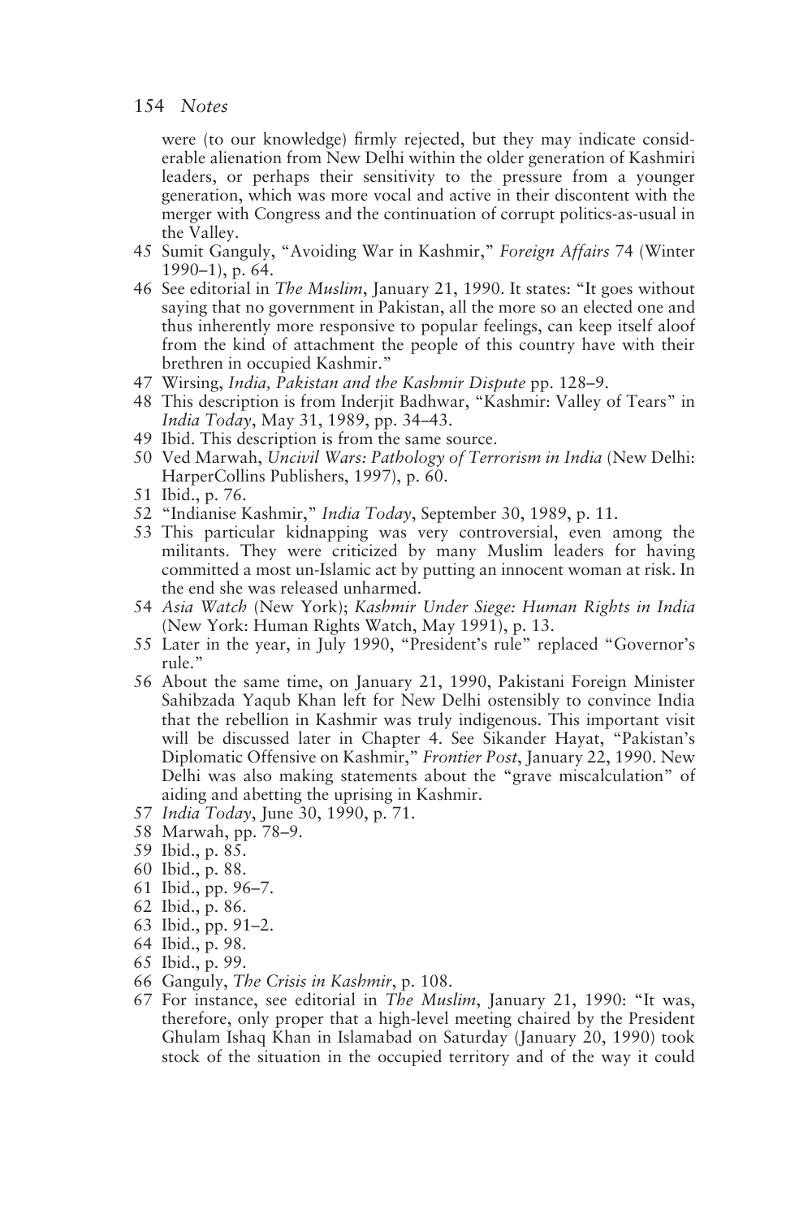were (to our knowledge) firmly rejected, but they may indicate considerable alienation from New Delhi within the older generation of Kashmiri leaders, or perhaps their sensitivity to the pressure from a younger generation, which was more vocal and active in their discontent with the merger with Congress and the continuation of corrupt politics-as-usual in the Valley.

45 Sumit Ganguly, "Avoiding War in Kashmir," *Foreign Affairs* 74 (Winter 1990–1), p. 64.

46 See editorial in *The Muslim*, January 21, 1990. It states: "It goes without saying that no government in Pakistan, all the more so an elected one and thus inherently more responsive to popular feelings, can keep itself aloof from the kind of attachment the people of this country have with their brethren in occupied Kashmir."

47 Wirsing, *India, Pakistan and the Kashmir Dispute* pp. 128–9.

48 This description is from Inderjit Badhwar, "Kashmir: Valley of Tears" in *India Today*, May 31, 1989, pp. 34–43.

49 Ibid. This description is from the same source.

50 Ved Marwah, *Uncivil Wars: Pathology of Terrorism in India* (New Delhi: HarperCollins Publishers, 1997), p. 60.

51 Ibid., p. 76.

52 "Indianise Kashmir," *India Today*, September 30, 1989, p. 11.

53 This particular kidnapping was very controversial, even among the militants. They were criticized by many Muslim leaders for having committed a most un-Islamic act by putting an innocent woman at risk. In the end she was released unharmed.

54 *Asia Watch* (New York); *Kashmir Under Siege: Human Rights in India* (New York: Human Rights Watch, May 1991), p. 13.

55 Later in the year, in July 1990, "President's rule" replaced "Governor's rule."

56 About the same time, on January 21, 1990, Pakistani Foreign Minister Sahibzada Yaqub Khan left for New Delhi ostensibly to convince India that the rebellion in Kashmir was truly indigenous. This important visit will be discussed later in Chapter 4. See Sikander Hayat, "Pakistan's Diplomatic Offensive on Kashmir," *Frontier Post*, January 22, 1990. New Delhi was also making statements about the "grave miscalculation" of aiding and abetting the uprising in Kashmir.

57 *India Today*, June 30, 1990, p. 71.

58 Marwah, pp. 78–9.

59 Ibid., p. 85.

60 Ibid., p. 88.

61 Ibid., pp. 96–7.

62 Ibid., p. 86.

63 Ibid., pp. 91–2.

64 Ibid., p. 98.

65 Ibid., p. 99.

66 Ganguly, *The Crisis in Kashmir*, p. 108.

67 For instance, see editorial in *The Muslim*, January 21, 1990: "It was, therefore, only proper that a high-level meeting chaired by the President Ghulam Ishaq Khan in Islamabad on Saturday (January 20, 1990) took stock of the situation in the occupied territory and of the way it could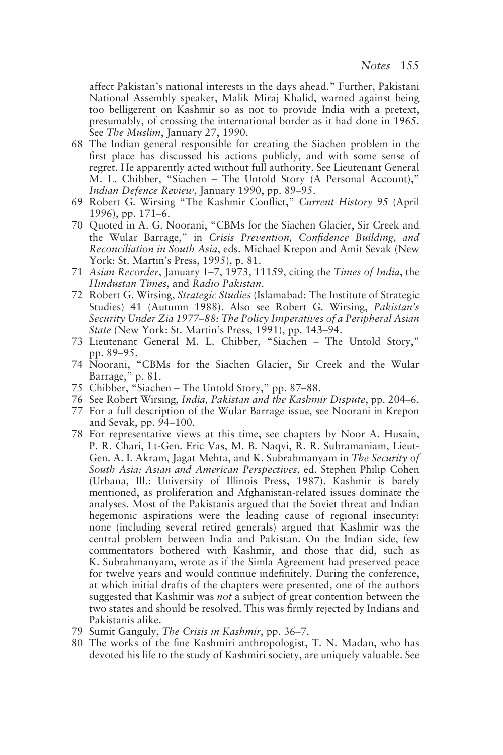affect Pakistan's national interests in the days ahead." Further, Pakistani National Assembly speaker, Malik Miraj Khalid, warned against being too belligerent on Kashmir so as not to provide India with a pretext, presumably, of crossing the international border as it had done in 1965. See *The Muslim*, January 27, 1990.

68 The Indian general responsible for creating the Siachen problem in the first place has discussed his actions publicly, and with some sense of regret. He apparently acted without full authority. See Lieutenant General M. L. Chibber, "Siachen – The Untold Story (A Personal Account)," *Indian Defence Review*, January 1990, pp. 89–95.

69 Robert G. Wirsing "The Kashmir Conflict," *Current History* 95 (April 1996), pp. 171–6.

70 Quoted in A. G. Noorani, "CBMs for the Siachen Glacier, Sir Creek and the Wular Barrage," in *Crisis Prevention, Confidence Building, and Reconciliation in South Asia*, eds. Michael Krepon and Amit Sevak (New York: St. Martin's Press, 1995), p. 81.

71 *Asian Recorder*, January 1–7, 1973, 11159, citing the *Times of India*, the *Hindustan Times*, and *Radio Pakistan*.

72 Robert G. Wirsing, *Strategic Studies* (Islamabad: The Institute of Strategic Studies) 41 (Autumn 1988). Also see Robert G. Wirsing, *Pakistan's Security Under Zia 1977–88: The Policy Imperatives of a Peripheral Asian State* (New York: St. Martin's Press, 1991), pp. 143–94.

73 Lieutenant General M. L. Chibber, "Siachen – The Untold Story," pp. 89–95.

74 Noorani, "CBMs for the Siachen Glacier, Sir Creek and the Wular Barrage," p. 81.

75 Chibber, "Siachen – The Untold Story," pp. 87–88.

76 See Robert Wirsing, *India, Pakistan and the Kashmir Dispute*, pp. 204–6.

77 For a full description of the Wular Barrage issue, see Noorani in Krepon and Sevak, pp. 94–100.

78 For representative views at this time, see chapters by Noor A. Husain, P. R. Chari, Lt-Gen. Eric Vas, M. B. Naqvi, R. R. Subramaniam, Lieut-Gen. A. I. Akram, Jagat Mehta, and K. Subrahmanyam in *The Security of South Asia: Asian and American Perspectives*, ed. Stephen Philip Cohen (Urbana, Ill.: University of Illinois Press, 1987). Kashmir is barely mentioned, as proliferation and Afghanistan-related issues dominate the analyses. Most of the Pakistanis argued that the Soviet threat and Indian hegemonic aspirations were the leading cause of regional insecurity: none (including several retired generals) argued that Kashmir was the central problem between India and Pakistan. On the Indian side, few commentators bothered with Kashmir, and those that did, such as K. Subrahmanyam, wrote as if the Simla Agreement had preserved peace for twelve years and would continue indefinitely. During the conference, at which initial drafts of the chapters were presented, one of the authors suggested that Kashmir was *not* a subject of great contention between the two states and should be resolved. This was firmly rejected by Indians and Pakistanis alike.

79 Sumit Ganguly, *The Crisis in Kashmir*, pp. 36–7.

80 The works of the fine Kashmiri anthropologist, T. N. Madan, who has devoted his life to the study of Kashmiri society, are uniquely valuable. See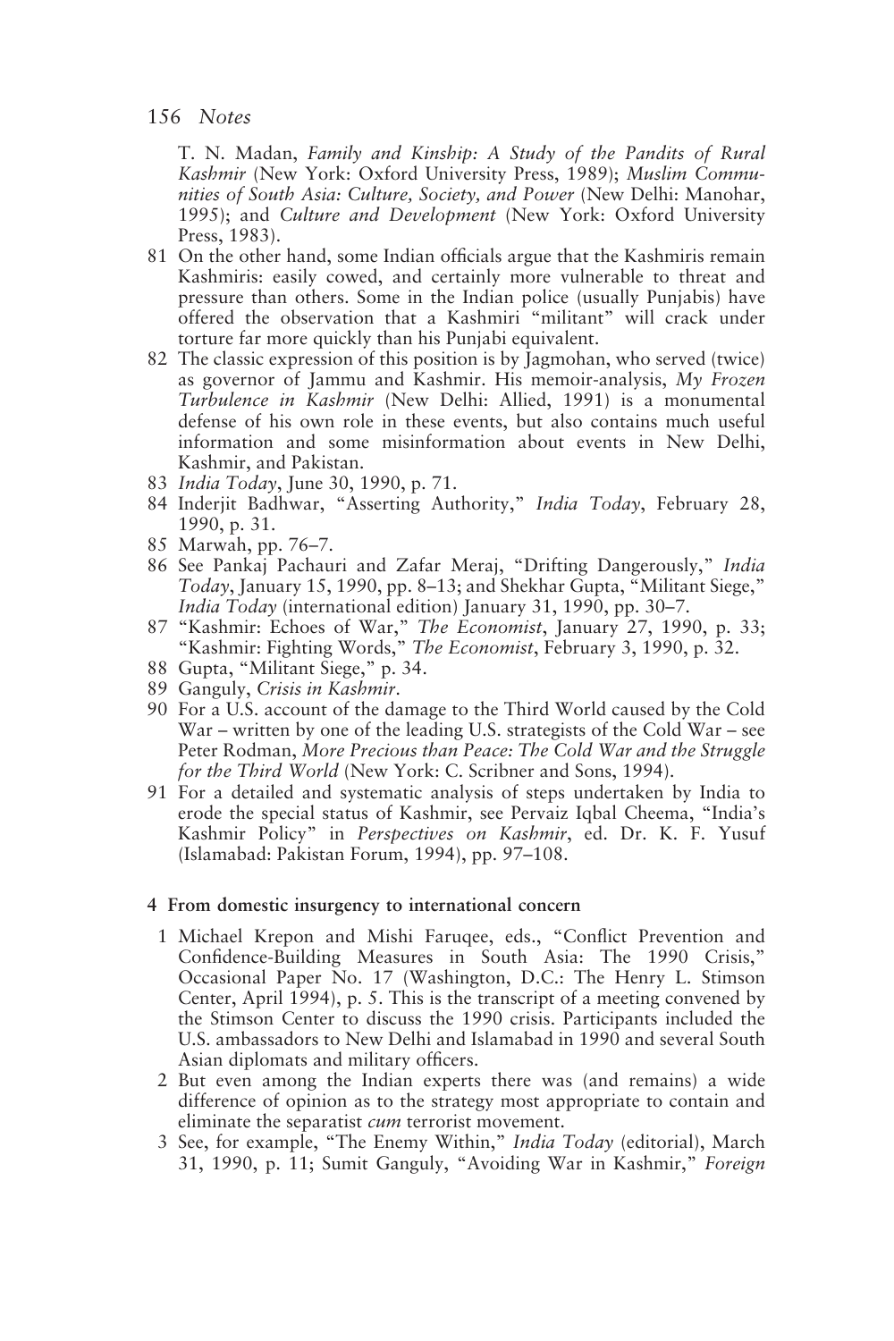T. N. Madan, *Family and Kinship: A Study of the Pandits of Rural Kashmir* (New York: Oxford University Press, 1989); *Muslim Communities of South Asia: Culture, Society, and Power* (New Delhi: Manohar, 1995); and *Culture and Development* (New York: Oxford University Press, 1983).

81 On the other hand, some Indian officials argue that the Kashmiris remain Kashmiris: easily cowed, and certainly more vulnerable to threat and pressure than others. Some in the Indian police (usually Punjabis) have offered the observation that a Kashmiri "militant" will crack under torture far more quickly than his Punjabi equivalent.

82 The classic expression of this position is by Jagmohan, who served (twice) as governor of Jammu and Kashmir. His memoir-analysis, *My Frozen Turbulence in Kashmir* (New Delhi: Allied, 1991) is a monumental defense of his own role in these events, but also contains much useful information and some misinformation about events in New Delhi, Kashmir, and Pakistan.

83 *India Today*, June 30, 1990, p. 71.

84 Inderjit Badhwar, "Asserting Authority," *India Today*, February 28, 1990, p. 31.

85 Marwah, pp. 76–7.

86 See Pankaj Pachauri and Zafar Meraj, "Drifting Dangerously," *India Today*, January 15, 1990, pp. 8–13; and Shekhar Gupta, "Militant Siege," *India Today* (international edition) January 31, 1990, pp. 30–7.

87 "Kashmir: Echoes of War," *The Economist*, January 27, 1990, p. 33; "Kashmir: Fighting Words," *The Economist*, February 3, 1990, p. 32.

88 Gupta, "Militant Siege," p. 34.

89 Ganguly, *Crisis in Kashmir*.

90 For a U.S. account of the damage to the Third World caused by the Cold War – written by one of the leading U.S. strategists of the Cold War – see Peter Rodman, *More Precious than Peace: The Cold War and the Struggle for the Third World* (New York: C. Scribner and Sons, 1994).

91 For a detailed and systematic analysis of steps undertaken by India to erode the special status of Kashmir, see Pervaiz Iqbal Cheema, "India's Kashmir Policy" in *Perspectives on Kashmir*, ed. Dr. K. F. Yusuf (Islamabad: Pakistan Forum, 1994), pp. 97–108.

## 4 From domestic insurgency to international concern

1 Michael Krepon and Mishi Faruqee, eds., "Conflict Prevention and Confidence-Building Measures in South Asia: The 1990 Crisis," Occasional Paper No. 17 (Washington, D.C.: The Henry L. Stimson Center, April 1994), p. 5. This is the transcript of a meeting convened by the Stimson Center to discuss the 1990 crisis. Participants included the U.S. ambassadors to New Delhi and Islamabad in 1990 and several South Asian diplomats and military officers.

2 But even among the Indian experts there was (and remains) a wide difference of opinion as to the strategy most appropriate to contain and eliminate the separatist *cum* terrorist movement.

3 See, for example, "The Enemy Within," *India Today* (editorial), March 31, 1990, p. 11; Sumit Ganguly, "Avoiding War in Kashmir," *Foreign*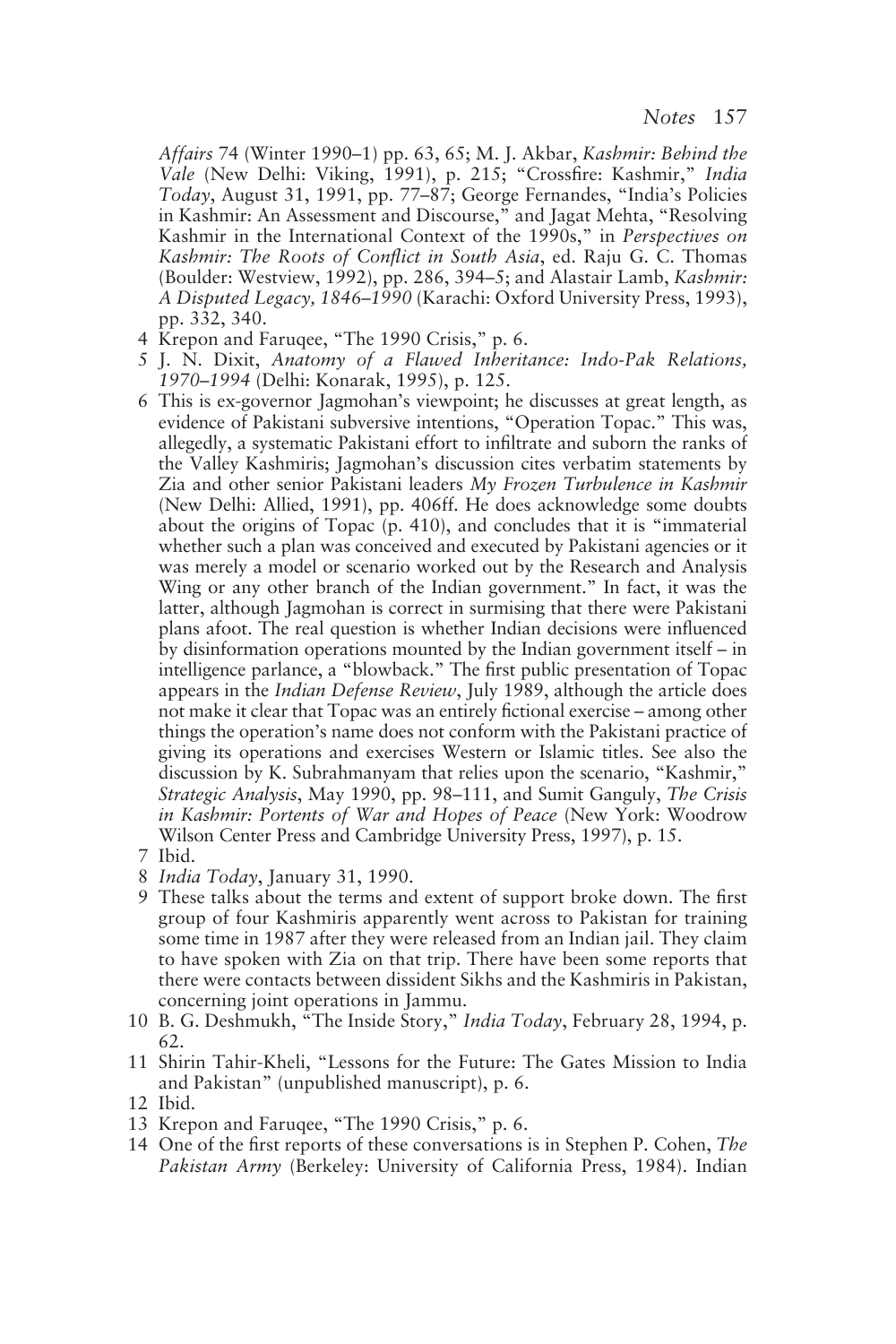*Affairs* 74 (Winter 1990–1) pp. 63, 65; M. J. Akbar, *Kashmir: Behind the Vale* (New Delhi: Viking, 1991), p. 215; "Crossfire: Kashmir," *India Today*, August 31, 1991, pp. 77–87; George Fernandes, "India's Policies in Kashmir: An Assessment and Discourse," and Jagat Mehta, "Resolving Kashmir in the International Context of the 1990s," in *Perspectives on Kashmir: The Roots of Conflict in South Asia*, ed. Raju G. C. Thomas (Boulder: Westview, 1992), pp. 286, 394–5; and Alastair Lamb, *Kashmir: A Disputed Legacy, 1846–1990* (Karachi: Oxford University Press, 1993), pp. 332, 340.

4 Krepon and Faruqee, "The 1990 Crisis," p. 6.

5 J. N. Dixit, *Anatomy of a Flawed Inheritance: Indo-Pak Relations, 1970–1994* (Delhi: Konarak, 1995), p. 125.

6 This is ex-governor Jagmohan's viewpoint; he discusses at great length, as evidence of Pakistani subversive intentions, "Operation Topac." This was, allegedly, a systematic Pakistani effort to infiltrate and suborn the ranks of the Valley Kashmiris; Jagmohan's discussion cites verbatim statements by Zia and other senior Pakistani leaders *My Frozen Turbulence in Kashmir* (New Delhi: Allied, 1991), pp. 406ff. He does acknowledge some doubts about the origins of Topac (p. 410), and concludes that it is "immaterial whether such a plan was conceived and executed by Pakistani agencies or it was merely a model or scenario worked out by the Research and Analysis Wing or any other branch of the Indian government." In fact, it was the latter, although Jagmohan is correct in surmising that there were Pakistani plans afoot. The real question is whether Indian decisions were influenced by disinformation operations mounted by the Indian government itself – in intelligence parlance, a "blowback." The first public presentation of Topac appears in the *Indian Defense Review*, July 1989, although the article does not make it clear that Topac was an entirely fictional exercise – among other things the operation's name does not conform with the Pakistani practice of giving its operations and exercises Western or Islamic titles. See also the discussion by K. Subrahmanyam that relies upon the scenario, "Kashmir," *Strategic Analysis*, May 1990, pp. 98–111, and Sumit Ganguly, *The Crisis in Kashmir: Portents of War and Hopes of Peace* (New York: Woodrow Wilson Center Press and Cambridge University Press, 1997), p. 15.

7 Ibid.

8 *India Today*, January 31, 1990.

9 These talks about the terms and extent of support broke down. The first group of four Kashmiris apparently went across to Pakistan for training some time in 1987 after they were released from an Indian jail. They claim to have spoken with Zia on that trip. There have been some reports that there were contacts between dissident Sikhs and the Kashmiris in Pakistan, concerning joint operations in Jammu.

10 B. G. Deshmukh, "The Inside Story," *India Today*, February 28, 1994, p. 62.

11 Shirin Tahir-Kheli, "Lessons for the Future: The Gates Mission to India and Pakistan" (unpublished manuscript), p. 6.

12 Ibid.

13 Krepon and Faruqee, "The 1990 Crisis," p. 6.

14 One of the first reports of these conversations is in Stephen P. Cohen, *The Pakistan Army* (Berkeley: University of California Press, 1984). Indian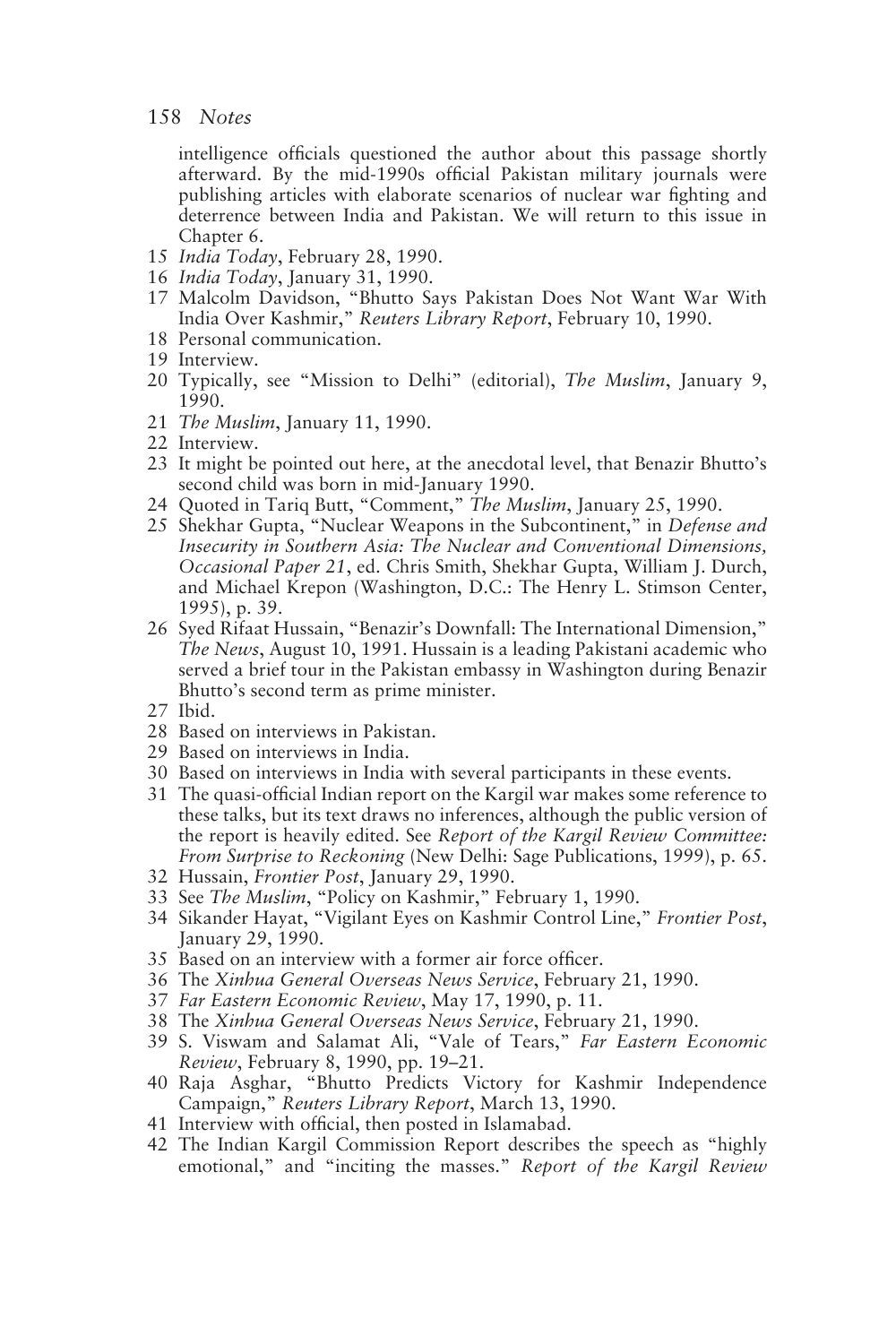intelligence officials questioned the author about this passage shortly afterward. By the mid-1990s official Pakistan military journals were publishing articles with elaborate scenarios of nuclear war fighting and deterrence between India and Pakistan. We will return to this issue in Chapter 6.

15 *India Today*, February 28, 1990.
16 *India Today*, January 31, 1990.
17 Malcolm Davidson, "Bhutto Says Pakistan Does Not Want War With India Over Kashmir," *Reuters Library Report*, February 10, 1990.
18 Personal communication.
19 Interview.
20 Typically, see "Mission to Delhi" (editorial), *The Muslim*, January 9, 1990.
21 *The Muslim*, January 11, 1990.
22 Interview.
23 It might be pointed out here, at the anecdotal level, that Benazir Bhutto's second child was born in mid-January 1990.
24 Quoted in Tariq Butt, "Comment," *The Muslim*, January 25, 1990.
25 Shekhar Gupta, "Nuclear Weapons in the Subcontinent," in *Defense and Insecurity in Southern Asia: The Nuclear and Conventional Dimensions, Occasional Paper 21*, ed. Chris Smith, Shekhar Gupta, William J. Durch, and Michael Krepon (Washington, D.C.: The Henry L. Stimson Center, 1995), p. 39.
26 Syed Rifaat Hussain, "Benazir's Downfall: The International Dimension," *The News*, August 10, 1991. Hussain is a leading Pakistani academic who served a brief tour in the Pakistan embassy in Washington during Benazir Bhutto's second term as prime minister.
27 Ibid.
28 Based on interviews in Pakistan.
29 Based on interviews in India.
30 Based on interviews in India with several participants in these events.
31 The quasi-official Indian report on the Kargil war makes some reference to these talks, but its text draws no inferences, although the public version of the report is heavily edited. See *Report of the Kargil Review Committee: From Surprise to Reckoning* (New Delhi: Sage Publications, 1999), p. 65.
32 Hussain, *Frontier Post*, January 29, 1990.
33 See *The Muslim*, "Policy on Kashmir," February 1, 1990.
34 Sikander Hayat, "Vigilant Eyes on Kashmir Control Line," *Frontier Post*, January 29, 1990.
35 Based on an interview with a former air force officer.
36 The *Xinhua General Overseas News Service*, February 21, 1990.
37 *Far Eastern Economic Review*, May 17, 1990, p. 11.
38 The *Xinhua General Overseas News Service*, February 21, 1990.
39 S. Viswam and Salamat Ali, "Vale of Tears," *Far Eastern Economic Review*, February 8, 1990, pp. 19–21.
40 Raja Asghar, "Bhutto Predicts Victory for Kashmir Independence Campaign," *Reuters Library Report*, March 13, 1990.
41 Interview with official, then posted in Islamabad.
42 The Indian Kargil Commission Report describes the speech as "highly emotional," and "inciting the masses." *Report of the Kargil Review*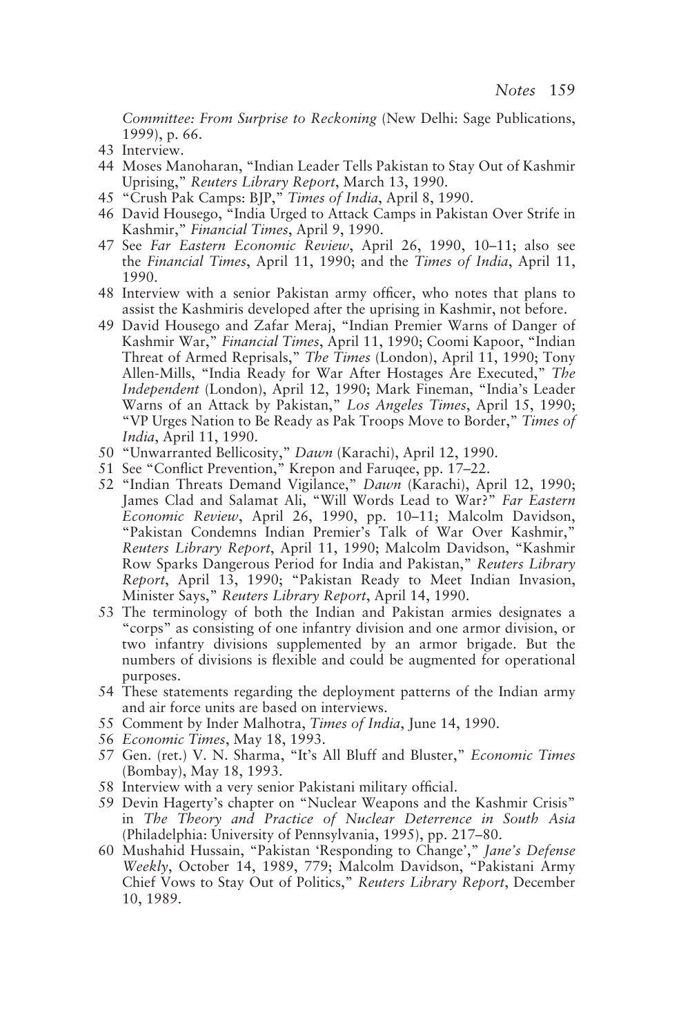*Committee: From Surprise to Reckoning* (New Delhi: Sage Publications, 1999), p. 66.

43 Interview.

44 Moses Manoharan, "Indian Leader Tells Pakistan to Stay Out of Kashmir Uprising," *Reuters Library Report*, March 13, 1990.

45 "Crush Pak Camps: BJP," *Times of India*, April 8, 1990.

46 David Housego, "India Urged to Attack Camps in Pakistan Over Strife in Kashmir," *Financial Times*, April 9, 1990.

47 See *Far Eastern Economic Review*, April 26, 1990, 10–11; also see the *Financial Times*, April 11, 1990; and the *Times of India*, April 11, 1990.

48 Interview with a senior Pakistan army officer, who notes that plans to assist the Kashmiris developed after the uprising in Kashmir, not before.

49 David Housego and Zafar Meraj, "Indian Premier Warns of Danger of Kashmir War," *Financial Times*, April 11, 1990; Coomi Kapoor, "Indian Threat of Armed Reprisals," *The Times* (London), April 11, 1990; Tony Allen-Mills, "India Ready for War After Hostages Are Executed," *The Independent* (London), April 12, 1990; Mark Fineman, "India's Leader Warns of an Attack by Pakistan," *Los Angeles Times*, April 15, 1990; "VP Urges Nation to Be Ready as Pak Troops Move to Border," *Times of India*, April 11, 1990.

50 "Unwarranted Bellicosity," *Dawn* (Karachi), April 12, 1990.

51 See "Conflict Prevention," Krepon and Faruqee, pp. 17–22.

52 "Indian Threats Demand Vigilance," *Dawn* (Karachi), April 12, 1990; James Clad and Salamat Ali, "Will Words Lead to War?" *Far Eastern Economic Review*, April 26, 1990, pp. 10–11; Malcolm Davidson, "Pakistan Condemns Indian Premier's Talk of War Over Kashmir," *Reuters Library Report*, April 11, 1990; Malcolm Davidson, "Kashmir Row Sparks Dangerous Period for India and Pakistan," *Reuters Library Report*, April 13, 1990; "Pakistan Ready to Meet Indian Invasion, Minister Says," *Reuters Library Report*, April 14, 1990.

53 The terminology of both the Indian and Pakistan armies designates a "corps" as consisting of one infantry division and one armor division, or two infantry divisions supplemented by an armor brigade. But the numbers of divisions is flexible and could be augmented for operational purposes.

54 These statements regarding the deployment patterns of the Indian army and air force units are based on interviews.

55 Comment by Inder Malhotra, *Times of India*, June 14, 1990.

56 *Economic Times*, May 18, 1993.

57 Gen. (ret.) V. N. Sharma, "It's All Bluff and Bluster," *Economic Times* (Bombay), May 18, 1993.

58 Interview with a very senior Pakistani military official.

59 Devin Hagerty's chapter on "Nuclear Weapons and the Kashmir Crisis" in *The Theory and Practice of Nuclear Deterrence in South Asia* (Philadelphia: University of Pennsylvania, 1995), pp. 217–80.

60 Mushahid Hussain, "Pakistan 'Responding to Change'," *Jane's Defense Weekly*, October 14, 1989, 779; Malcolm Davidson, "Pakistani Army Chief Vows to Stay Out of Politics," *Reuters Library Report*, December 10, 1989.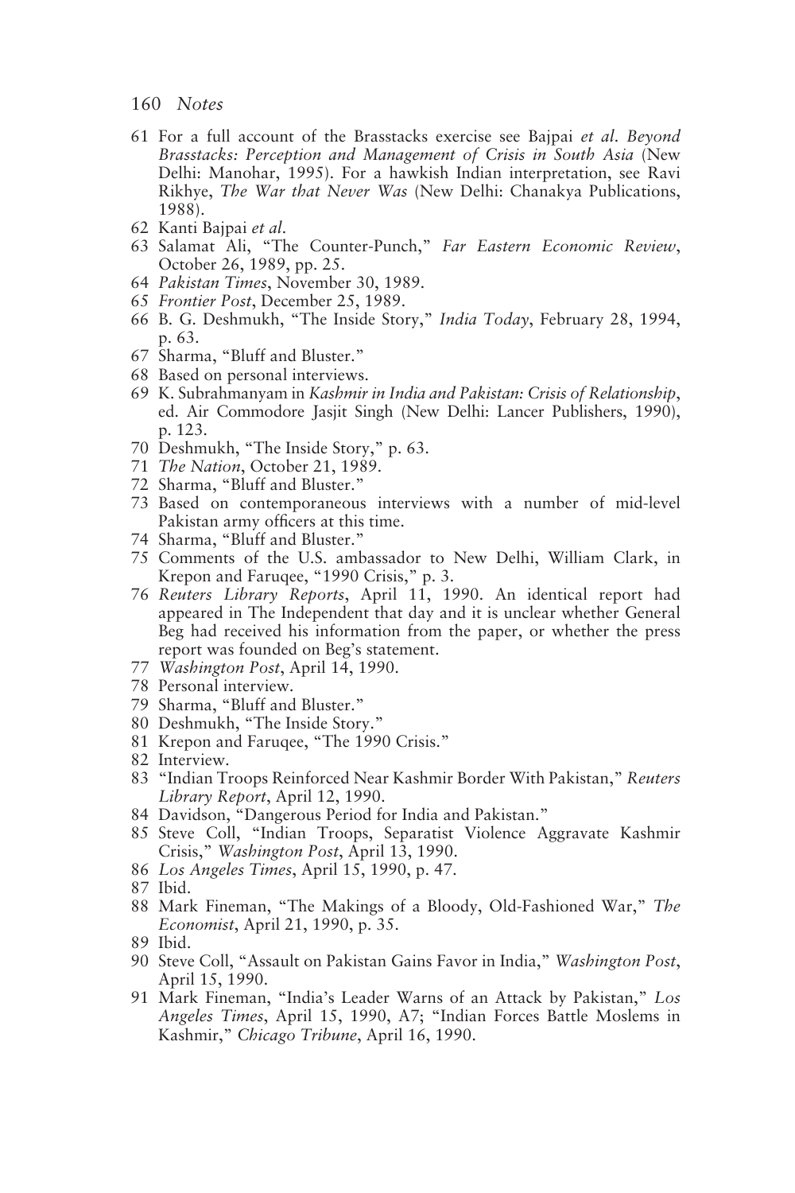61 For a full account of the Brasstacks exercise see Bajpai *et al*. *Beyond Brasstacks: Perception and Management of Crisis in South Asia* (New Delhi: Manohar, 1995). For a hawkish Indian interpretation, see Ravi Rikhye, *The War that Never Was* (New Delhi: Chanakya Publications, 1988).
62 Kanti Bajpai *et al*.
63 Salamat Ali, "The Counter-Punch," *Far Eastern Economic Review*, October 26, 1989, pp. 25.
64 *Pakistan Times*, November 30, 1989.
65 *Frontier Post*, December 25, 1989.
66 B. G. Deshmukh, "The Inside Story," *India Today*, February 28, 1994, p. 63.
67 Sharma, "Bluff and Bluster."
68 Based on personal interviews.
69 K. Subrahmanyam in *Kashmir in India and Pakistan: Crisis of Relationship*, ed. Air Commodore Jasjit Singh (New Delhi: Lancer Publishers, 1990), p. 123.
70 Deshmukh, "The Inside Story," p. 63.
71 *The Nation*, October 21, 1989.
72 Sharma, "Bluff and Bluster."
73 Based on contemporaneous interviews with a number of mid-level Pakistan army officers at this time.
74 Sharma, "Bluff and Bluster."
75 Comments of the U.S. ambassador to New Delhi, William Clark, in Krepon and Faruqee, "1990 Crisis," p. 3.
76 *Reuters Library Reports*, April 11, 1990. An identical report had appeared in The Independent that day and it is unclear whether General Beg had received his information from the paper, or whether the press report was founded on Beg's statement.
77 *Washington Post*, April 14, 1990.
78 Personal interview.
79 Sharma, "Bluff and Bluster."
80 Deshmukh, "The Inside Story."
81 Krepon and Faruqee, "The 1990 Crisis."
82 Interview.
83 "Indian Troops Reinforced Near Kashmir Border With Pakistan," *Reuters Library Report*, April 12, 1990.
84 Davidson, "Dangerous Period for India and Pakistan."
85 Steve Coll, "Indian Troops, Separatist Violence Aggravate Kashmir Crisis," *Washington Post*, April 13, 1990.
86 *Los Angeles Times*, April 15, 1990, p. 47.
87 Ibid.
88 Mark Fineman, "The Makings of a Bloody, Old-Fashioned War," *The Economist*, April 21, 1990, p. 35.
89 Ibid.
90 Steve Coll, "Assault on Pakistan Gains Favor in India," *Washington Post*, April 15, 1990.
91 Mark Fineman, "India's Leader Warns of an Attack by Pakistan," *Los Angeles Times*, April 15, 1990, A7; "Indian Forces Battle Moslems in Kashmir," *Chicago Tribune*, April 16, 1990.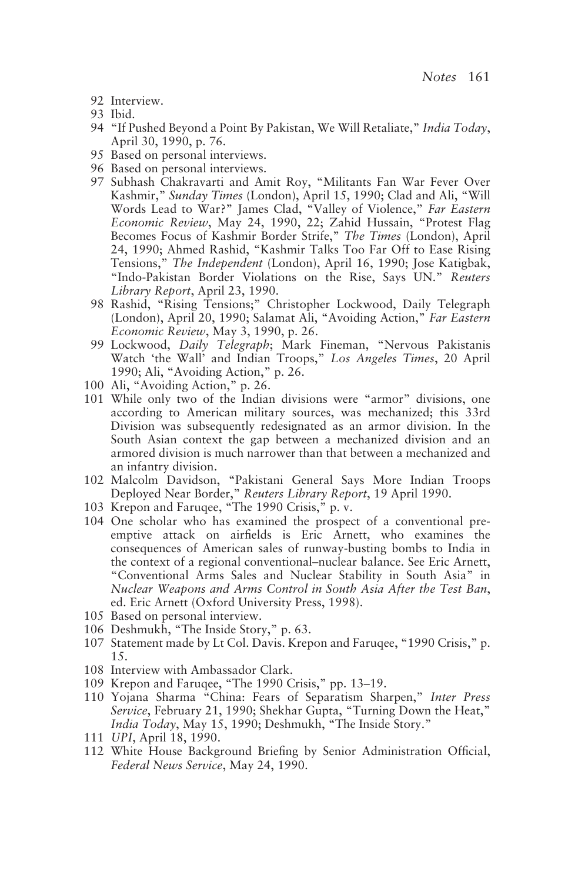92 Interview.

93 Ibid.

94 "If Pushed Beyond a Point By Pakistan, We Will Retaliate," *India Today*, April 30, 1990, p. 76.

95 Based on personal interviews.

96 Based on personal interviews.

97 Subhash Chakravarti and Amit Roy, "Militants Fan War Fever Over Kashmir," *Sunday Times* (London), April 15, 1990; Clad and Ali, "Will Words Lead to War?" James Clad, "Valley of Violence," *Far Eastern Economic Review*, May 24, 1990, 22; Zahid Hussain, "Protest Flag Becomes Focus of Kashmir Border Strife," *The Times* (London), April 24, 1990; Ahmed Rashid, "Kashmir Talks Too Far Off to Ease Rising Tensions," *The Independent* (London), April 16, 1990; Jose Katigbak, "Indo-Pakistan Border Violations on the Rise, Says UN." *Reuters Library Report*, April 23, 1990.

98 Rashid, "Rising Tensions;" Christopher Lockwood, Daily Telegraph (London), April 20, 1990; Salamat Ali, "Avoiding Action," *Far Eastern Economic Review*, May 3, 1990, p. 26.

99 Lockwood, *Daily Telegraph*; Mark Fineman, "Nervous Pakistanis Watch 'the Wall' and Indian Troops," *Los Angeles Times*, 20 April 1990; Ali, "Avoiding Action," p. 26.

100 Ali, "Avoiding Action," p. 26.

101 While only two of the Indian divisions were "armor" divisions, one according to American military sources, was mechanized; this 33rd Division was subsequently redesignated as an armor division. In the South Asian context the gap between a mechanized division and an armored division is much narrower than that between a mechanized and an infantry division.

102 Malcolm Davidson, "Pakistani General Says More Indian Troops Deployed Near Border," *Reuters Library Report*, 19 April 1990.

103 Krepon and Faruqee, "The 1990 Crisis," p. v.

104 One scholar who has examined the prospect of a conventional pre-emptive attack on airfields is Eric Arnett, who examines the consequences of American sales of runway-busting bombs to India in the context of a regional conventional–nuclear balance. See Eric Arnett, "Conventional Arms Sales and Nuclear Stability in South Asia" in *Nuclear Weapons and Arms Control in South Asia After the Test Ban*, ed. Eric Arnett (Oxford University Press, 1998).

105 Based on personal interview.

106 Deshmukh, "The Inside Story," p. 63.

107 Statement made by Lt Col. Davis. Krepon and Faruqee, "1990 Crisis," p. 15.

108 Interview with Ambassador Clark.

109 Krepon and Faruqee, "The 1990 Crisis," pp. 13–19.

110 Yojana Sharma "China: Fears of Separatism Sharpen," *Inter Press Service*, February 21, 1990; Shekhar Gupta, "Turning Down the Heat," *India Today*, May 15, 1990; Deshmukh, "The Inside Story."

111 *UPI*, April 18, 1990.

112 White House Background Briefing by Senior Administration Official, *Federal News Service*, May 24, 1990.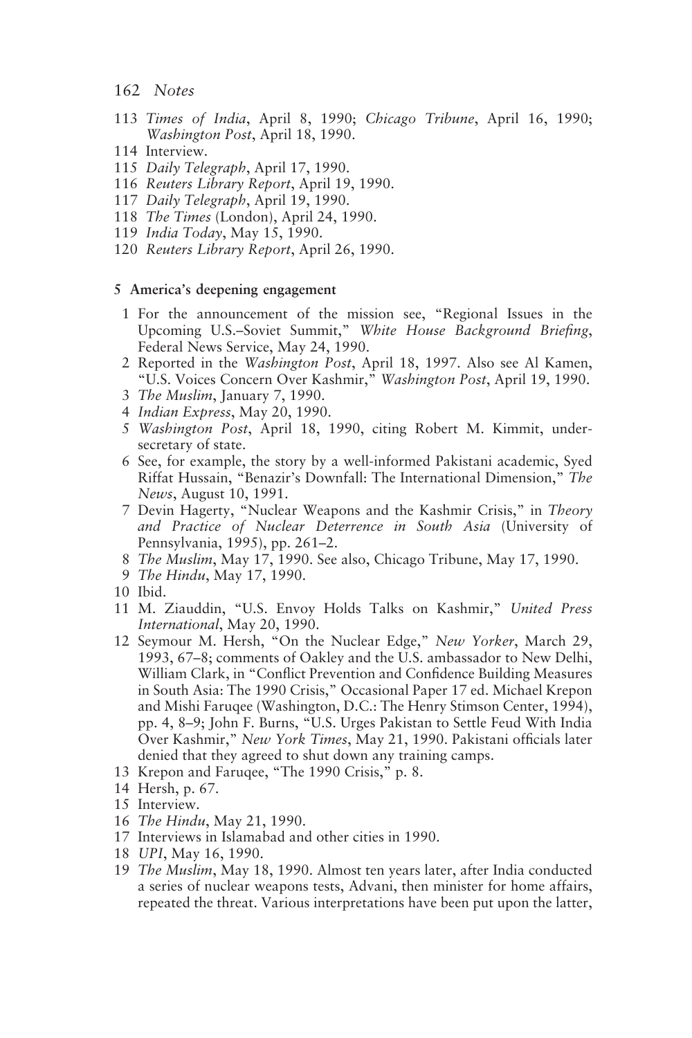113 *Times of India*, April 8, 1990; *Chicago Tribune*, April 16, 1990; *Washington Post*, April 18, 1990.
114 Interview.
115 *Daily Telegraph*, April 17, 1990.
116 *Reuters Library Report*, April 19, 1990.
117 *Daily Telegraph*, April 19, 1990.
118 *The Times* (London), April 24, 1990.
119 *India Today*, May 15, 1990.
120 *Reuters Library Report*, April 26, 1990.

**5 America's deepening engagement**

1 For the announcement of the mission see, "Regional Issues in the Upcoming U.S.–Soviet Summit," *White House Background Briefing*, Federal News Service, May 24, 1990.
2 Reported in the *Washington Post*, April 18, 1997. Also see Al Kamen, "U.S. Voices Concern Over Kashmir," *Washington Post*, April 19, 1990.
3 *The Muslim*, January 7, 1990.
4 *Indian Express*, May 20, 1990.
5 *Washington Post*, April 18, 1990, citing Robert M. Kimmit, under-secretary of state.
6 See, for example, the story by a well-informed Pakistani academic, Syed Riffat Hussain, "Benazir's Downfall: The International Dimension," *The News*, August 10, 1991.
7 Devin Hagerty, "Nuclear Weapons and the Kashmir Crisis," in *Theory and Practice of Nuclear Deterrence in South Asia* (University of Pennsylvania, 1995), pp. 261–2.
8 *The Muslim*, May 17, 1990. See also, Chicago Tribune, May 17, 1990.
9 *The Hindu*, May 17, 1990.
10 Ibid.
11 M. Ziauddin, "U.S. Envoy Holds Talks on Kashmir," *United Press International*, May 20, 1990.
12 Seymour M. Hersh, "On the Nuclear Edge," *New Yorker*, March 29, 1993, 67–8; comments of Oakley and the U.S. ambassador to New Delhi, William Clark, in "Conflict Prevention and Confidence Building Measures in South Asia: The 1990 Crisis," Occasional Paper 17 ed. Michael Krepon and Mishi Faruqee (Washington, D.C.: The Henry Stimson Center, 1994), pp. 4, 8–9; John F. Burns, "U.S. Urges Pakistan to Settle Feud With India Over Kashmir," *New York Times*, May 21, 1990. Pakistani officials later denied that they agreed to shut down any training camps.
13 Krepon and Faruqee, "The 1990 Crisis," p. 8.
14 Hersh, p. 67.
15 Interview.
16 *The Hindu*, May 21, 1990.
17 Interviews in Islamabad and other cities in 1990.
18 *UPI*, May 16, 1990.
19 *The Muslim*, May 18, 1990. Almost ten years later, after India conducted a series of nuclear weapons tests, Advani, then minister for home affairs, repeated the threat. Various interpretations have been put upon the latter,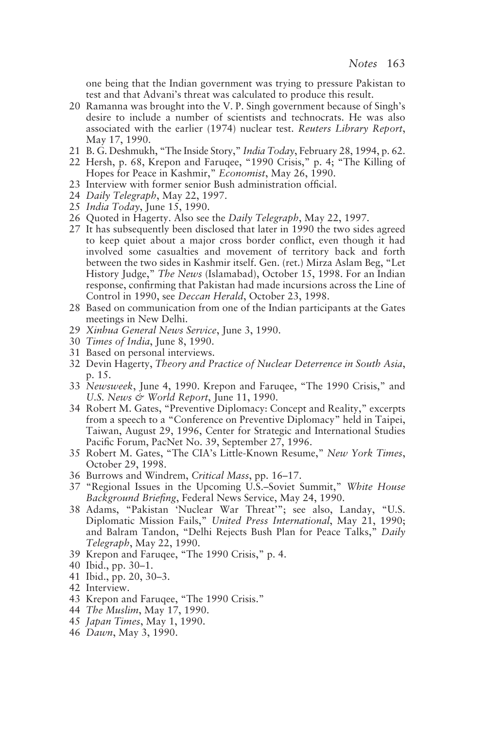one being that the Indian government was trying to pressure Pakistan to test and that Advani's threat was calculated to produce this result.

20 Ramanna was brought into the V. P. Singh government because of Singh's desire to include a number of scientists and technocrats. He was also associated with the earlier (1974) nuclear test. *Reuters Library Report*, May 17, 1990.

21 B. G. Deshmukh, "The Inside Story," *India Today*, February 28, 1994, p. 62.

22 Hersh, p. 68, Krepon and Faruqee, "1990 Crisis," p. 4; "The Killing of Hopes for Peace in Kashmir," *Economist*, May 26, 1990.

23 Interview with former senior Bush administration official.

24 *Daily Telegraph*, May 22, 1997.

25 *India Today*, June 15, 1990.

26 Quoted in Hagerty. Also see the *Daily Telegraph*, May 22, 1997.

27 It has subsequently been disclosed that later in 1990 the two sides agreed to keep quiet about a major cross border conflict, even though it had involved some casualties and movement of territory back and forth between the two sides in Kashmir itself. Gen. (ret.) Mirza Aslam Beg, "Let History Judge," *The News* (Islamabad), October 15, 1998. For an Indian response, confirming that Pakistan had made incursions across the Line of Control in 1990, see *Deccan Herald*, October 23, 1998.

28 Based on communication from one of the Indian participants at the Gates meetings in New Delhi.

29 *Xinhua General News Service*, June 3, 1990.

30 *Times of India*, June 8, 1990.

31 Based on personal interviews.

32 Devin Hagerty, *Theory and Practice of Nuclear Deterrence in South Asia*, p. 15.

33 *Newsweek*, June 4, 1990. Krepon and Faruqee, "The 1990 Crisis," and *U.S. News & World Report*, June 11, 1990.

34 Robert M. Gates, "Preventive Diplomacy: Concept and Reality," excerpts from a speech to a "Conference on Preventive Diplomacy" held in Taipei, Taiwan, August 29, 1996, Center for Strategic and International Studies Pacific Forum, PacNet No. 39, September 27, 1996.

35 Robert M. Gates, "The CIA's Little-Known Resume," *New York Times*, October 29, 1998.

36 Burrows and Windrem, *Critical Mass*, pp. 16–17.

37 "Regional Issues in the Upcoming U.S.–Soviet Summit," *White House Background Briefing*, Federal News Service, May 24, 1990.

38 Adams, "Pakistan 'Nuclear War Threat'"; see also, Landay, "U.S. Diplomatic Mission Fails," *United Press International*, May 21, 1990; and Balram Tandon, "Delhi Rejects Bush Plan for Peace Talks," *Daily Telegraph*, May 22, 1990.

39 Krepon and Faruqee, "The 1990 Crisis," p. 4.

40 Ibid., pp. 30–1.

41 Ibid., pp. 20, 30–3.

42 Interview.

43 Krepon and Faruqee, "The 1990 Crisis."

44 *The Muslim*, May 17, 1990.

45 *Japan Times*, May 1, 1990.

46 *Dawn*, May 3, 1990.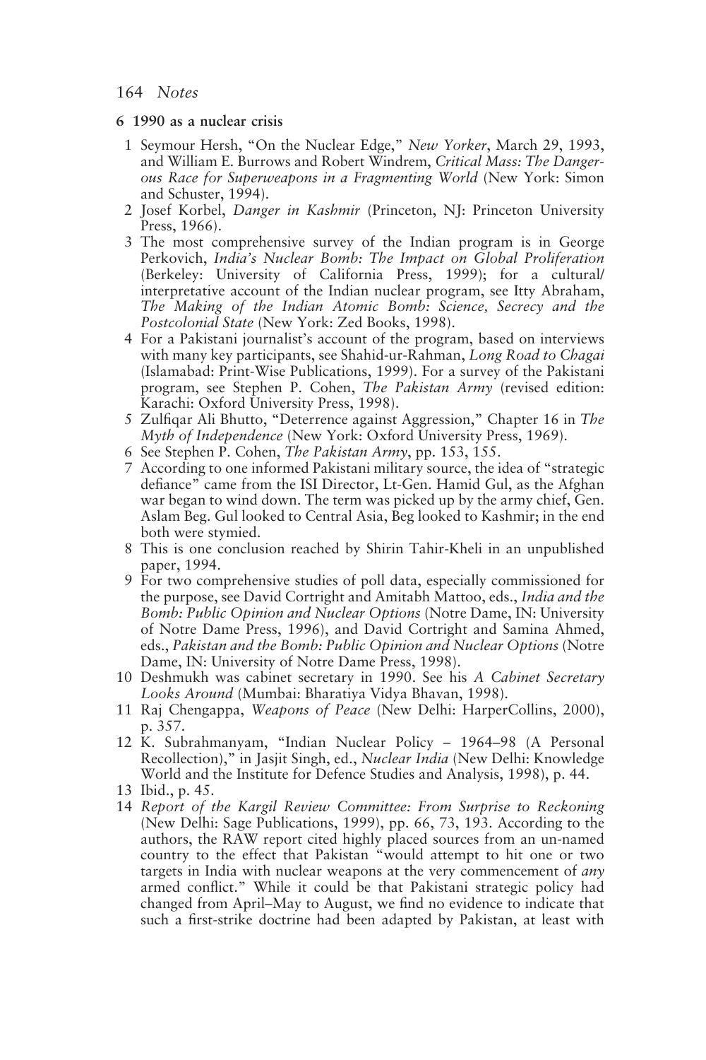## 6 1990 as a nuclear crisis

1 Seymour Hersh, "On the Nuclear Edge," *New Yorker*, March 29, 1993, and William E. Burrows and Robert Windrem, *Critical Mass: The Dangerous Race for Superweapons in a Fragmenting World* (New York: Simon and Schuster, 1994).

2 Josef Korbel, *Danger in Kashmir* (Princeton, NJ: Princeton University Press, 1966).

3 The most comprehensive survey of the Indian program is in George Perkovich, *India's Nuclear Bomb: The Impact on Global Proliferation* (Berkeley: University of California Press, 1999); for a cultural/interpretative account of the Indian nuclear program, see Itty Abraham, *The Making of the Indian Atomic Bomb: Science, Secrecy and the Postcolonial State* (New York: Zed Books, 1998).

4 For a Pakistani journalist's account of the program, based on interviews with many key participants, see Shahid-ur-Rahman, *Long Road to Chagai* (Islamabad: Print-Wise Publications, 1999). For a survey of the Pakistani program, see Stephen P. Cohen, *The Pakistan Army* (revised edition: Karachi: Oxford University Press, 1998).

5 Zulfiqar Ali Bhutto, "Deterrence against Aggression," Chapter 16 in *The Myth of Independence* (New York: Oxford University Press, 1969).

6 See Stephen P. Cohen, *The Pakistan Army*, pp. 153, 155.

7 According to one informed Pakistani military source, the idea of "strategic defiance" came from the ISI Director, Lt-Gen. Hamid Gul, as the Afghan war began to wind down. The term was picked up by the army chief, Gen. Aslam Beg. Gul looked to Central Asia, Beg looked to Kashmir; in the end both were stymied.

8 This is one conclusion reached by Shirin Tahir-Kheli in an unpublished paper, 1994.

9 For two comprehensive studies of poll data, especially commissioned for the purpose, see David Cortright and Amitabh Mattoo, eds., *India and the Bomb: Public Opinion and Nuclear Options* (Notre Dame, IN: University of Notre Dame Press, 1996), and David Cortright and Samina Ahmed, eds., *Pakistan and the Bomb: Public Opinion and Nuclear Options* (Notre Dame, IN: University of Notre Dame Press, 1998).

10 Deshmukh was cabinet secretary in 1990. See his *A Cabinet Secretary Looks Around* (Mumbai: Bharatiya Vidya Bhavan, 1998).

11 Raj Chengappa, *Weapons of Peace* (New Delhi: HarperCollins, 2000), p. 357.

12 K. Subrahmanyam, "Indian Nuclear Policy – 1964–98 (A Personal Recollection)," in Jasjit Singh, ed., *Nuclear India* (New Delhi: Knowledge World and the Institute for Defence Studies and Analysis, 1998), p. 44.

13 Ibid., p. 45.

14 *Report of the Kargil Review Committee: From Surprise to Reckoning* (New Delhi: Sage Publications, 1999), pp. 66, 73, 193. According to the authors, the RAW report cited highly placed sources from an un-named country to the effect that Pakistan "would attempt to hit one or two targets in India with nuclear weapons at the very commencement of *any* armed conflict." While it could be that Pakistani strategic policy had changed from April–May to August, we find no evidence to indicate that such a first-strike doctrine had been adapted by Pakistan, at least with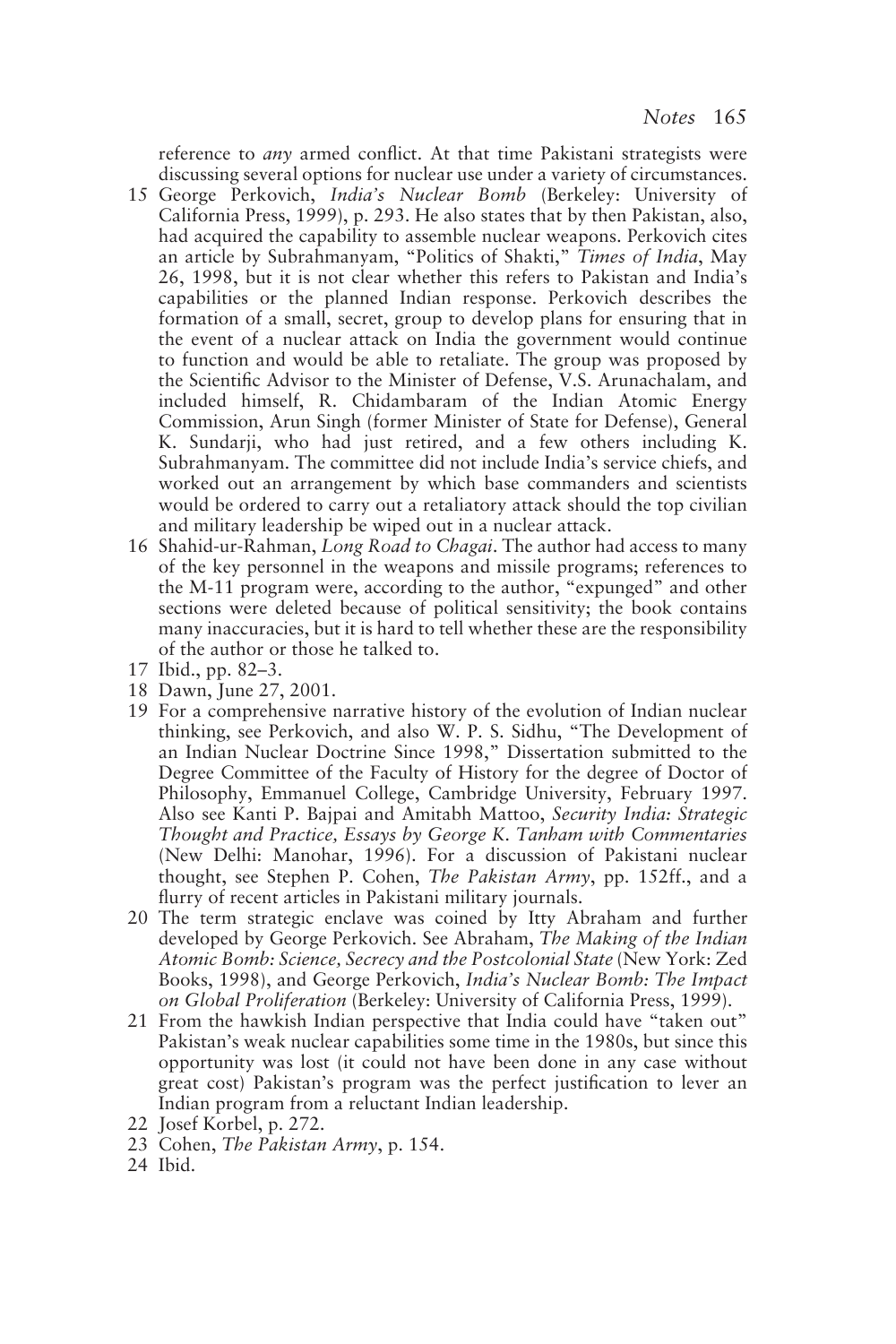reference to *any* armed conflict. At that time Pakistani strategists were discussing several options for nuclear use under a variety of circumstances.

15 George Perkovich, *India's Nuclear Bomb* (Berkeley: University of California Press, 1999), p. 293. He also states that by then Pakistan, also, had acquired the capability to assemble nuclear weapons. Perkovich cites an article by Subrahmanyam, "Politics of Shakti," *Times of India*, May 26, 1998, but it is not clear whether this refers to Pakistan and India's capabilities or the planned Indian response. Perkovich describes the formation of a small, secret, group to develop plans for ensuring that in the event of a nuclear attack on India the government would continue to function and would be able to retaliate. The group was proposed by the Scientific Advisor to the Minister of Defense, V.S. Arunachalam, and included himself, R. Chidambaram of the Indian Atomic Energy Commission, Arun Singh (former Minister of State for Defense), General K. Sundarji, who had just retired, and a few others including K. Subrahmanyam. The committee did not include India's service chiefs, and worked out an arrangement by which base commanders and scientists would be ordered to carry out a retaliatory attack should the top civilian and military leadership be wiped out in a nuclear attack.

16 Shahid-ur-Rahman, *Long Road to Chagai*. The author had access to many of the key personnel in the weapons and missile programs; references to the M-11 program were, according to the author, "expunged" and other sections were deleted because of political sensitivity; the book contains many inaccuracies, but it is hard to tell whether these are the responsibility of the author or those he talked to.

17 Ibid., pp. 82–3.

18 Dawn, June 27, 2001.

19 For a comprehensive narrative history of the evolution of Indian nuclear thinking, see Perkovich, and also W. P. S. Sidhu, "The Development of an Indian Nuclear Doctrine Since 1998," Dissertation submitted to the Degree Committee of the Faculty of History for the degree of Doctor of Philosophy, Emmanuel College, Cambridge University, February 1997. Also see Kanti P. Bajpai and Amitabh Mattoo, *Security India: Strategic Thought and Practice, Essays by George K. Tanham with Commentaries* (New Delhi: Manohar, 1996). For a discussion of Pakistani nuclear thought, see Stephen P. Cohen, *The Pakistan Army*, pp. 152ff., and a flurry of recent articles in Pakistani military journals.

20 The term strategic enclave was coined by Itty Abraham and further developed by George Perkovich. See Abraham, *The Making of the Indian Atomic Bomb: Science, Secrecy and the Postcolonial State* (New York: Zed Books, 1998), and George Perkovich, *India's Nuclear Bomb: The Impact on Global Proliferation* (Berkeley: University of California Press, 1999).

21 From the hawkish Indian perspective that India could have "taken out" Pakistan's weak nuclear capabilities some time in the 1980s, but since this opportunity was lost (it could not have been done in any case without great cost) Pakistan's program was the perfect justification to lever an Indian program from a reluctant Indian leadership.

22 Josef Korbel, p. 272.

23 Cohen, *The Pakistan Army*, p. 154.

24 Ibid.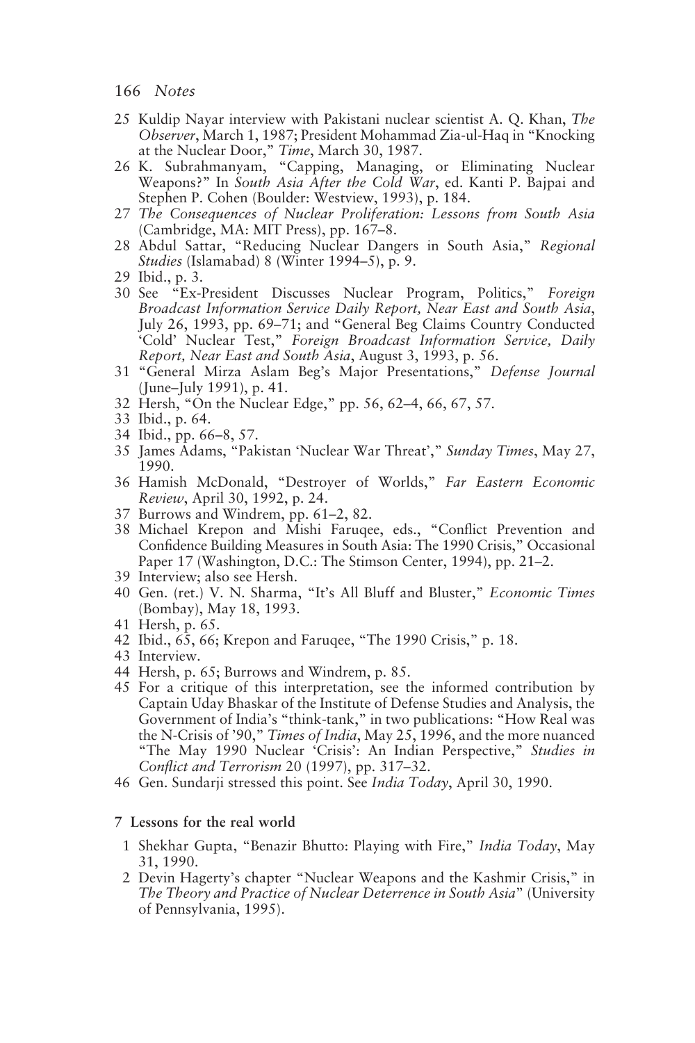25 Kuldip Nayar interview with Pakistani nuclear scientist A. Q. Khan, *The Observer*, March 1, 1987; President Mohammad Zia-ul-Haq in "Knocking at the Nuclear Door," *Time*, March 30, 1987.
26 K. Subrahmanyam, "Capping, Managing, or Eliminating Nuclear Weapons?" In *South Asia After the Cold War*, ed. Kanti P. Bajpai and Stephen P. Cohen (Boulder: Westview, 1993), p. 184.
27 *The Consequences of Nuclear Proliferation: Lessons from South Asia* (Cambridge, MA: MIT Press), pp. 167–8.
28 Abdul Sattar, "Reducing Nuclear Dangers in South Asia," *Regional Studies* (Islamabad) 8 (Winter 1994–5), p. 9.
29 Ibid., p. 3.
30 See "Ex-President Discusses Nuclear Program, Politics," *Foreign Broadcast Information Service Daily Report, Near East and South Asia*, July 26, 1993, pp. 69–71; and "General Beg Claims Country Conducted 'Cold' Nuclear Test," *Foreign Broadcast Information Service, Daily Report, Near East and South Asia*, August 3, 1993, p. 56.
31 "General Mirza Aslam Beg's Major Presentations," *Defense Journal* (June–July 1991), p. 41.
32 Hersh, "On the Nuclear Edge," pp. 56, 62–4, 66, 67, 57.
33 Ibid., p. 64.
34 Ibid., pp. 66–8, 57.
35 James Adams, "Pakistan 'Nuclear War Threat'," *Sunday Times*, May 27, 1990.
36 Hamish McDonald, "Destroyer of Worlds," *Far Eastern Economic Review*, April 30, 1992, p. 24.
37 Burrows and Windrem, pp. 61–2, 82.
38 Michael Krepon and Mishi Faruqee, eds., "Conflict Prevention and Confidence Building Measures in South Asia: The 1990 Crisis," Occasional Paper 17 (Washington, D.C.: The Stimson Center, 1994), pp. 21–2.
39 Interview; also see Hersh.
40 Gen. (ret.) V. N. Sharma, "It's All Bluff and Bluster," *Economic Times* (Bombay), May 18, 1993.
41 Hersh, p. 65.
42 Ibid., 65, 66; Krepon and Faruqee, "The 1990 Crisis," p. 18.
43 Interview.
44 Hersh, p. 65; Burrows and Windrem, p. 85.
45 For a critique of this interpretation, see the informed contribution by Captain Uday Bhaskar of the Institute of Defense Studies and Analysis, the Government of India's "think-tank," in two publications: "How Real was the N-Crisis of '90," *Times of India*, May 25, 1996, and the more nuanced "The May 1990 Nuclear 'Crisis': An Indian Perspective," *Studies in Conflict and Terrorism* 20 (1997), pp. 317–32.
46 Gen. Sundarji stressed this point. See *India Today*, April 30, 1990.

**7 Lessons for the real world**

1 Shekhar Gupta, "Benazir Bhutto: Playing with Fire," *India Today*, May 31, 1990.
2 Devin Hagerty's chapter "Nuclear Weapons and the Kashmir Crisis," in *The Theory and Practice of Nuclear Deterrence in South Asia*" (University of Pennsylvania, 1995).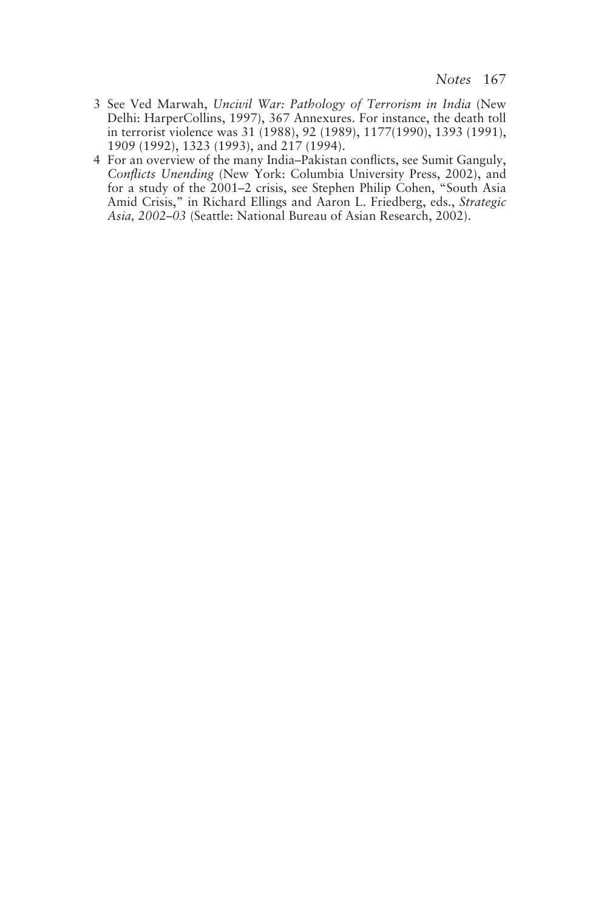3 See Ved Marwah, *Uncivil War: Pathology of Terrorism in India* (New Delhi: HarperCollins, 1997), 367 Annexures. For instance, the death toll in terrorist violence was 31 (1988), 92 (1989), 1177(1990), 1393 (1991), 1909 (1992), 1323 (1993), and 217 (1994).

4 For an overview of the many India–Pakistan conflicts, see Sumit Ganguly, *Conflicts Unending* (New York: Columbia University Press, 2002), and for a study of the 2001–2 crisis, see Stephen Philip Cohen, "South Asia Amid Crisis," in Richard Ellings and Aaron L. Friedberg, eds., *Strategic Asia, 2002–03* (Seattle: National Bureau of Asian Research, 2002).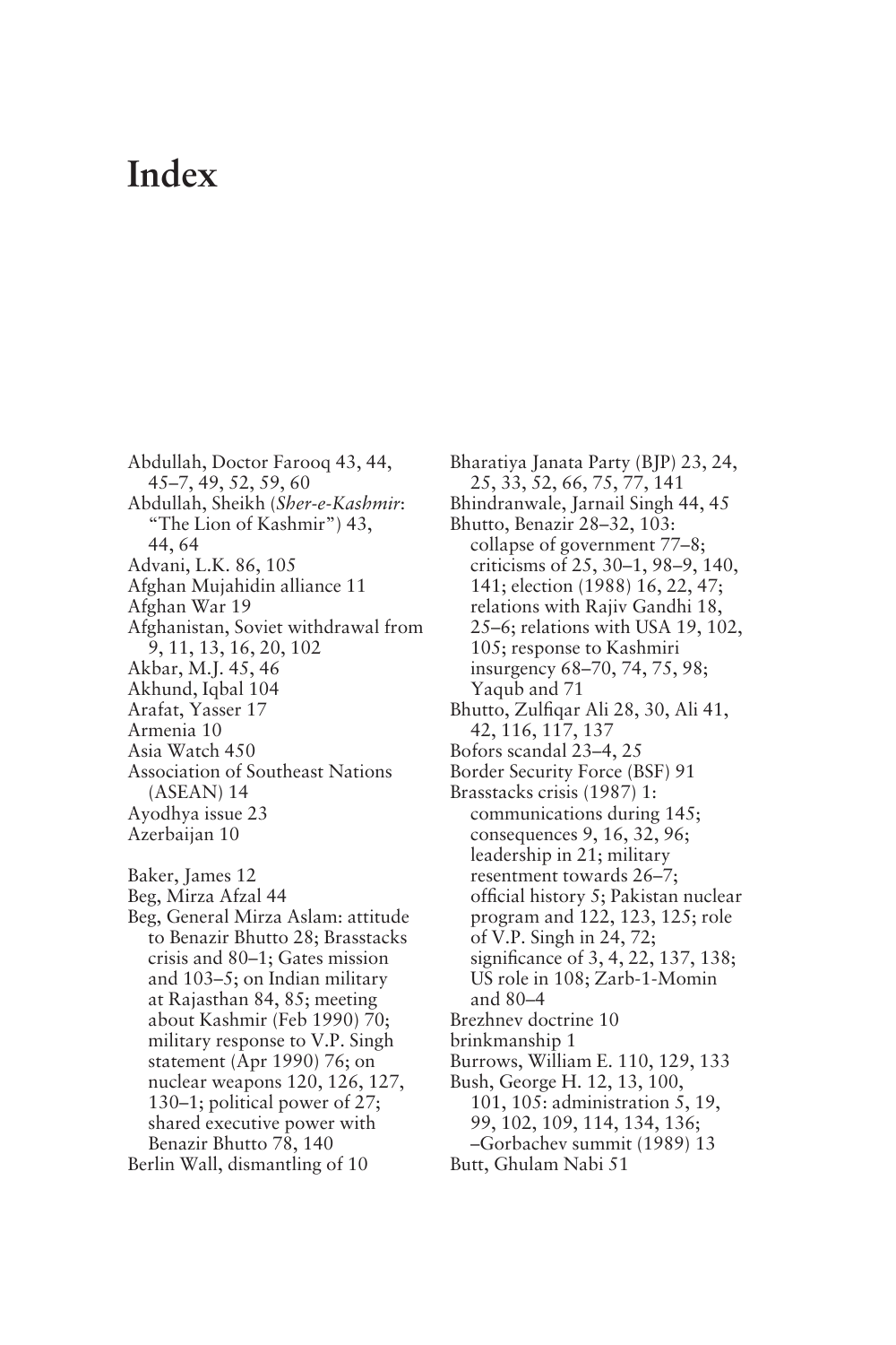# Index

Abdullah, Doctor Farooq 43, 44, 45–7, 49, 52, 59, 60
Abdullah, Sheikh (*Sher-e-Kashmir*: "The Lion of Kashmir") 43, 44, 64
Advani, L.K. 86, 105
Afghan Mujahidin alliance 11
Afghan War 19
Afghanistan, Soviet withdrawal from 9, 11, 13, 16, 20, 102
Akbar, M.J. 45, 46
Akhund, Iqbal 104
Arafat, Yasser 17
Armenia 10
Asia Watch 450
Association of Southeast Nations (ASEAN) 14
Ayodhya issue 23
Azerbaijan 10

Baker, James 12
Beg, Mirza Afzal 44
Beg, General Mirza Aslam: attitude to Benazir Bhutto 28; Brasstacks crisis and 80–1; Gates mission and 103–5; on Indian military at Rajasthan 84, 85; meeting about Kashmir (Feb 1990) 70; military response to V.P. Singh statement (Apr 1990) 76; on nuclear weapons 120, 126, 127, 130–1; political power of 27; shared executive power with Benazir Bhutto 78, 140
Berlin Wall, dismantling of 10
Bharatiya Janata Party (BJP) 23, 24, 25, 33, 52, 66, 75, 77, 141
Bhindranwale, Jarnail Singh 44, 45
Bhutto, Benazir 28–32, 103: collapse of government 77–8; criticisms of 25, 30–1, 98–9, 140, 141; election (1988) 16, 22, 47; relations with Rajiv Gandhi 18, 25–6; relations with USA 19, 102, 105; response to Kashmiri insurgency 68–70, 74, 75, 98; Yaqub and 71
Bhutto, Zulfiqar Ali 28, 30, Ali 41, 42, 116, 117, 137
Bofors scandal 23–4, 25
Border Security Force (BSF) 91
Brasstacks crisis (1987) 1: communications during 145; consequences 9, 16, 32, 96; leadership in 21; military resentment towards 26–7; official history 5; Pakistan nuclear program and 122, 123, 125; role of V.P. Singh in 24, 72; significance of 3, 4, 22, 137, 138; US role in 108; Zarb-1-Momin and 80–4
Brezhnev doctrine 10
brinkmanship 1
Burrows, William E. 110, 129, 133
Bush, George H. 12, 13, 100, 101, 105: administration 5, 19, 99, 102, 109, 114, 134, 136; –Gorbachev summit (1989) 13
Butt, Ghulam Nabi 51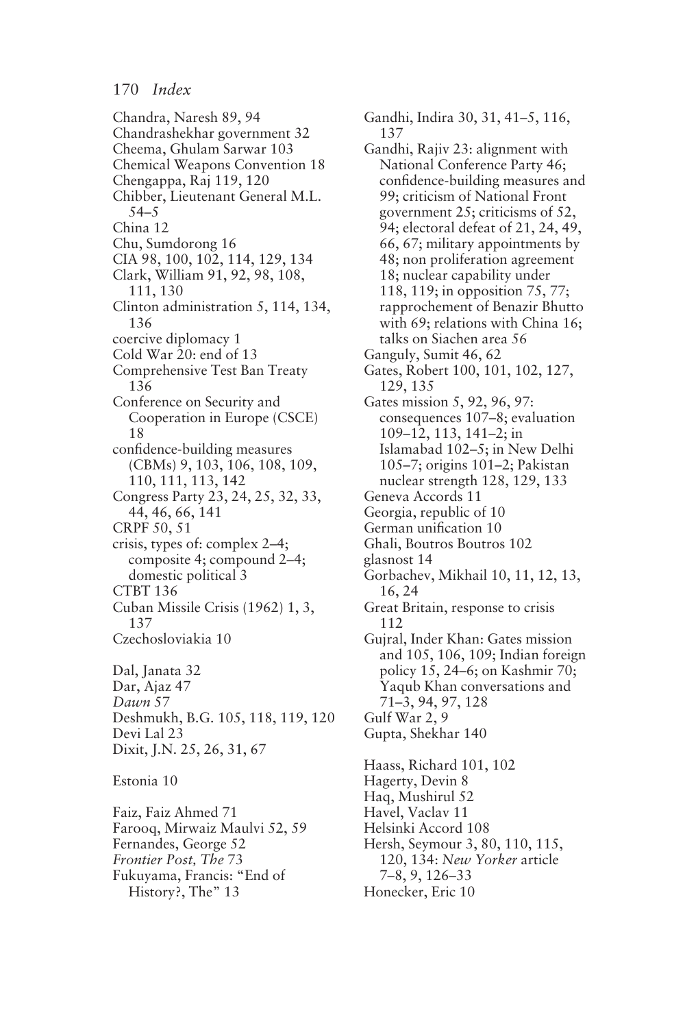Chandra, Naresh 89, 94
Chandrashekhar government 32
Cheema, Ghulam Sarwar 103
Chemical Weapons Convention 18
Chengappa, Raj 119, 120
Chibber, Lieutenant General M.L. 54–5
China 12
Chu, Sumdorong 16
CIA 98, 100, 102, 114, 129, 134
Clark, William 91, 92, 98, 108, 111, 130
Clinton administration 5, 114, 134, 136
coercive diplomacy 1
Cold War 20: end of 13
Comprehensive Test Ban Treaty 136
Conference on Security and Cooperation in Europe (CSCE) 18
confidence-building measures (CBMs) 9, 103, 106, 108, 109, 110, 111, 113, 142
Congress Party 23, 24, 25, 32, 33, 44, 46, 66, 141
CRPF 50, 51
crisis, types of: complex 2–4; composite 4; compound 2–4; domestic political 3
CTBT 136
Cuban Missile Crisis (1962) 1, 3, 137
Czechosloviakia 10

Dal, Janata 32
Dar, Ajaz 47
*Dawn* 57
Deshmukh, B.G. 105, 118, 119, 120
Devi Lal 23
Dixit, J.N. 25, 26, 31, 67

Estonia 10

Faiz, Faiz Ahmed 71
Farooq, Mirwaiz Maulvi 52, 59
Fernandes, George 52
*Frontier Post, The* 73
Fukuyama, Francis: "End of History?, The" 13

Gandhi, Indira 30, 31, 41–5, 116, 137
Gandhi, Rajiv 23: alignment with National Conference Party 46; confidence-building measures and 99; criticism of National Front government 25; criticisms of 52, 94; electoral defeat of 21, 24, 49, 66, 67; military appointments by 48; non proliferation agreement 18; nuclear capability under 118, 119; in opposition 75, 77; rapprochement of Benazir Bhutto with 69; relations with China 16; talks on Siachen area 56
Ganguly, Sumit 46, 62
Gates, Robert 100, 101, 102, 127, 129, 135
Gates mission 5, 92, 96, 97: consequences 107–8; evaluation 109–12, 113, 141–2; in Islamabad 102–5; in New Delhi 105–7; origins 101–2; Pakistan nuclear strength 128, 129, 133
Geneva Accords 11
Georgia, republic of 10
German unification 10
Ghali, Boutros Boutros 102
glasnost 14
Gorbachev, Mikhail 10, 11, 12, 13, 16, 24
Great Britain, response to crisis 112
Gujral, Inder Khan: Gates mission and 105, 106, 109; Indian foreign policy 15, 24–6; on Kashmir 70; Yaqub Khan conversations and 71–3, 94, 97, 128
Gulf War 2, 9
Gupta, Shekhar 140

Haass, Richard 101, 102
Hagerty, Devin 8
Haq, Mushirul 52
Havel, Vaclav 11
Helsinki Accord 108
Hersh, Seymour 3, 80, 110, 115, 120, 134: *New Yorker* article 7–8, 9, 126–33
Honecker, Eric 10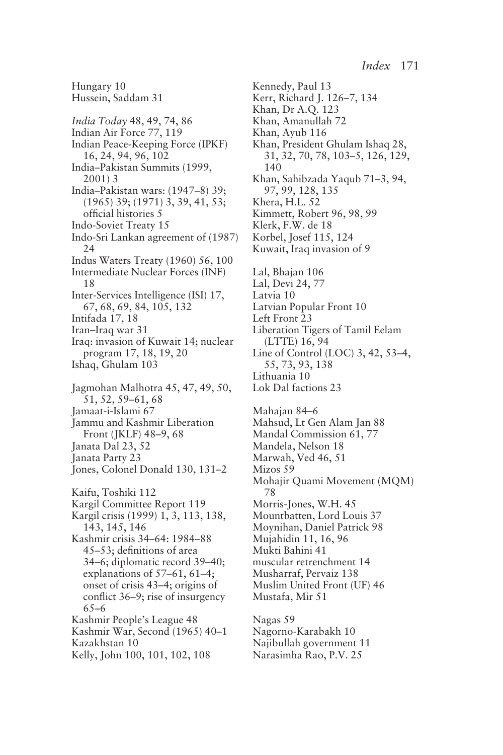Hungary 10
Hussein, Saddam 31

*India Today* 48, 49, 74, 86
Indian Air Force 77, 119
Indian Peace-Keeping Force (IPKF) 16, 24, 94, 96, 102
India–Pakistan Summits (1999, 2001) 3
India–Pakistan wars: (1947–8) 39; (1965) 39; (1971) 3, 39, 41, 53; official histories 5
Indo-Soviet Treaty 15
Indo-Sri Lankan agreement of (1987) 24
Indus Waters Treaty (1960) 56, 100
Intermediate Nuclear Forces (INF) 18
Inter-Services Intelligence (ISI) 17, 67, 68, 69, 84, 105, 132
Intifada 17, 18
Iran–Iraq war 31
Iraq: invasion of Kuwait 14; nuclear program 17, 18, 19, 20
Ishaq, Ghulam 103

Jagmohan Malhotra 45, 47, 49, 50, 51, 52, 59–61, 68
Jamaat-i-Islami 67
Jammu and Kashmir Liberation Front (JKLF) 48–9, 68
Janata Dal 23, 52
Janata Party 23
Jones, Colonel Donald 130, 131–2

Kaifu, Toshiki 112
Kargil Committee Report 119
Kargil crisis (1999) 1, 3, 113, 138, 143, 145, 146
Kashmir crisis 34–64: 1984–88 45–53; definitions of area 34–6; diplomatic record 39–40; explanations of 57–61, 61–4; onset of crisis 43–4; origins of conflict 36–9; rise of insurgency 65–6
Kashmir People's League 48
Kashmir War, Second (1965) 40–1
Kazakhstan 10
Kelly, John 100, 101, 102, 108

Kennedy, Paul 13
Kerr, Richard J. 126–7, 134
Khan, Dr A.Q. 123
Khan, Amanullah 72
Khan, Ayub 116
Khan, President Ghulam Ishaq 28, 31, 32, 70, 78, 103–5, 126, 129, 140
Khan, Sahibzada Yaqub 71–3, 94, 97, 99, 128, 135
Khera, H.L. 52
Kimmett, Robert 96, 98, 99
Klerk, F.W. de 18
Korbel, Josef 115, 124
Kuwait, Iraq invasion of 9

Lal, Bhajan 106
Lal, Devi 24, 77
Latvia 10
Latvian Popular Front 10
Left Front 23
Liberation Tigers of Tamil Eelam (LTTE) 16, 94
Line of Control (LOC) 3, 42, 53–4, 55, 73, 93, 138
Lithuania 10
Lok Dal factions 23

Mahajan 84–6
Mahsud, Lt Gen Alam Jan 88
Mandal Commission 61, 77
Mandela, Nelson 18
Marwah, Ved 46, 51
Mizos 59
Mohajir Quami Movement (MQM) 78
Morris-Jones, W.H. 45
Mountbatten, Lord Louis 37
Moynihan, Daniel Patrick 98
Mujahidin 11, 16, 96
Mukti Bahini 41
muscular retrenchment 14
Musharraf, Pervaiz 138
Muslim United Front (UF) 46
Mustafa, Mir 51

Nagas 59
Nagorno-Karabakh 10
Najibullah government 11
Narasimha Rao, P.V. 25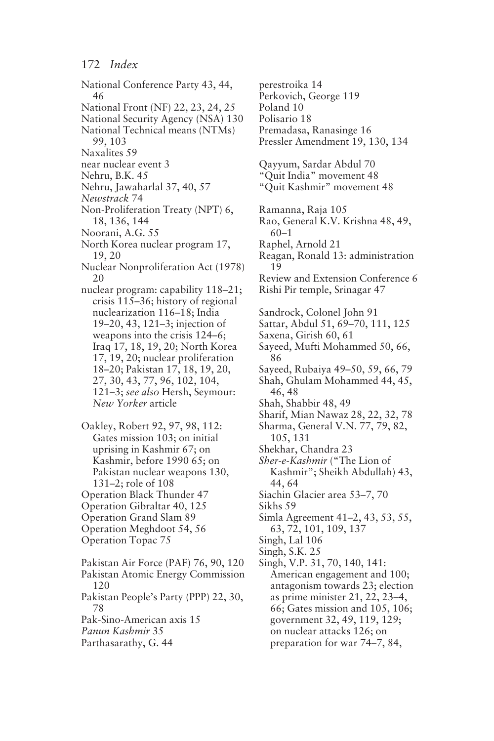National Conference Party 43, 44, 46
National Front (NF) 22, 23, 24, 25
National Security Agency (NSA) 130
National Technical means (NTMs) 99, 103
Naxalites 59
near nuclear event 3
Nehru, B.K. 45
Nehru, Jawaharlal 37, 40, 57
*Newstrack* 74
Non-Proliferation Treaty (NPT) 6, 18, 136, 144
Noorani, A.G. 55
North Korea nuclear program 17, 19, 20
Nuclear Nonproliferation Act (1978) 20
nuclear program: capability 118–21; crisis 115–36; history of regional nuclearization 116–18; India 19–20, 43, 121–3; injection of weapons into the crisis 124–6; Iraq 17, 18, 19, 20; North Korea 17, 19, 20; nuclear proliferation 18–20; Pakistan 17, 18, 19, 20, 27, 30, 43, 77, 96, 102, 104, 121–3; *see also* Hersh, Seymour: *New Yorker* article

Oakley, Robert 92, 97, 98, 112: Gates mission 103; on initial uprising in Kashmir 67; on Kashmir, before 1990 65; on Pakistan nuclear weapons 130, 131–2; role of 108
Operation Black Thunder 47
Operation Gibraltar 40, 125
Operation Grand Slam 89
Operation Meghdoot 54, 56
Operation Topac 75

Pakistan Air Force (PAF) 76, 90, 120
Pakistan Atomic Energy Commission 120
Pakistan People's Party (PPP) 22, 30, 78
Pak-Sino-American axis 15
*Panun Kashmir* 35
Parthasarathy, G. 44
perestroika 14
Perkovich, George 119
Poland 10
Polisario 18
Premadasa, Ranasinge 16
Pressler Amendment 19, 130, 134

Qayyum, Sardar Abdul 70
"Quit India" movement 48
"Quit Kashmir" movement 48

Ramanna, Raja 105
Rao, General K.V. Krishna 48, 49, 60–1
Raphel, Arnold 21
Reagan, Ronald 13: administration 19
Review and Extension Conference 6
Rishi Pir temple, Srinagar 47

Sandrock, Colonel John 91
Sattar, Abdul 51, 69–70, 111, 125
Saxena, Girish 60, 61
Sayeed, Mufti Mohammed 50, 66, 86
Sayeed, Rubaiya 49–50, 59, 66, 79
Shah, Ghulam Mohammed 44, 45, 46, 48
Shah, Shabbir 48, 49
Sharif, Mian Nawaz 28, 22, 32, 78
Sharma, General V.N. 77, 79, 82, 105, 131
Shekhar, Chandra 23
*Sher-e-Kashmir* ("The Lion of Kashmir"; Sheikh Abdullah) 43, 44, 64
Siachin Glacier area 53–7, 70
Sikhs 59
Simla Agreement 41–2, 43, 53, 55, 63, 72, 101, 109, 137
Singh, Lal 106
Singh, S.K. 25
Singh, V.P. 31, 70, 140, 141: American engagement and 100; antagonism towards 23; election as prime minister 21, 22, 23–4, 66; Gates mission and 105, 106; government 32, 49, 119, 129; on nuclear attacks 126; on preparation for war 74–7, 84,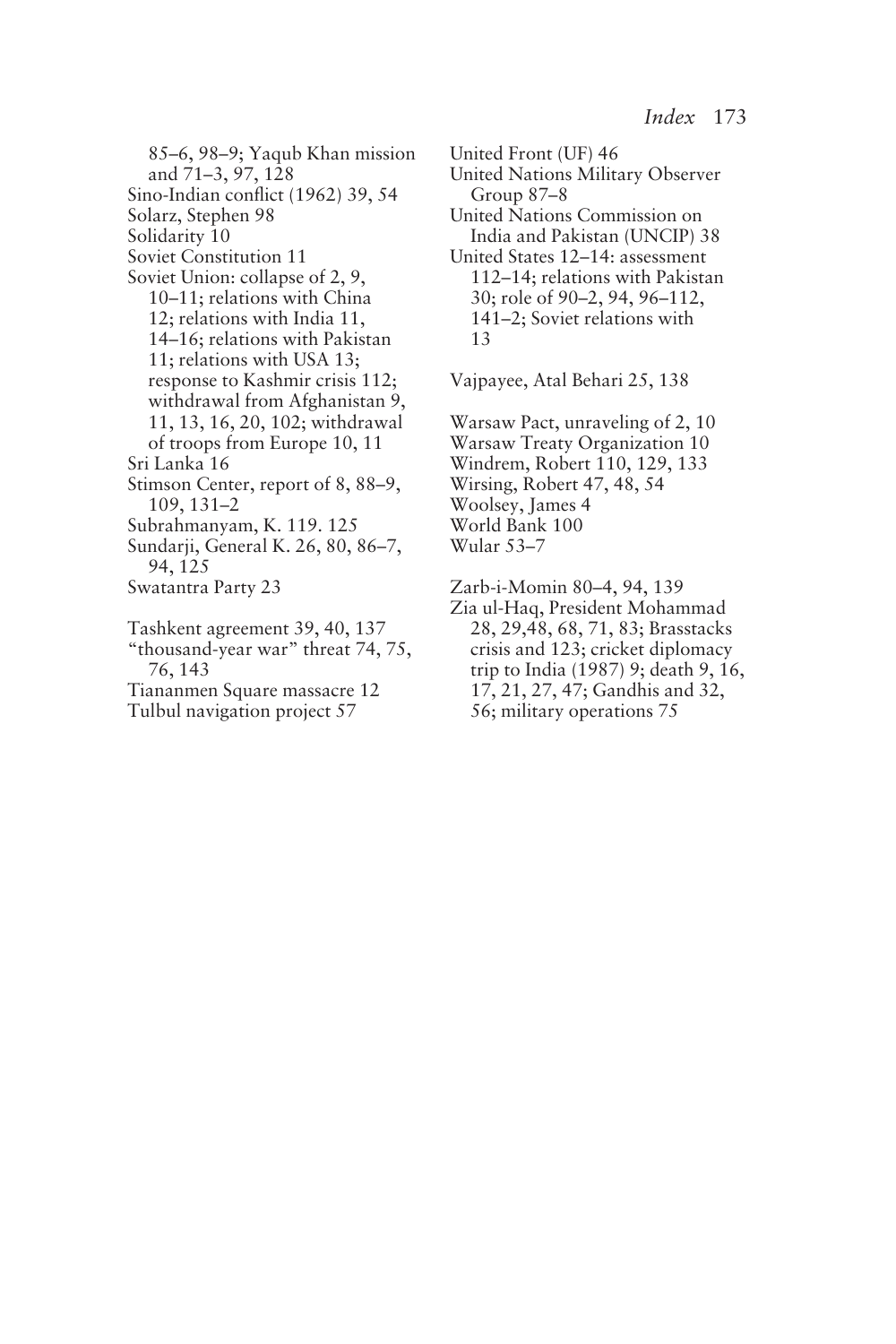85–6, 98–9; Yaqub Khan mission and 71–3, 97, 128
Sino-Indian conflict (1962) 39, 54
Solarz, Stephen 98
Solidarity 10
Soviet Constitution 11
Soviet Union: collapse of 2, 9, 10–11; relations with China 12; relations with India 11, 14–16; relations with Pakistan 11; relations with USA 13; response to Kashmir crisis 112; withdrawal from Afghanistan 9, 11, 13, 16, 20, 102; withdrawal of troops from Europe 10, 11
Sri Lanka 16
Stimson Center, report of 8, 88–9, 109, 131–2
Subrahmanyam, K. 119. 125
Sundarji, General K. 26, 80, 86–7, 94, 125
Swatantra Party 23

Tashkent agreement 39, 40, 137
"thousand-year war" threat 74, 75, 76, 143
Tiananmen Square massacre 12
Tulbul navigation project 57

United Front (UF) 46
United Nations Military Observer Group 87–8
United Nations Commission on India and Pakistan (UNCIP) 38
United States 12–14: assessment 112–14; relations with Pakistan 30; role of 90–2, 94, 96–112, 141–2; Soviet relations with 13

Vajpayee, Atal Behari 25, 138

Warsaw Pact, unraveling of 2, 10
Warsaw Treaty Organization 10
Windrem, Robert 110, 129, 133
Wirsing, Robert 47, 48, 54
Woolsey, James 4
World Bank 100
Wular 53–7

Zarb-i-Momin 80–4, 94, 139
Zia ul-Haq, President Mohammad 28, 29,48, 68, 71, 83; Brasstacks crisis and 123; cricket diplomacy trip to India (1987) 9; death 9, 16, 17, 21, 27, 47; Gandhis and 32, 56; military operations 75